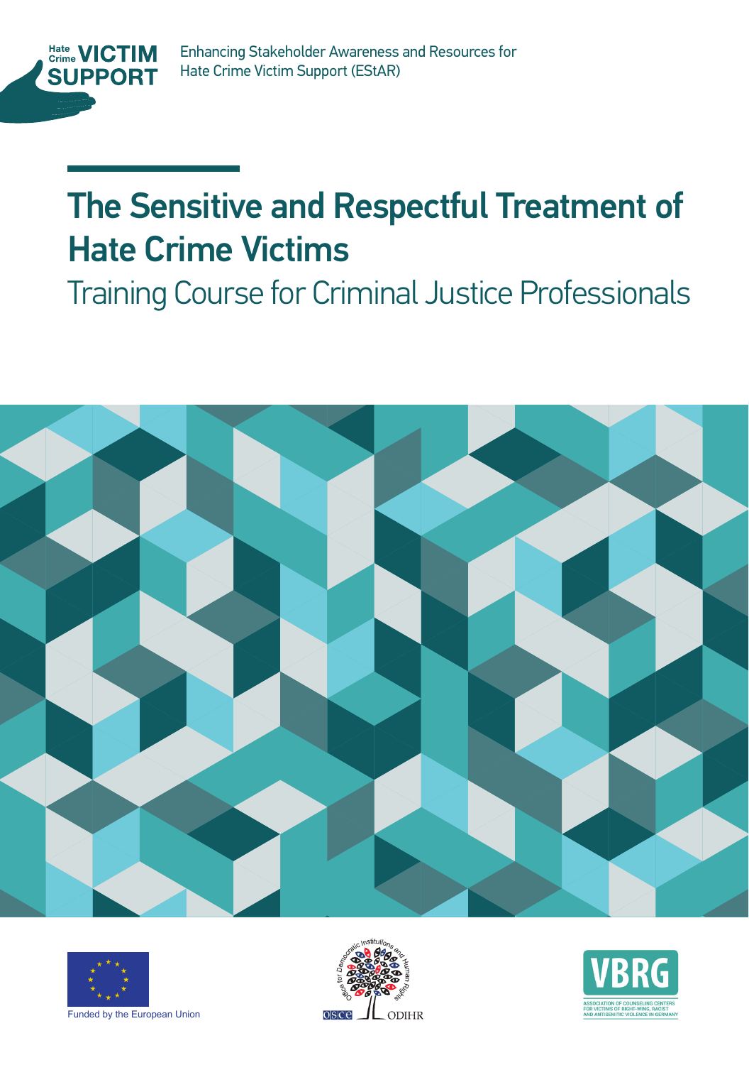Hate Crime VICTIM SUPPORT

Enhancing Stakeholder Awareness and Resources for Hate Crime Victim Support (EStAR)

# The Sensitive and Respectful Treatment of Hate Crime Victims

## Training Course for Criminal Justice Professionals

Funded by the European Union

OSCE ODIHR

Office for Democratic Institutions and Human Rights

VBRG

ASSOCIATION OF COUNSELING CENTERS FOR VICTIMS OF RIGHT-WING, RACIST AND ANTISEMITIC VIOLENCE IN GERMANY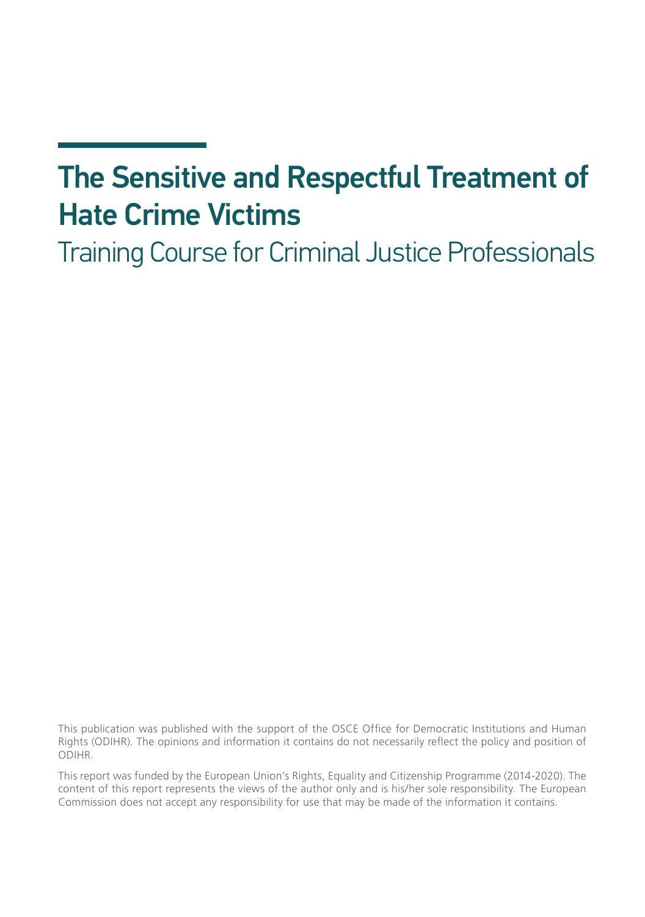# The Sensitive and Respectful Treatment of Hate Crime Victims

## Training Course for Criminal Justice Professionals

This publication was published with the support of the OSCE Office for Democratic Institutions and Human Rights (ODIHR). The opinions and information it contains do not necessarily reflect the policy and position of ODIHR.

This report was funded by the European Union's Rights, Equality and Citizenship Programme (2014-2020). The content of this report represents the views of the author only and is his/her sole responsibility. The European Commission does not accept any responsibility for use that may be made of the information it contains.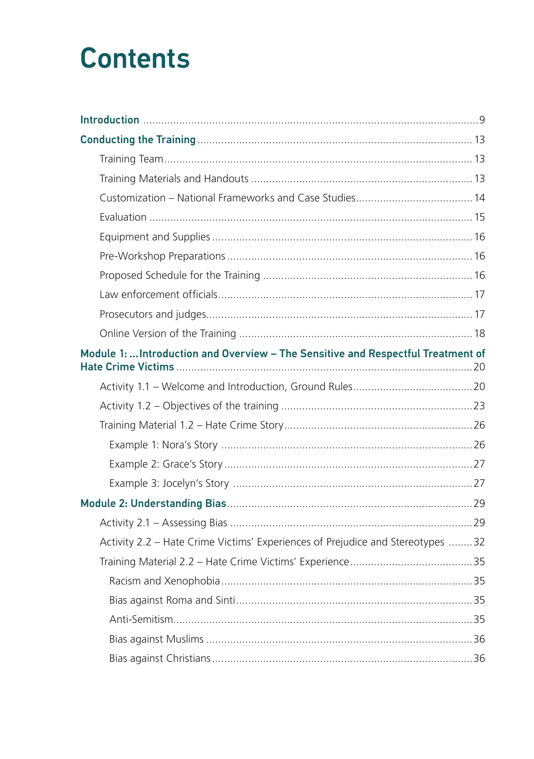# Contents

**Introduction** .......... 9

**Conducting the Training** .......... 13

- Training Team .......... 13
- Training Materials and Handouts .......... 13
- Customization – National Frameworks and Case Studies .......... 14
- Evaluation .......... 15
- Equipment and Supplies .......... 16
- Pre-Workshop Preparations .......... 16
- Proposed Schedule for the Training .......... 16
- Law enforcement officials .......... 17
- Prosecutors and judges .......... 17
- Online Version of the Training .......... 18

**Module 1: ... Introduction and Overview – The Sensitive and Respectful Treatment of Hate Crime Victims** .......... 20

- Activity 1.1 – Welcome and Introduction, Ground Rules .......... 20
- Activity 1.2 – Objectives of the training .......... 23
- Training Material 1.2 – Hate Crime Story .......... 26
  - Example 1: Nora's Story .......... 26
  - Example 2: Grace's Story .......... 27
  - Example 3: Jocelyn's Story .......... 27

**Module 2: Understanding Bias** .......... 29

- Activity 2.1 – Assessing Bias .......... 29
- Activity 2.2 – Hate Crime Victims' Experiences of Prejudice and Stereotypes .......... 32
- Training Material 2.2 – Hate Crime Victims' Experience .......... 35
  - Racism and Xenophobia .......... 35
  - Bias against Roma and Sinti .......... 35
  - Anti-Semitism .......... 35
  - Bias against Muslims .......... 36
  - Bias against Christians .......... 36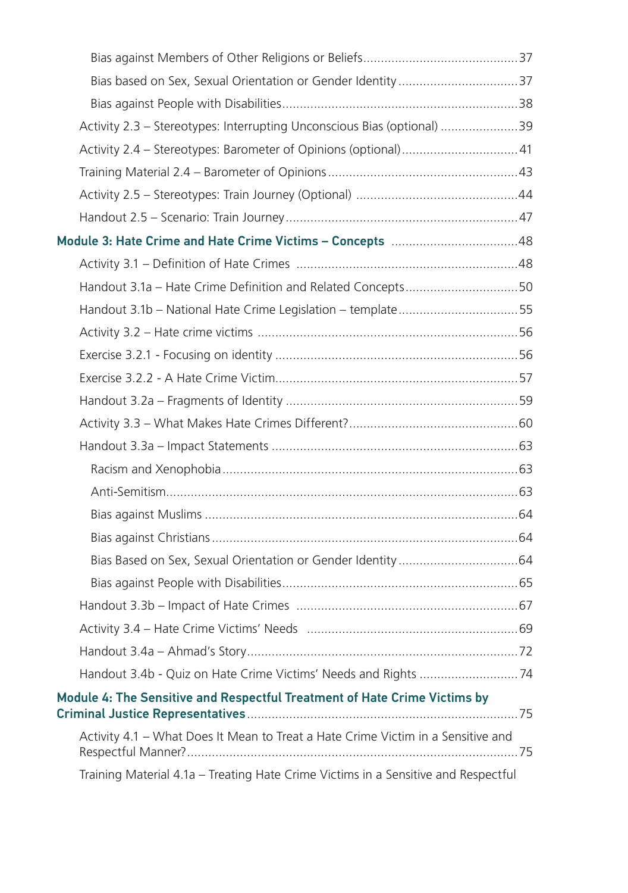Bias against Members of Other Religions or Beliefs ....................................... 37

Bias based on Sex, Sexual Orientation or Gender Identity ................................. 37

Bias against People with Disabilities .................................................................. 38

Activity 2.3 – Stereotypes: Interrupting Unconscious Bias (optional) ...................... 39

Activity 2.4 – Stereotypes: Barometer of Opinions (optional) ................................ 41

Training Material 2.4 – Barometer of Opinions ..................................................... 43

Activity 2.5 – Stereotypes: Train Journey (Optional) ............................................. 44

Handout 2.5 – Scenario: Train Journey ................................................................. 47

**Module 3: Hate Crime and Hate Crime Victims – Concepts** ................................... 48

Activity 3.1 – Definition of Hate Crimes .............................................................. 48

Handout 3.1a – Hate Crime Definition and Related Concepts ................................ 50

Handout 3.1b – National Hate Crime Legislation – template .................................. 55

Activity 3.2 – Hate crime victims ......................................................................... 56

Exercise 3.2.1 - Focusing on identity .................................................................... 56

Exercise 3.2.2 - A Hate Crime Victim .................................................................... 57

Handout 3.2a – Fragments of Identity ................................................................. 59

Activity 3.3 – What Makes Hate Crimes Different? ................................................ 60

Handout 3.3a – Impact Statements ..................................................................... 63

Racism and Xenophobia ................................................................................... 63

Anti-Semitism ................................................................................................... 63

Bias against Muslims ........................................................................................ 64

Bias against Christians ...................................................................................... 64

Bias Based on Sex, Sexual Orientation or Gender Identity ................................. 64

Bias against People with Disabilities .................................................................. 65

Handout 3.3b – Impact of Hate Crimes ............................................................... 67

Activity 3.4 – Hate Crime Victims' Needs ........................................................... 69

Handout 3.4a – Ahmad's Story ............................................................................ 72

Handout 3.4b - Quiz on Hate Crime Victims' Needs and Rights ............................ 74

**Module 4: The Sensitive and Respectful Treatment of Hate Crime Victims by Criminal Justice Representatives** ............................................................................ 75

Activity 4.1 – What Does It Mean to Treat a Hate Crime Victim in a Sensitive and Respectful Manner? ............................................................................................. 75

Training Material 4.1a – Treating Hate Crime Victims in a Sensitive and Respectful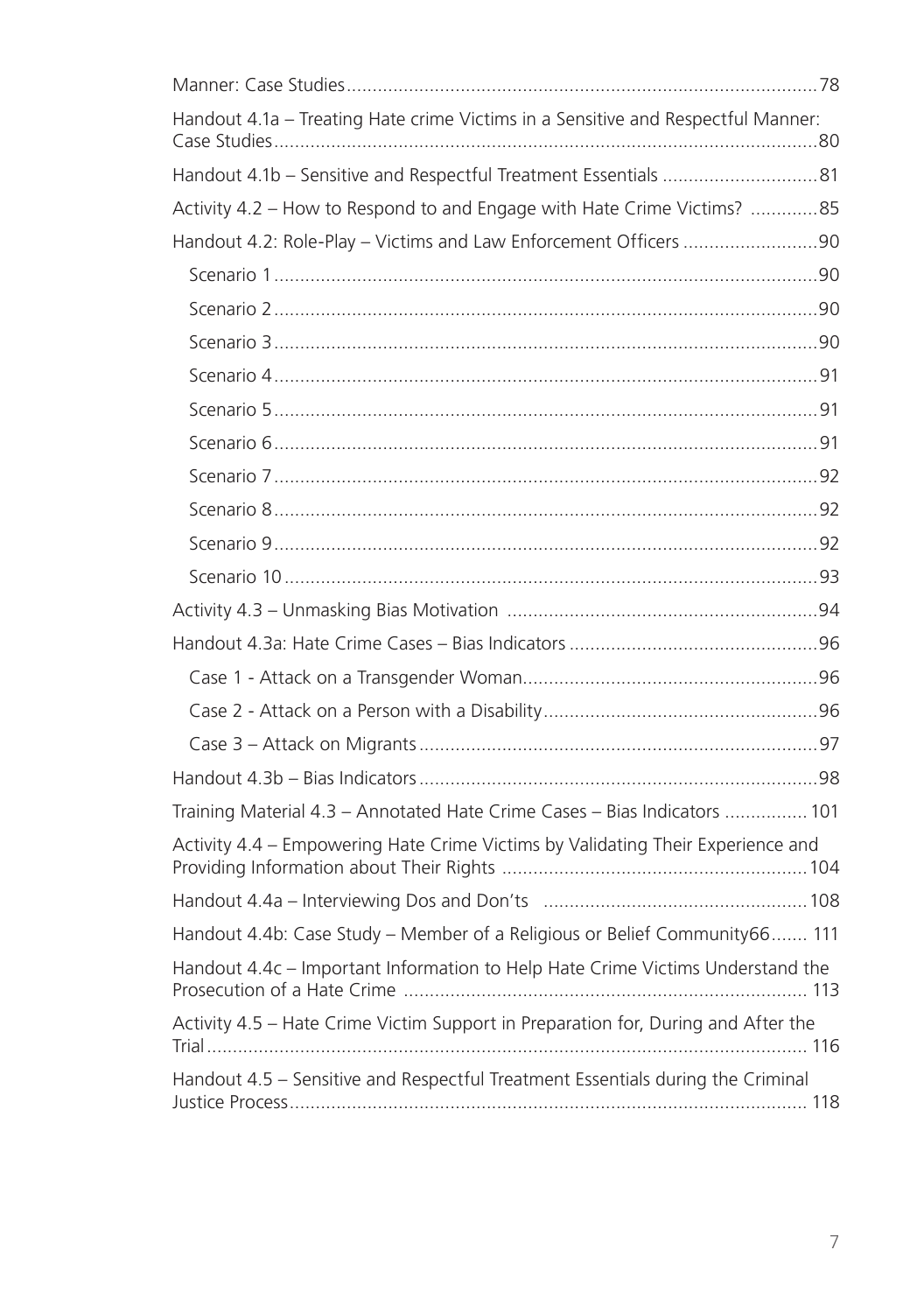Manner: Case Studies ........................................................................................78

Handout 4.1a – Treating Hate crime Victims in a Sensitive and Respectful Manner: Case Studies ........................................................................................80

Handout 4.1b – Sensitive and Respectful Treatment Essentials ..............................81

Activity 4.2 – How to Respond to and Engage with Hate Crime Victims? .............85

Handout 4.2: Role-Play – Victims and Law Enforcement Officers ..........................90

- Scenario 1 ........................................................................................90
- Scenario 2 ........................................................................................90
- Scenario 3 ........................................................................................90
- Scenario 4 ........................................................................................91
- Scenario 5 ........................................................................................91
- Scenario 6 ........................................................................................91
- Scenario 7 ........................................................................................92
- Scenario 8 ........................................................................................92
- Scenario 9 ........................................................................................92
- Scenario 10 ......................................................................................93

Activity 4.3 – Unmasking Bias Motivation ............................................................94

Handout 4.3a: Hate Crime Cases – Bias Indicators ................................................96

- Case 1 - Attack on a Transgender Woman.........................................................96
- Case 2 - Attack on a Person with a Disability.....................................................96
- Case 3 – Attack on Migrants .............................................................................97

Handout 4.3b – Bias Indicators .............................................................................98

Training Material 4.3 – Annotated Hate Crime Cases – Bias Indicators ................101

Activity 4.4 – Empowering Hate Crime Victims by Validating Their Experience and Providing Information about Their Rights ..........................................................104

Handout 4.4a – Interviewing Dos and Don'ts ..................................................108

Handout 4.4b: Case Study – Member of a Religious or Belief Community66....... 111

Handout 4.4c – Important Information to Help Hate Crime Victims Understand the Prosecution of a Hate Crime ............................................................................. 113

Activity 4.5 – Hate Crime Victim Support in Preparation for, During and After the Trial .................................................................................................... 116

Handout 4.5 – Sensitive and Respectful Treatment Essentials during the Criminal Justice Process .................................................................................... 118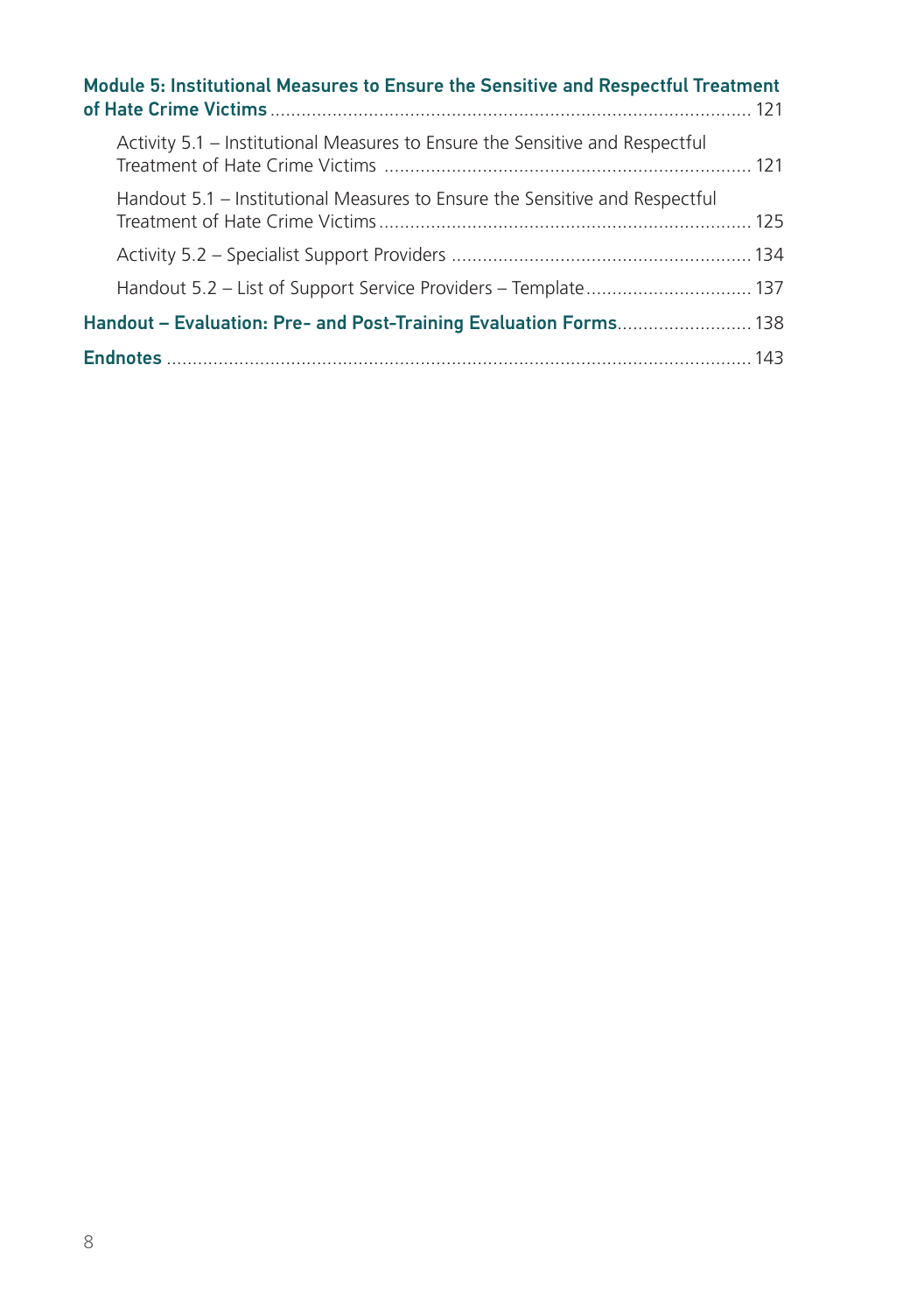**Module 5: Institutional Measures to Ensure the Sensitive and Respectful Treatment of Hate Crime Victims** ... 121

- Activity 5.1 – Institutional Measures to Ensure the Sensitive and Respectful Treatment of Hate Crime Victims ... 121
- Handout 5.1 – Institutional Measures to Ensure the Sensitive and Respectful Treatment of Hate Crime Victims ... 125
- Activity 5.2 – Specialist Support Providers ... 134
- Handout 5.2 – List of Support Service Providers – Template ... 137

**Handout – Evaluation: Pre- and Post-Training Evaluation Forms** ... 138

**Endnotes** ... 143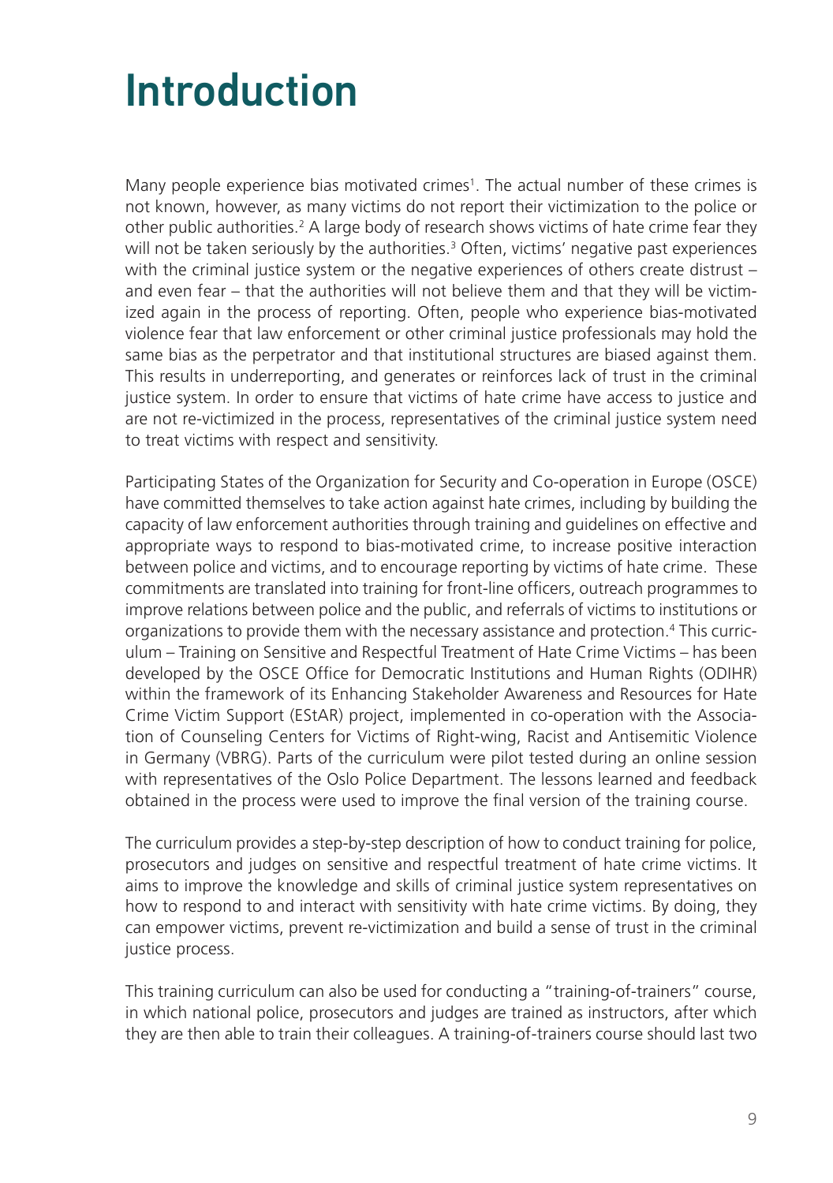# Introduction

Many people experience bias motivated crimes[1]. The actual number of these crimes is not known, however, as many victims do not report their victimization to the police or other public authorities.[2] A large body of research shows victims of hate crime fear they will not be taken seriously by the authorities.[3] Often, victims' negative past experiences with the criminal justice system or the negative experiences of others create distrust – and even fear – that the authorities will not believe them and that they will be victimized again in the process of reporting. Often, people who experience bias-motivated violence fear that law enforcement or other criminal justice professionals may hold the same bias as the perpetrator and that institutional structures are biased against them. This results in underreporting, and generates or reinforces lack of trust in the criminal justice system. In order to ensure that victims of hate crime have access to justice and are not re-victimized in the process, representatives of the criminal justice system need to treat victims with respect and sensitivity.

Participating States of the Organization for Security and Co-operation in Europe (OSCE) have committed themselves to take action against hate crimes, including by building the capacity of law enforcement authorities through training and guidelines on effective and appropriate ways to respond to bias-motivated crime, to increase positive interaction between police and victims, and to encourage reporting by victims of hate crime. These commitments are translated into training for front-line officers, outreach programmes to improve relations between police and the public, and referrals of victims to institutions or organizations to provide them with the necessary assistance and protection.[4] This curriculum – Training on Sensitive and Respectful Treatment of Hate Crime Victims – has been developed by the OSCE Office for Democratic Institutions and Human Rights (ODIHR) within the framework of its Enhancing Stakeholder Awareness and Resources for Hate Crime Victim Support (EStAR) project, implemented in co-operation with the Association of Counseling Centers for Victims of Right-wing, Racist and Antisemitic Violence in Germany (VBRG). Parts of the curriculum were pilot tested during an online session with representatives of the Oslo Police Department. The lessons learned and feedback obtained in the process were used to improve the final version of the training course.

The curriculum provides a step-by-step description of how to conduct training for police, prosecutors and judges on sensitive and respectful treatment of hate crime victims. It aims to improve the knowledge and skills of criminal justice system representatives on how to respond to and interact with sensitivity with hate crime victims. By doing, they can empower victims, prevent re-victimization and build a sense of trust in the criminal justice process.

This training curriculum can also be used for conducting a "training-of-trainers" course, in which national police, prosecutors and judges are trained as instructors, after which they are then able to train their colleagues. A training-of-trainers course should last two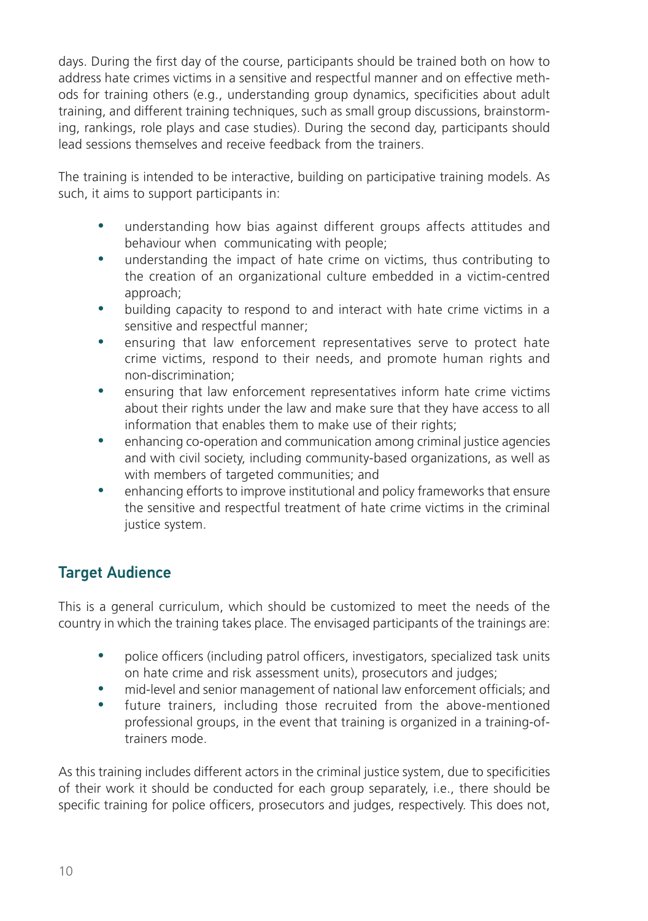days. During the first day of the course, participants should be trained both on how to address hate crimes victims in a sensitive and respectful manner and on effective methods for training others (e.g., understanding group dynamics, specificities about adult training, and different training techniques, such as small group discussions, brainstorming, rankings, role plays and case studies). During the second day, participants should lead sessions themselves and receive feedback from the trainers.

The training is intended to be interactive, building on participative training models. As such, it aims to support participants in:

- understanding how bias against different groups affects attitudes and behaviour when communicating with people;
- understanding the impact of hate crime on victims, thus contributing to the creation of an organizational culture embedded in a victim-centred approach;
- building capacity to respond to and interact with hate crime victims in a sensitive and respectful manner;
- ensuring that law enforcement representatives serve to protect hate crime victims, respond to their needs, and promote human rights and non-discrimination;
- ensuring that law enforcement representatives inform hate crime victims about their rights under the law and make sure that they have access to all information that enables them to make use of their rights;
- enhancing co-operation and communication among criminal justice agencies and with civil society, including community-based organizations, as well as with members of targeted communities; and
- enhancing efforts to improve institutional and policy frameworks that ensure the sensitive and respectful treatment of hate crime victims in the criminal justice system.

## Target Audience

This is a general curriculum, which should be customized to meet the needs of the country in which the training takes place. The envisaged participants of the trainings are:

- police officers (including patrol officers, investigators, specialized task units on hate crime and risk assessment units), prosecutors and judges;
- mid-level and senior management of national law enforcement officials; and
- future trainers, including those recruited from the above-mentioned professional groups, in the event that training is organized in a training-of-trainers mode.

As this training includes different actors in the criminal justice system, due to specificities of their work it should be conducted for each group separately, i.e., there should be specific training for police officers, prosecutors and judges, respectively. This does not,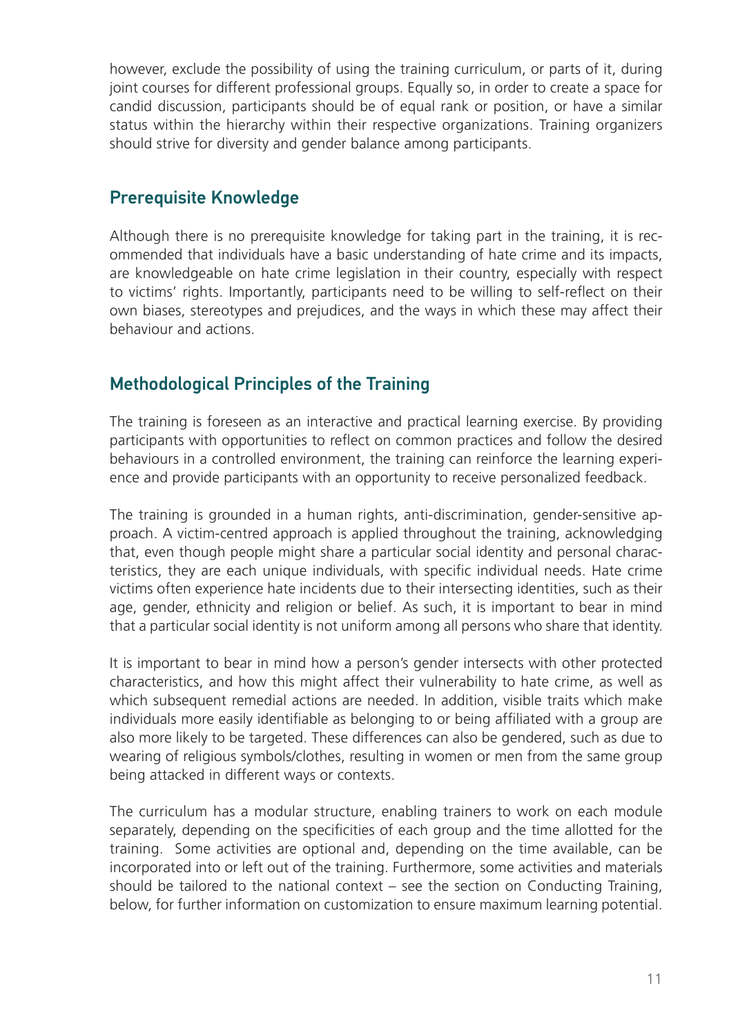however, exclude the possibility of using the training curriculum, or parts of it, during joint courses for different professional groups. Equally so, in order to create a space for candid discussion, participants should be of equal rank or position, or have a similar status within the hierarchy within their respective organizations. Training organizers should strive for diversity and gender balance among participants.

## Prerequisite Knowledge

Although there is no prerequisite knowledge for taking part in the training, it is recommended that individuals have a basic understanding of hate crime and its impacts, are knowledgeable on hate crime legislation in their country, especially with respect to victims' rights. Importantly, participants need to be willing to self-reflect on their own biases, stereotypes and prejudices, and the ways in which these may affect their behaviour and actions.

## Methodological Principles of the Training

The training is foreseen as an interactive and practical learning exercise. By providing participants with opportunities to reflect on common practices and follow the desired behaviours in a controlled environment, the training can reinforce the learning experience and provide participants with an opportunity to receive personalized feedback.

The training is grounded in a human rights, anti-discrimination, gender-sensitive approach. A victim-centred approach is applied throughout the training, acknowledging that, even though people might share a particular social identity and personal characteristics, they are each unique individuals, with specific individual needs. Hate crime victims often experience hate incidents due to their intersecting identities, such as their age, gender, ethnicity and religion or belief. As such, it is important to bear in mind that a particular social identity is not uniform among all persons who share that identity.

It is important to bear in mind how a person's gender intersects with other protected characteristics, and how this might affect their vulnerability to hate crime, as well as which subsequent remedial actions are needed. In addition, visible traits which make individuals more easily identifiable as belonging to or being affiliated with a group are also more likely to be targeted. These differences can also be gendered, such as due to wearing of religious symbols/clothes, resulting in women or men from the same group being attacked in different ways or contexts.

The curriculum has a modular structure, enabling trainers to work on each module separately, depending on the specificities of each group and the time allotted for the training. Some activities are optional and, depending on the time available, can be incorporated into or left out of the training. Furthermore, some activities and materials should be tailored to the national context – see the section on Conducting Training, below, for further information on customization to ensure maximum learning potential.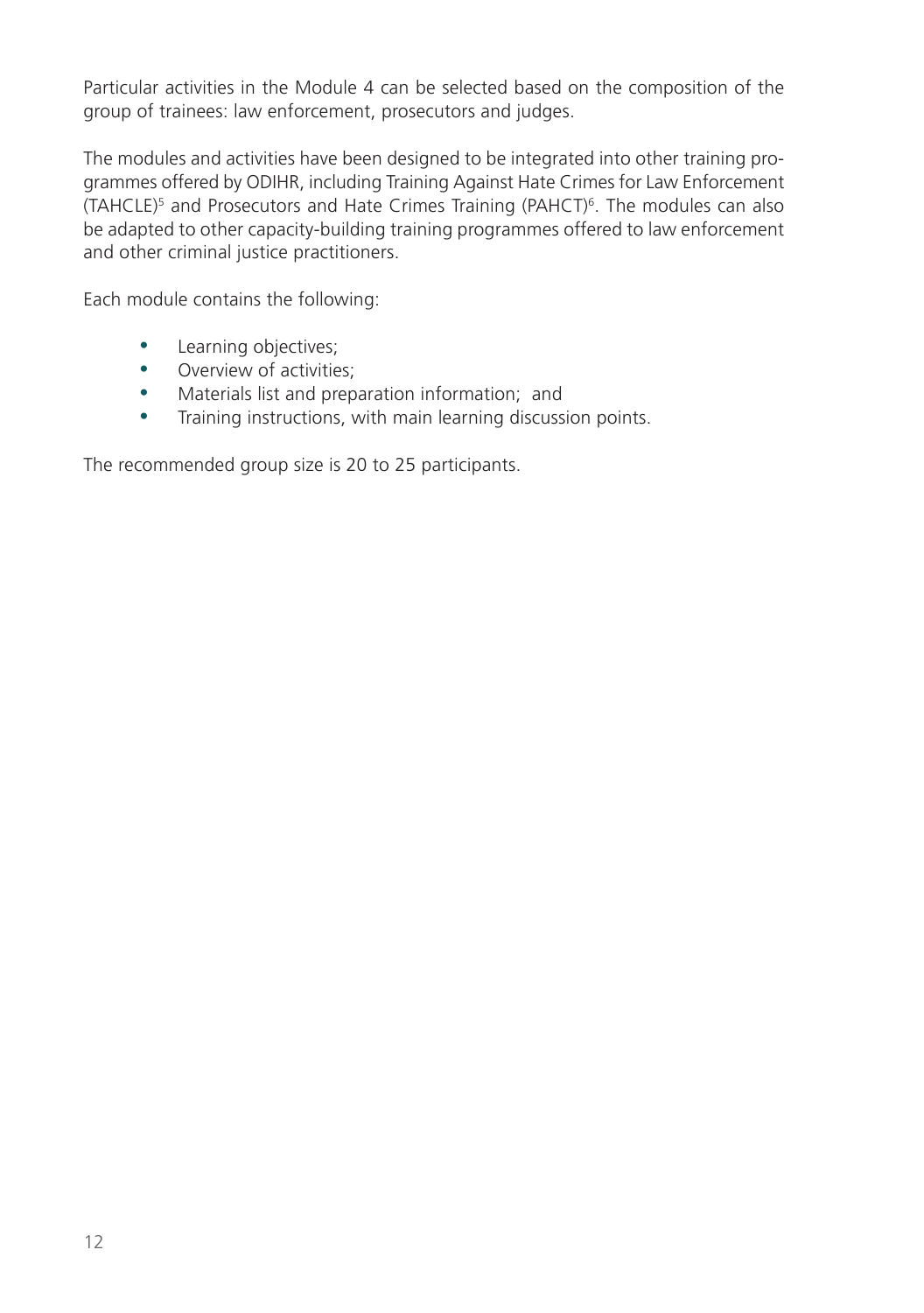Particular activities in the Module 4 can be selected based on the composition of the group of trainees: law enforcement, prosecutors and judges.

The modules and activities have been designed to be integrated into other training programmes offered by ODIHR, including Training Against Hate Crimes for Law Enforcement (TAHCLE)[5] and Prosecutors and Hate Crimes Training (PAHCT)[6]. The modules can also be adapted to other capacity-building training programmes offered to law enforcement and other criminal justice practitioners.

Each module contains the following:

- Learning objectives;
- Overview of activities;
- Materials list and preparation information;  and
- Training instructions, with main learning discussion points.

The recommended group size is 20 to 25 participants.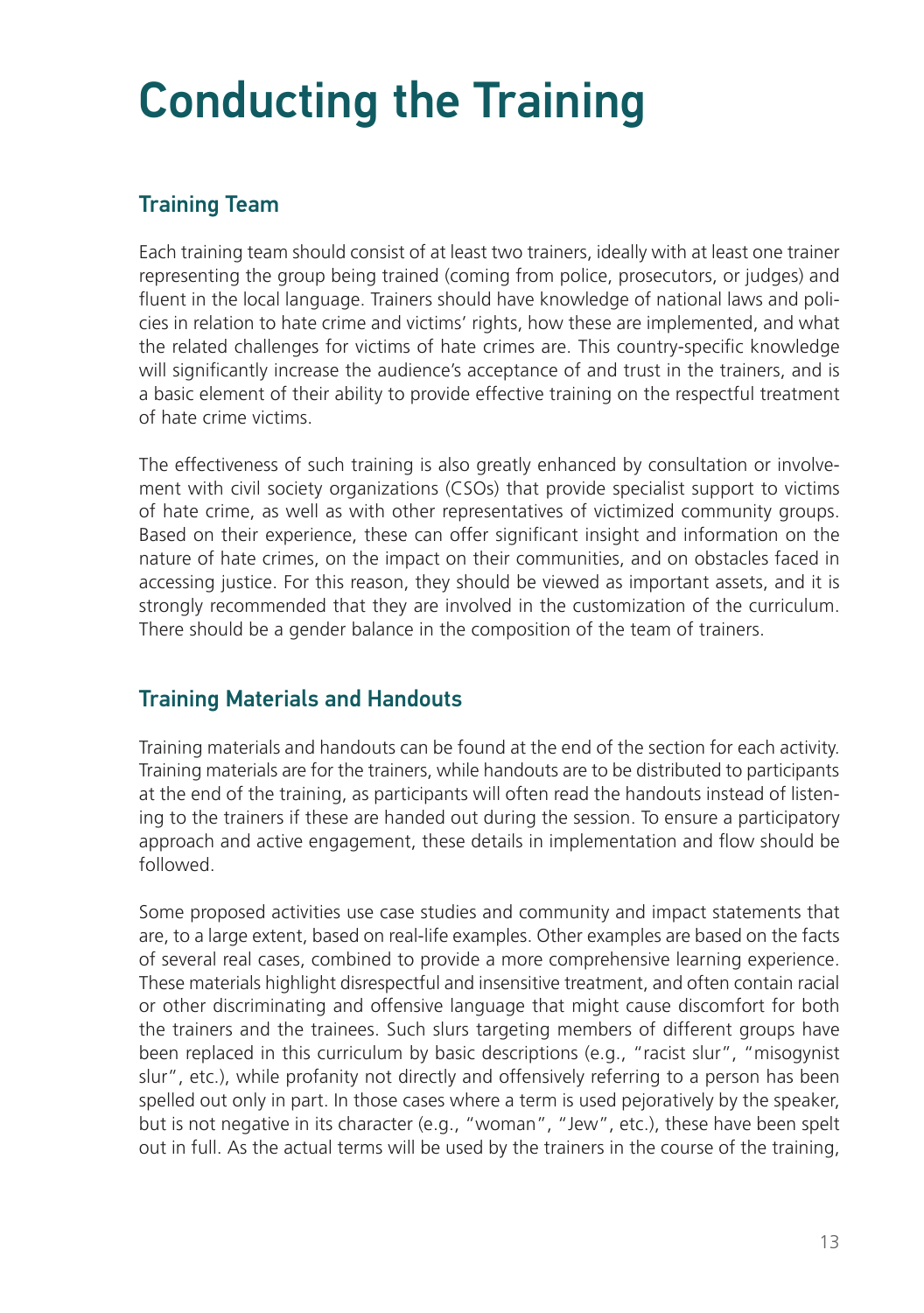# Conducting the Training

## Training Team

Each training team should consist of at least two trainers, ideally with at least one trainer representing the group being trained (coming from police, prosecutors, or judges) and fluent in the local language. Trainers should have knowledge of national laws and policies in relation to hate crime and victims' rights, how these are implemented, and what the related challenges for victims of hate crimes are. This country-specific knowledge will significantly increase the audience's acceptance of and trust in the trainers, and is a basic element of their ability to provide effective training on the respectful treatment of hate crime victims.

The effectiveness of such training is also greatly enhanced by consultation or involvement with civil society organizations (CSOs) that provide specialist support to victims of hate crime, as well as with other representatives of victimized community groups. Based on their experience, these can offer significant insight and information on the nature of hate crimes, on the impact on their communities, and on obstacles faced in accessing justice. For this reason, they should be viewed as important assets, and it is strongly recommended that they are involved in the customization of the curriculum. There should be a gender balance in the composition of the team of trainers.

## Training Materials and Handouts

Training materials and handouts can be found at the end of the section for each activity. Training materials are for the trainers, while handouts are to be distributed to participants at the end of the training, as participants will often read the handouts instead of listening to the trainers if these are handed out during the session. To ensure a participatory approach and active engagement, these details in implementation and flow should be followed.

Some proposed activities use case studies and community and impact statements that are, to a large extent, based on real-life examples. Other examples are based on the facts of several real cases, combined to provide a more comprehensive learning experience. These materials highlight disrespectful and insensitive treatment, and often contain racial or other discriminating and offensive language that might cause discomfort for both the trainers and the trainees. Such slurs targeting members of different groups have been replaced in this curriculum by basic descriptions (e.g., "racist slur", "misogynist slur", etc.), while profanity not directly and offensively referring to a person has been spelled out only in part. In those cases where a term is used pejoratively by the speaker, but is not negative in its character (e.g., "woman", "Jew", etc.), these have been spelt out in full. As the actual terms will be used by the trainers in the course of the training,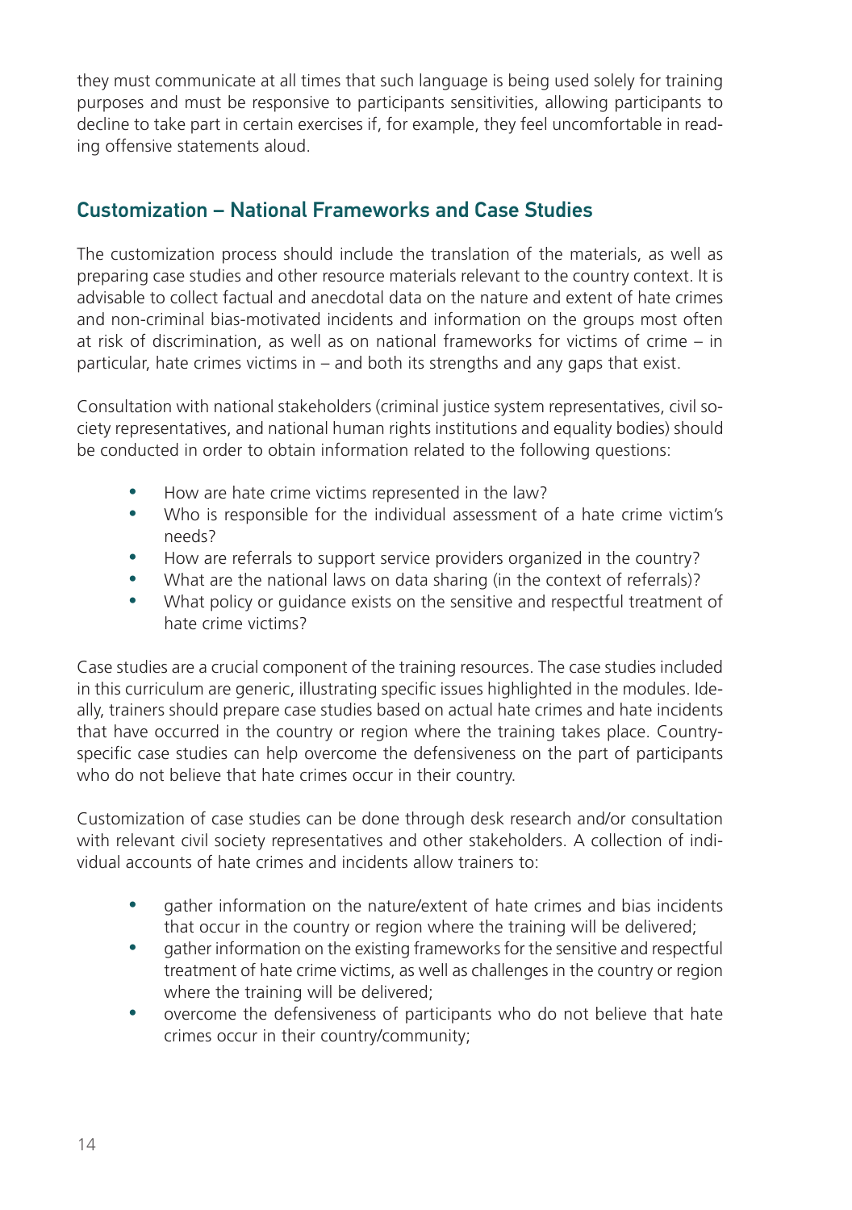they must communicate at all times that such language is being used solely for training purposes and must be responsive to participants sensitivities, allowing participants to decline to take part in certain exercises if, for example, they feel uncomfortable in reading offensive statements aloud.

## Customization – National Frameworks and Case Studies

The customization process should include the translation of the materials, as well as preparing case studies and other resource materials relevant to the country context. It is advisable to collect factual and anecdotal data on the nature and extent of hate crimes and non-criminal bias-motivated incidents and information on the groups most often at risk of discrimination, as well as on national frameworks for victims of crime – in particular, hate crimes victims in – and both its strengths and any gaps that exist.

Consultation with national stakeholders (criminal justice system representatives, civil society representatives, and national human rights institutions and equality bodies) should be conducted in order to obtain information related to the following questions:

- How are hate crime victims represented in the law?
- Who is responsible for the individual assessment of a hate crime victim's needs?
- How are referrals to support service providers organized in the country?
- What are the national laws on data sharing (in the context of referrals)?
- What policy or guidance exists on the sensitive and respectful treatment of hate crime victims?

Case studies are a crucial component of the training resources. The case studies included in this curriculum are generic, illustrating specific issues highlighted in the modules. Ideally, trainers should prepare case studies based on actual hate crimes and hate incidents that have occurred in the country or region where the training takes place. Country-specific case studies can help overcome the defensiveness on the part of participants who do not believe that hate crimes occur in their country.

Customization of case studies can be done through desk research and/or consultation with relevant civil society representatives and other stakeholders. A collection of individual accounts of hate crimes and incidents allow trainers to:

- gather information on the nature/extent of hate crimes and bias incidents that occur in the country or region where the training will be delivered;
- gather information on the existing frameworks for the sensitive and respectful treatment of hate crime victims, as well as challenges in the country or region where the training will be delivered;
- overcome the defensiveness of participants who do not believe that hate crimes occur in their country/community;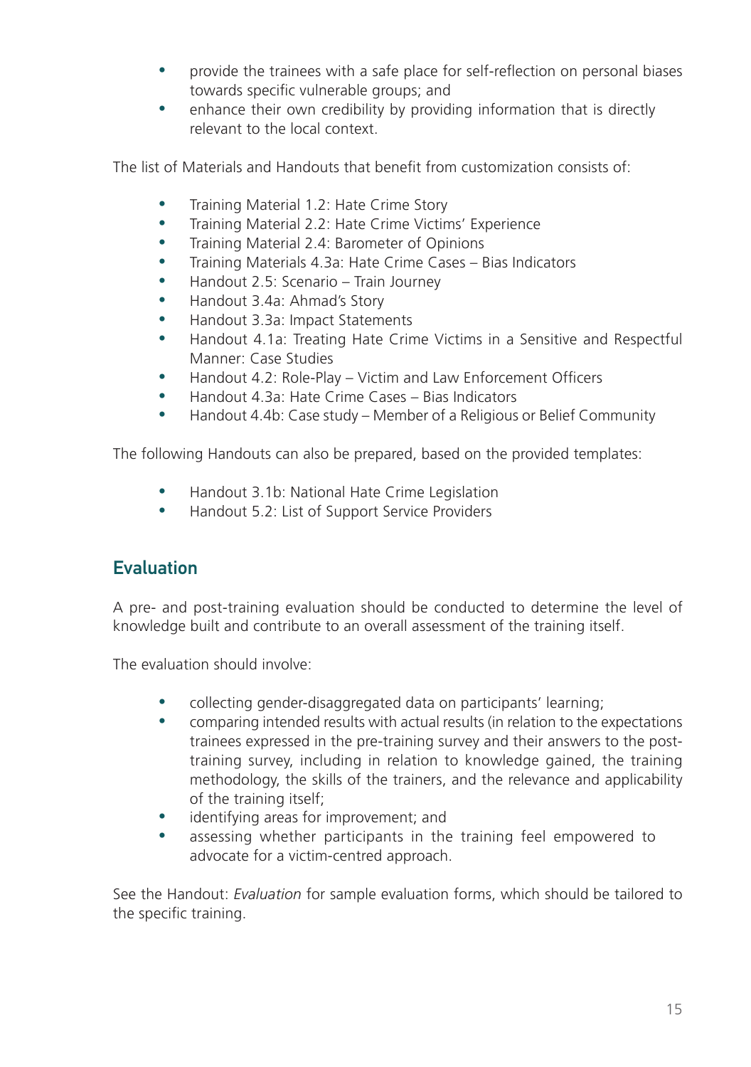- provide the trainees with a safe place for self-reflection on personal biases towards specific vulnerable groups; and
- enhance their own credibility by providing information that is directly relevant to the local context.

The list of Materials and Handouts that benefit from customization consists of:

- Training Material 1.2: Hate Crime Story
- Training Material 2.2: Hate Crime Victims' Experience
- Training Material 2.4: Barometer of Opinions
- Training Materials 4.3a: Hate Crime Cases – Bias Indicators
- Handout 2.5: Scenario – Train Journey
- Handout 3.4a: Ahmad's Story
- Handout 3.3a: Impact Statements
- Handout 4.1a: Treating Hate Crime Victims in a Sensitive and Respectful Manner: Case Studies
- Handout 4.2: Role-Play – Victim and Law Enforcement Officers
- Handout 4.3a: Hate Crime Cases – Bias Indicators
- Handout 4.4b: Case study – Member of a Religious or Belief Community

The following Handouts can also be prepared, based on the provided templates:

- Handout 3.1b: National Hate Crime Legislation
- Handout 5.2: List of Support Service Providers

## Evaluation

A pre- and post-training evaluation should be conducted to determine the level of knowledge built and contribute to an overall assessment of the training itself.

The evaluation should involve:

- collecting gender-disaggregated data on participants' learning;
- comparing intended results with actual results (in relation to the expectations trainees expressed in the pre-training survey and their answers to the post-training survey, including in relation to knowledge gained, the training methodology, the skills of the trainers, and the relevance and applicability of the training itself;
- identifying areas for improvement; and
- assessing whether participants in the training feel empowered to advocate for a victim-centred approach.

See the Handout: *Evaluation* for sample evaluation forms, which should be tailored to the specific training.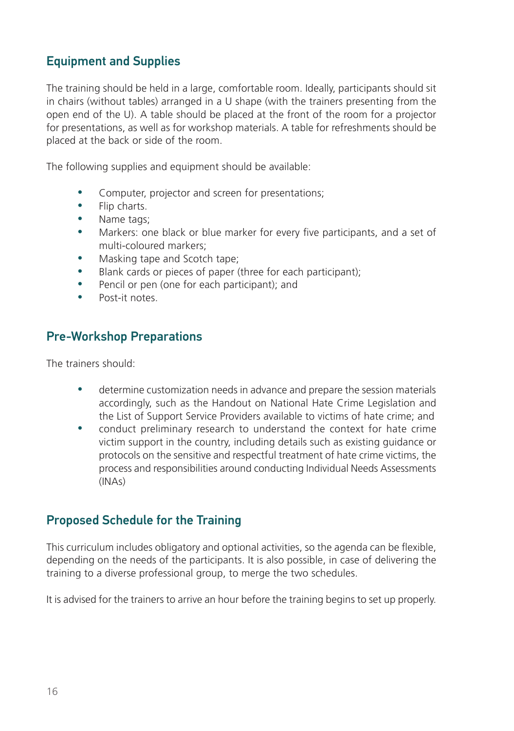## Equipment and Supplies

The training should be held in a large, comfortable room. Ideally, participants should sit in chairs (without tables) arranged in a U shape (with the trainers presenting from the open end of the U). A table should be placed at the front of the room for a projector for presentations, as well as for workshop materials. A table for refreshments should be placed at the back or side of the room.

The following supplies and equipment should be available:

- Computer, projector and screen for presentations;
- Flip charts.
- Name tags;
- Markers: one black or blue marker for every five participants, and a set of multi-coloured markers;
- Masking tape and Scotch tape;
- Blank cards or pieces of paper (three for each participant);
- Pencil or pen (one for each participant); and
- Post-it notes.

## Pre-Workshop Preparations

The trainers should:

- determine customization needs in advance and prepare the session materials accordingly, such as the Handout on National Hate Crime Legislation and the List of Support Service Providers available to victims of hate crime; and
- conduct preliminary research to understand the context for hate crime victim support in the country, including details such as existing guidance or protocols on the sensitive and respectful treatment of hate crime victims, the process and responsibilities around conducting Individual Needs Assessments (INAs)

## Proposed Schedule for the Training

This curriculum includes obligatory and optional activities, so the agenda can be flexible, depending on the needs of the participants. It is also possible, in case of delivering the training to a diverse professional group, to merge the two schedules.

It is advised for the trainers to arrive an hour before the training begins to set up properly.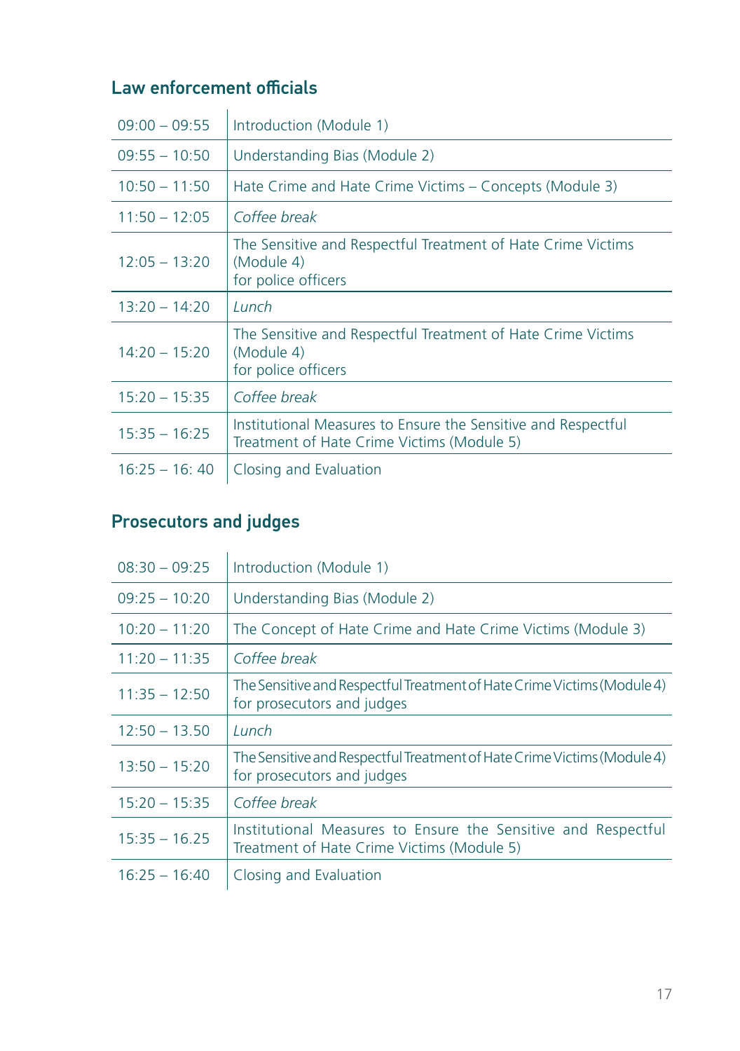## Law enforcement officials

| | |
|---|---|
| 09:00 – 09:55 | Introduction (Module 1) |
| 09:55 – 10:50 | Understanding Bias (Module 2) |
| 10:50 – 11:50 | Hate Crime and Hate Crime Victims – Concepts (Module 3) |
| 11:50 – 12:05 | *Coffee break* |
| 12:05 – 13:20 | The Sensitive and Respectful Treatment of Hate Crime Victims (Module 4) for police officers |
| 13:20 – 14:20 | *Lunch* |
| 14:20 – 15:20 | The Sensitive and Respectful Treatment of Hate Crime Victims (Module 4) for police officers |
| 15:20 – 15:35 | *Coffee break* |
| 15:35 – 16:25 | Institutional Measures to Ensure the Sensitive and Respectful Treatment of Hate Crime Victims (Module 5) |
| 16:25 – 16: 40 | Closing and Evaluation |

## Prosecutors and judges

| | |
|---|---|
| 08:30 – 09:25 | Introduction (Module 1) |
| 09:25 – 10:20 | Understanding Bias (Module 2) |
| 10:20 – 11:20 | The Concept of Hate Crime and Hate Crime Victims (Module 3) |
| 11:20 – 11:35 | *Coffee break* |
| 11:35 – 12:50 | The Sensitive and Respectful Treatment of Hate Crime Victims (Module 4) for prosecutors and judges |
| 12:50 – 13.50 | *Lunch* |
| 13:50 – 15:20 | The Sensitive and Respectful Treatment of Hate Crime Victims (Module 4) for prosecutors and judges |
| 15:20 – 15:35 | *Coffee break* |
| 15:35 – 16.25 | Institutional Measures to Ensure the Sensitive and Respectful Treatment of Hate Crime Victims (Module 5) |
| 16:25 – 16:40 | Closing and Evaluation |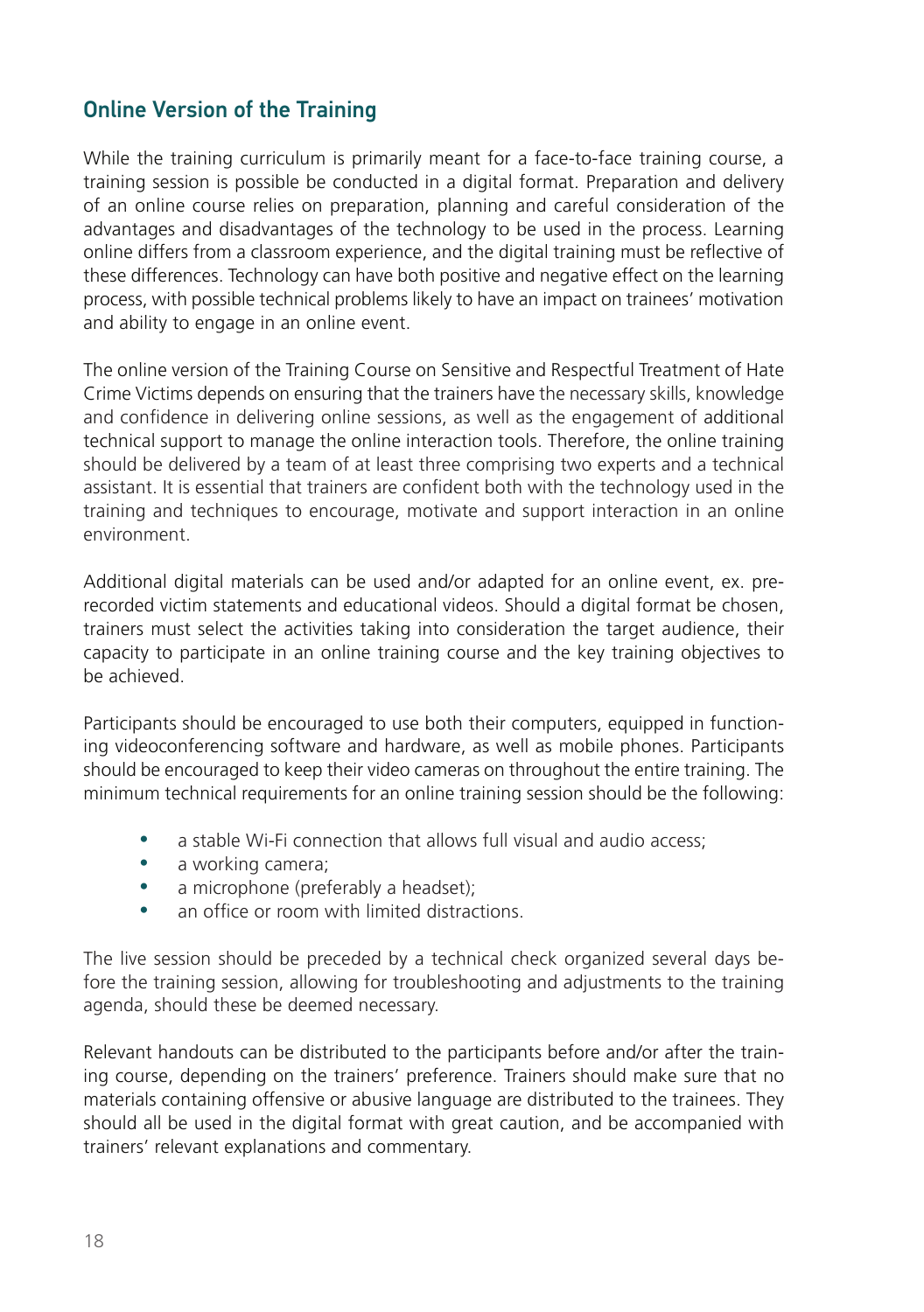## Online Version of the Training

While the training curriculum is primarily meant for a face-to-face training course, a training session is possible be conducted in a digital format. Preparation and delivery of an online course relies on preparation, planning and careful consideration of the advantages and disadvantages of the technology to be used in the process. Learning online differs from a classroom experience, and the digital training must be reflective of these differences. Technology can have both positive and negative effect on the learning process, with possible technical problems likely to have an impact on trainees' motivation and ability to engage in an online event.

The online version of the Training Course on Sensitive and Respectful Treatment of Hate Crime Victims depends on ensuring that the trainers have the necessary skills, knowledge and confidence in delivering online sessions, as well as the engagement of additional technical support to manage the online interaction tools. Therefore, the online training should be delivered by a team of at least three comprising two experts and a technical assistant. It is essential that trainers are confident both with the technology used in the training and techniques to encourage, motivate and support interaction in an online environment.

Additional digital materials can be used and/or adapted for an online event, ex. pre-recorded victim statements and educational videos. Should a digital format be chosen, trainers must select the activities taking into consideration the target audience, their capacity to participate in an online training course and the key training objectives to be achieved.

Participants should be encouraged to use both their computers, equipped in functioning videoconferencing software and hardware, as well as mobile phones. Participants should be encouraged to keep their video cameras on throughout the entire training. The minimum technical requirements for an online training session should be the following:

- a stable Wi-Fi connection that allows full visual and audio access;
- a working camera;
- a microphone (preferably a headset);
- an office or room with limited distractions.

The live session should be preceded by a technical check organized several days before the training session, allowing for troubleshooting and adjustments to the training agenda, should these be deemed necessary.

Relevant handouts can be distributed to the participants before and/or after the training course, depending on the trainers' preference. Trainers should make sure that no materials containing offensive or abusive language are distributed to the trainees. They should all be used in the digital format with great caution, and be accompanied with trainers' relevant explanations and commentary.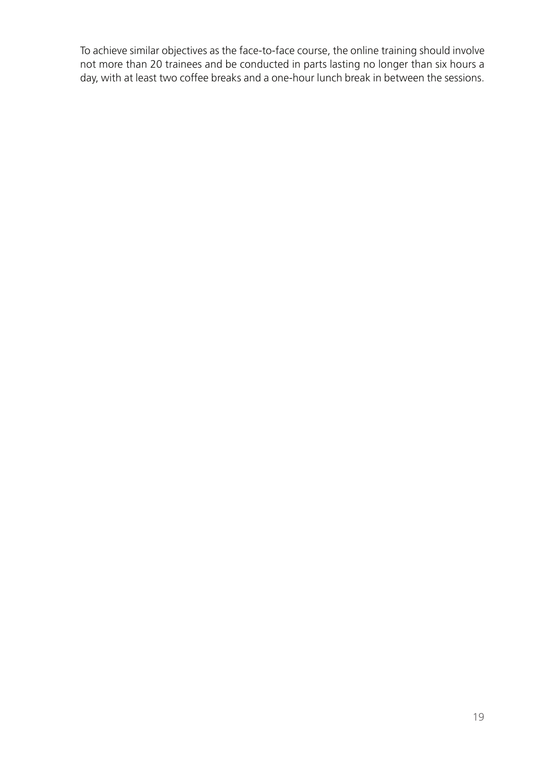To achieve similar objectives as the face-to-face course, the online training should involve not more than 20 trainees and be conducted in parts lasting no longer than six hours a day, with at least two coffee breaks and a one-hour lunch break in between the sessions.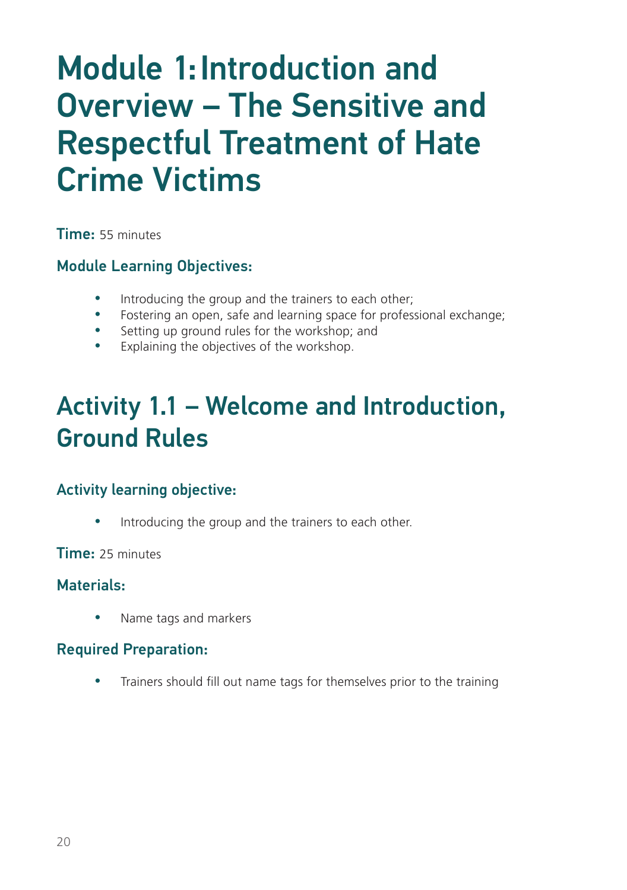# Module 1: Introduction and Overview – The Sensitive and Respectful Treatment of Hate Crime Victims

**Time:** 55 minutes

### Module Learning Objectives:

- Introducing the group and the trainers to each other;
- Fostering an open, safe and learning space for professional exchange;
- Setting up ground rules for the workshop; and
- Explaining the objectives of the workshop.

## Activity 1.1 – Welcome and Introduction, Ground Rules

### Activity learning objective:

- Introducing the group and the trainers to each other.

**Time:** 25 minutes

### Materials:

- Name tags and markers

### Required Preparation:

- Trainers should fill out name tags for themselves prior to the training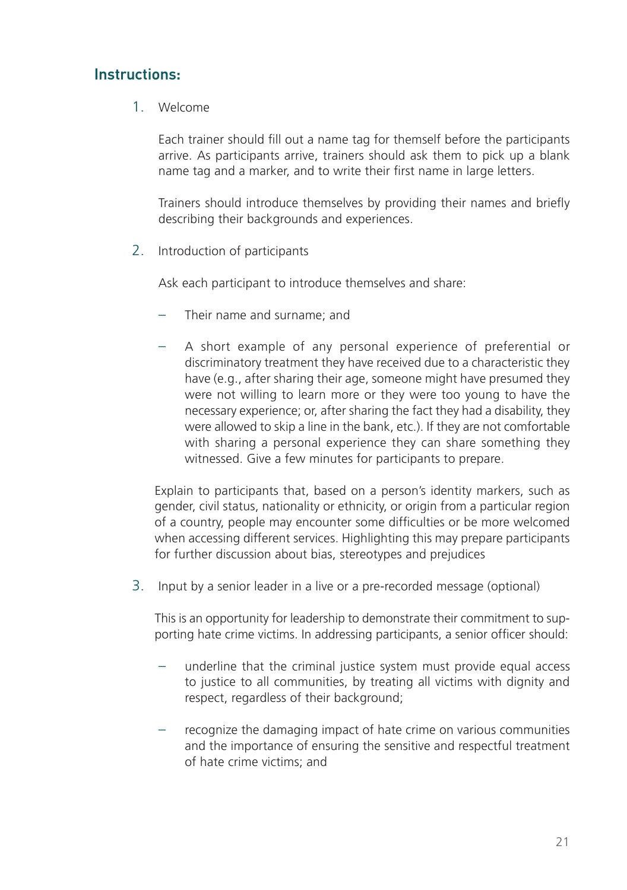## Instructions:

1. Welcome

   Each trainer should fill out a name tag for themself before the participants arrive. As participants arrive, trainers should ask them to pick up a blank name tag and a marker, and to write their first name in large letters.

   Trainers should introduce themselves by providing their names and briefly describing their backgrounds and experiences.

2. Introduction of participants

   Ask each participant to introduce themselves and share:

   - Their name and surname; and
   - A short example of any personal experience of preferential or discriminatory treatment they have received due to a characteristic they have (e.g., after sharing their age, someone might have presumed they were not willing to learn more or they were too young to have the necessary experience; or, after sharing the fact they had a disability, they were allowed to skip a line in the bank, etc.). If they are not comfortable with sharing a personal experience they can share something they witnessed. Give a few minutes for participants to prepare.

   Explain to participants that, based on a person's identity markers, such as gender, civil status, nationality or ethnicity, or origin from a particular region of a country, people may encounter some difficulties or be more welcomed when accessing different services. Highlighting this may prepare participants for further discussion about bias, stereotypes and prejudices

3. Input by a senior leader in a live or a pre-recorded message (optional)

   This is an opportunity for leadership to demonstrate their commitment to supporting hate crime victims. In addressing participants, a senior officer should:

   - underline that the criminal justice system must provide equal access to justice to all communities, by treating all victims with dignity and respect, regardless of their background;
   - recognize the damaging impact of hate crime on various communities and the importance of ensuring the sensitive and respectful treatment of hate crime victims; and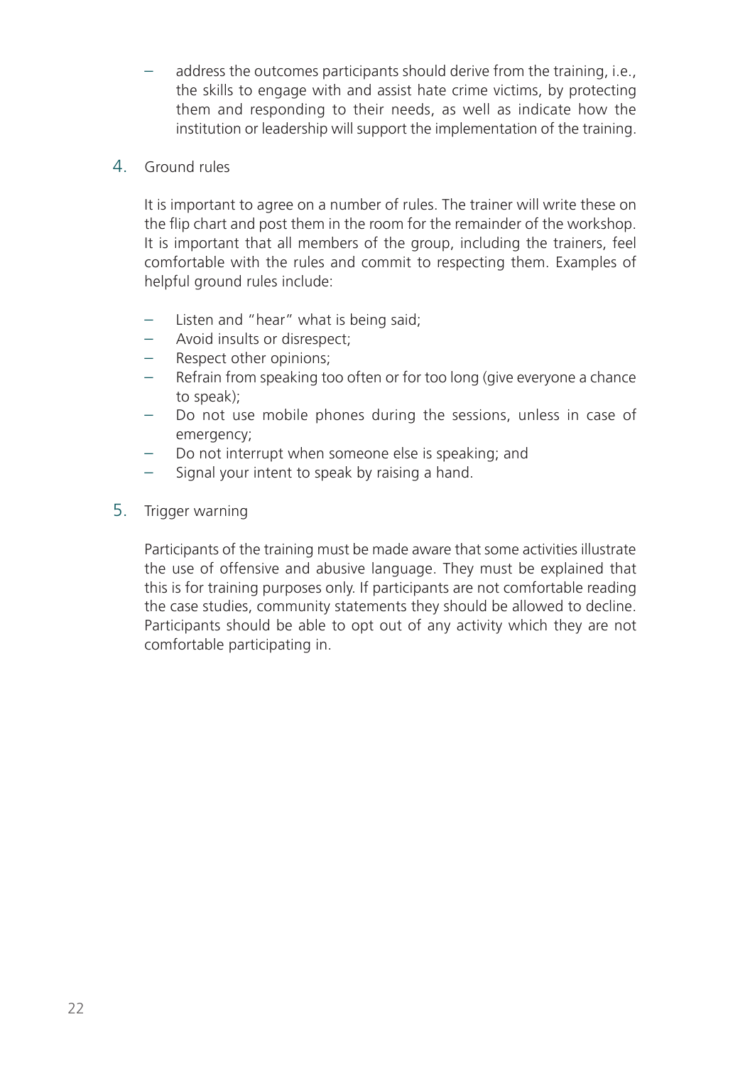- address the outcomes participants should derive from the training, i.e., the skills to engage with and assist hate crime victims, by protecting them and responding to their needs, as well as indicate how the institution or leadership will support the implementation of the training.

4. Ground rules

   It is important to agree on a number of rules. The trainer will write these on the flip chart and post them in the room for the remainder of the workshop. It is important that all members of the group, including the trainers, feel comfortable with the rules and commit to respecting them. Examples of helpful ground rules include:

   - Listen and "hear" what is being said;
   - Avoid insults or disrespect;
   - Respect other opinions;
   - Refrain from speaking too often or for too long (give everyone a chance to speak);
   - Do not use mobile phones during the sessions, unless in case of emergency;
   - Do not interrupt when someone else is speaking; and
   - Signal your intent to speak by raising a hand.

5. Trigger warning

   Participants of the training must be made aware that some activities illustrate the use of offensive and abusive language. They must be explained that this is for training purposes only. If participants are not comfortable reading the case studies, community statements they should be allowed to decline. Participants should be able to opt out of any activity which they are not comfortable participating in.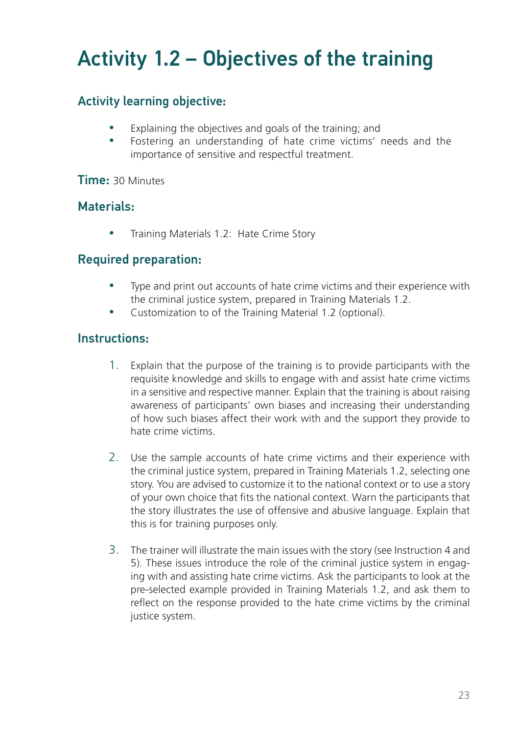# Activity 1.2 – Objectives of the training

## Activity learning objective:

- Explaining the objectives and goals of the training; and
- Fostering an understanding of hate crime victims' needs and the importance of sensitive and respectful treatment.

**Time:** 30 Minutes

## Materials:

- Training Materials 1.2: Hate Crime Story

## Required preparation:

- Type and print out accounts of hate crime victims and their experience with the criminal justice system, prepared in Training Materials 1.2.
- Customization to of the Training Material 1.2 (optional).

## Instructions:

1. Explain that the purpose of the training is to provide participants with the requisite knowledge and skills to engage with and assist hate crime victims in a sensitive and respective manner. Explain that the training is about raising awareness of participants' own biases and increasing their understanding of how such biases affect their work with and the support they provide to hate crime victims.

2. Use the sample accounts of hate crime victims and their experience with the criminal justice system, prepared in Training Materials 1.2, selecting one story. You are advised to customize it to the national context or to use a story of your own choice that fits the national context. Warn the participants that the story illustrates the use of offensive and abusive language. Explain that this is for training purposes only.

3. The trainer will illustrate the main issues with the story (see Instruction 4 and 5). These issues introduce the role of the criminal justice system in engaging with and assisting hate crime victims. Ask the participants to look at the pre-selected example provided in Training Materials 1.2, and ask them to reflect on the response provided to the hate crime victims by the criminal justice system.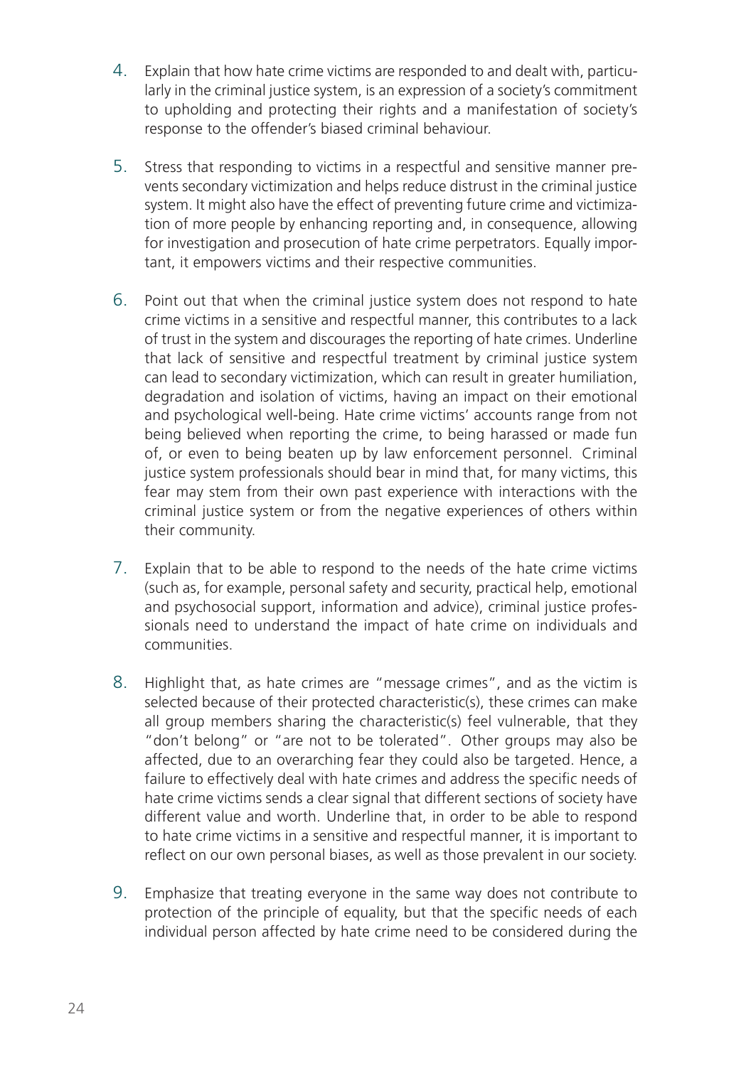4. Explain that how hate crime victims are responded to and dealt with, particularly in the criminal justice system, is an expression of a society's commitment to upholding and protecting their rights and a manifestation of society's response to the offender's biased criminal behaviour.

5. Stress that responding to victims in a respectful and sensitive manner prevents secondary victimization and helps reduce distrust in the criminal justice system. It might also have the effect of preventing future crime and victimization of more people by enhancing reporting and, in consequence, allowing for investigation and prosecution of hate crime perpetrators. Equally important, it empowers victims and their respective communities.

6. Point out that when the criminal justice system does not respond to hate crime victims in a sensitive and respectful manner, this contributes to a lack of trust in the system and discourages the reporting of hate crimes. Underline that lack of sensitive and respectful treatment by criminal justice system can lead to secondary victimization, which can result in greater humiliation, degradation and isolation of victims, having an impact on their emotional and psychological well-being. Hate crime victims' accounts range from not being believed when reporting the crime, to being harassed or made fun of, or even to being beaten up by law enforcement personnel. Criminal justice system professionals should bear in mind that, for many victims, this fear may stem from their own past experience with interactions with the criminal justice system or from the negative experiences of others within their community.

7. Explain that to be able to respond to the needs of the hate crime victims (such as, for example, personal safety and security, practical help, emotional and psychosocial support, information and advice), criminal justice professionals need to understand the impact of hate crime on individuals and communities.

8. Highlight that, as hate crimes are "message crimes", and as the victim is selected because of their protected characteristic(s), these crimes can make all group members sharing the characteristic(s) feel vulnerable, that they "don't belong" or "are not to be tolerated". Other groups may also be affected, due to an overarching fear they could also be targeted. Hence, a failure to effectively deal with hate crimes and address the specific needs of hate crime victims sends a clear signal that different sections of society have different value and worth. Underline that, in order to be able to respond to hate crime victims in a sensitive and respectful manner, it is important to reflect on our own personal biases, as well as those prevalent in our society.

9. Emphasize that treating everyone in the same way does not contribute to protection of the principle of equality, but that the specific needs of each individual person affected by hate crime need to be considered during the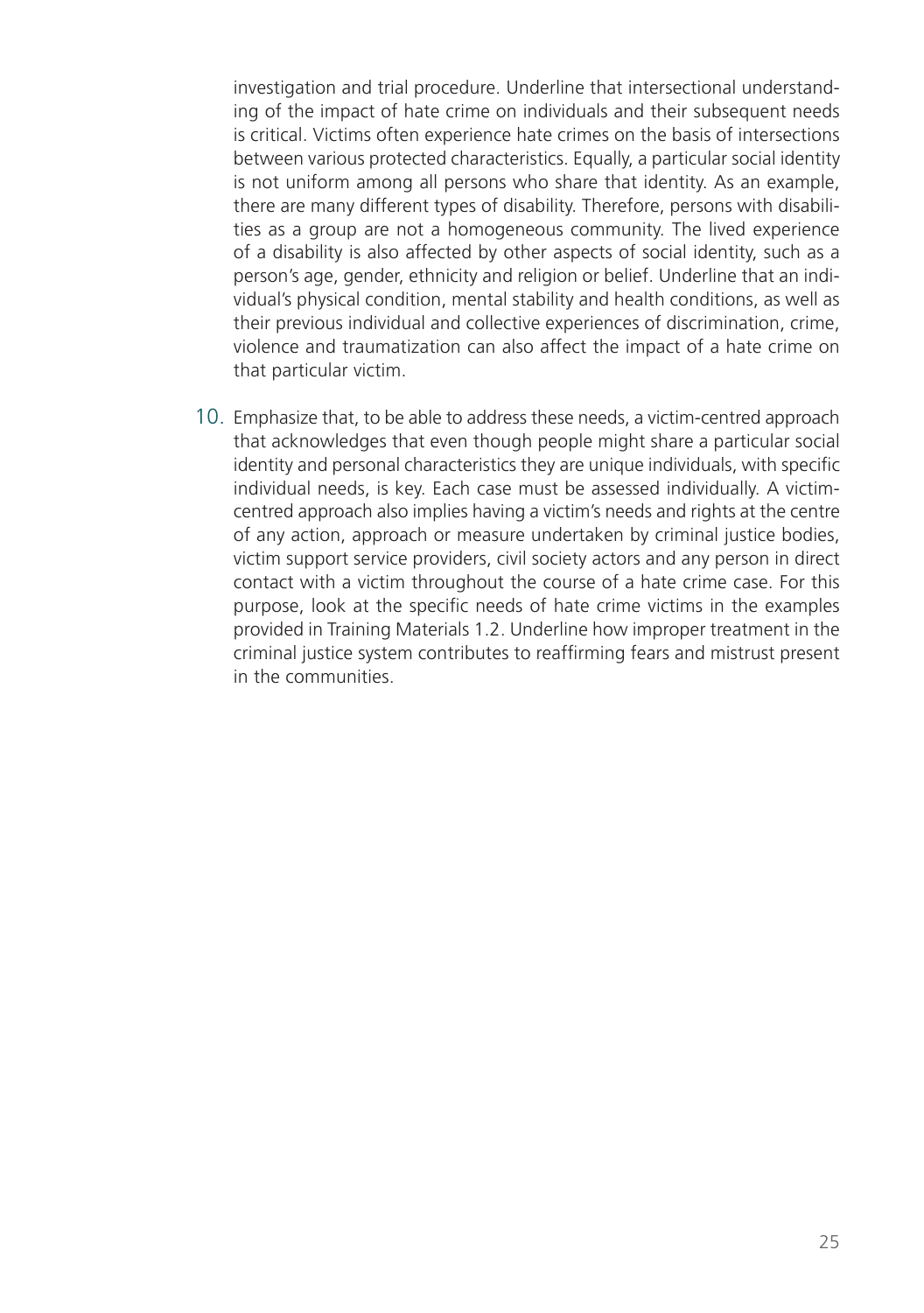investigation and trial procedure. Underline that intersectional understanding of the impact of hate crime on individuals and their subsequent needs is critical. Victims often experience hate crimes on the basis of intersections between various protected characteristics. Equally, a particular social identity is not uniform among all persons who share that identity. As an example, there are many different types of disability. Therefore, persons with disabilities as a group are not a homogeneous community. The lived experience of a disability is also affected by other aspects of social identity, such as a person's age, gender, ethnicity and religion or belief. Underline that an individual's physical condition, mental stability and health conditions, as well as their previous individual and collective experiences of discrimination, crime, violence and traumatization can also affect the impact of a hate crime on that particular victim.

10. Emphasize that, to be able to address these needs, a victim-centred approach that acknowledges that even though people might share a particular social identity and personal characteristics they are unique individuals, with specific individual needs, is key. Each case must be assessed individually. A victim-centred approach also implies having a victim's needs and rights at the centre of any action, approach or measure undertaken by criminal justice bodies, victim support service providers, civil society actors and any person in direct contact with a victim throughout the course of a hate crime case. For this purpose, look at the specific needs of hate crime victims in the examples provided in Training Materials 1.2. Underline how improper treatment in the criminal justice system contributes to reaffirming fears and mistrust present in the communities.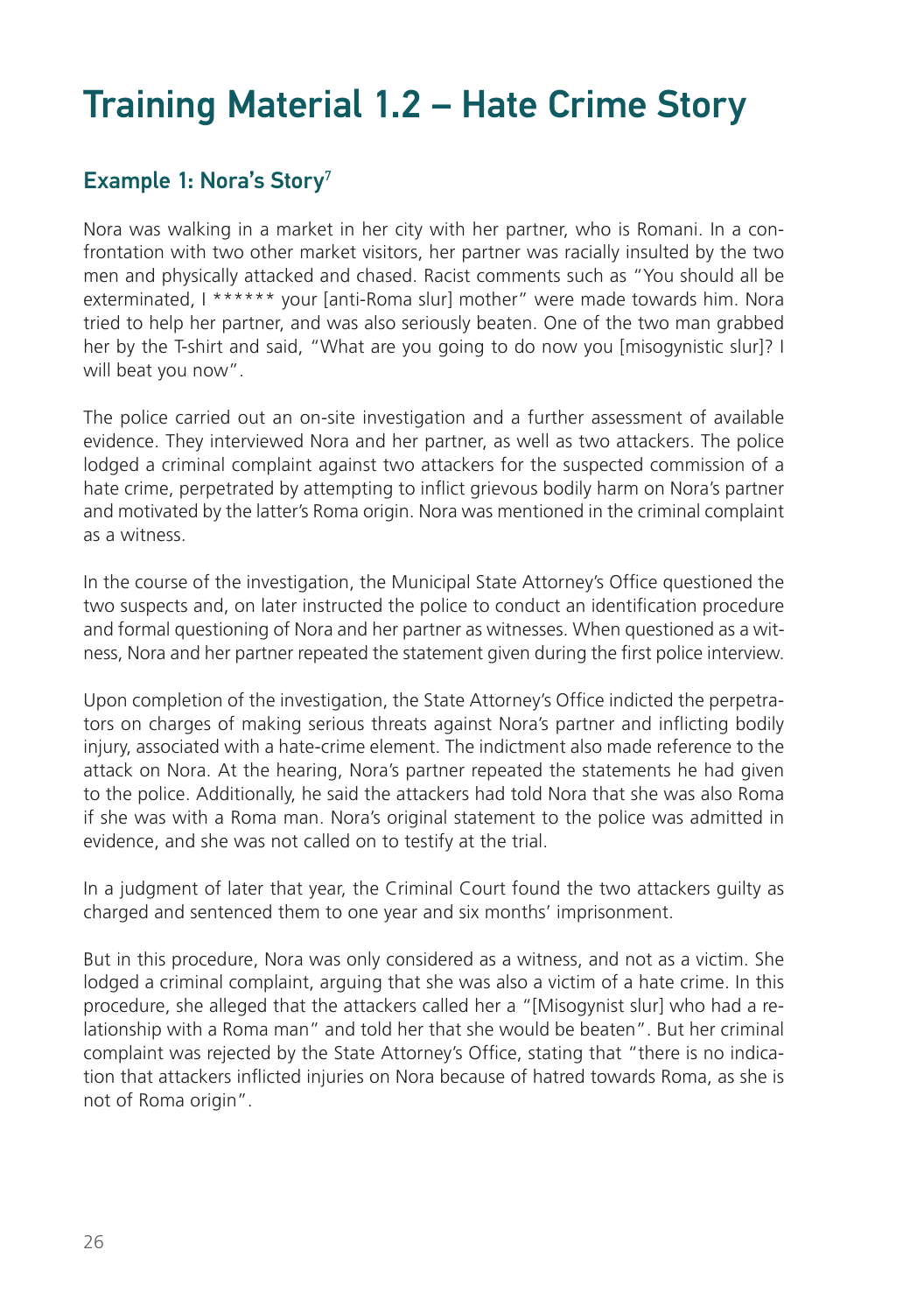# Training Material 1.2 – Hate Crime Story

## Example 1: Nora's Story[7]

Nora was walking in a market in her city with her partner, who is Romani. In a confrontation with two other market visitors, her partner was racially insulted by the two men and physically attacked and chased. Racist comments such as "You should all be exterminated, I ****** your [anti-Roma slur] mother" were made towards him. Nora tried to help her partner, and was also seriously beaten. One of the two man grabbed her by the T-shirt and said, "What are you going to do now you [misogynistic slur]? I will beat you now".

The police carried out an on-site investigation and a further assessment of available evidence. They interviewed Nora and her partner, as well as two attackers. The police lodged a criminal complaint against two attackers for the suspected commission of a hate crime, perpetrated by attempting to inflict grievous bodily harm on Nora's partner and motivated by the latter's Roma origin. Nora was mentioned in the criminal complaint as a witness.

In the course of the investigation, the Municipal State Attorney's Office questioned the two suspects and, on later instructed the police to conduct an identification procedure and formal questioning of Nora and her partner as witnesses. When questioned as a witness, Nora and her partner repeated the statement given during the first police interview.

Upon completion of the investigation, the State Attorney's Office indicted the perpetrators on charges of making serious threats against Nora's partner and inflicting bodily injury, associated with a hate-crime element. The indictment also made reference to the attack on Nora. At the hearing, Nora's partner repeated the statements he had given to the police. Additionally, he said the attackers had told Nora that she was also Roma if she was with a Roma man. Nora's original statement to the police was admitted in evidence, and she was not called on to testify at the trial.

In a judgment of later that year, the Criminal Court found the two attackers guilty as charged and sentenced them to one year and six months' imprisonment.

But in this procedure, Nora was only considered as a witness, and not as a victim. She lodged a criminal complaint, arguing that she was also a victim of a hate crime. In this procedure, she alleged that the attackers called her a "[Misogynist slur] who had a relationship with a Roma man" and told her that she would be beaten". But her criminal complaint was rejected by the State Attorney's Office, stating that "there is no indication that attackers inflicted injuries on Nora because of hatred towards Roma, as she is not of Roma origin".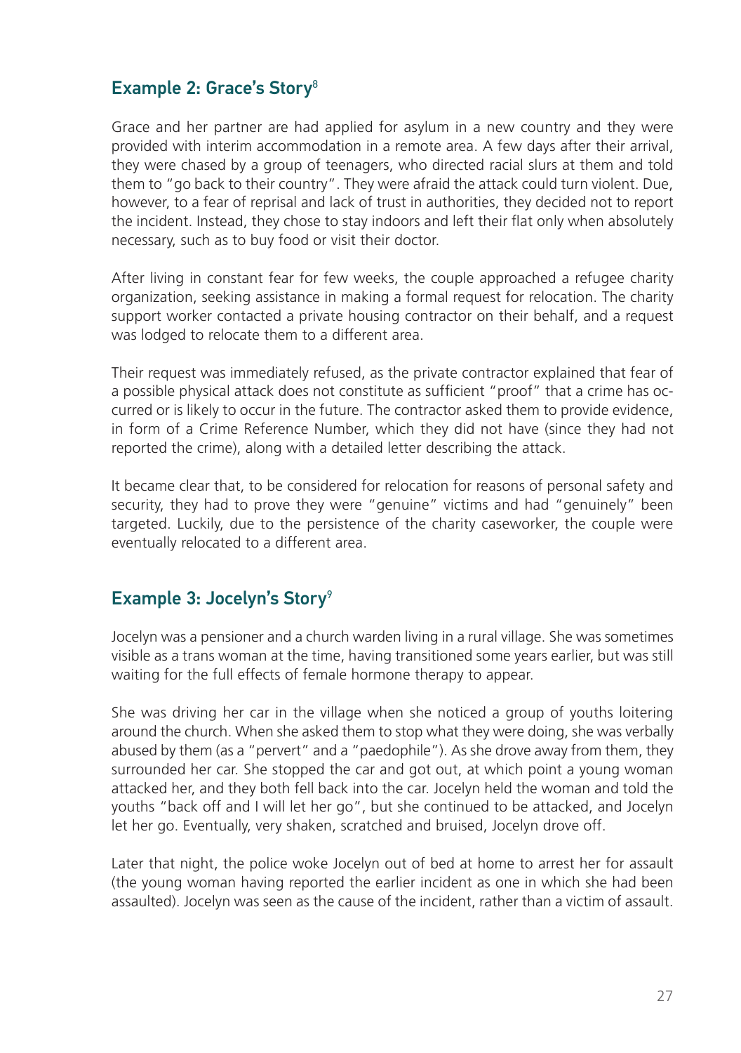## Example 2: Grace's Story[8]

Grace and her partner are had applied for asylum in a new country and they were provided with interim accommodation in a remote area. A few days after their arrival, they were chased by a group of teenagers, who directed racial slurs at them and told them to "go back to their country". They were afraid the attack could turn violent. Due, however, to a fear of reprisal and lack of trust in authorities, they decided not to report the incident. Instead, they chose to stay indoors and left their flat only when absolutely necessary, such as to buy food or visit their doctor.

After living in constant fear for few weeks, the couple approached a refugee charity organization, seeking assistance in making a formal request for relocation. The charity support worker contacted a private housing contractor on their behalf, and a request was lodged to relocate them to a different area.

Their request was immediately refused, as the private contractor explained that fear of a possible physical attack does not constitute as sufficient "proof" that a crime has occurred or is likely to occur in the future. The contractor asked them to provide evidence, in form of a Crime Reference Number, which they did not have (since they had not reported the crime), along with a detailed letter describing the attack.

It became clear that, to be considered for relocation for reasons of personal safety and security, they had to prove they were "genuine" victims and had "genuinely" been targeted. Luckily, due to the persistence of the charity caseworker, the couple were eventually relocated to a different area.

## Example 3: Jocelyn's Story[9]

Jocelyn was a pensioner and a church warden living in a rural village. She was sometimes visible as a trans woman at the time, having transitioned some years earlier, but was still waiting for the full effects of female hormone therapy to appear.

She was driving her car in the village when she noticed a group of youths loitering around the church. When she asked them to stop what they were doing, she was verbally abused by them (as a "pervert" and a "paedophile"). As she drove away from them, they surrounded her car. She stopped the car and got out, at which point a young woman attacked her, and they both fell back into the car. Jocelyn held the woman and told the youths "back off and I will let her go", but she continued to be attacked, and Jocelyn let her go. Eventually, very shaken, scratched and bruised, Jocelyn drove off.

Later that night, the police woke Jocelyn out of bed at home to arrest her for assault (the young woman having reported the earlier incident as one in which she had been assaulted). Jocelyn was seen as the cause of the incident, rather than a victim of assault.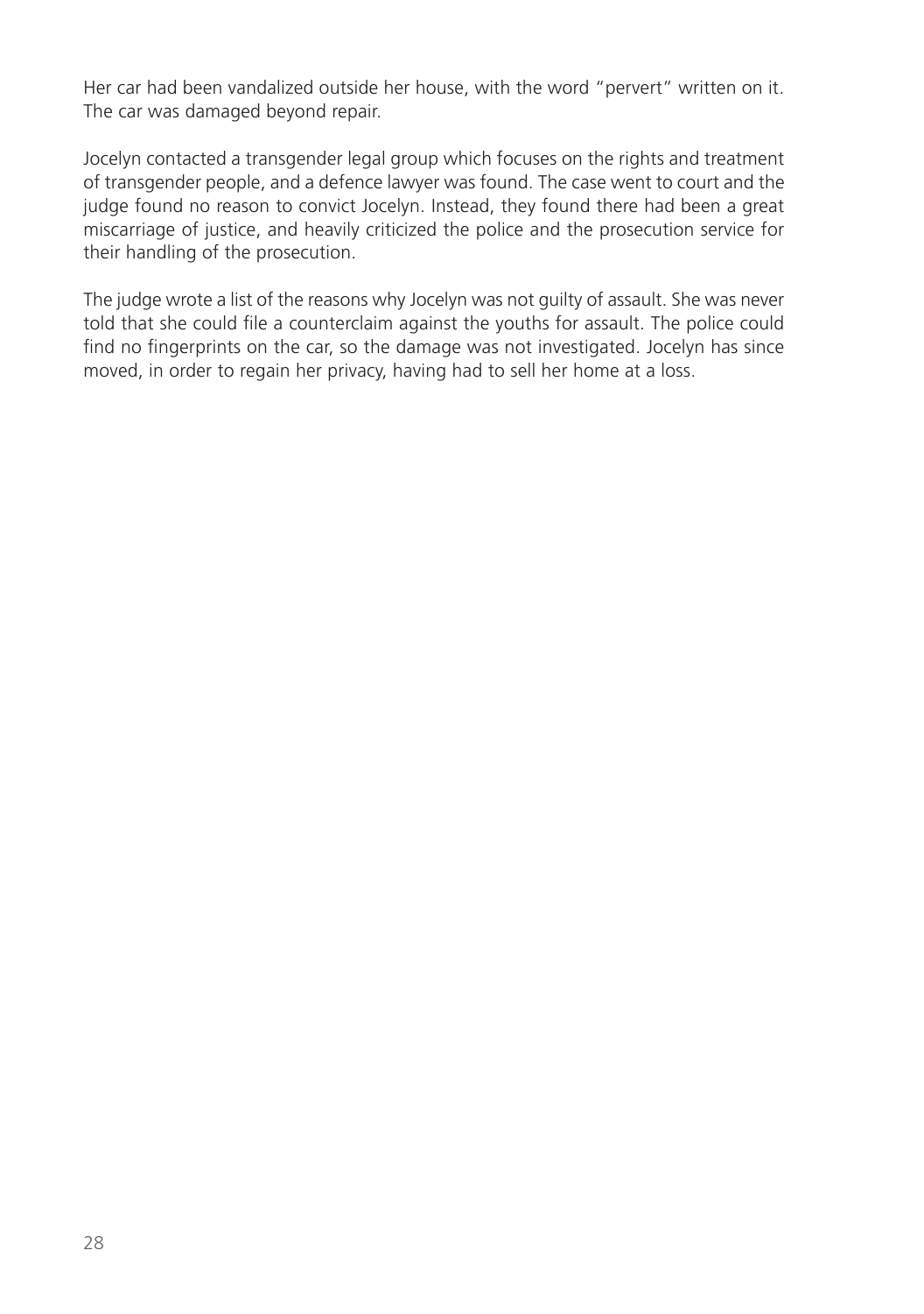Her car had been vandalized outside her house, with the word "pervert" written on it. The car was damaged beyond repair.

Jocelyn contacted a transgender legal group which focuses on the rights and treatment of transgender people, and a defence lawyer was found. The case went to court and the judge found no reason to convict Jocelyn. Instead, they found there had been a great miscarriage of justice, and heavily criticized the police and the prosecution service for their handling of the prosecution.

The judge wrote a list of the reasons why Jocelyn was not guilty of assault. She was never told that she could file a counterclaim against the youths for assault. The police could find no fingerprints on the car, so the damage was not investigated. Jocelyn has since moved, in order to regain her privacy, having had to sell her home at a loss.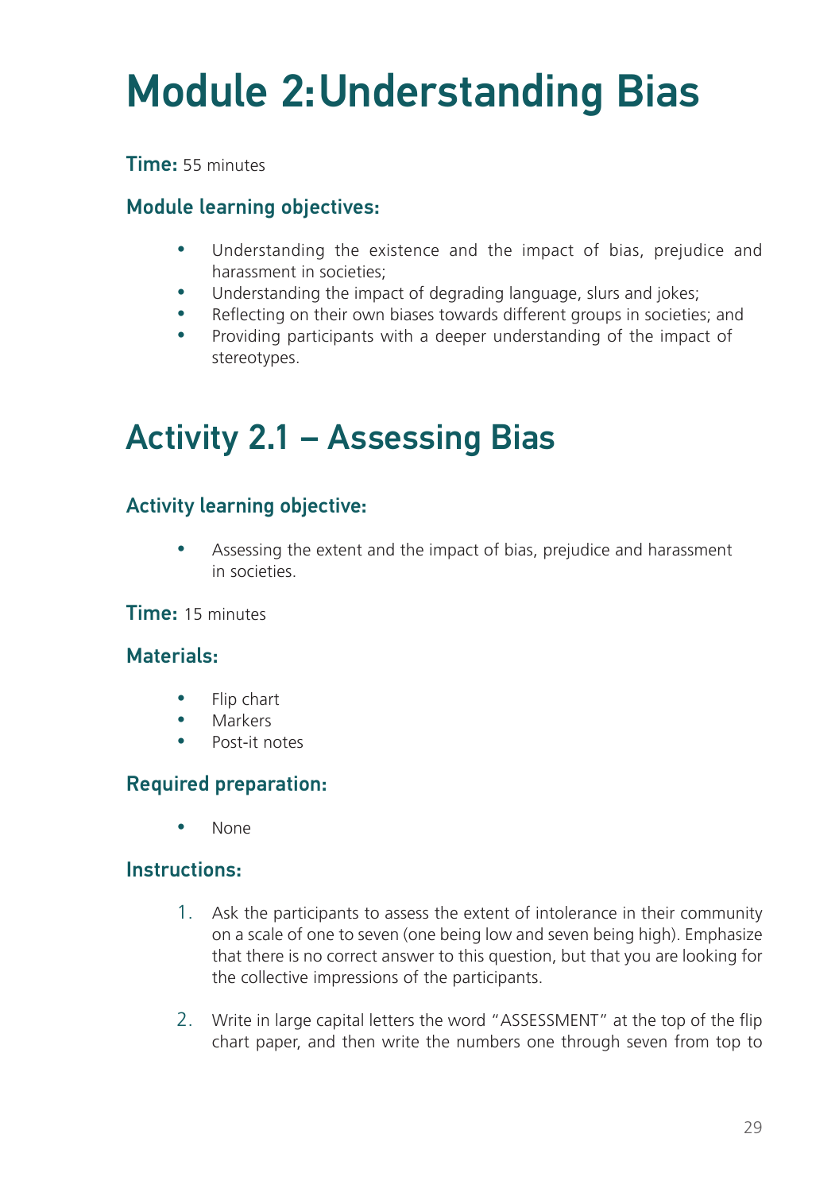# Module 2: Understanding Bias

**Time:** 55 minutes

### Module learning objectives:

- Understanding the existence and the impact of bias, prejudice and harassment in societies;
- Understanding the impact of degrading language, slurs and jokes;
- Reflecting on their own biases towards different groups in societies; and
- Providing participants with a deeper understanding of the impact of stereotypes.

## Activity 2.1 – Assessing Bias

### Activity learning objective:

- Assessing the extent and the impact of bias, prejudice and harassment in societies.

**Time:** 15 minutes

### Materials:

- Flip chart
- Markers
- Post-it notes

### Required preparation:

- None

### Instructions:

1. Ask the participants to assess the extent of intolerance in their community on a scale of one to seven (one being low and seven being high). Emphasize that there is no correct answer to this question, but that you are looking for the collective impressions of the participants.

2. Write in large capital letters the word "ASSESSMENT" at the top of the flip chart paper, and then write the numbers one through seven from top to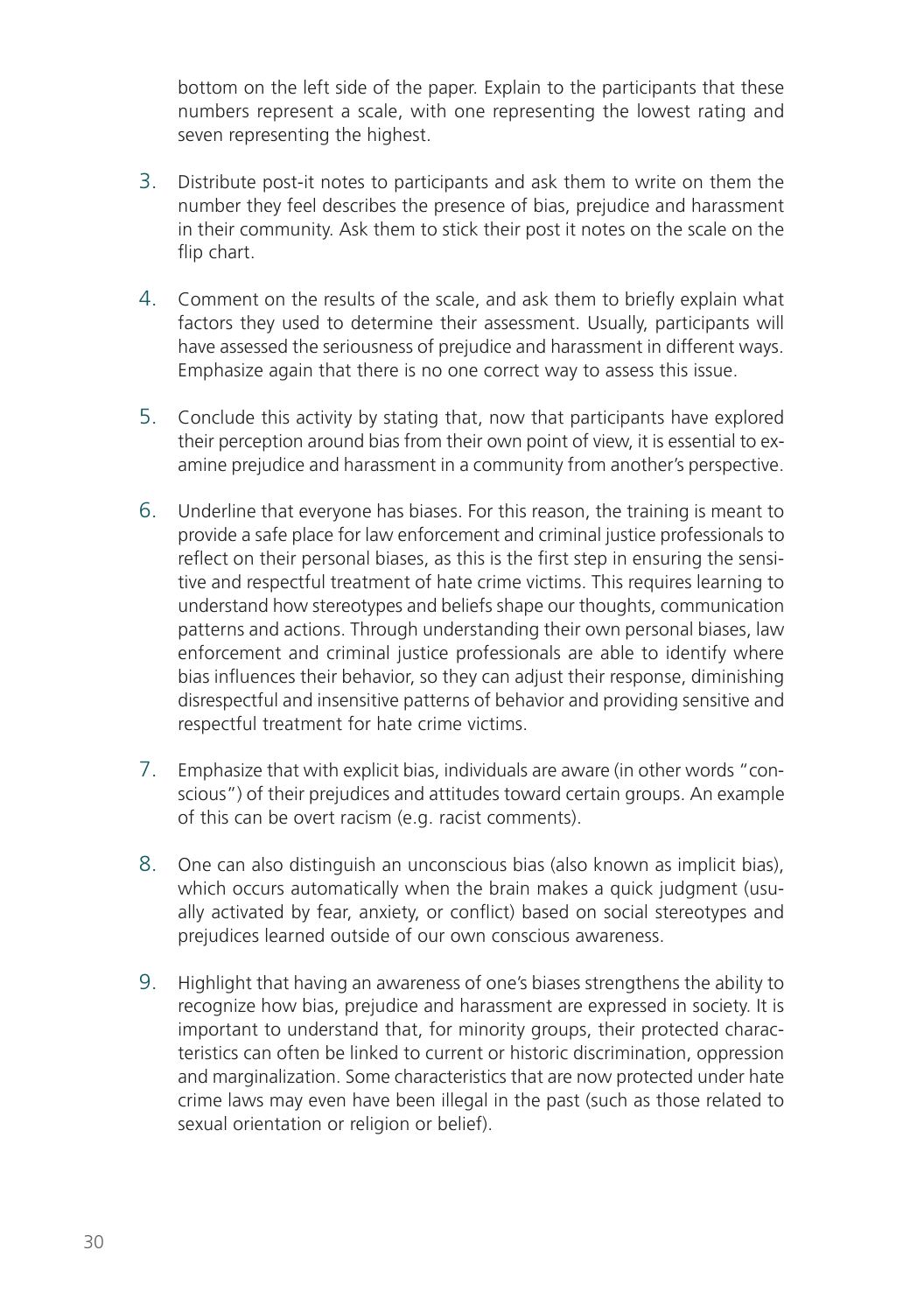bottom on the left side of the paper. Explain to the participants that these numbers represent a scale, with one representing the lowest rating and seven representing the highest.

3. Distribute post-it notes to participants and ask them to write on them the number they feel describes the presence of bias, prejudice and harassment in their community. Ask them to stick their post it notes on the scale on the flip chart.

4. Comment on the results of the scale, and ask them to briefly explain what factors they used to determine their assessment. Usually, participants will have assessed the seriousness of prejudice and harassment in different ways. Emphasize again that there is no one correct way to assess this issue.

5. Conclude this activity by stating that, now that participants have explored their perception around bias from their own point of view, it is essential to examine prejudice and harassment in a community from another's perspective.

6. Underline that everyone has biases. For this reason, the training is meant to provide a safe place for law enforcement and criminal justice professionals to reflect on their personal biases, as this is the first step in ensuring the sensitive and respectful treatment of hate crime victims. This requires learning to understand how stereotypes and beliefs shape our thoughts, communication patterns and actions. Through understanding their own personal biases, law enforcement and criminal justice professionals are able to identify where bias influences their behavior, so they can adjust their response, diminishing disrespectful and insensitive patterns of behavior and providing sensitive and respectful treatment for hate crime victims.

7. Emphasize that with explicit bias, individuals are aware (in other words "conscious") of their prejudices and attitudes toward certain groups. An example of this can be overt racism (e.g. racist comments).

8. One can also distinguish an unconscious bias (also known as implicit bias), which occurs automatically when the brain makes a quick judgment (usually activated by fear, anxiety, or conflict) based on social stereotypes and prejudices learned outside of our own conscious awareness.

9. Highlight that having an awareness of one's biases strengthens the ability to recognize how bias, prejudice and harassment are expressed in society. It is important to understand that, for minority groups, their protected characteristics can often be linked to current or historic discrimination, oppression and marginalization. Some characteristics that are now protected under hate crime laws may even have been illegal in the past (such as those related to sexual orientation or religion or belief).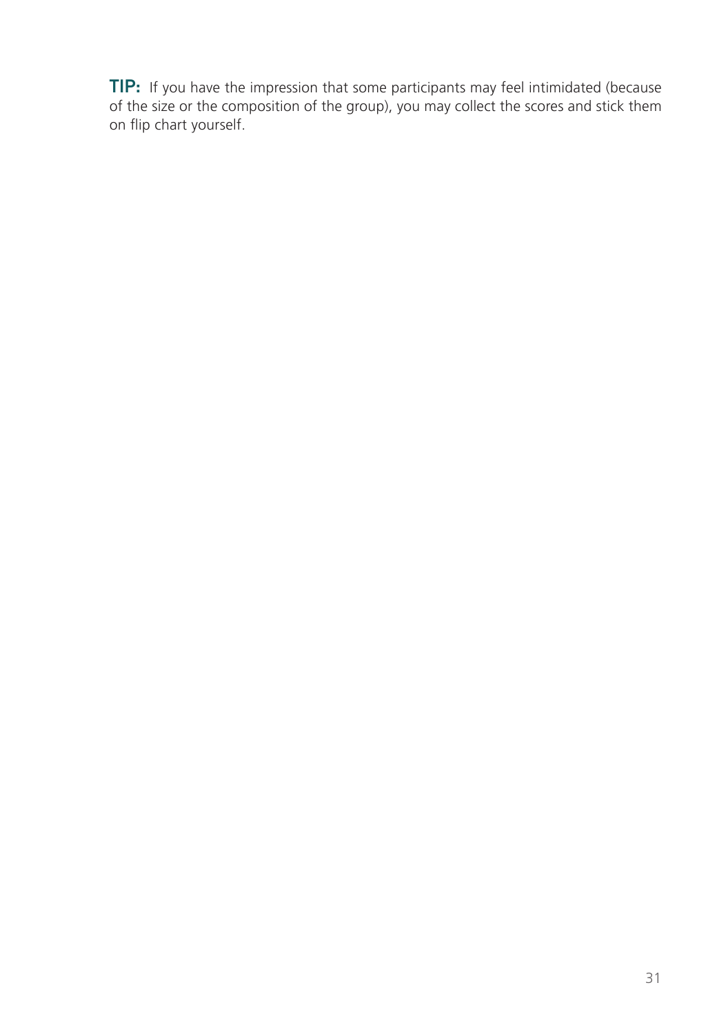**TIP:** If you have the impression that some participants may feel intimidated (because of the size or the composition of the group), you may collect the scores and stick them on flip chart yourself.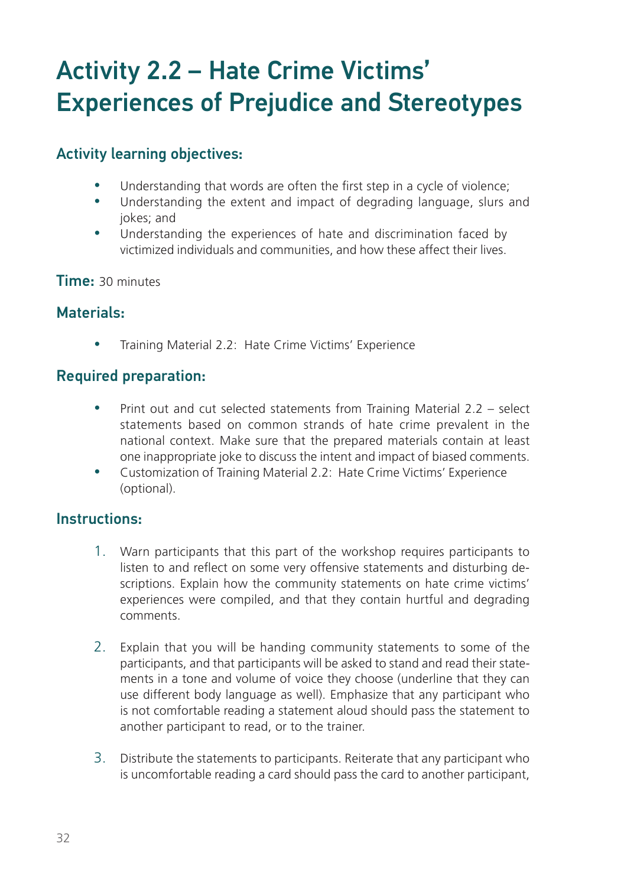# Activity 2.2 – Hate Crime Victims' Experiences of Prejudice and Stereotypes

### Activity learning objectives:

- Understanding that words are often the first step in a cycle of violence;
- Understanding the extent and impact of degrading language, slurs and jokes; and
- Understanding the experiences of hate and discrimination faced by victimized individuals and communities, and how these affect their lives.

**Time:** 30 minutes

### Materials:

- Training Material 2.2: Hate Crime Victims' Experience

### Required preparation:

- Print out and cut selected statements from Training Material 2.2 – select statements based on common strands of hate crime prevalent in the national context. Make sure that the prepared materials contain at least one inappropriate joke to discuss the intent and impact of biased comments.
- Customization of Training Material 2.2: Hate Crime Victims' Experience (optional).

### Instructions:

1. Warn participants that this part of the workshop requires participants to listen to and reflect on some very offensive statements and disturbing descriptions. Explain how the community statements on hate crime victims' experiences were compiled, and that they contain hurtful and degrading comments.

2. Explain that you will be handing community statements to some of the participants, and that participants will be asked to stand and read their statements in a tone and volume of voice they choose (underline that they can use different body language as well). Emphasize that any participant who is not comfortable reading a statement aloud should pass the statement to another participant to read, or to the trainer.

3. Distribute the statements to participants. Reiterate that any participant who is uncomfortable reading a card should pass the card to another participant,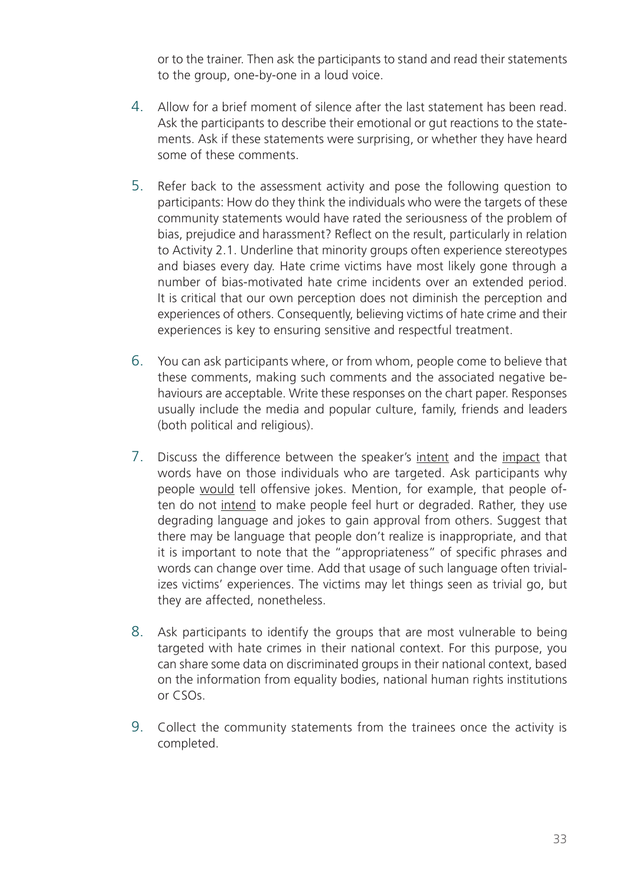or to the trainer. Then ask the participants to stand and read their statements to the group, one-by-one in a loud voice.

4. Allow for a brief moment of silence after the last statement has been read. Ask the participants to describe their emotional or gut reactions to the statements. Ask if these statements were surprising, or whether they have heard some of these comments.

5. Refer back to the assessment activity and pose the following question to participants: How do they think the individuals who were the targets of these community statements would have rated the seriousness of the problem of bias, prejudice and harassment? Reflect on the result, particularly in relation to Activity 2.1. Underline that minority groups often experience stereotypes and biases every day. Hate crime victims have most likely gone through a number of bias-motivated hate crime incidents over an extended period. It is critical that our own perception does not diminish the perception and experiences of others. Consequently, believing victims of hate crime and their experiences is key to ensuring sensitive and respectful treatment.

6. You can ask participants where, or from whom, people come to believe that these comments, making such comments and the associated negative behaviours are acceptable. Write these responses on the chart paper. Responses usually include the media and popular culture, family, friends and leaders (both political and religious).

7. Discuss the difference between the speaker's <u>intent</u> and the <u>impact</u> that words have on those individuals who are targeted. Ask participants why people <u>would</u> tell offensive jokes. Mention, for example, that people often do not <u>intend</u> to make people feel hurt or degraded. Rather, they use degrading language and jokes to gain approval from others. Suggest that there may be language that people don't realize is inappropriate, and that it is important to note that the "appropriateness" of specific phrases and words can change over time. Add that usage of such language often trivializes victims' experiences. The victims may let things seen as trivial go, but they are affected, nonetheless.

8. Ask participants to identify the groups that are most vulnerable to being targeted with hate crimes in their national context. For this purpose, you can share some data on discriminated groups in their national context, based on the information from equality bodies, national human rights institutions or CSOs.

9. Collect the community statements from the trainees once the activity is completed.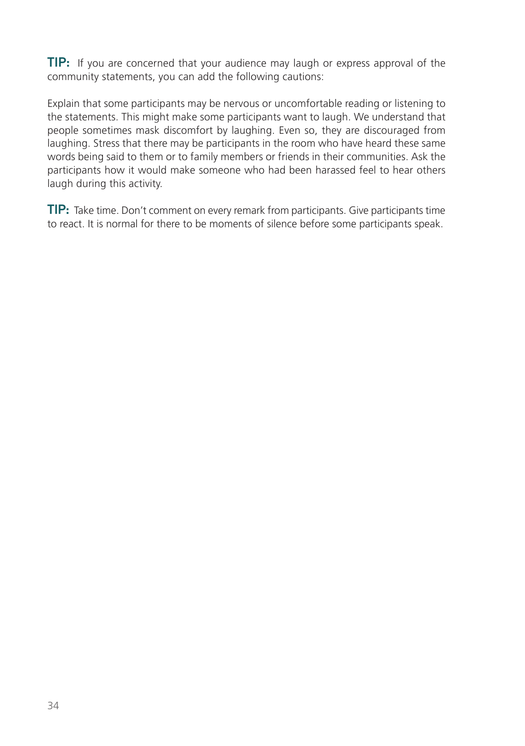**TIP:** If you are concerned that your audience may laugh or express approval of the community statements, you can add the following cautions:

Explain that some participants may be nervous or uncomfortable reading or listening to the statements. This might make some participants want to laugh. We understand that people sometimes mask discomfort by laughing. Even so, they are discouraged from laughing. Stress that there may be participants in the room who have heard these same words being said to them or to family members or friends in their communities. Ask the participants how it would make someone who had been harassed feel to hear others laugh during this activity.

**TIP:** Take time. Don't comment on every remark from participants. Give participants time to react. It is normal for there to be moments of silence before some participants speak.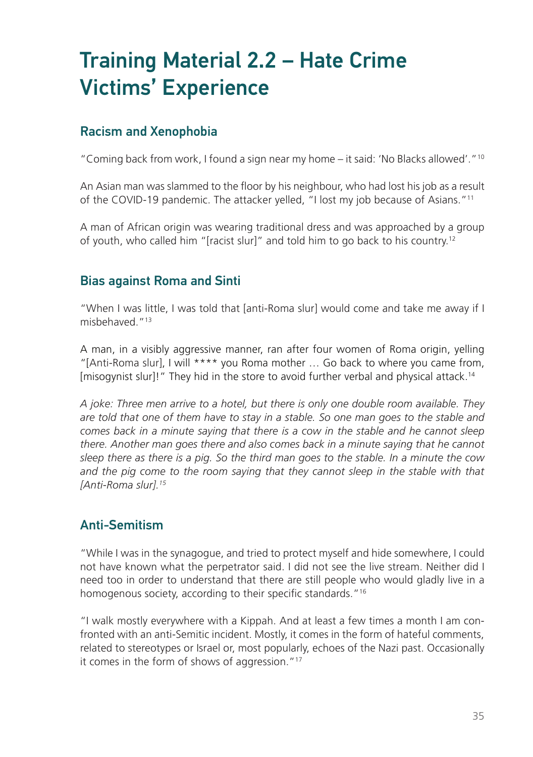# Training Material 2.2 – Hate Crime Victims' Experience

## Racism and Xenophobia

"Coming back from work, I found a sign near my home – it said: 'No Blacks allowed'."[10]

An Asian man was slammed to the floor by his neighbour, who had lost his job as a result of the COVID-19 pandemic. The attacker yelled, "I lost my job because of Asians."[11]

A man of African origin was wearing traditional dress and was approached by a group of youth, who called him "[racist slur]" and told him to go back to his country.[12]

## Bias against Roma and Sinti

"When I was little, I was told that [anti-Roma slur] would come and take me away if I misbehaved."[13]

A man, in a visibly aggressive manner, ran after four women of Roma origin, yelling "[Anti-Roma slur], I will **** you Roma mother … Go back to where you came from, [misogynist slur]!" They hid in the store to avoid further verbal and physical attack.[14]

*A joke: Three men arrive to a hotel, but there is only one double room available. They are told that one of them have to stay in a stable. So one man goes to the stable and comes back in a minute saying that there is a cow in the stable and he cannot sleep there. Another man goes there and also comes back in a minute saying that he cannot sleep there as there is a pig. So the third man goes to the stable. In a minute the cow and the pig come to the room saying that they cannot sleep in the stable with that [Anti-Roma slur].[15]*

## Anti-Semitism

"While I was in the synagogue, and tried to protect myself and hide somewhere, I could not have known what the perpetrator said. I did not see the live stream. Neither did I need too in order to understand that there are still people who would gladly live in a homogenous society, according to their specific standards."[16]

"I walk mostly everywhere with a Kippah. And at least a few times a month I am confronted with an anti-Semitic incident. Mostly, it comes in the form of hateful comments, related to stereotypes or Israel or, most popularly, echoes of the Nazi past. Occasionally it comes in the form of shows of aggression."[17]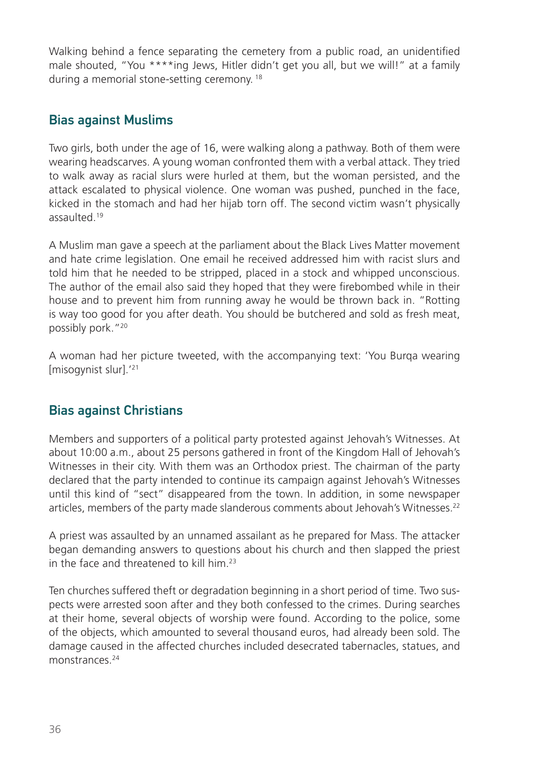Walking behind a fence separating the cemetery from a public road, an unidentified male shouted, "You ****ing Jews, Hitler didn't get you all, but we will!" at a family during a memorial stone-setting ceremony. [18]

## Bias against Muslims

Two girls, both under the age of 16, were walking along a pathway. Both of them were wearing headscarves. A young woman confronted them with a verbal attack. They tried to walk away as racial slurs were hurled at them, but the woman persisted, and the attack escalated to physical violence. One woman was pushed, punched in the face, kicked in the stomach and had her hijab torn off. The second victim wasn't physically assaulted.[19]

A Muslim man gave a speech at the parliament about the Black Lives Matter movement and hate crime legislation. One email he received addressed him with racist slurs and told him that he needed to be stripped, placed in a stock and whipped unconscious. The author of the email also said they hoped that they were firebombed while in their house and to prevent him from running away he would be thrown back in. "Rotting is way too good for you after death. You should be butchered and sold as fresh meat, possibly pork."[20]

A woman had her picture tweeted, with the accompanying text: 'You Burqa wearing [misogynist slur].'[21]

## Bias against Christians

Members and supporters of a political party protested against Jehovah's Witnesses. At about 10:00 a.m., about 25 persons gathered in front of the Kingdom Hall of Jehovah's Witnesses in their city. With them was an Orthodox priest. The chairman of the party declared that the party intended to continue its campaign against Jehovah's Witnesses until this kind of "sect" disappeared from the town. In addition, in some newspaper articles, members of the party made slanderous comments about Jehovah's Witnesses.[22]

A priest was assaulted by an unnamed assailant as he prepared for Mass. The attacker began demanding answers to questions about his church and then slapped the priest in the face and threatened to kill him.[23]

Ten churches suffered theft or degradation beginning in a short period of time. Two suspects were arrested soon after and they both confessed to the crimes. During searches at their home, several objects of worship were found. According to the police, some of the objects, which amounted to several thousand euros, had already been sold. The damage caused in the affected churches included desecrated tabernacles, statues, and monstrances.[24]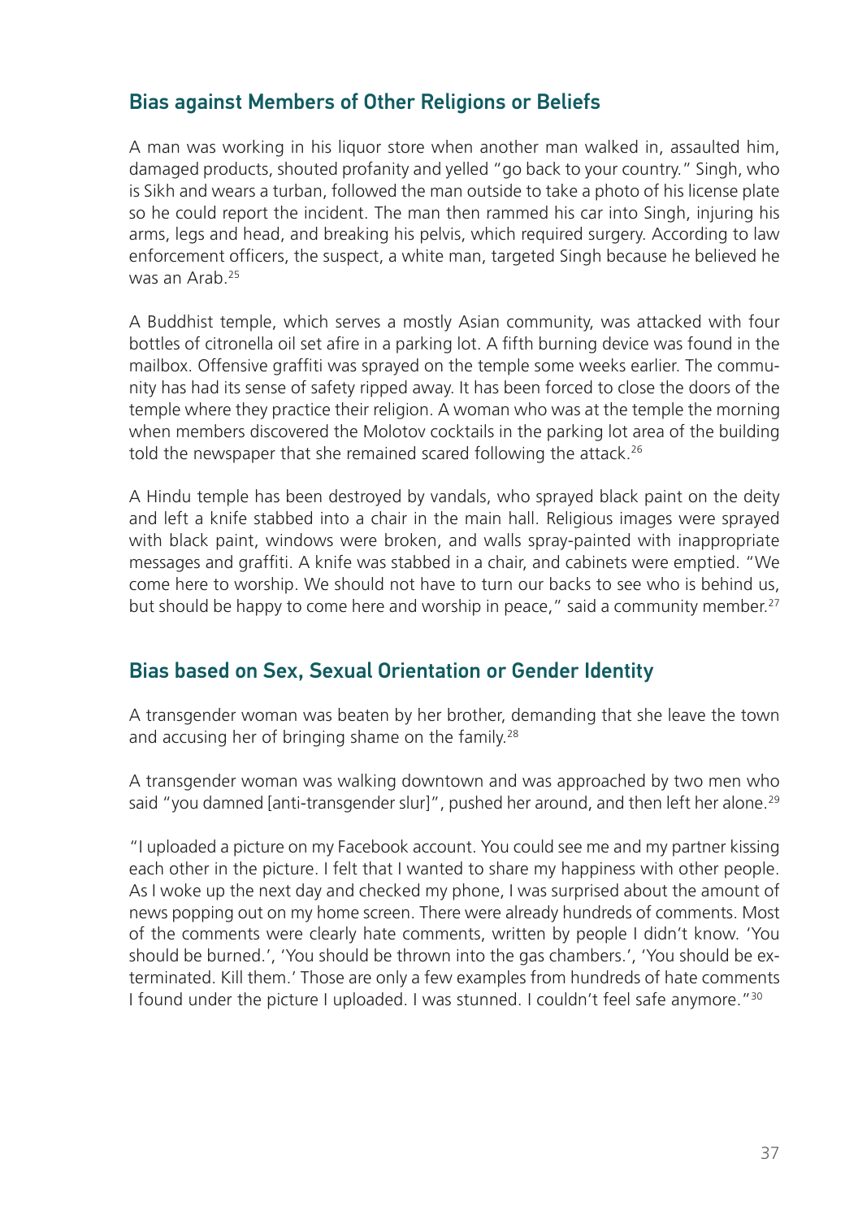## Bias against Members of Other Religions or Beliefs

A man was working in his liquor store when another man walked in, assaulted him, damaged products, shouted profanity and yelled "go back to your country." Singh, who is Sikh and wears a turban, followed the man outside to take a photo of his license plate so he could report the incident. The man then rammed his car into Singh, injuring his arms, legs and head, and breaking his pelvis, which required surgery. According to law enforcement officers, the suspect, a white man, targeted Singh because he believed he was an Arab.[25]

A Buddhist temple, which serves a mostly Asian community, was attacked with four bottles of citronella oil set afire in a parking lot. A fifth burning device was found in the mailbox. Offensive graffiti was sprayed on the temple some weeks earlier. The community has had its sense of safety ripped away. It has been forced to close the doors of the temple where they practice their religion. A woman who was at the temple the morning when members discovered the Molotov cocktails in the parking lot area of the building told the newspaper that she remained scared following the attack.[26]

A Hindu temple has been destroyed by vandals, who sprayed black paint on the deity and left a knife stabbed into a chair in the main hall. Religious images were sprayed with black paint, windows were broken, and walls spray-painted with inappropriate messages and graffiti. A knife was stabbed in a chair, and cabinets were emptied. "We come here to worship. We should not have to turn our backs to see who is behind us, but should be happy to come here and worship in peace," said a community member.[27]

## Bias based on Sex, Sexual Orientation or Gender Identity

A transgender woman was beaten by her brother, demanding that she leave the town and accusing her of bringing shame on the family.[28]

A transgender woman was walking downtown and was approached by two men who said "you damned [anti-transgender slur]", pushed her around, and then left her alone.[29]

"I uploaded a picture on my Facebook account. You could see me and my partner kissing each other in the picture. I felt that I wanted to share my happiness with other people. As I woke up the next day and checked my phone, I was surprised about the amount of news popping out on my home screen. There were already hundreds of comments. Most of the comments were clearly hate comments, written by people I didn't know. 'You should be burned.', 'You should be thrown into the gas chambers.', 'You should be exterminated. Kill them.' Those are only a few examples from hundreds of hate comments I found under the picture I uploaded. I was stunned. I couldn't feel safe anymore."[30]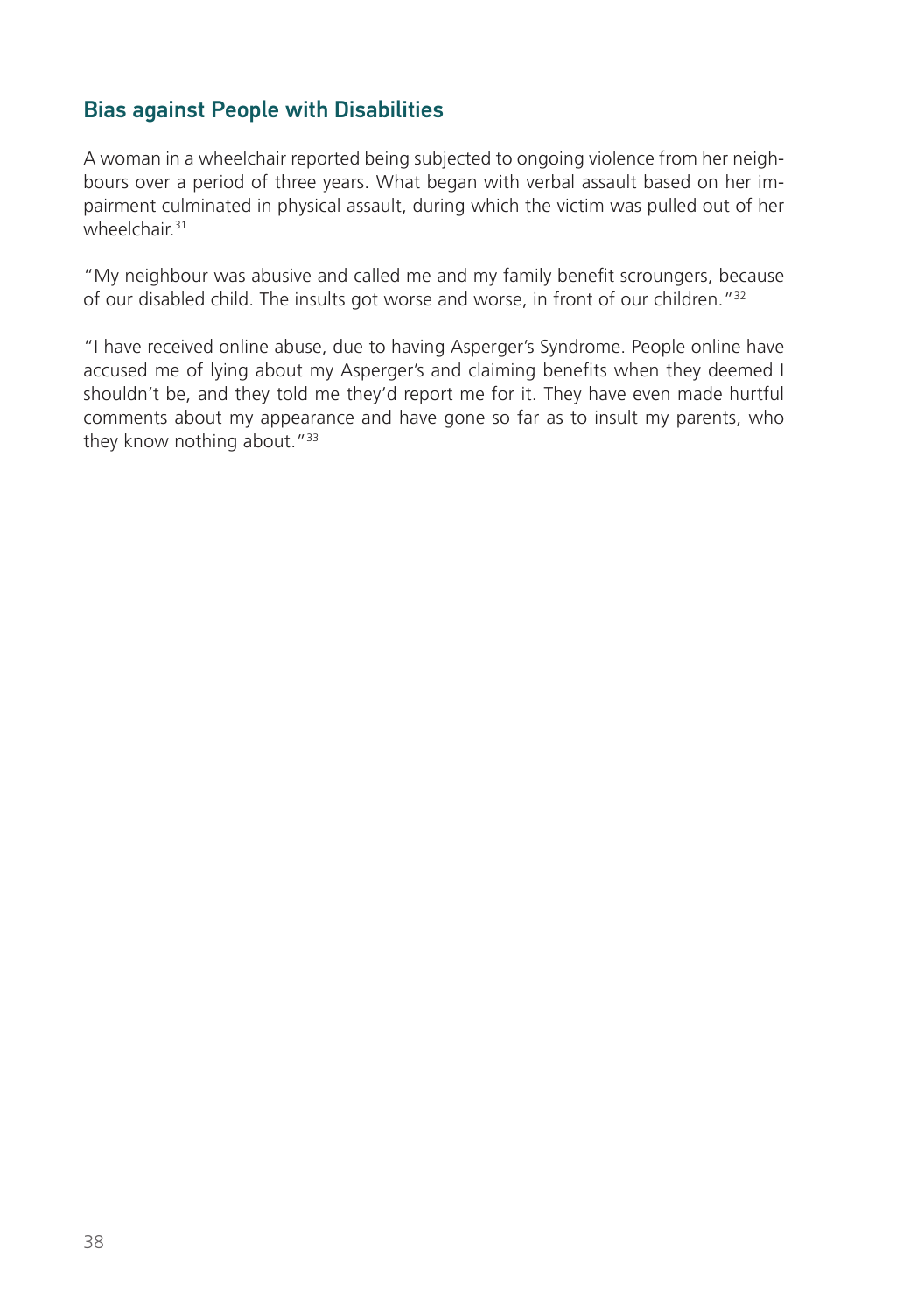## Bias against People with Disabilities

A woman in a wheelchair reported being subjected to ongoing violence from her neighbours over a period of three years. What began with verbal assault based on her impairment culminated in physical assault, during which the victim was pulled out of her wheelchair.[31]

"My neighbour was abusive and called me and my family benefit scroungers, because of our disabled child. The insults got worse and worse, in front of our children."[32]

"I have received online abuse, due to having Asperger's Syndrome. People online have accused me of lying about my Asperger's and claiming benefits when they deemed I shouldn't be, and they told me they'd report me for it. They have even made hurtful comments about my appearance and have gone so far as to insult my parents, who they know nothing about."[33]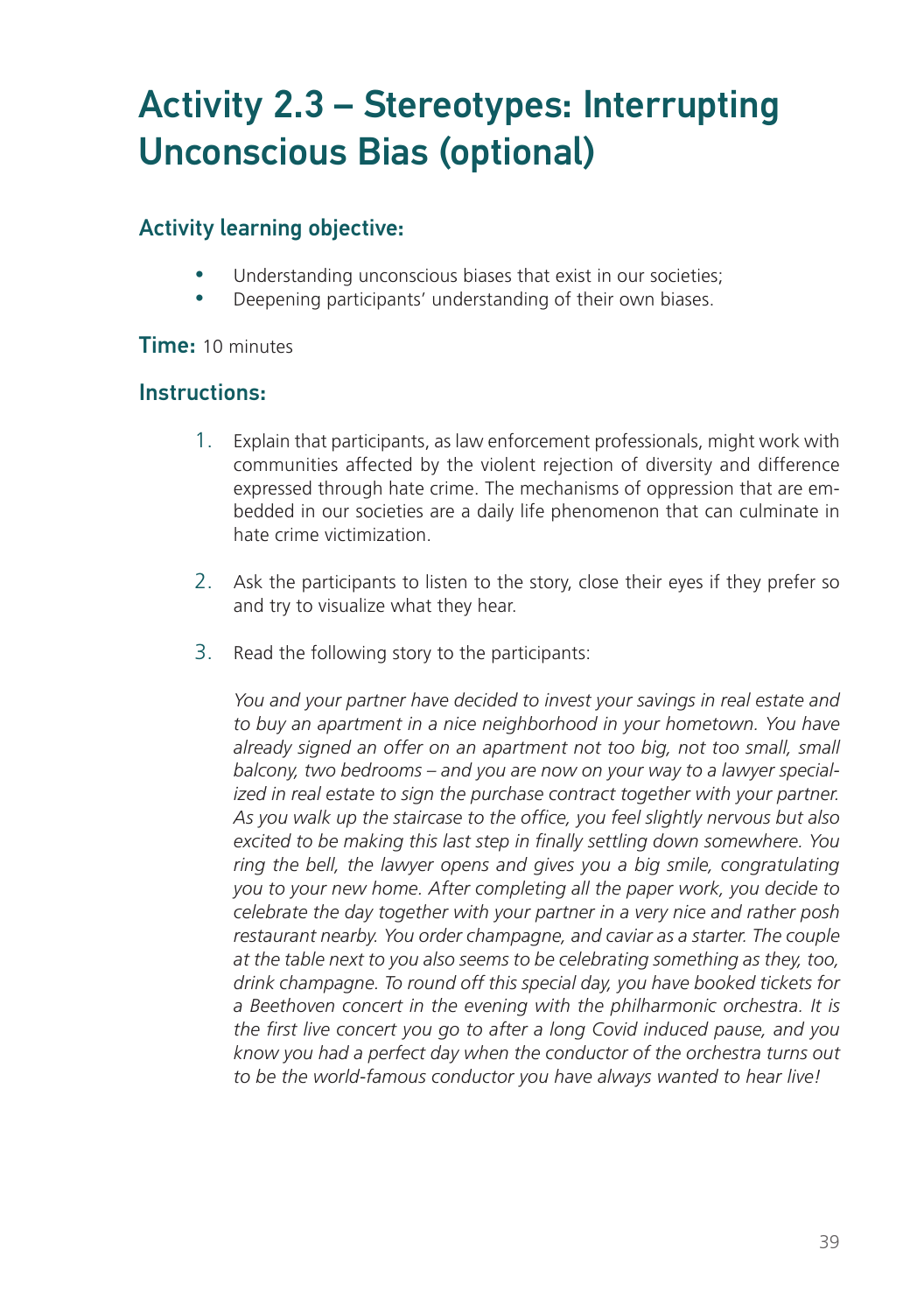# Activity 2.3 – Stereotypes: Interrupting Unconscious Bias (optional)

## Activity learning objective:

- Understanding unconscious biases that exist in our societies;
- Deepening participants' understanding of their own biases.

**Time:** 10 minutes

## Instructions:

1. Explain that participants, as law enforcement professionals, might work with communities affected by the violent rejection of diversity and difference expressed through hate crime. The mechanisms of oppression that are embedded in our societies are a daily life phenomenon that can culminate in hate crime victimization.

2. Ask the participants to listen to the story, close their eyes if they prefer so and try to visualize what they hear.

3. Read the following story to the participants:

   *You and your partner have decided to invest your savings in real estate and to buy an apartment in a nice neighborhood in your hometown. You have already signed an offer on an apartment not too big, not too small, small balcony, two bedrooms – and you are now on your way to a lawyer specialized in real estate to sign the purchase contract together with your partner. As you walk up the staircase to the office, you feel slightly nervous but also excited to be making this last step in finally settling down somewhere. You ring the bell, the lawyer opens and gives you a big smile, congratulating you to your new home. After completing all the paper work, you decide to celebrate the day together with your partner in a very nice and rather posh restaurant nearby. You order champagne, and caviar as a starter. The couple at the table next to you also seems to be celebrating something as they, too, drink champagne. To round off this special day, you have booked tickets for a Beethoven concert in the evening with the philharmonic orchestra. It is the first live concert you go to after a long Covid induced pause, and you know you had a perfect day when the conductor of the orchestra turns out to be the world-famous conductor you have always wanted to hear live!*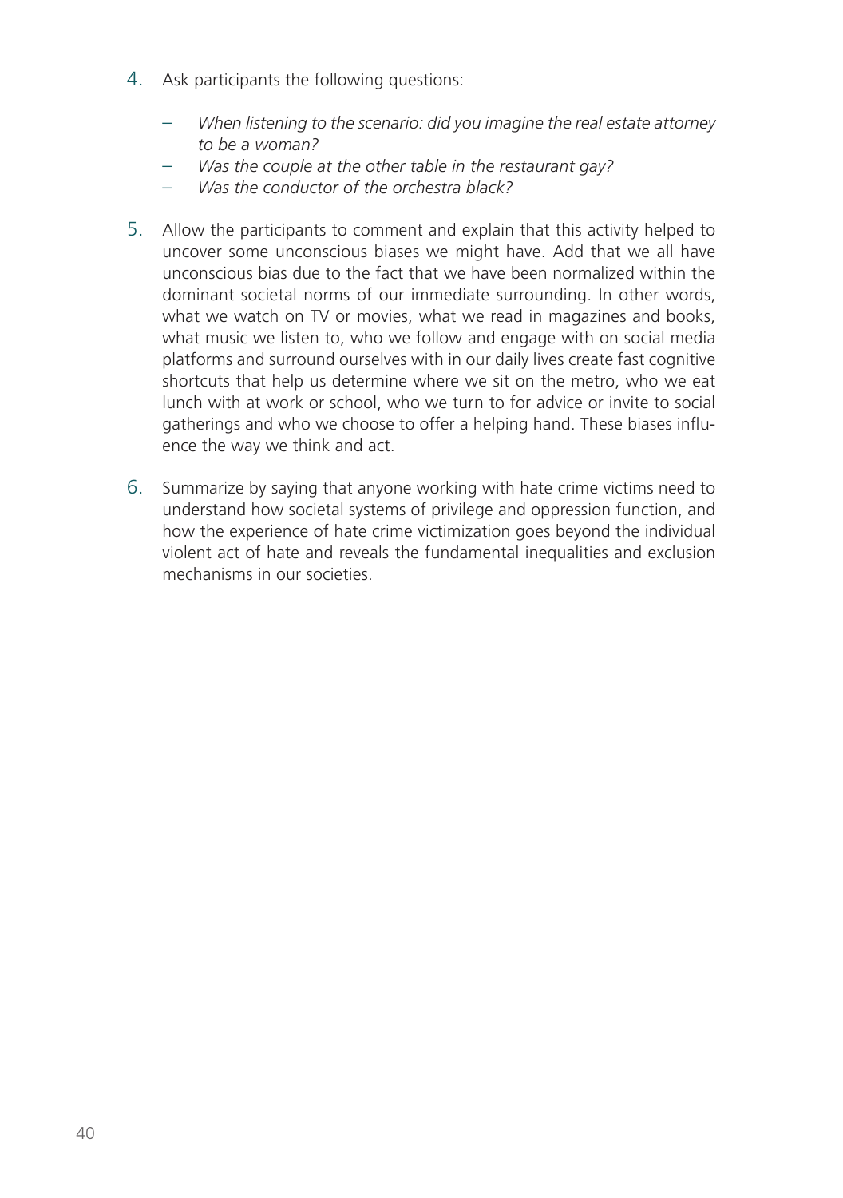4. Ask participants the following questions:

   - *When listening to the scenario: did you imagine the real estate attorney to be a woman?*
   - *Was the couple at the other table in the restaurant gay?*
   - *Was the conductor of the orchestra black?*

5. Allow the participants to comment and explain that this activity helped to uncover some unconscious biases we might have. Add that we all have unconscious bias due to the fact that we have been normalized within the dominant societal norms of our immediate surrounding. In other words, what we watch on TV or movies, what we read in magazines and books, what music we listen to, who we follow and engage with on social media platforms and surround ourselves with in our daily lives create fast cognitive shortcuts that help us determine where we sit on the metro, who we eat lunch with at work or school, who we turn to for advice or invite to social gatherings and who we choose to offer a helping hand. These biases influence the way we think and act.

6. Summarize by saying that anyone working with hate crime victims need to understand how societal systems of privilege and oppression function, and how the experience of hate crime victimization goes beyond the individual violent act of hate and reveals the fundamental inequalities and exclusion mechanisms in our societies.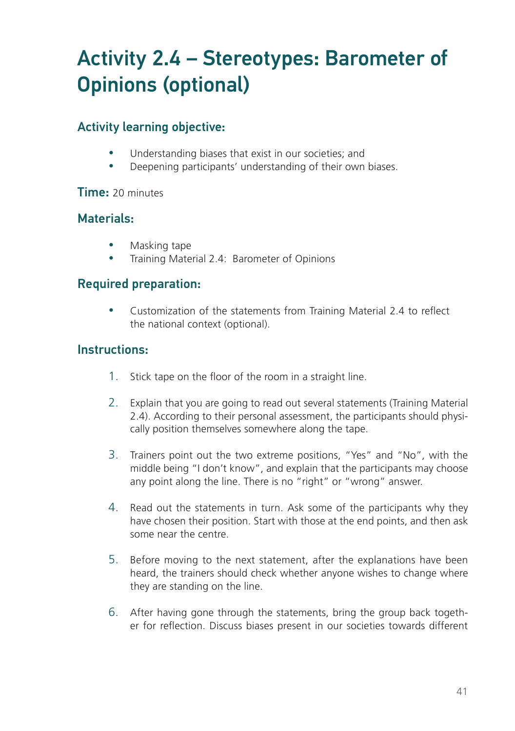# Activity 2.4 – Stereotypes: Barometer of Opinions (optional)

### Activity learning objective:

- Understanding biases that exist in our societies; and
- Deepening participants' understanding of their own biases.

### Time: 20 minutes

### Materials:

- Masking tape
- Training Material 2.4: Barometer of Opinions

### Required preparation:

- Customization of the statements from Training Material 2.4 to reflect the national context (optional).

### Instructions:

1. Stick tape on the floor of the room in a straight line.
2. Explain that you are going to read out several statements (Training Material 2.4). According to their personal assessment, the participants should physically position themselves somewhere along the tape.
3. Trainers point out the two extreme positions, "Yes" and "No", with the middle being "I don't know", and explain that the participants may choose any point along the line. There is no "right" or "wrong" answer.
4. Read out the statements in turn. Ask some of the participants why they have chosen their position. Start with those at the end points, and then ask some near the centre.
5. Before moving to the next statement, after the explanations have been heard, the trainers should check whether anyone wishes to change where they are standing on the line.
6. After having gone through the statements, bring the group back together for reflection. Discuss biases present in our societies towards different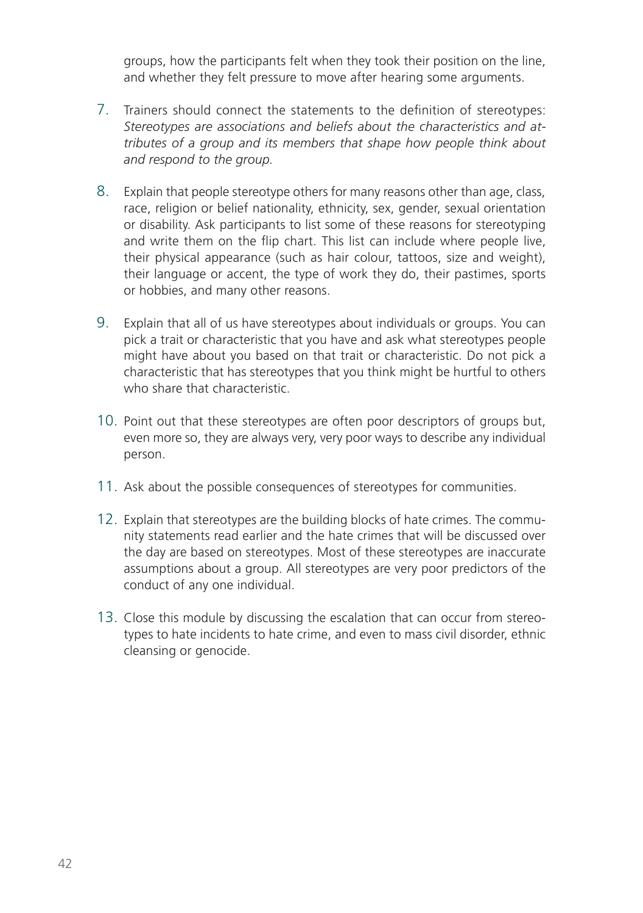groups, how the participants felt when they took their position on the line, and whether they felt pressure to move after hearing some arguments.

7. Trainers should connect the statements to the definition of stereotypes: *Stereotypes are associations and beliefs about the characteristics and attributes of a group and its members that shape how people think about and respond to the group.*

8. Explain that people stereotype others for many reasons other than age, class, race, religion or belief nationality, ethnicity, sex, gender, sexual orientation or disability. Ask participants to list some of these reasons for stereotyping and write them on the flip chart. This list can include where people live, their physical appearance (such as hair colour, tattoos, size and weight), their language or accent, the type of work they do, their pastimes, sports or hobbies, and many other reasons.

9. Explain that all of us have stereotypes about individuals or groups. You can pick a trait or characteristic that you have and ask what stereotypes people might have about you based on that trait or characteristic. Do not pick a characteristic that has stereotypes that you think might be hurtful to others who share that characteristic.

10. Point out that these stereotypes are often poor descriptors of groups but, even more so, they are always very, very poor ways to describe any individual person.

11. Ask about the possible consequences of stereotypes for communities.

12. Explain that stereotypes are the building blocks of hate crimes. The community statements read earlier and the hate crimes that will be discussed over the day are based on stereotypes. Most of these stereotypes are inaccurate assumptions about a group. All stereotypes are very poor predictors of the conduct of any one individual.

13. Close this module by discussing the escalation that can occur from stereotypes to hate incidents to hate crime, and even to mass civil disorder, ethnic cleansing or genocide.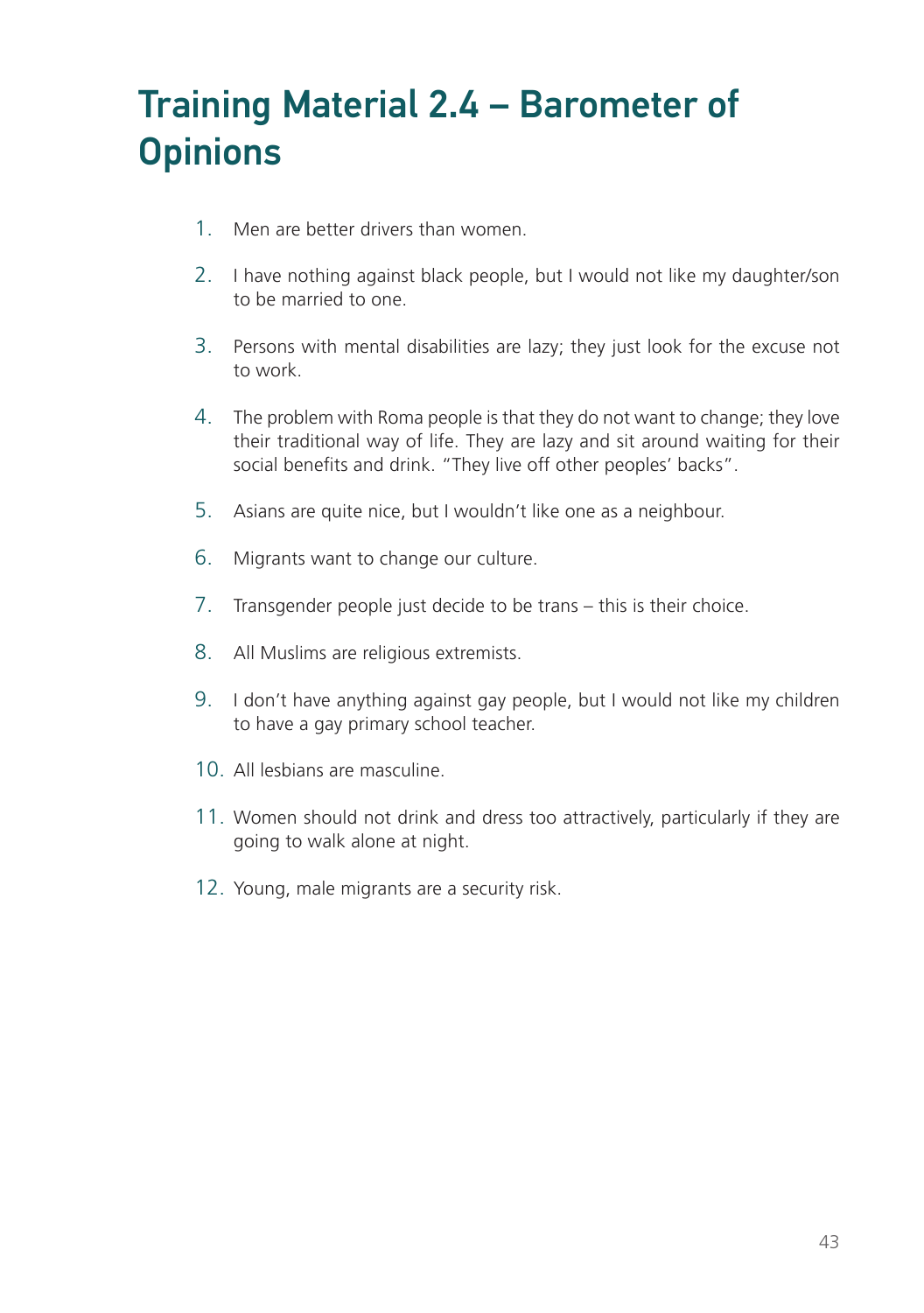# Training Material 2.4 – Barometer of Opinions

1. Men are better drivers than women.
2. I have nothing against black people, but I would not like my daughter/son to be married to one.
3. Persons with mental disabilities are lazy; they just look for the excuse not to work.
4. The problem with Roma people is that they do not want to change; they love their traditional way of life. They are lazy and sit around waiting for their social benefits and drink. "They live off other peoples' backs".
5. Asians are quite nice, but I wouldn't like one as a neighbour.
6. Migrants want to change our culture.
7. Transgender people just decide to be trans – this is their choice.
8. All Muslims are religious extremists.
9. I don't have anything against gay people, but I would not like my children to have a gay primary school teacher.
10. All lesbians are masculine.
11. Women should not drink and dress too attractively, particularly if they are going to walk alone at night.
12. Young, male migrants are a security risk.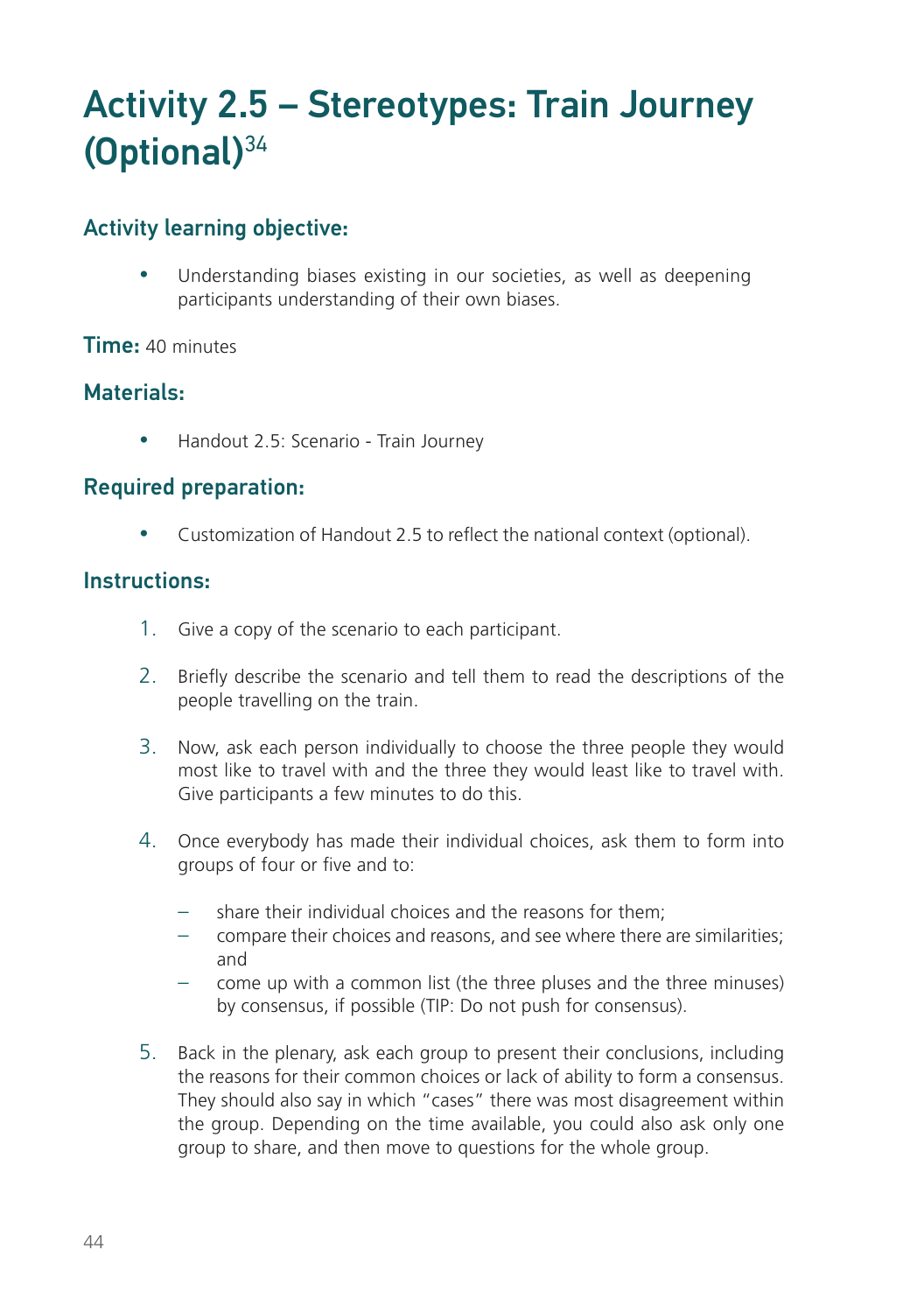# Activity 2.5 – Stereotypes: Train Journey (Optional)[34]

## Activity learning objective:

- Understanding biases existing in our societies, as well as deepening participants understanding of their own biases.

**Time:** 40 minutes

## Materials:

- Handout 2.5: Scenario - Train Journey

## Required preparation:

- Customization of Handout 2.5 to reflect the national context (optional).

## Instructions:

1. Give a copy of the scenario to each participant.

2. Briefly describe the scenario and tell them to read the descriptions of the people travelling on the train.

3. Now, ask each person individually to choose the three people they would most like to travel with and the three they would least like to travel with. Give participants a few minutes to do this.

4. Once everybody has made their individual choices, ask them to form into groups of four or five and to:

   – share their individual choices and the reasons for them;
   – compare their choices and reasons, and see where there are similarities; and
   – come up with a common list (the three pluses and the three minuses) by consensus, if possible (TIP: Do not push for consensus).

5. Back in the plenary, ask each group to present their conclusions, including the reasons for their common choices or lack of ability to form a consensus. They should also say in which "cases" there was most disagreement within the group. Depending on the time available, you could also ask only one group to share, and then move to questions for the whole group.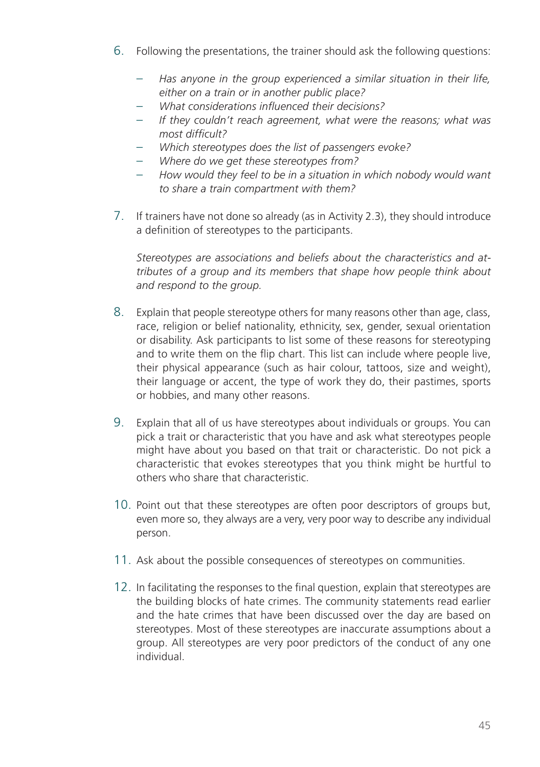6. Following the presentations, the trainer should ask the following questions:

   – *Has anyone in the group experienced a similar situation in their life, either on a train or in another public place?*
   – *What considerations influenced their decisions?*
   – *If they couldn't reach agreement, what were the reasons; what was most difficult?*
   – *Which stereotypes does the list of passengers evoke?*
   – *Where do we get these stereotypes from?*
   – *How would they feel to be in a situation in which nobody would want to share a train compartment with them?*

7. If trainers have not done so already (as in Activity 2.3), they should introduce a definition of stereotypes to the participants.

   *Stereotypes are associations and beliefs about the characteristics and attributes of a group and its members that shape how people think about and respond to the group.*

8. Explain that people stereotype others for many reasons other than age, class, race, religion or belief nationality, ethnicity, sex, gender, sexual orientation or disability. Ask participants to list some of these reasons for stereotyping and to write them on the flip chart. This list can include where people live, their physical appearance (such as hair colour, tattoos, size and weight), their language or accent, the type of work they do, their pastimes, sports or hobbies, and many other reasons.

9. Explain that all of us have stereotypes about individuals or groups. You can pick a trait or characteristic that you have and ask what stereotypes people might have about you based on that trait or characteristic. Do not pick a characteristic that evokes stereotypes that you think might be hurtful to others who share that characteristic.

10. Point out that these stereotypes are often poor descriptors of groups but, even more so, they always are a very, very poor way to describe any individual person.

11. Ask about the possible consequences of stereotypes on communities.

12. In facilitating the responses to the final question, explain that stereotypes are the building blocks of hate crimes. The community statements read earlier and the hate crimes that have been discussed over the day are based on stereotypes. Most of these stereotypes are inaccurate assumptions about a group. All stereotypes are very poor predictors of the conduct of any one individual.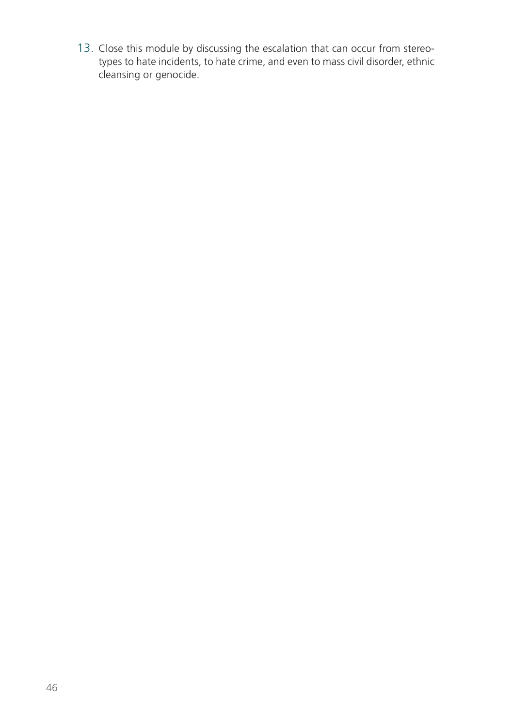13. Close this module by discussing the escalation that can occur from stereotypes to hate incidents, to hate crime, and even to mass civil disorder, ethnic cleansing or genocide.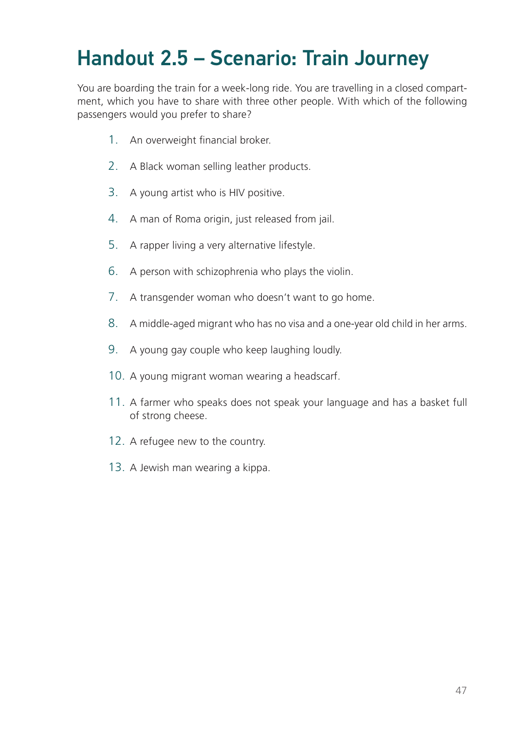# Handout 2.5 – Scenario: Train Journey

You are boarding the train for a week-long ride. You are travelling in a closed compartment, which you have to share with three other people. With which of the following passengers would you prefer to share?

1. An overweight financial broker.
2. A Black woman selling leather products.
3. A young artist who is HIV positive.
4. A man of Roma origin, just released from jail.
5. A rapper living a very alternative lifestyle.
6. A person with schizophrenia who plays the violin.
7. A transgender woman who doesn't want to go home.
8. A middle-aged migrant who has no visa and a one-year old child in her arms.
9. A young gay couple who keep laughing loudly.
10. A young migrant woman wearing a headscarf.
11. A farmer who speaks does not speak your language and has a basket full of strong cheese.
12. A refugee new to the country.
13. A Jewish man wearing a kippa.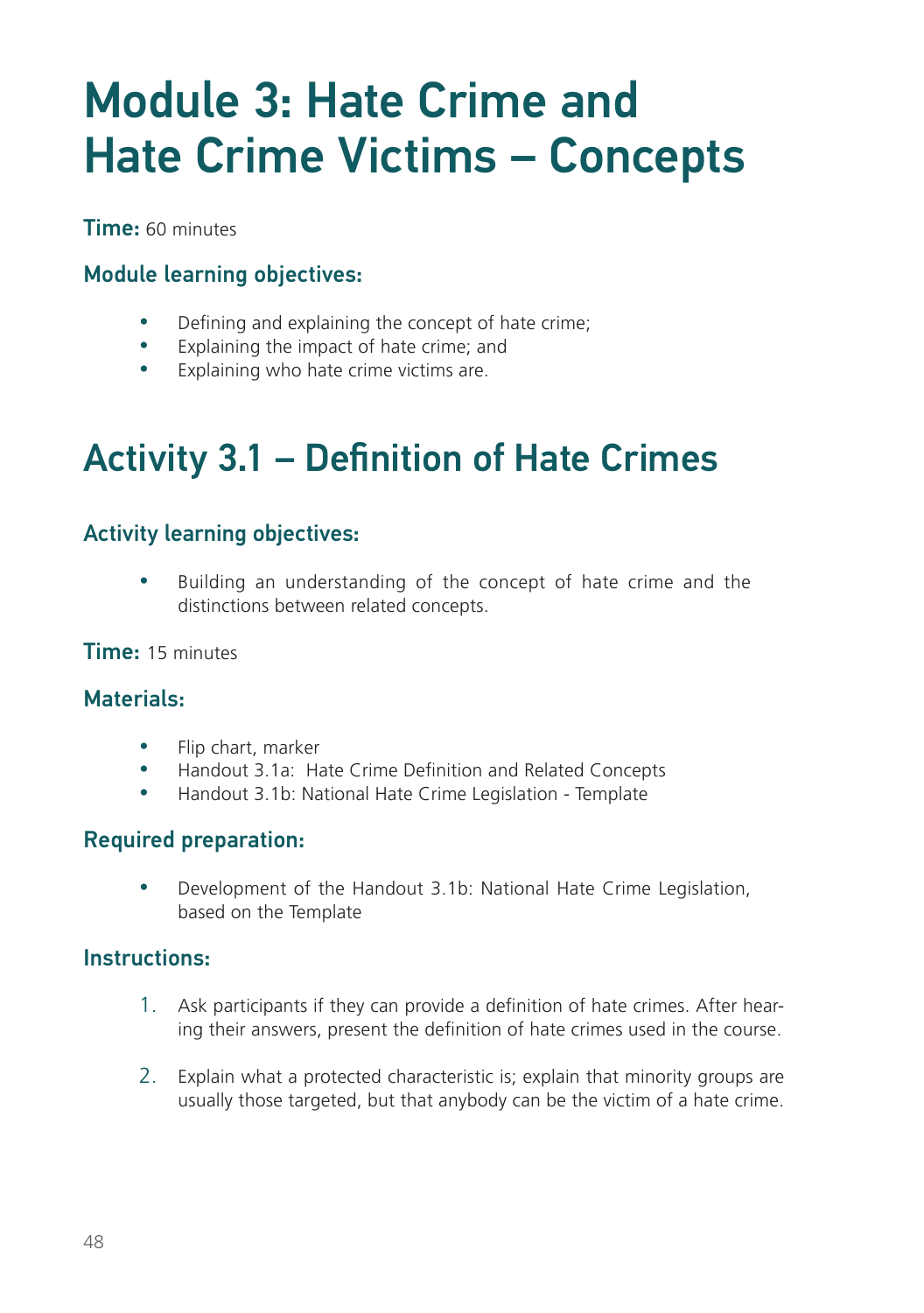# Module 3: Hate Crime and Hate Crime Victims – Concepts

**Time:** 60 minutes

### Module learning objectives:

- Defining and explaining the concept of hate crime;
- Explaining the impact of hate crime; and
- Explaining who hate crime victims are.

## Activity 3.1 – Definition of Hate Crimes

### Activity learning objectives:

- Building an understanding of the concept of hate crime and the distinctions between related concepts.

**Time:** 15 minutes

### Materials:

- Flip chart, marker
- Handout 3.1a: Hate Crime Definition and Related Concepts
- Handout 3.1b: National Hate Crime Legislation - Template

### Required preparation:

- Development of the Handout 3.1b: National Hate Crime Legislation, based on the Template

### Instructions:

1. Ask participants if they can provide a definition of hate crimes. After hearing their answers, present the definition of hate crimes used in the course.

2. Explain what a protected characteristic is; explain that minority groups are usually those targeted, but that anybody can be the victim of a hate crime.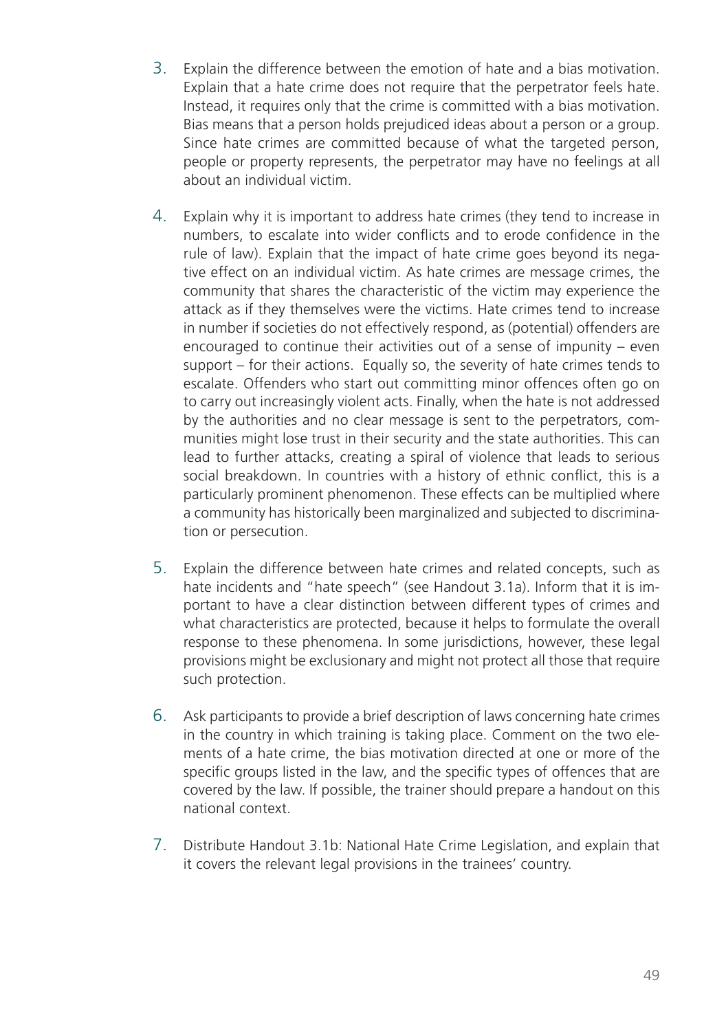3. Explain the difference between the emotion of hate and a bias motivation. Explain that a hate crime does not require that the perpetrator feels hate. Instead, it requires only that the crime is committed with a bias motivation. Bias means that a person holds prejudiced ideas about a person or a group. Since hate crimes are committed because of what the targeted person, people or property represents, the perpetrator may have no feelings at all about an individual victim.

4. Explain why it is important to address hate crimes (they tend to increase in numbers, to escalate into wider conflicts and to erode confidence in the rule of law). Explain that the impact of hate crime goes beyond its negative effect on an individual victim. As hate crimes are message crimes, the community that shares the characteristic of the victim may experience the attack as if they themselves were the victims. Hate crimes tend to increase in number if societies do not effectively respond, as (potential) offenders are encouraged to continue their activities out of a sense of impunity – even support – for their actions. Equally so, the severity of hate crimes tends to escalate. Offenders who start out committing minor offences often go on to carry out increasingly violent acts. Finally, when the hate is not addressed by the authorities and no clear message is sent to the perpetrators, communities might lose trust in their security and the state authorities. This can lead to further attacks, creating a spiral of violence that leads to serious social breakdown. In countries with a history of ethnic conflict, this is a particularly prominent phenomenon. These effects can be multiplied where a community has historically been marginalized and subjected to discrimination or persecution.

5. Explain the difference between hate crimes and related concepts, such as hate incidents and "hate speech" (see Handout 3.1a). Inform that it is important to have a clear distinction between different types of crimes and what characteristics are protected, because it helps to formulate the overall response to these phenomena. In some jurisdictions, however, these legal provisions might be exclusionary and might not protect all those that require such protection.

6. Ask participants to provide a brief description of laws concerning hate crimes in the country in which training is taking place. Comment on the two elements of a hate crime, the bias motivation directed at one or more of the specific groups listed in the law, and the specific types of offences that are covered by the law. If possible, the trainer should prepare a handout on this national context.

7. Distribute Handout 3.1b: National Hate Crime Legislation, and explain that it covers the relevant legal provisions in the trainees' country.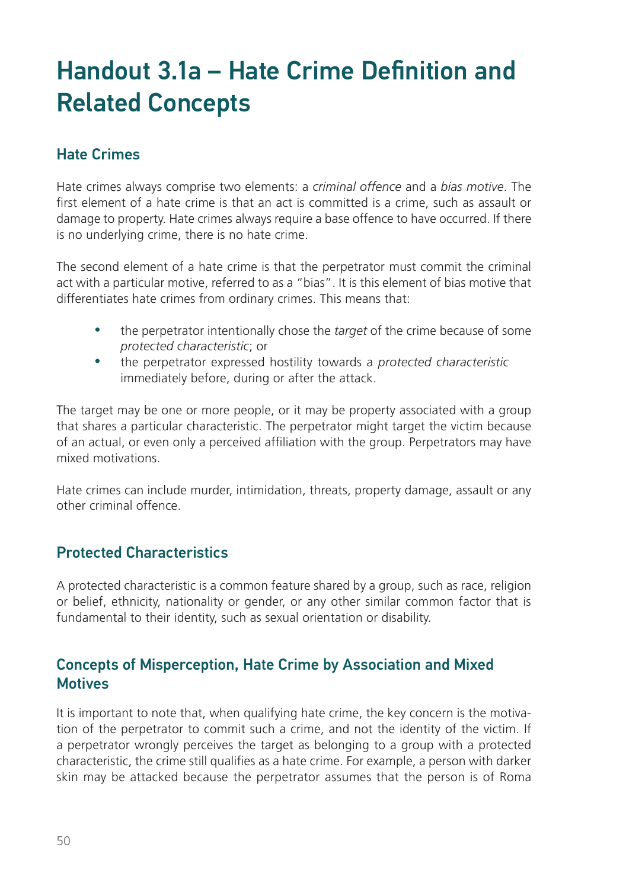# Handout 3.1a – Hate Crime Definition and Related Concepts

## Hate Crimes

Hate crimes always comprise two elements: a *criminal offence* and a *bias motive*. The first element of a hate crime is that an act is committed is a crime, such as assault or damage to property. Hate crimes always require a base offence to have occurred. If there is no underlying crime, there is no hate crime.

The second element of a hate crime is that the perpetrator must commit the criminal act with a particular motive, referred to as a "bias". It is this element of bias motive that differentiates hate crimes from ordinary crimes. This means that:

- the perpetrator intentionally chose the *target* of the crime because of some *protected characteristic*; or
- the perpetrator expressed hostility towards a *protected characteristic* immediately before, during or after the attack.

The target may be one or more people, or it may be property associated with a group that shares a particular characteristic. The perpetrator might target the victim because of an actual, or even only a perceived affiliation with the group. Perpetrators may have mixed motivations.

Hate crimes can include murder, intimidation, threats, property damage, assault or any other criminal offence.

## Protected Characteristics

A protected characteristic is a common feature shared by a group, such as race, religion or belief, ethnicity, nationality or gender, or any other similar common factor that is fundamental to their identity, such as sexual orientation or disability.

## Concepts of Misperception, Hate Crime by Association and Mixed Motives

It is important to note that, when qualifying hate crime, the key concern is the motivation of the perpetrator to commit such a crime, and not the identity of the victim. If a perpetrator wrongly perceives the target as belonging to a group with a protected characteristic, the crime still qualifies as a hate crime. For example, a person with darker skin may be attacked because the perpetrator assumes that the person is of Roma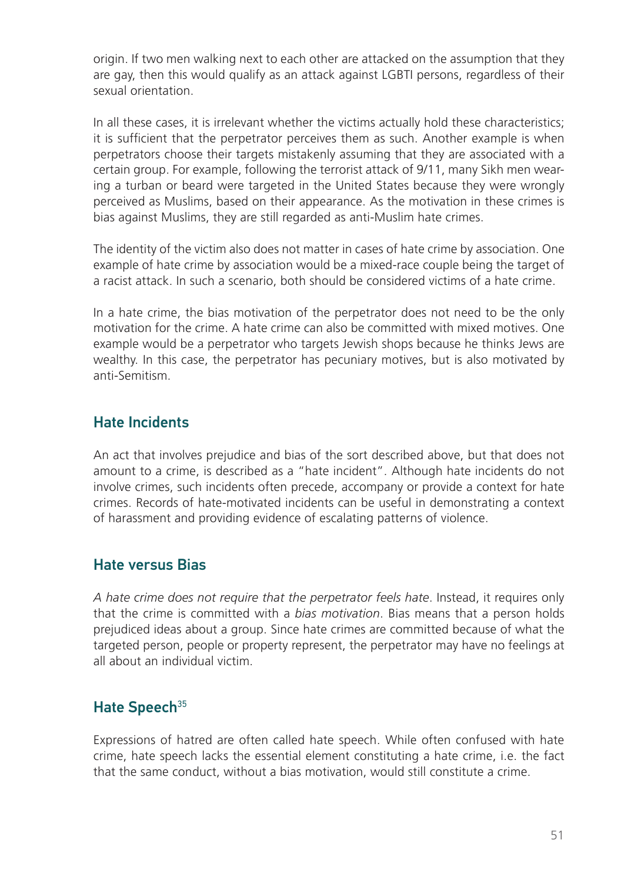origin. If two men walking next to each other are attacked on the assumption that they are gay, then this would qualify as an attack against LGBTI persons, regardless of their sexual orientation.

In all these cases, it is irrelevant whether the victims actually hold these characteristics; it is sufficient that the perpetrator perceives them as such. Another example is when perpetrators choose their targets mistakenly assuming that they are associated with a certain group. For example, following the terrorist attack of 9/11, many Sikh men wearing a turban or beard were targeted in the United States because they were wrongly perceived as Muslims, based on their appearance. As the motivation in these crimes is bias against Muslims, they are still regarded as anti-Muslim hate crimes.

The identity of the victim also does not matter in cases of hate crime by association. One example of hate crime by association would be a mixed-race couple being the target of a racist attack. In such a scenario, both should be considered victims of a hate crime.

In a hate crime, the bias motivation of the perpetrator does not need to be the only motivation for the crime. A hate crime can also be committed with mixed motives. One example would be a perpetrator who targets Jewish shops because he thinks Jews are wealthy. In this case, the perpetrator has pecuniary motives, but is also motivated by anti-Semitism.

## Hate Incidents

An act that involves prejudice and bias of the sort described above, but that does not amount to a crime, is described as a "hate incident". Although hate incidents do not involve crimes, such incidents often precede, accompany or provide a context for hate crimes. Records of hate-motivated incidents can be useful in demonstrating a context of harassment and providing evidence of escalating patterns of violence.

## Hate versus Bias

*A hate crime does not require that the perpetrator feels hate*. Instead, it requires only that the crime is committed with a *bias motivation*. Bias means that a person holds prejudiced ideas about a group. Since hate crimes are committed because of what the targeted person, people or property represent, the perpetrator may have no feelings at all about an individual victim.

## Hate Speech[35]

Expressions of hatred are often called hate speech. While often confused with hate crime, hate speech lacks the essential element constituting a hate crime, i.e. the fact that the same conduct, without a bias motivation, would still constitute a crime.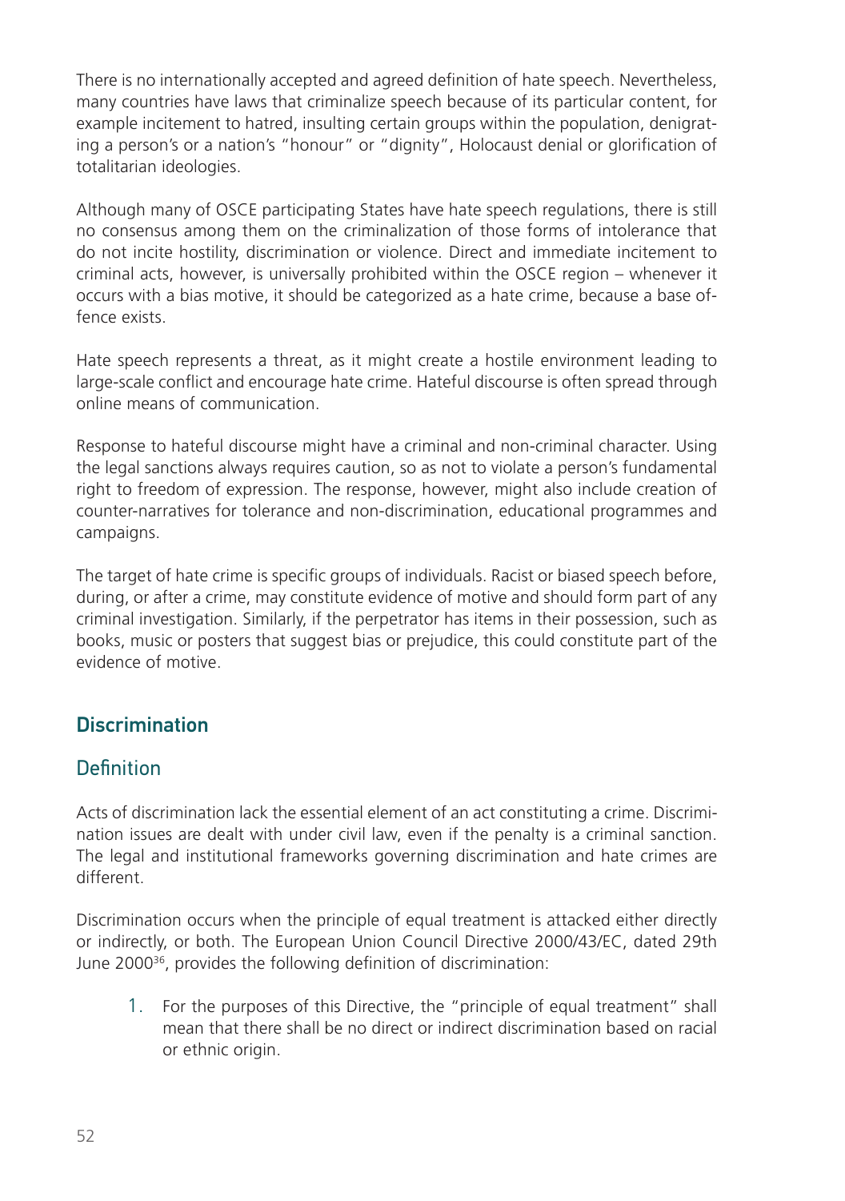There is no internationally accepted and agreed definition of hate speech. Nevertheless, many countries have laws that criminalize speech because of its particular content, for example incitement to hatred, insulting certain groups within the population, denigrating a person's or a nation's "honour" or "dignity", Holocaust denial or glorification of totalitarian ideologies.

Although many of OSCE participating States have hate speech regulations, there is still no consensus among them on the criminalization of those forms of intolerance that do not incite hostility, discrimination or violence. Direct and immediate incitement to criminal acts, however, is universally prohibited within the OSCE region – whenever it occurs with a bias motive, it should be categorized as a hate crime, because a base offence exists.

Hate speech represents a threat, as it might create a hostile environment leading to large-scale conflict and encourage hate crime. Hateful discourse is often spread through online means of communication.

Response to hateful discourse might have a criminal and non-criminal character. Using the legal sanctions always requires caution, so as not to violate a person's fundamental right to freedom of expression. The response, however, might also include creation of counter-narratives for tolerance and non-discrimination, educational programmes and campaigns.

The target of hate crime is specific groups of individuals. Racist or biased speech before, during, or after a crime, may constitute evidence of motive and should form part of any criminal investigation. Similarly, if the perpetrator has items in their possession, such as books, music or posters that suggest bias or prejudice, this could constitute part of the evidence of motive.

## Discrimination

### Definition

Acts of discrimination lack the essential element of an act constituting a crime. Discrimination issues are dealt with under civil law, even if the penalty is a criminal sanction. The legal and institutional frameworks governing discrimination and hate crimes are different.

Discrimination occurs when the principle of equal treatment is attacked either directly or indirectly, or both. The European Union Council Directive 2000/43/EC, dated 29th June 2000[36], provides the following definition of discrimination:

1. For the purposes of this Directive, the "principle of equal treatment" shall mean that there shall be no direct or indirect discrimination based on racial or ethnic origin.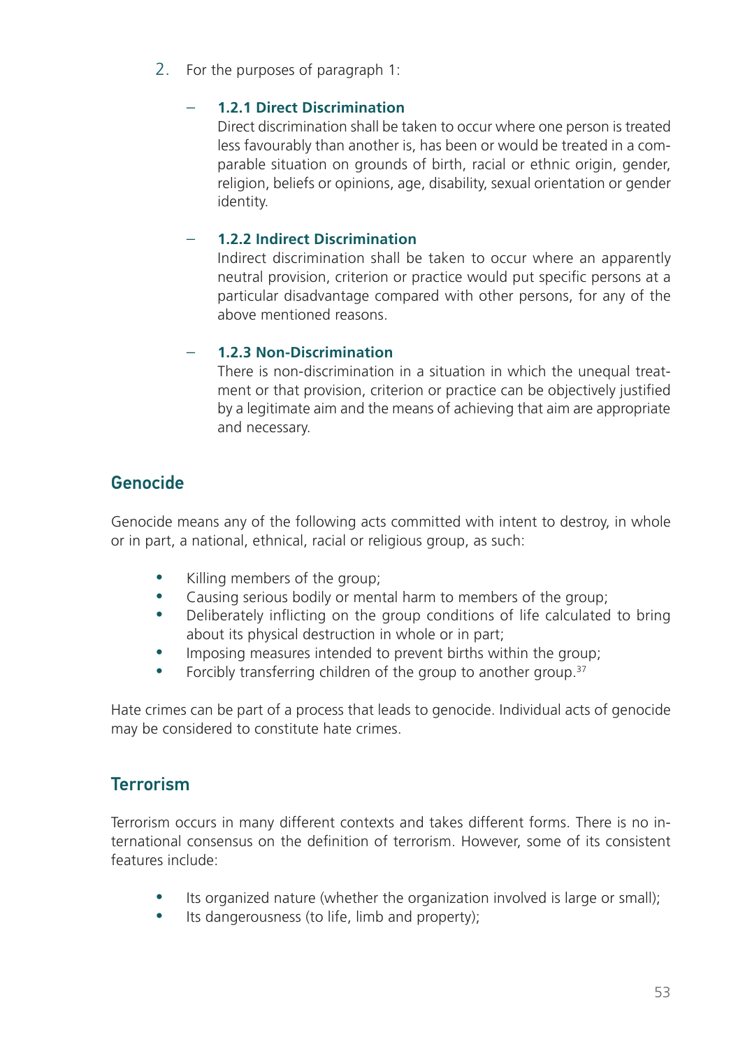2. For the purposes of paragraph 1:

   – **1.2.1 Direct Discrimination**
     Direct discrimination shall be taken to occur where one person is treated less favourably than another is, has been or would be treated in a comparable situation on grounds of birth, racial or ethnic origin, gender, religion, beliefs or opinions, age, disability, sexual orientation or gender identity.

   – **1.2.2 Indirect Discrimination**
     Indirect discrimination shall be taken to occur where an apparently neutral provision, criterion or practice would put specific persons at a particular disadvantage compared with other persons, for any of the above mentioned reasons.

   – **1.2.3 Non-Discrimination**
     There is non-discrimination in a situation in which the unequal treatment or that provision, criterion or practice can be objectively justified by a legitimate aim and the means of achieving that aim are appropriate and necessary.

## Genocide

Genocide means any of the following acts committed with intent to destroy, in whole or in part, a national, ethnical, racial or religious group, as such:

- Killing members of the group;
- Causing serious bodily or mental harm to members of the group;
- Deliberately inflicting on the group conditions of life calculated to bring about its physical destruction in whole or in part;
- Imposing measures intended to prevent births within the group;
- Forcibly transferring children of the group to another group.[37]

Hate crimes can be part of a process that leads to genocide. Individual acts of genocide may be considered to constitute hate crimes.

## Terrorism

Terrorism occurs in many different contexts and takes different forms. There is no international consensus on the definition of terrorism. However, some of its consistent features include:

- Its organized nature (whether the organization involved is large or small);
- Its dangerousness (to life, limb and property);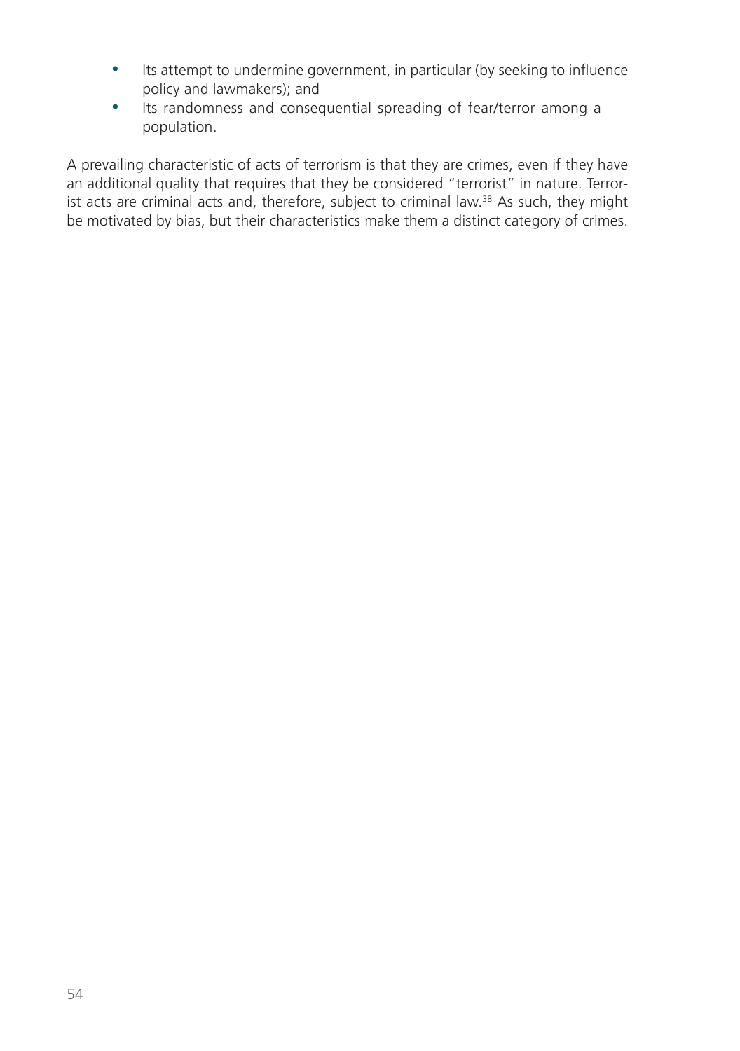- Its attempt to undermine government, in particular (by seeking to influence policy and lawmakers); and
- Its randomness and consequential spreading of fear/terror among a population.

A prevailing characteristic of acts of terrorism is that they are crimes, even if they have an additional quality that requires that they be considered "terrorist" in nature. Terrorist acts are criminal acts and, therefore, subject to criminal law.[38] As such, they might be motivated by bias, but their characteristics make them a distinct category of crimes.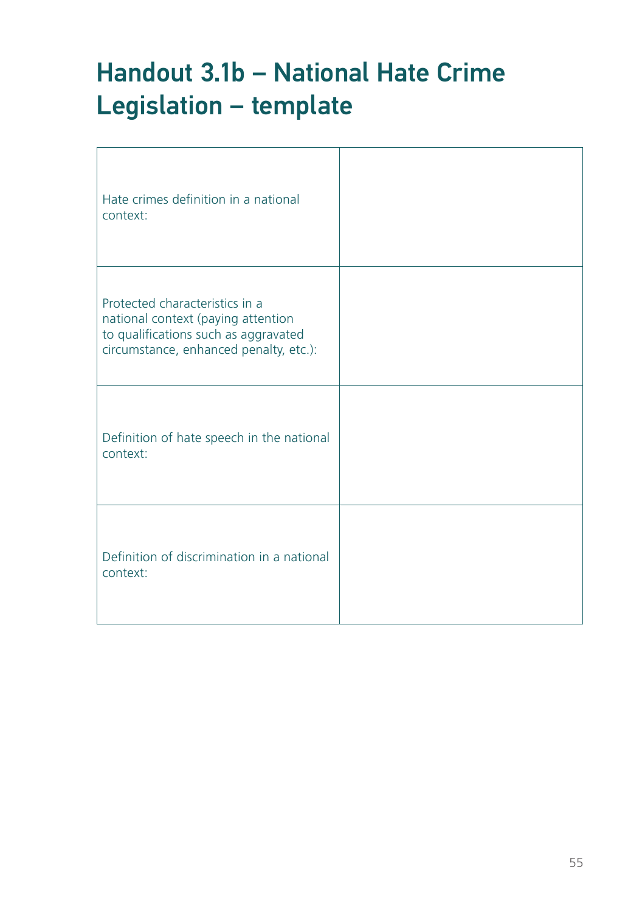# Handout 3.1b – National Hate Crime Legislation – template

| | |
|---|---|
| Hate crimes definition in a national context: | |
| Protected characteristics in a national context (paying attention to qualifications such as aggravated circumstance, enhanced penalty, etc.): | |
| Definition of hate speech in the national context: | |
| Definition of discrimination in a national context: | |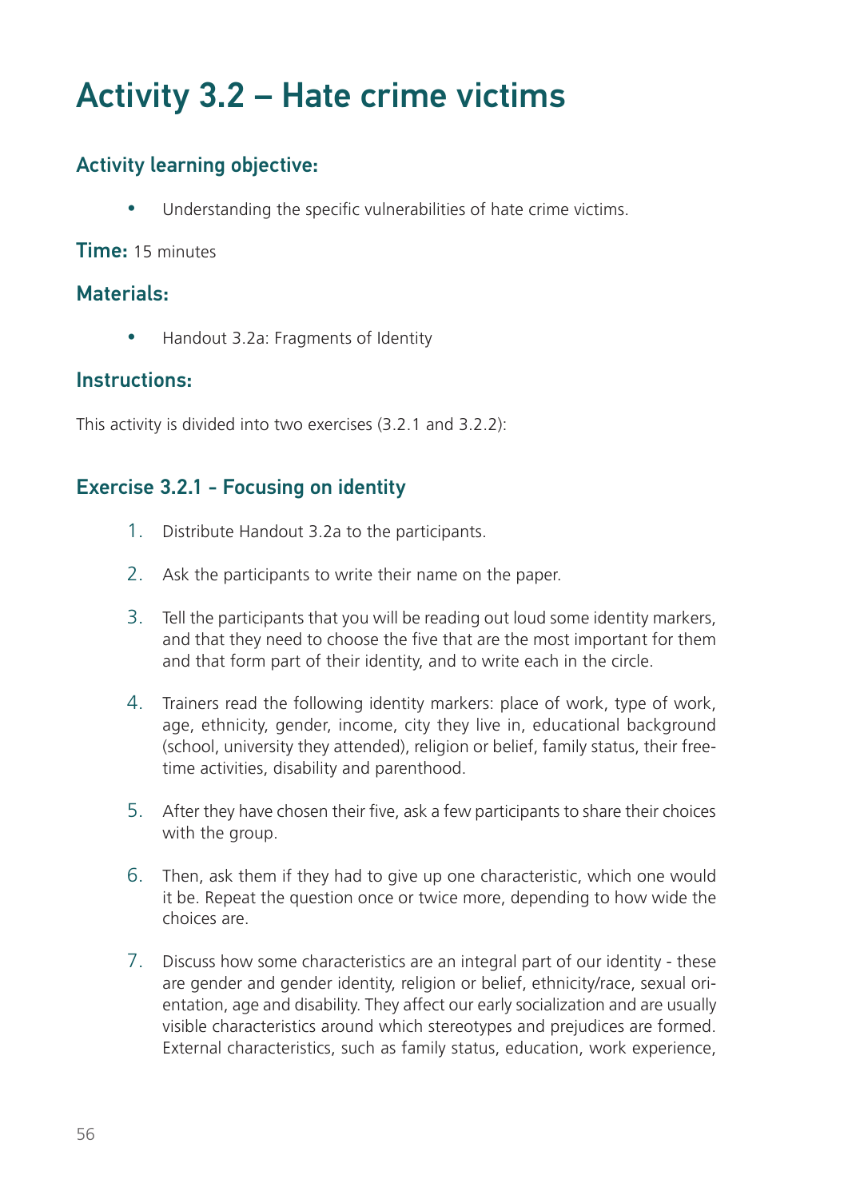# Activity 3.2 – Hate crime victims

## Activity learning objective:

- Understanding the specific vulnerabilities of hate crime victims.

**Time:** 15 minutes

## Materials:

- Handout 3.2a: Fragments of Identity

## Instructions:

This activity is divided into two exercises (3.2.1 and 3.2.2):

### Exercise 3.2.1 - Focusing on identity

1. Distribute Handout 3.2a to the participants.
2. Ask the participants to write their name on the paper.
3. Tell the participants that you will be reading out loud some identity markers, and that they need to choose the five that are the most important for them and that form part of their identity, and to write each in the circle.
4. Trainers read the following identity markers: place of work, type of work, age, ethnicity, gender, income, city they live in, educational background (school, university they attended), religion or belief, family status, their free-time activities, disability and parenthood.
5. After they have chosen their five, ask a few participants to share their choices with the group.
6. Then, ask them if they had to give up one characteristic, which one would it be. Repeat the question once or twice more, depending to how wide the choices are.
7. Discuss how some characteristics are an integral part of our identity - these are gender and gender identity, religion or belief, ethnicity/race, sexual orientation, age and disability. They affect our early socialization and are usually visible characteristics around which stereotypes and prejudices are formed. External characteristics, such as family status, education, work experience,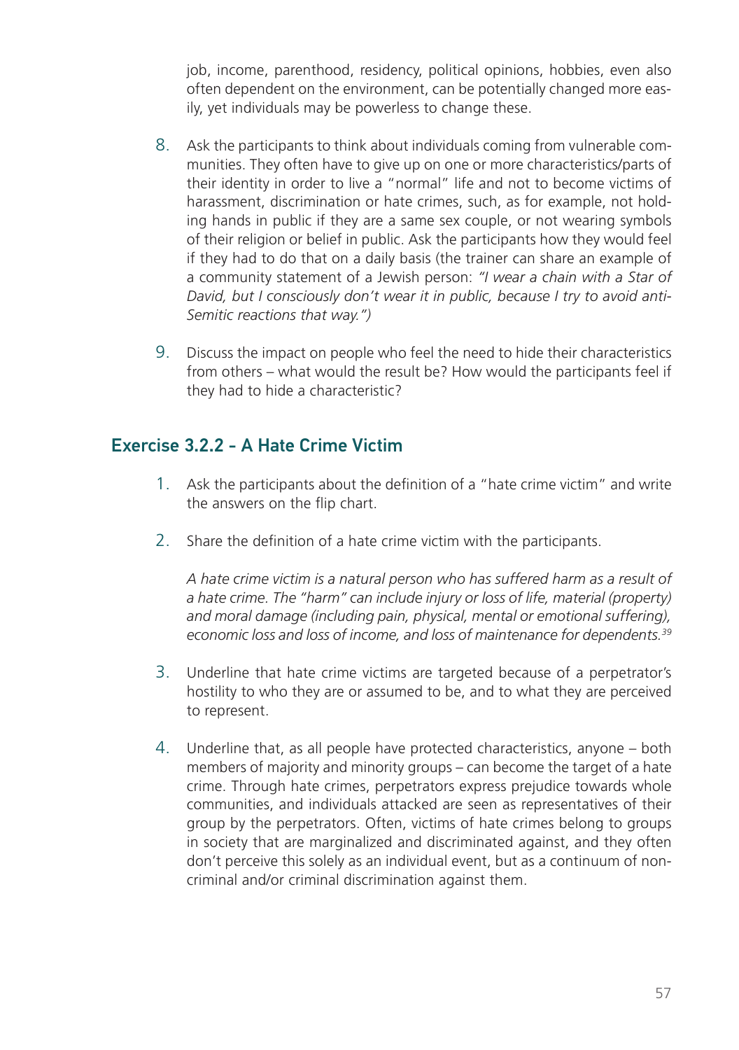job, income, parenthood, residency, political opinions, hobbies, even also often dependent on the environment, can be potentially changed more easily, yet individuals may be powerless to change these.

8. Ask the participants to think about individuals coming from vulnerable communities. They often have to give up on one or more characteristics/parts of their identity in order to live a "normal" life and not to become victims of harassment, discrimination or hate crimes, such, as for example, not holding hands in public if they are a same sex couple, or not wearing symbols of their religion or belief in public. Ask the participants how they would feel if they had to do that on a daily basis (the trainer can share an example of a community statement of a Jewish person: *"I wear a chain with a Star of David, but I consciously don't wear it in public, because I try to avoid anti-Semitic reactions that way.")*

9. Discuss the impact on people who feel the need to hide their characteristics from others – what would the result be? How would the participants feel if they had to hide a characteristic?

## Exercise 3.2.2 - A Hate Crime Victim

1. Ask the participants about the definition of a "hate crime victim" and write the answers on the flip chart.

2. Share the definition of a hate crime victim with the participants.

   *A hate crime victim is a natural person who has suffered harm as a result of a hate crime. The "harm" can include injury or loss of life, material (property) and moral damage (including pain, physical, mental or emotional suffering), economic loss and loss of income, and loss of maintenance for dependents.*[39]

3. Underline that hate crime victims are targeted because of a perpetrator's hostility to who they are or assumed to be, and to what they are perceived to represent.

4. Underline that, as all people have protected characteristics, anyone – both members of majority and minority groups – can become the target of a hate crime. Through hate crimes, perpetrators express prejudice towards whole communities, and individuals attacked are seen as representatives of their group by the perpetrators. Often, victims of hate crimes belong to groups in society that are marginalized and discriminated against, and they often don't perceive this solely as an individual event, but as a continuum of non-criminal and/or criminal discrimination against them.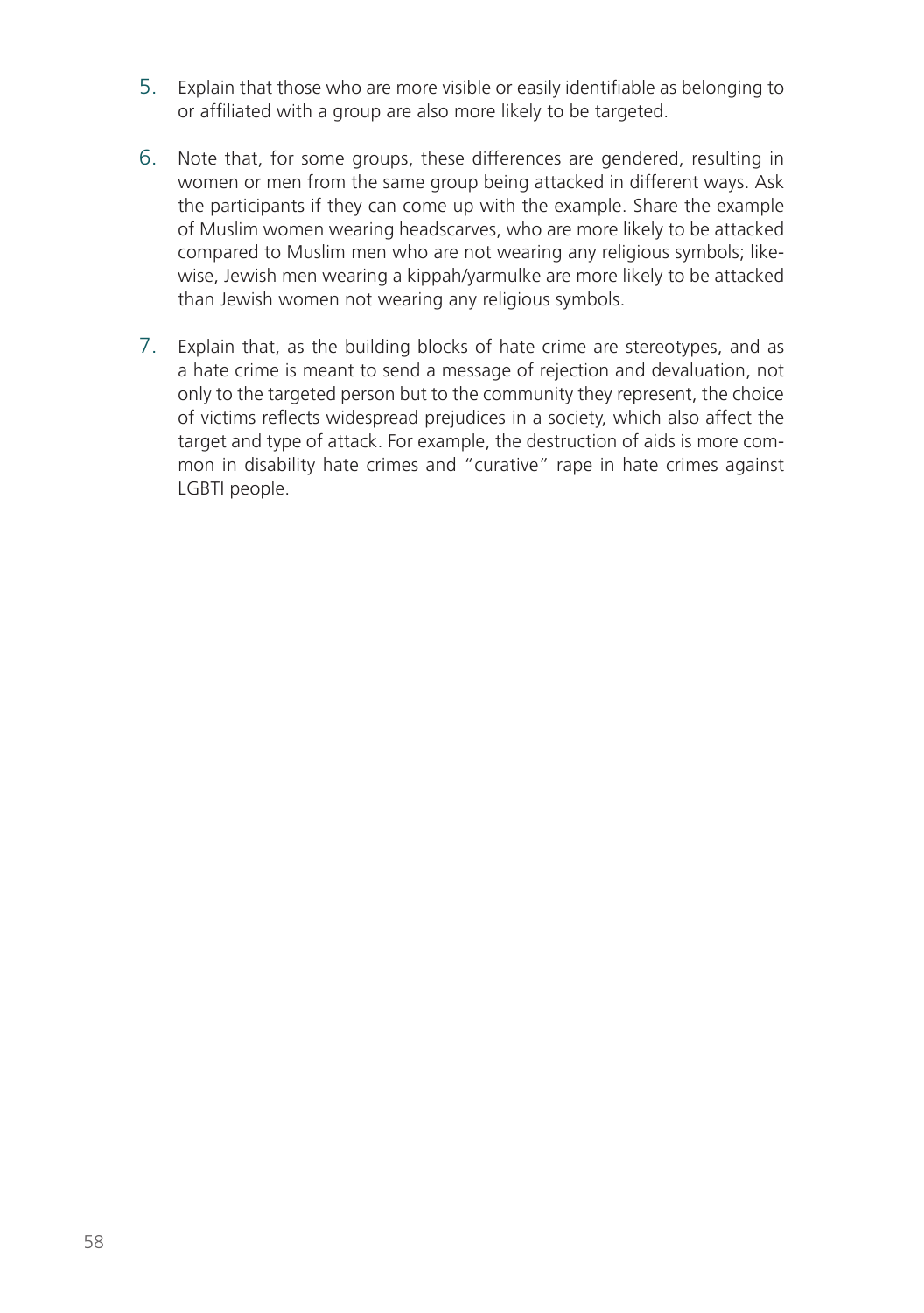5. Explain that those who are more visible or easily identifiable as belonging to or affiliated with a group are also more likely to be targeted.

6. Note that, for some groups, these differences are gendered, resulting in women or men from the same group being attacked in different ways. Ask the participants if they can come up with the example. Share the example of Muslim women wearing headscarves, who are more likely to be attacked compared to Muslim men who are not wearing any religious symbols; likewise, Jewish men wearing a kippah/yarmulke are more likely to be attacked than Jewish women not wearing any religious symbols.

7. Explain that, as the building blocks of hate crime are stereotypes, and as a hate crime is meant to send a message of rejection and devaluation, not only to the targeted person but to the community they represent, the choice of victims reflects widespread prejudices in a society, which also affect the target and type of attack. For example, the destruction of aids is more common in disability hate crimes and "curative" rape in hate crimes against LGBTI people.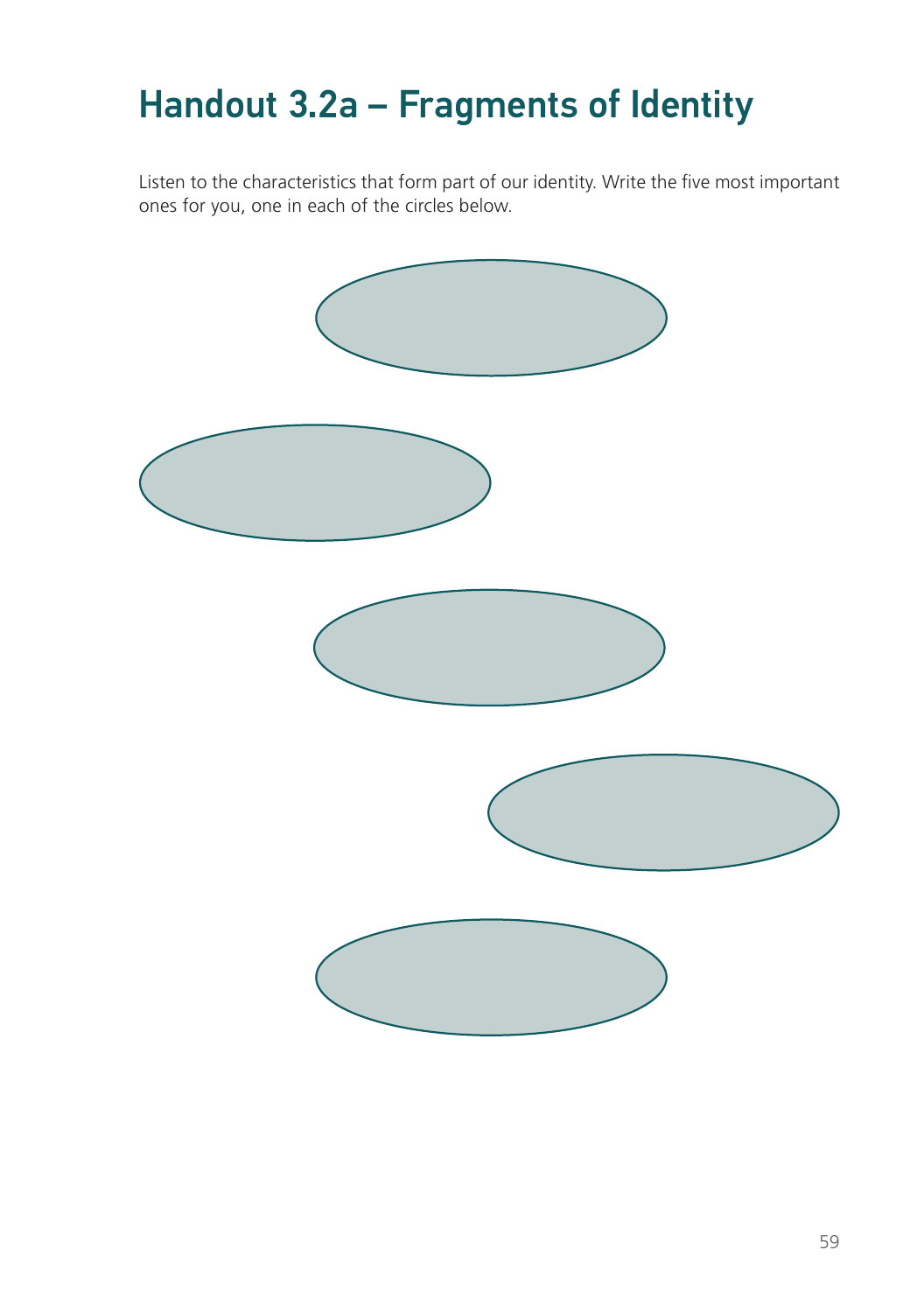# Handout 3.2a – Fragments of Identity

Listen to the characteristics that form part of our identity. Write the five most important ones for you, one in each of the circles below.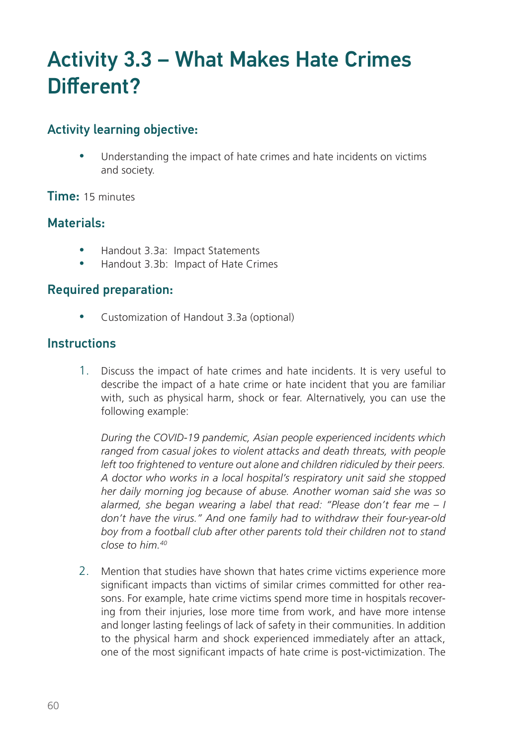# Activity 3.3 – What Makes Hate Crimes Different?

## Activity learning objective:

- Understanding the impact of hate crimes and hate incidents on victims and society.

## Time: 15 minutes

## Materials:

- Handout 3.3a: Impact Statements
- Handout 3.3b: Impact of Hate Crimes

## Required preparation:

- Customization of Handout 3.3a (optional)

## Instructions

1. Discuss the impact of hate crimes and hate incidents. It is very useful to describe the impact of a hate crime or hate incident that you are familiar with, such as physical harm, shock or fear. Alternatively, you can use the following example:

   *During the COVID-19 pandemic, Asian people experienced incidents which ranged from casual jokes to violent attacks and death threats, with people left too frightened to venture out alone and children ridiculed by their peers. A doctor who works in a local hospital's respiratory unit said she stopped her daily morning jog because of abuse. Another woman said she was so alarmed, she began wearing a label that read: "Please don't fear me – I don't have the virus." And one family had to withdraw their four-year-old boy from a football club after other parents told their children not to stand close to him.*[40]

2. Mention that studies have shown that hates crime victims experience more significant impacts than victims of similar crimes committed for other reasons. For example, hate crime victims spend more time in hospitals recovering from their injuries, lose more time from work, and have more intense and longer lasting feelings of lack of safety in their communities. In addition to the physical harm and shock experienced immediately after an attack, one of the most significant impacts of hate crime is post-victimization. The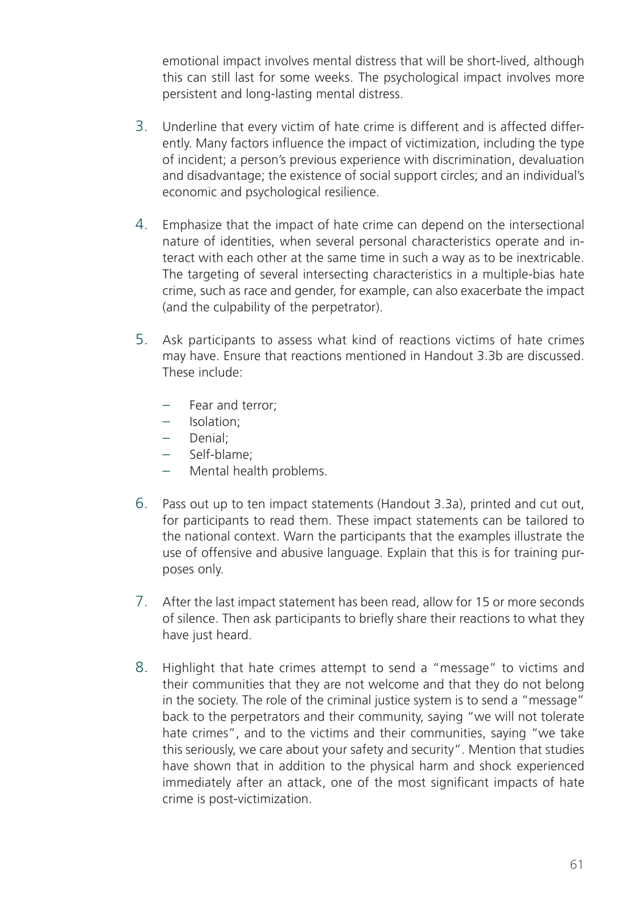emotional impact involves mental distress that will be short-lived, although this can still last for some weeks. The psychological impact involves more persistent and long-lasting mental distress.

3. Underline that every victim of hate crime is different and is affected differently. Many factors influence the impact of victimization, including the type of incident; a person's previous experience with discrimination, devaluation and disadvantage; the existence of social support circles; and an individual's economic and psychological resilience.

4. Emphasize that the impact of hate crime can depend on the intersectional nature of identities, when several personal characteristics operate and interact with each other at the same time in such a way as to be inextricable. The targeting of several intersecting characteristics in a multiple-bias hate crime, such as race and gender, for example, can also exacerbate the impact (and the culpability of the perpetrator).

5. Ask participants to assess what kind of reactions victims of hate crimes may have. Ensure that reactions mentioned in Handout 3.3b are discussed. These include:

   - Fear and terror;
   - Isolation;
   - Denial;
   - Self-blame;
   - Mental health problems.

6. Pass out up to ten impact statements (Handout 3.3a), printed and cut out, for participants to read them. These impact statements can be tailored to the national context. Warn the participants that the examples illustrate the use of offensive and abusive language. Explain that this is for training purposes only.

7. After the last impact statement has been read, allow for 15 or more seconds of silence. Then ask participants to briefly share their reactions to what they have just heard.

8. Highlight that hate crimes attempt to send a "message" to victims and their communities that they are not welcome and that they do not belong in the society. The role of the criminal justice system is to send a "message" back to the perpetrators and their community, saying "we will not tolerate hate crimes", and to the victims and their communities, saying "we take this seriously, we care about your safety and security". Mention that studies have shown that in addition to the physical harm and shock experienced immediately after an attack, one of the most significant impacts of hate crime is post-victimization.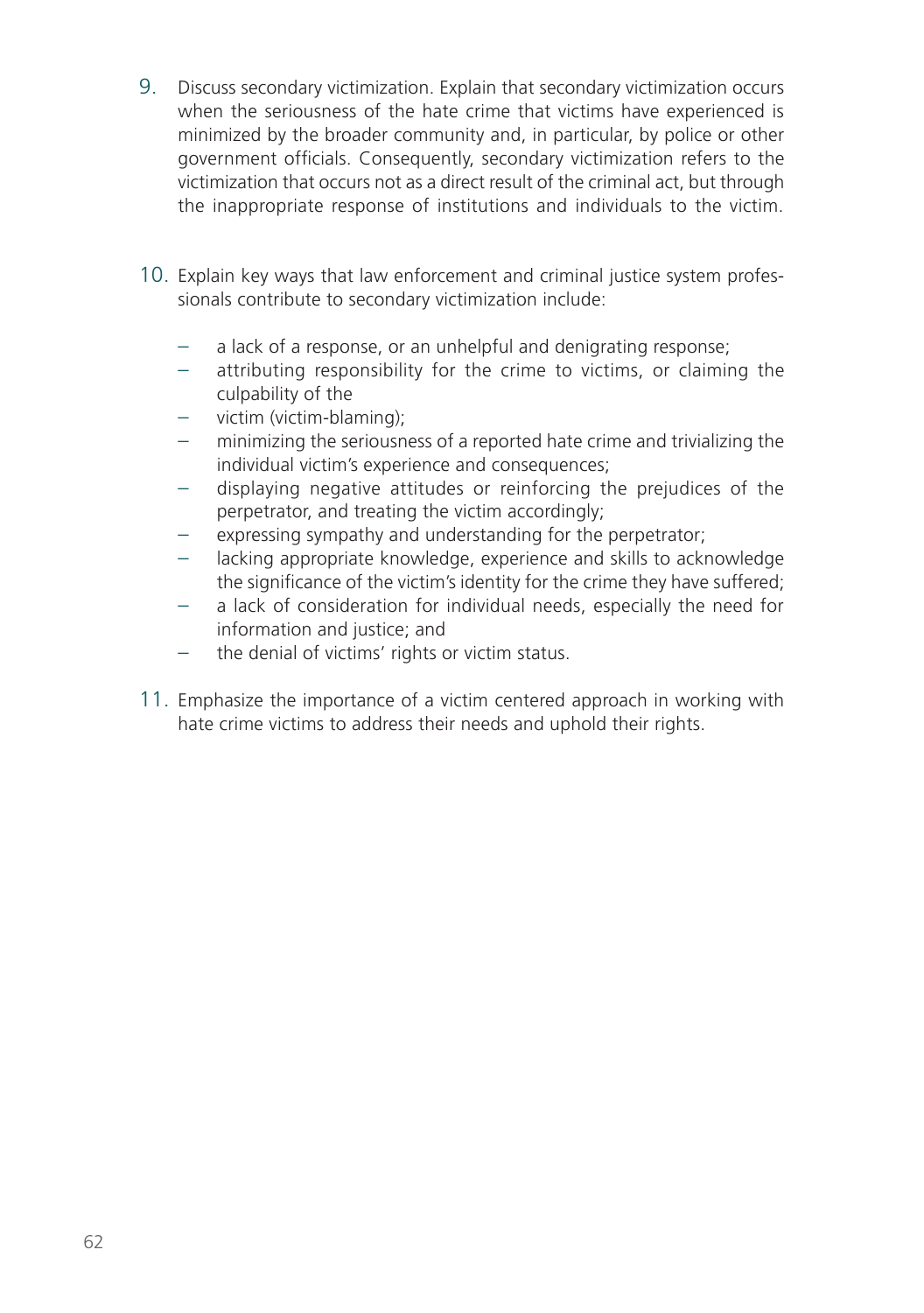9. Discuss secondary victimization. Explain that secondary victimization occurs when the seriousness of the hate crime that victims have experienced is minimized by the broader community and, in particular, by police or other government officials. Consequently, secondary victimization refers to the victimization that occurs not as a direct result of the criminal act, but through the inappropriate response of institutions and individuals to the victim.

10. Explain key ways that law enforcement and criminal justice system professionals contribute to secondary victimization include:

    - a lack of a response, or an unhelpful and denigrating response;
    - attributing responsibility for the crime to victims, or claiming the culpability of the
    - victim (victim-blaming);
    - minimizing the seriousness of a reported hate crime and trivializing the individual victim's experience and consequences;
    - displaying negative attitudes or reinforcing the prejudices of the perpetrator, and treating the victim accordingly;
    - expressing sympathy and understanding for the perpetrator;
    - lacking appropriate knowledge, experience and skills to acknowledge the significance of the victim's identity for the crime they have suffered;
    - a lack of consideration for individual needs, especially the need for information and justice; and
    - the denial of victims' rights or victim status.

11. Emphasize the importance of a victim centered approach in working with hate crime victims to address their needs and uphold their rights.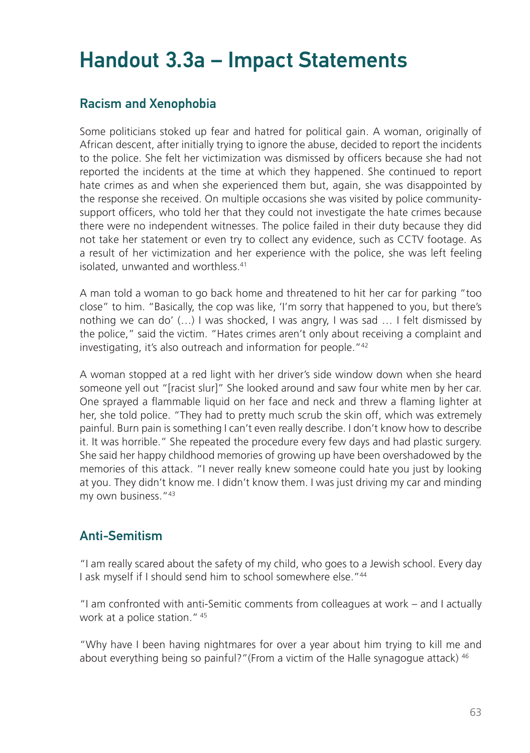# Handout 3.3a – Impact Statements

## Racism and Xenophobia

Some politicians stoked up fear and hatred for political gain. A woman, originally of African descent, after initially trying to ignore the abuse, decided to report the incidents to the police. She felt her victimization was dismissed by officers because she had not reported the incidents at the time at which they happened. She continued to report hate crimes as and when she experienced them but, again, she was disappointed by the response she received. On multiple occasions she was visited by police community-support officers, who told her that they could not investigate the hate crimes because there were no independent witnesses. The police failed in their duty because they did not take her statement or even try to collect any evidence, such as CCTV footage. As a result of her victimization and her experience with the police, she was left feeling isolated, unwanted and worthless.[41]

A man told a woman to go back home and threatened to hit her car for parking "too close" to him. "Basically, the cop was like, 'I'm sorry that happened to you, but there's nothing we can do' (…) I was shocked, I was angry, I was sad … I felt dismissed by the police," said the victim. "Hates crimes aren't only about receiving a complaint and investigating, it's also outreach and information for people."[42]

A woman stopped at a red light with her driver's side window down when she heard someone yell out "[racist slur]" She looked around and saw four white men by her car. One sprayed a flammable liquid on her face and neck and threw a flaming lighter at her, she told police. "They had to pretty much scrub the skin off, which was extremely painful. Burn pain is something I can't even really describe. I don't know how to describe it. It was horrible." She repeated the procedure every few days and had plastic surgery. She said her happy childhood memories of growing up have been overshadowed by the memories of this attack. "I never really knew someone could hate you just by looking at you. They didn't know me. I didn't know them. I was just driving my car and minding my own business."[43]

## Anti-Semitism

"I am really scared about the safety of my child, who goes to a Jewish school. Every day I ask myself if I should send him to school somewhere else."[44]

"I am confronted with anti-Semitic comments from colleagues at work – and I actually work at a police station." [45]

"Why have I been having nightmares for over a year about him trying to kill me and about everything being so painful?"(From a victim of the Halle synagogue attack) [46]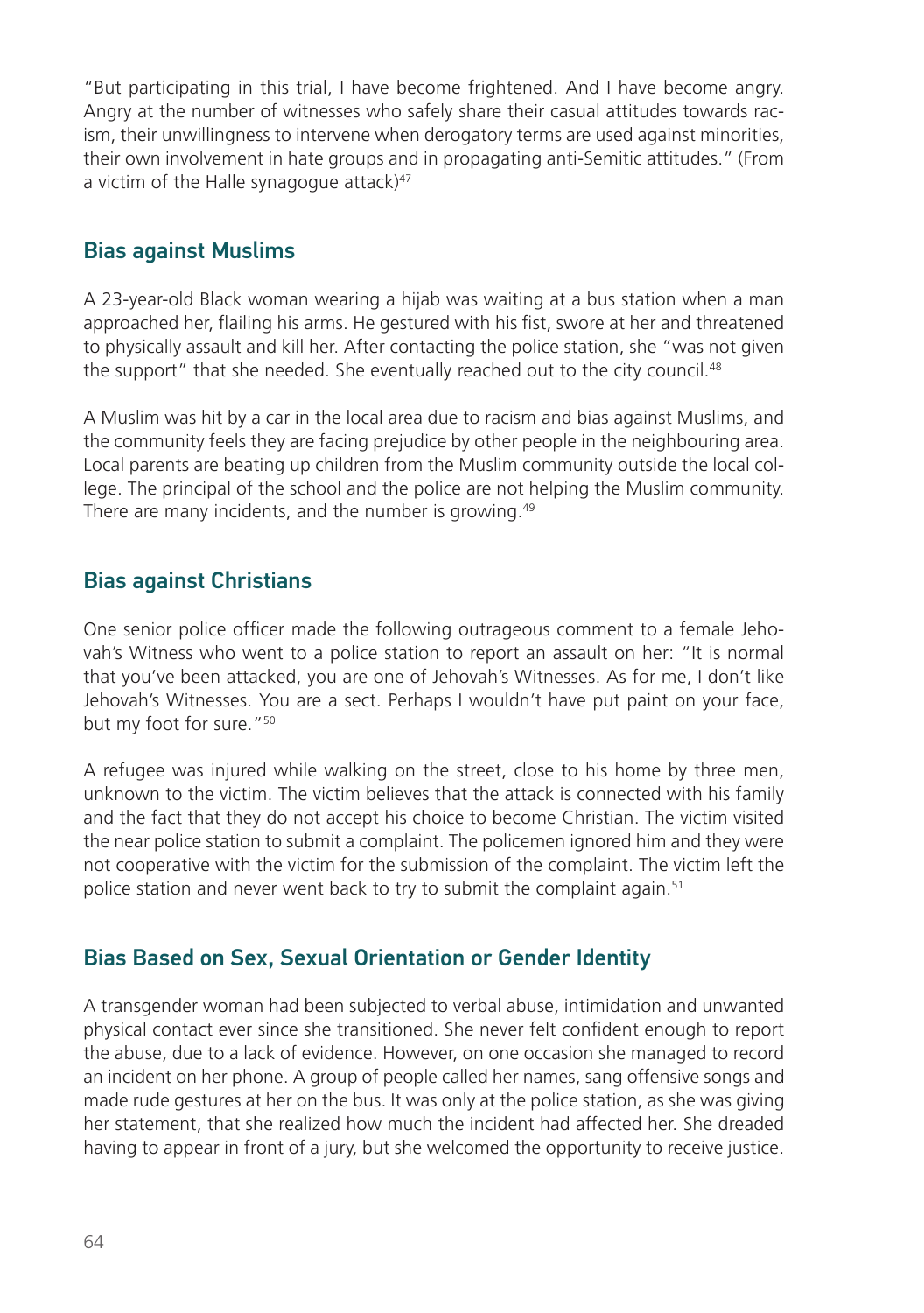"But participating in this trial, I have become frightened. And I have become angry. Angry at the number of witnesses who safely share their casual attitudes towards racism, their unwillingness to intervene when derogatory terms are used against minorities, their own involvement in hate groups and in propagating anti-Semitic attitudes." (From a victim of the Halle synagogue attack)[47]

## Bias against Muslims

A 23-year-old Black woman wearing a hijab was waiting at a bus station when a man approached her, flailing his arms. He gestured with his fist, swore at her and threatened to physically assault and kill her. After contacting the police station, she "was not given the support" that she needed. She eventually reached out to the city council.[48]

A Muslim was hit by a car in the local area due to racism and bias against Muslims, and the community feels they are facing prejudice by other people in the neighbouring area. Local parents are beating up children from the Muslim community outside the local college. The principal of the school and the police are not helping the Muslim community. There are many incidents, and the number is growing.[49]

## Bias against Christians

One senior police officer made the following outrageous comment to a female Jehovah's Witness who went to a police station to report an assault on her: "It is normal that you've been attacked, you are one of Jehovah's Witnesses. As for me, I don't like Jehovah's Witnesses. You are a sect. Perhaps I wouldn't have put paint on your face, but my foot for sure."[50]

A refugee was injured while walking on the street, close to his home by three men, unknown to the victim. The victim believes that the attack is connected with his family and the fact that they do not accept his choice to become Christian. The victim visited the near police station to submit a complaint. The policemen ignored him and they were not cooperative with the victim for the submission of the complaint. The victim left the police station and never went back to try to submit the complaint again.[51]

## Bias Based on Sex, Sexual Orientation or Gender Identity

A transgender woman had been subjected to verbal abuse, intimidation and unwanted physical contact ever since she transitioned. She never felt confident enough to report the abuse, due to a lack of evidence. However, on one occasion she managed to record an incident on her phone. A group of people called her names, sang offensive songs and made rude gestures at her on the bus. It was only at the police station, as she was giving her statement, that she realized how much the incident had affected her. She dreaded having to appear in front of a jury, but she welcomed the opportunity to receive justice.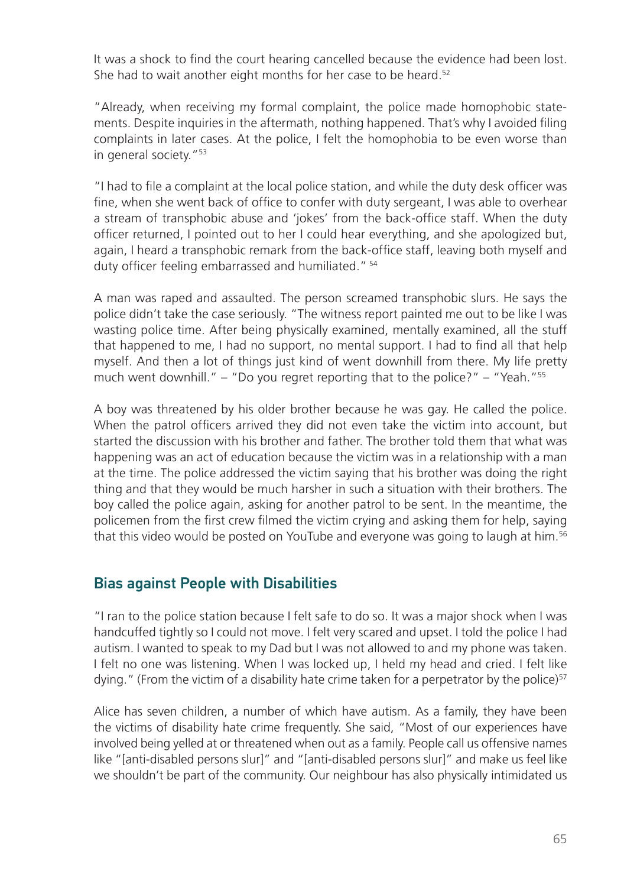It was a shock to find the court hearing cancelled because the evidence had been lost. She had to wait another eight months for her case to be heard.[52]

"Already, when receiving my formal complaint, the police made homophobic statements. Despite inquiries in the aftermath, nothing happened. That's why I avoided filing complaints in later cases. At the police, I felt the homophobia to be even worse than in general society."[53]

"I had to file a complaint at the local police station, and while the duty desk officer was fine, when she went back of office to confer with duty sergeant, I was able to overhear a stream of transphobic abuse and 'jokes' from the back-office staff. When the duty officer returned, I pointed out to her I could hear everything, and she apologized but, again, I heard a transphobic remark from the back-office staff, leaving both myself and duty officer feeling embarrassed and humiliated." [54]

A man was raped and assaulted. The person screamed transphobic slurs. He says the police didn't take the case seriously. "The witness report painted me out to be like I was wasting police time. After being physically examined, mentally examined, all the stuff that happened to me, I had no support, no mental support. I had to find all that help myself. And then a lot of things just kind of went downhill from there. My life pretty much went downhill." – "Do you regret reporting that to the police?" – "Yeah."[55]

A boy was threatened by his older brother because he was gay. He called the police. When the patrol officers arrived they did not even take the victim into account, but started the discussion with his brother and father. The brother told them that what was happening was an act of education because the victim was in a relationship with a man at the time. The police addressed the victim saying that his brother was doing the right thing and that they would be much harsher in such a situation with their brothers. The boy called the police again, asking for another patrol to be sent. In the meantime, the policemen from the first crew filmed the victim crying and asking them for help, saying that this video would be posted on YouTube and everyone was going to laugh at him.[56]

## Bias against People with Disabilities

"I ran to the police station because I felt safe to do so. It was a major shock when I was handcuffed tightly so I could not move. I felt very scared and upset. I told the police I had autism. I wanted to speak to my Dad but I was not allowed to and my phone was taken. I felt no one was listening. When I was locked up, I held my head and cried. I felt like dying." (From the victim of a disability hate crime taken for a perpetrator by the police)[57]

Alice has seven children, a number of which have autism. As a family, they have been the victims of disability hate crime frequently. She said, "Most of our experiences have involved being yelled at or threatened when out as a family. People call us offensive names like "[anti-disabled persons slur]" and "[anti-disabled persons slur]" and make us feel like we shouldn't be part of the community. Our neighbour has also physically intimidated us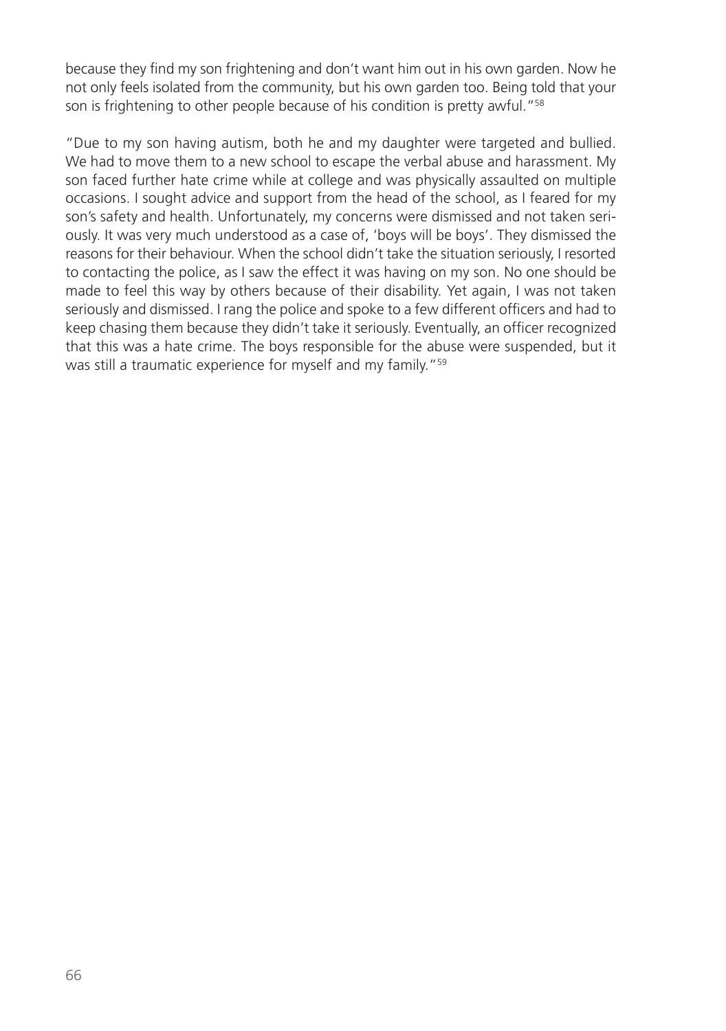because they find my son frightening and don't want him out in his own garden. Now he not only feels isolated from the community, but his own garden too. Being told that your son is frightening to other people because of his condition is pretty awful."[58]

"Due to my son having autism, both he and my daughter were targeted and bullied. We had to move them to a new school to escape the verbal abuse and harassment. My son faced further hate crime while at college and was physically assaulted on multiple occasions. I sought advice and support from the head of the school, as I feared for my son's safety and health. Unfortunately, my concerns were dismissed and not taken seriously. It was very much understood as a case of, 'boys will be boys'. They dismissed the reasons for their behaviour. When the school didn't take the situation seriously, I resorted to contacting the police, as I saw the effect it was having on my son. No one should be made to feel this way by others because of their disability. Yet again, I was not taken seriously and dismissed. I rang the police and spoke to a few different officers and had to keep chasing them because they didn't take it seriously. Eventually, an officer recognized that this was a hate crime. The boys responsible for the abuse were suspended, but it was still a traumatic experience for myself and my family."[59]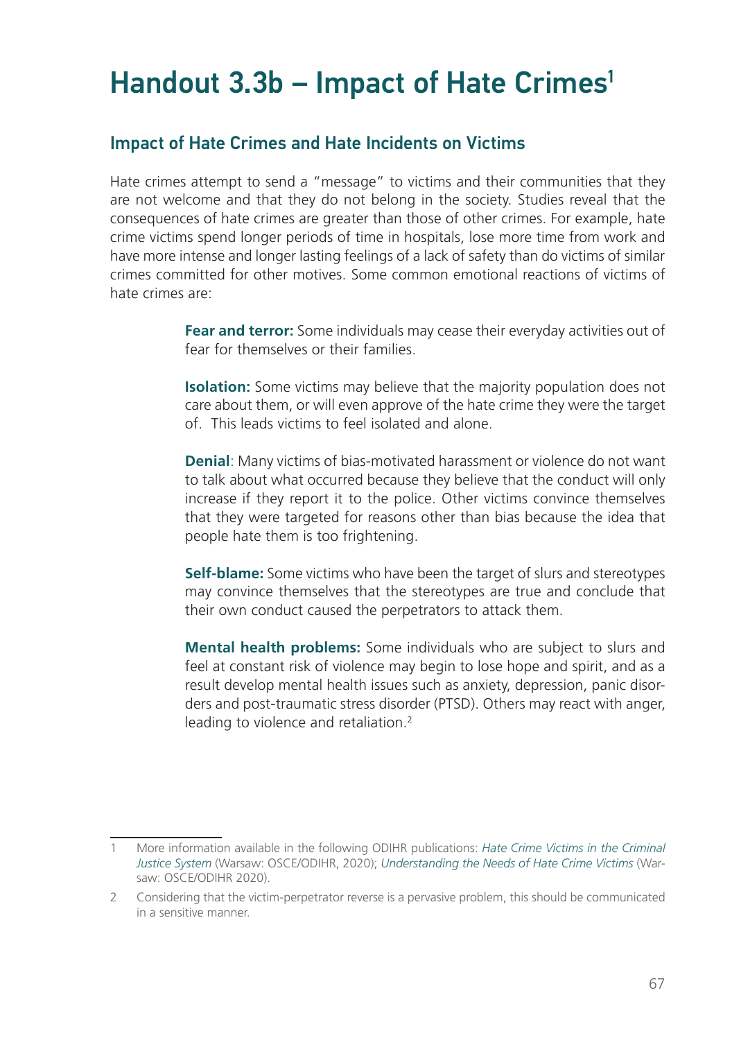# Handout 3.3b – Impact of Hate Crimes[1]

## Impact of Hate Crimes and Hate Incidents on Victims

Hate crimes attempt to send a "message" to victims and their communities that they are not welcome and that they do not belong in the society. Studies reveal that the consequences of hate crimes are greater than those of other crimes. For example, hate crime victims spend longer periods of time in hospitals, lose more time from work and have more intense and longer lasting feelings of a lack of safety than do victims of similar crimes committed for other motives. Some common emotional reactions of victims of hate crimes are:

**Fear and terror:** Some individuals may cease their everyday activities out of fear for themselves or their families.

**Isolation:** Some victims may believe that the majority population does not care about them, or will even approve of the hate crime they were the target of. This leads victims to feel isolated and alone.

**Denial**: Many victims of bias-motivated harassment or violence do not want to talk about what occurred because they believe that the conduct will only increase if they report it to the police. Other victims convince themselves that they were targeted for reasons other than bias because the idea that people hate them is too frightening.

**Self-blame:** Some victims who have been the target of slurs and stereotypes may convince themselves that the stereotypes are true and conclude that their own conduct caused the perpetrators to attack them.

**Mental health problems:** Some individuals who are subject to slurs and feel at constant risk of violence may begin to lose hope and spirit, and as a result develop mental health issues such as anxiety, depression, panic disorders and post-traumatic stress disorder (PTSD). Others may react with anger, leading to violence and retaliation.[2]

---

1 More information available in the following ODIHR publications: *Hate Crime Victims in the Criminal Justice System* (Warsaw: OSCE/ODIHR, 2020); *Understanding the Needs of Hate Crime Victims* (Warsaw: OSCE/ODIHR 2020).

2 Considering that the victim-perpetrator reverse is a pervasive problem, this should be communicated in a sensitive manner.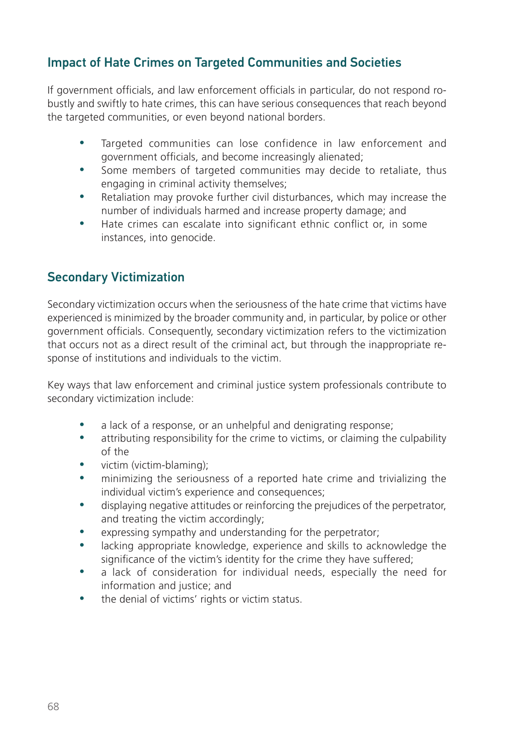## Impact of Hate Crimes on Targeted Communities and Societies

If government officials, and law enforcement officials in particular, do not respond robustly and swiftly to hate crimes, this can have serious consequences that reach beyond the targeted communities, or even beyond national borders.

- Targeted communities can lose confidence in law enforcement and government officials, and become increasingly alienated;
- Some members of targeted communities may decide to retaliate, thus engaging in criminal activity themselves;
- Retaliation may provoke further civil disturbances, which may increase the number of individuals harmed and increase property damage; and
- Hate crimes can escalate into significant ethnic conflict or, in some instances, into genocide.

## Secondary Victimization

Secondary victimization occurs when the seriousness of the hate crime that victims have experienced is minimized by the broader community and, in particular, by police or other government officials. Consequently, secondary victimization refers to the victimization that occurs not as a direct result of the criminal act, but through the inappropriate response of institutions and individuals to the victim.

Key ways that law enforcement and criminal justice system professionals contribute to secondary victimization include:

- a lack of a response, or an unhelpful and denigrating response;
- attributing responsibility for the crime to victims, or claiming the culpability of the
- victim (victim-blaming);
- minimizing the seriousness of a reported hate crime and trivializing the individual victim's experience and consequences;
- displaying negative attitudes or reinforcing the prejudices of the perpetrator, and treating the victim accordingly;
- expressing sympathy and understanding for the perpetrator;
- lacking appropriate knowledge, experience and skills to acknowledge the significance of the victim's identity for the crime they have suffered;
- a lack of consideration for individual needs, especially the need for information and justice; and
- the denial of victims' rights or victim status.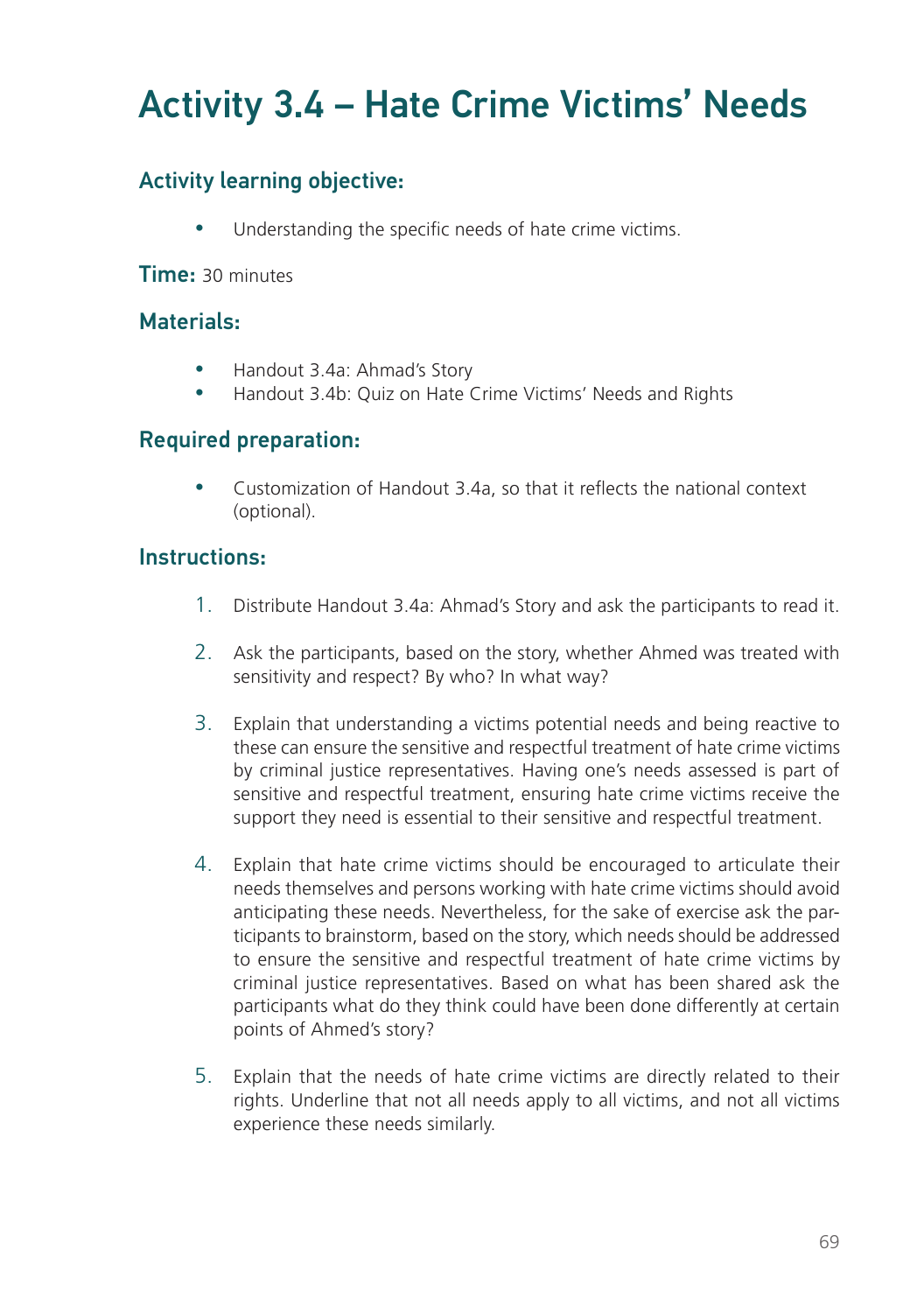# Activity 3.4 – Hate Crime Victims' Needs

## Activity learning objective:

- Understanding the specific needs of hate crime victims.

**Time:** 30 minutes

## Materials:

- Handout 3.4a: Ahmad's Story
- Handout 3.4b: Quiz on Hate Crime Victims' Needs and Rights

## Required preparation:

- Customization of Handout 3.4a, so that it reflects the national context (optional).

## Instructions:

1. Distribute Handout 3.4a: Ahmad's Story and ask the participants to read it.

2. Ask the participants, based on the story, whether Ahmed was treated with sensitivity and respect? By who? In what way?

3. Explain that understanding a victims potential needs and being reactive to these can ensure the sensitive and respectful treatment of hate crime victims by criminal justice representatives. Having one's needs assessed is part of sensitive and respectful treatment, ensuring hate crime victims receive the support they need is essential to their sensitive and respectful treatment.

4. Explain that hate crime victims should be encouraged to articulate their needs themselves and persons working with hate crime victims should avoid anticipating these needs. Nevertheless, for the sake of exercise ask the participants to brainstorm, based on the story, which needs should be addressed to ensure the sensitive and respectful treatment of hate crime victims by criminal justice representatives. Based on what has been shared ask the participants what do they think could have been done differently at certain points of Ahmed's story?

5. Explain that the needs of hate crime victims are directly related to their rights. Underline that not all needs apply to all victims, and not all victims experience these needs similarly.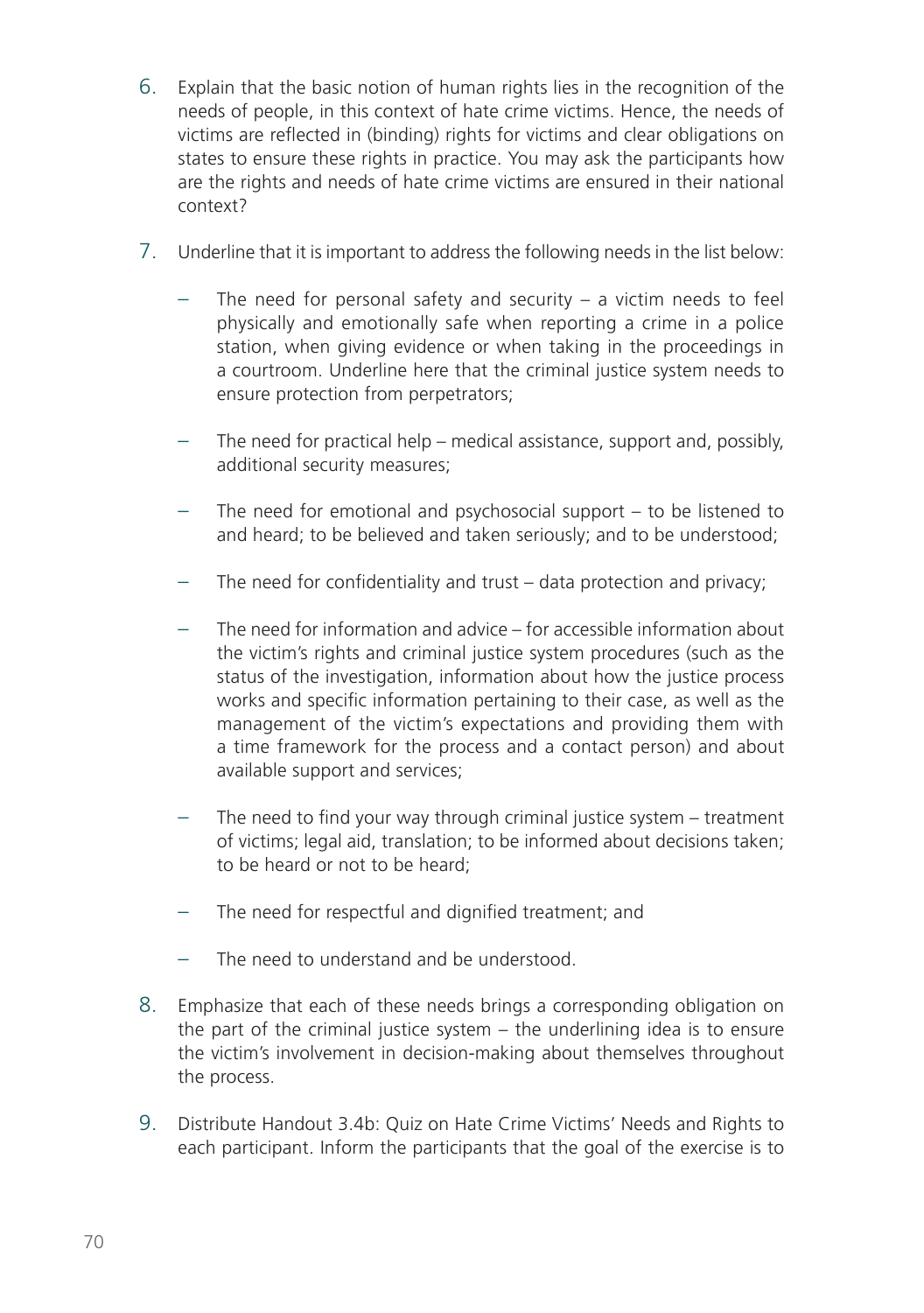6. Explain that the basic notion of human rights lies in the recognition of the needs of people, in this context of hate crime victims. Hence, the needs of victims are reflected in (binding) rights for victims and clear obligations on states to ensure these rights in practice. You may ask the participants how are the rights and needs of hate crime victims are ensured in their national context?

7. Underline that it is important to address the following needs in the list below:

   – The need for personal safety and security – a victim needs to feel physically and emotionally safe when reporting a crime in a police station, when giving evidence or when taking in the proceedings in a courtroom. Underline here that the criminal justice system needs to ensure protection from perpetrators;

   – The need for practical help – medical assistance, support and, possibly, additional security measures;

   – The need for emotional and psychosocial support – to be listened to and heard; to be believed and taken seriously; and to be understood;

   – The need for confidentiality and trust – data protection and privacy;

   – The need for information and advice – for accessible information about the victim's rights and criminal justice system procedures (such as the status of the investigation, information about how the justice process works and specific information pertaining to their case, as well as the management of the victim's expectations and providing them with a time framework for the process and a contact person) and about available support and services;

   – The need to find your way through criminal justice system – treatment of victims; legal aid, translation; to be informed about decisions taken; to be heard or not to be heard;

   – The need for respectful and dignified treatment; and

   – The need to understand and be understood.

8. Emphasize that each of these needs brings a corresponding obligation on the part of the criminal justice system – the underlining idea is to ensure the victim's involvement in decision-making about themselves throughout the process.

9. Distribute Handout 3.4b: Quiz on Hate Crime Victims' Needs and Rights to each participant. Inform the participants that the goal of the exercise is to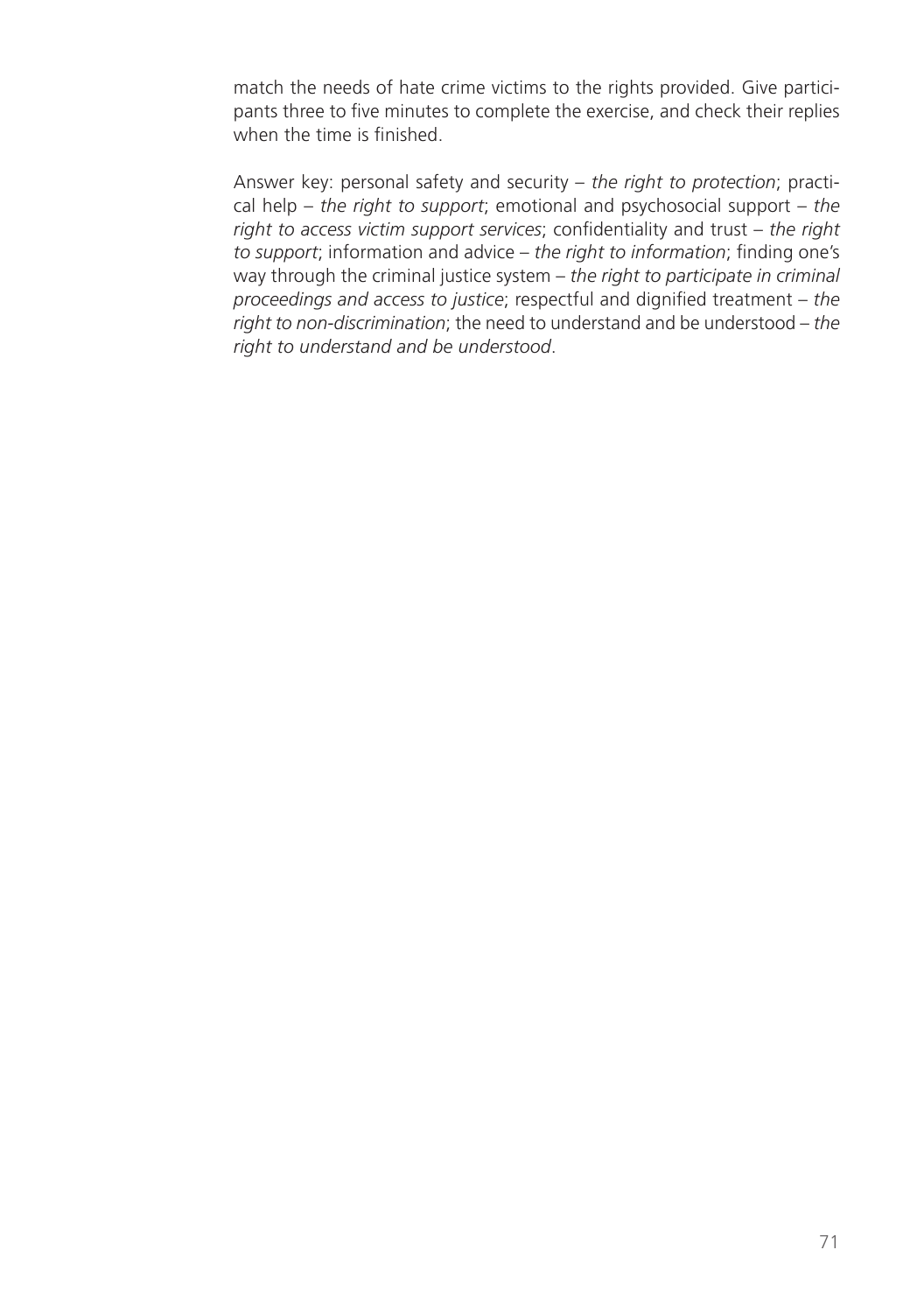match the needs of hate crime victims to the rights provided. Give participants three to five minutes to complete the exercise, and check their replies when the time is finished.

Answer key: personal safety and security – *the right to protection*; practical help – *the right to support*; emotional and psychosocial support – *the right to access victim support services*; confidentiality and trust – *the right to support*; information and advice – *the right to information*; finding one's way through the criminal justice system – *the right to participate in criminal proceedings and access to justice*; respectful and dignified treatment – *the right to non-discrimination*; the need to understand and be understood – *the right to understand and be understood*.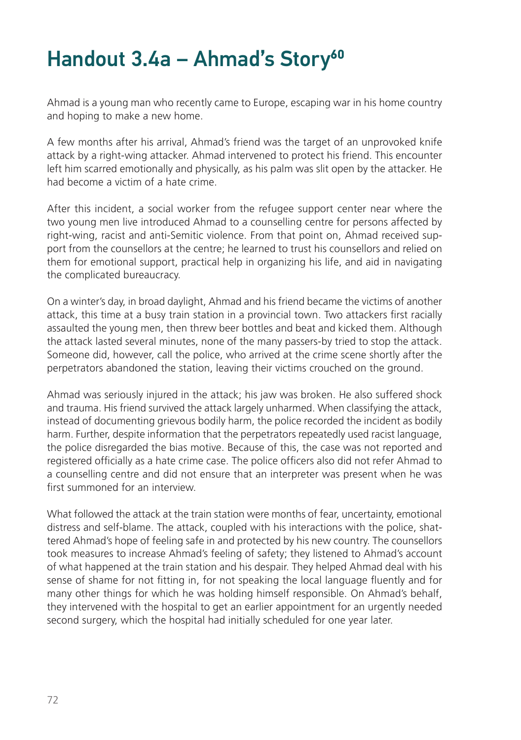# Handout 3.4a – Ahmad's Story[60]

Ahmad is a young man who recently came to Europe, escaping war in his home country and hoping to make a new home.

A few months after his arrival, Ahmad's friend was the target of an unprovoked knife attack by a right-wing attacker. Ahmad intervened to protect his friend. This encounter left him scarred emotionally and physically, as his palm was slit open by the attacker. He had become a victim of a hate crime.

After this incident, a social worker from the refugee support center near where the two young men live introduced Ahmad to a counselling centre for persons affected by right-wing, racist and anti-Semitic violence. From that point on, Ahmad received support from the counsellors at the centre; he learned to trust his counsellors and relied on them for emotional support, practical help in organizing his life, and aid in navigating the complicated bureaucracy.

On a winter's day, in broad daylight, Ahmad and his friend became the victims of another attack, this time at a busy train station in a provincial town. Two attackers first racially assaulted the young men, then threw beer bottles and beat and kicked them. Although the attack lasted several minutes, none of the many passers-by tried to stop the attack. Someone did, however, call the police, who arrived at the crime scene shortly after the perpetrators abandoned the station, leaving their victims crouched on the ground.

Ahmad was seriously injured in the attack; his jaw was broken. He also suffered shock and trauma. His friend survived the attack largely unharmed. When classifying the attack, instead of documenting grievous bodily harm, the police recorded the incident as bodily harm. Further, despite information that the perpetrators repeatedly used racist language, the police disregarded the bias motive. Because of this, the case was not reported and registered officially as a hate crime case. The police officers also did not refer Ahmad to a counselling centre and did not ensure that an interpreter was present when he was first summoned for an interview.

What followed the attack at the train station were months of fear, uncertainty, emotional distress and self-blame. The attack, coupled with his interactions with the police, shattered Ahmad's hope of feeling safe in and protected by his new country. The counsellors took measures to increase Ahmad's feeling of safety; they listened to Ahmad's account of what happened at the train station and his despair. They helped Ahmad deal with his sense of shame for not fitting in, for not speaking the local language fluently and for many other things for which he was holding himself responsible. On Ahmad's behalf, they intervened with the hospital to get an earlier appointment for an urgently needed second surgery, which the hospital had initially scheduled for one year later.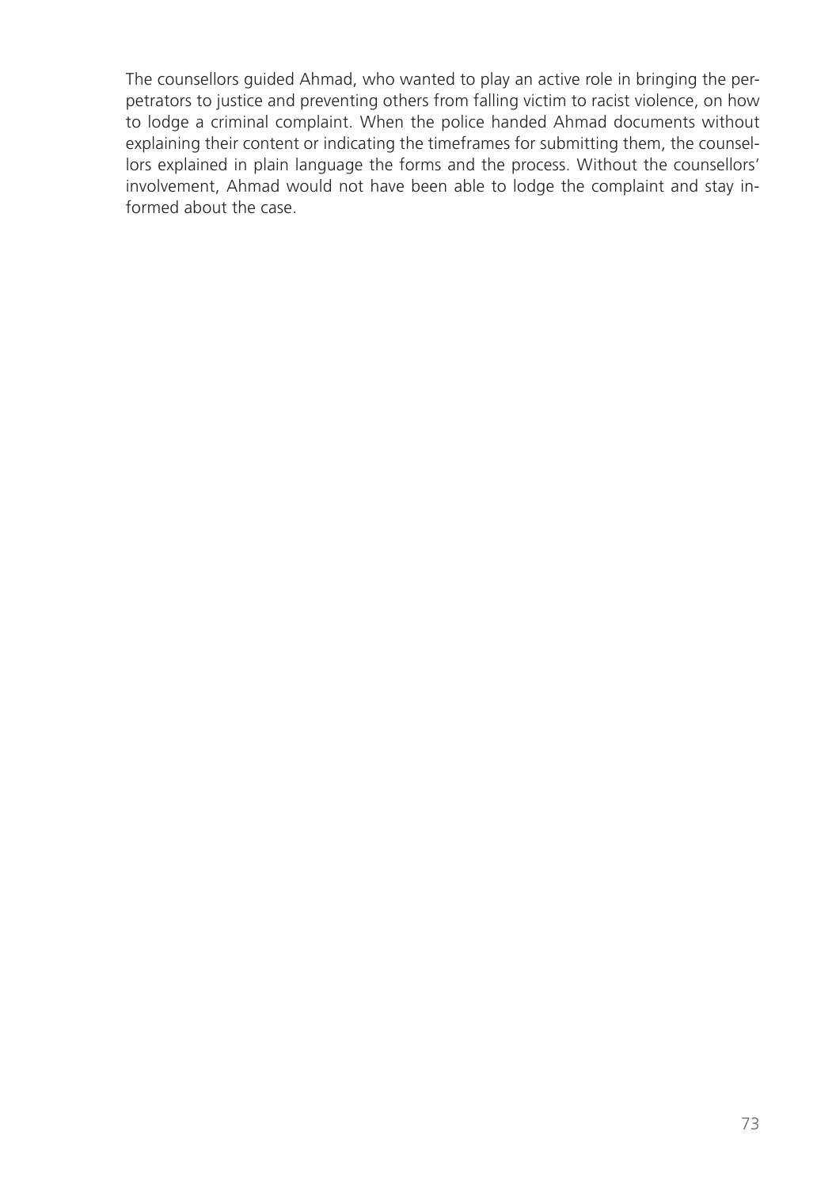The counsellors guided Ahmad, who wanted to play an active role in bringing the perpetrators to justice and preventing others from falling victim to racist violence, on how to lodge a criminal complaint. When the police handed Ahmad documents without explaining their content or indicating the timeframes for submitting them, the counsellors explained in plain language the forms and the process. Without the counsellors' involvement, Ahmad would not have been able to lodge the complaint and stay informed about the case.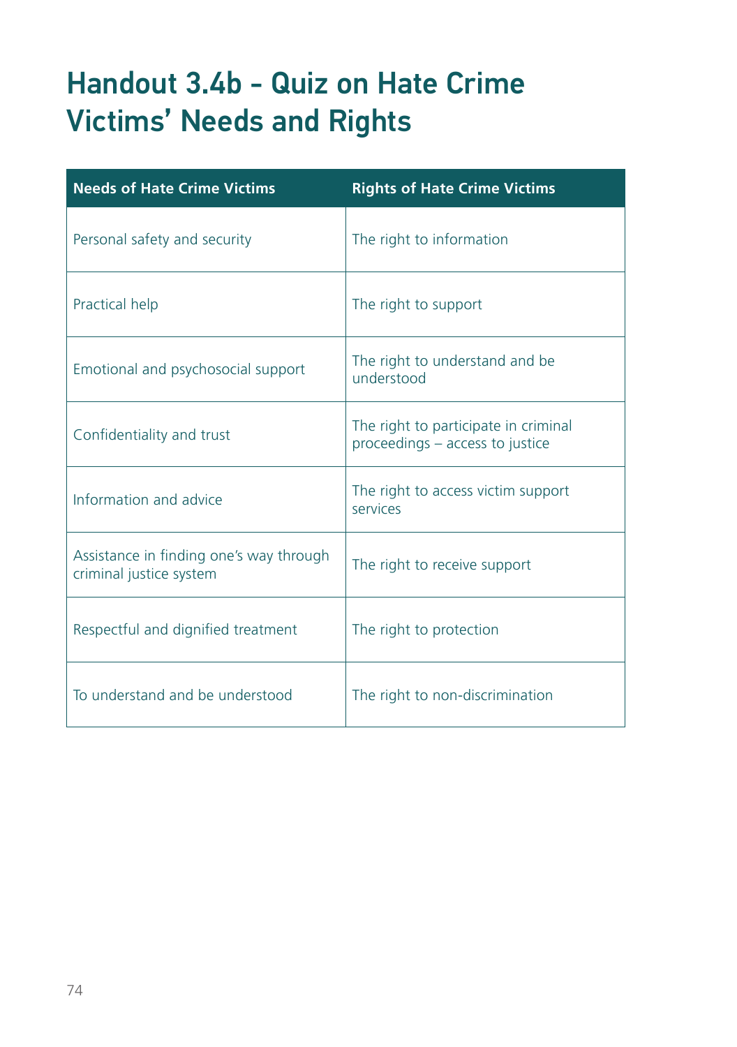# Handout 3.4b - Quiz on Hate Crime Victims' Needs and Rights

| Needs of Hate Crime Victims | Rights of Hate Crime Victims |
|---|---|
| Personal safety and security | The right to information |
| Practical help | The right to support |
| Emotional and psychosocial support | The right to understand and be understood |
| Confidentiality and trust | The right to participate in criminal proceedings – access to justice |
| Information and advice | The right to access victim support services |
| Assistance in finding one's way through criminal justice system | The right to receive support |
| Respectful and dignified treatment | The right to protection |
| To understand and be understood | The right to non-discrimination |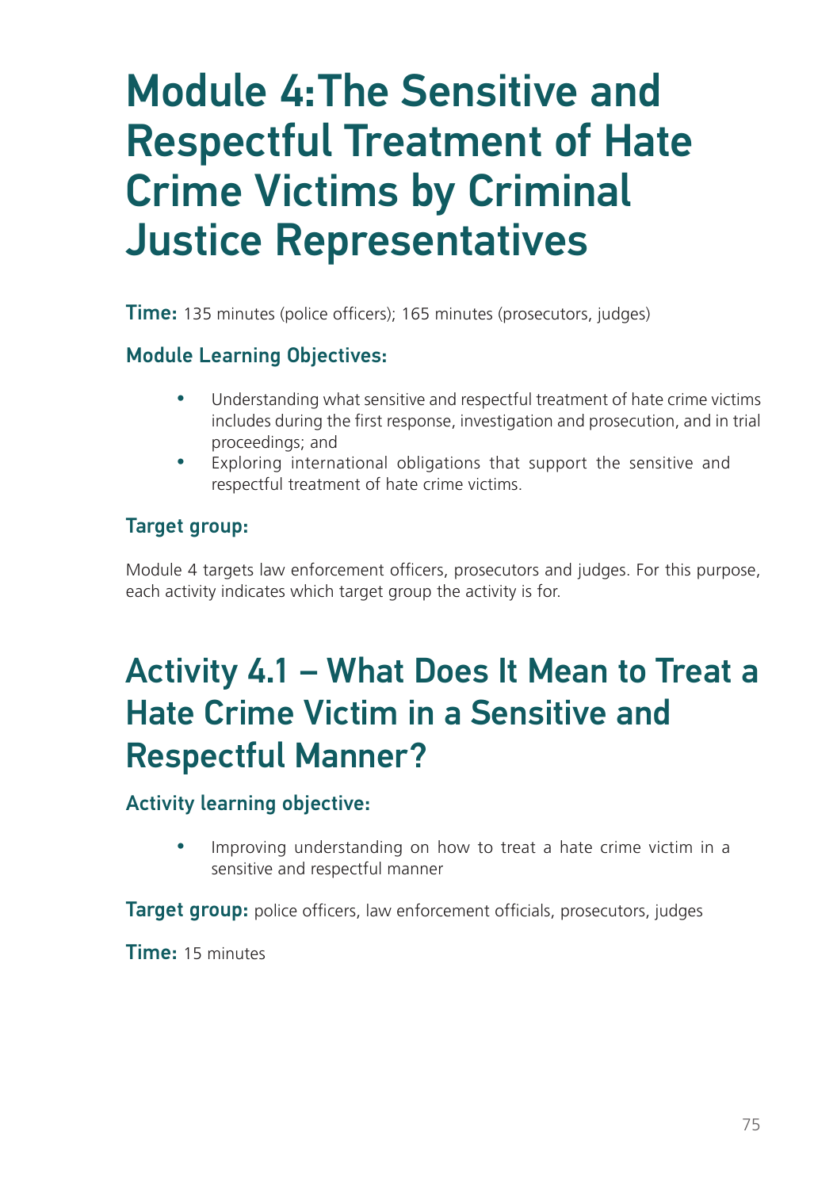# Module 4: The Sensitive and Respectful Treatment of Hate Crime Victims by Criminal Justice Representatives

**Time:** 135 minutes (police officers); 165 minutes (prosecutors, judges)

### Module Learning Objectives:

- Understanding what sensitive and respectful treatment of hate crime victims includes during the first response, investigation and prosecution, and in trial proceedings; and
- Exploring international obligations that support the sensitive and respectful treatment of hate crime victims.

### Target group:

Module 4 targets law enforcement officers, prosecutors and judges. For this purpose, each activity indicates which target group the activity is for.

## Activity 4.1 – What Does It Mean to Treat a Hate Crime Victim in a Sensitive and Respectful Manner?

### Activity learning objective:

- Improving understanding on how to treat a hate crime victim in a sensitive and respectful manner

**Target group:** police officers, law enforcement officials, prosecutors, judges

**Time:** 15 minutes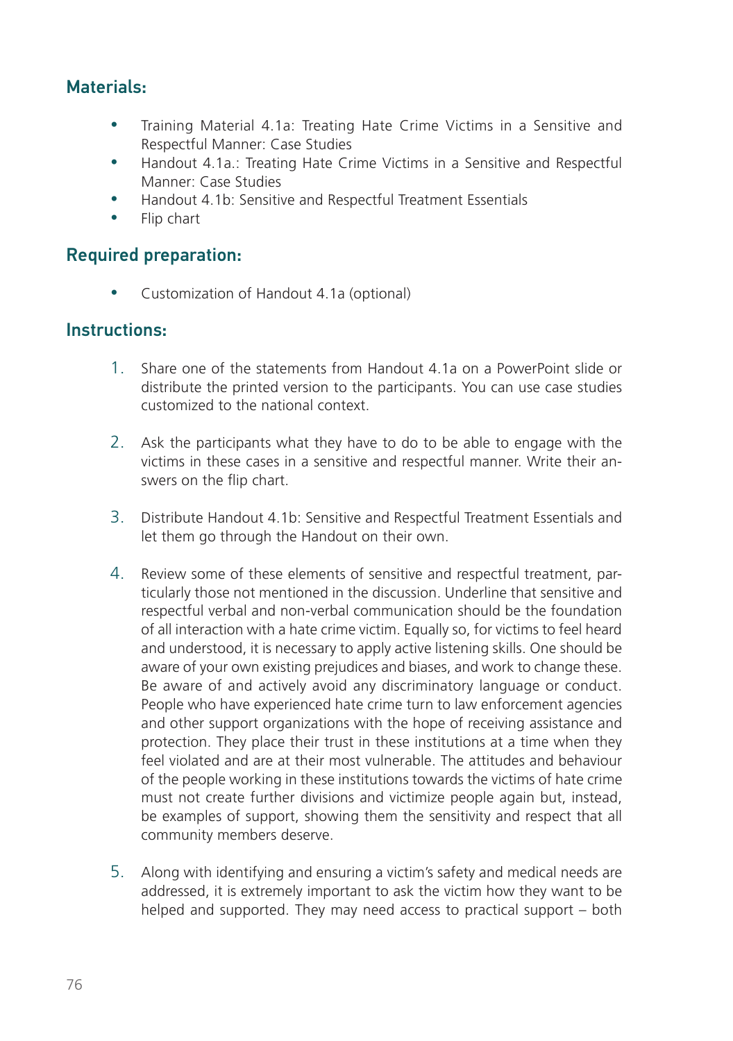## Materials:

- Training Material 4.1a: Treating Hate Crime Victims in a Sensitive and Respectful Manner: Case Studies
- Handout 4.1a.: Treating Hate Crime Victims in a Sensitive and Respectful Manner: Case Studies
- Handout 4.1b: Sensitive and Respectful Treatment Essentials
- Flip chart

## Required preparation:

- Customization of Handout 4.1a (optional)

## Instructions:

1. Share one of the statements from Handout 4.1a on a PowerPoint slide or distribute the printed version to the participants. You can use case studies customized to the national context.

2. Ask the participants what they have to do to be able to engage with the victims in these cases in a sensitive and respectful manner. Write their answers on the flip chart.

3. Distribute Handout 4.1b: Sensitive and Respectful Treatment Essentials and let them go through the Handout on their own.

4. Review some of these elements of sensitive and respectful treatment, particularly those not mentioned in the discussion. Underline that sensitive and respectful verbal and non-verbal communication should be the foundation of all interaction with a hate crime victim. Equally so, for victims to feel heard and understood, it is necessary to apply active listening skills. One should be aware of your own existing prejudices and biases, and work to change these. Be aware of and actively avoid any discriminatory language or conduct. People who have experienced hate crime turn to law enforcement agencies and other support organizations with the hope of receiving assistance and protection. They place their trust in these institutions at a time when they feel violated and are at their most vulnerable. The attitudes and behaviour of the people working in these institutions towards the victims of hate crime must not create further divisions and victimize people again but, instead, be examples of support, showing them the sensitivity and respect that all community members deserve.

5. Along with identifying and ensuring a victim's safety and medical needs are addressed, it is extremely important to ask the victim how they want to be helped and supported. They may need access to practical support – both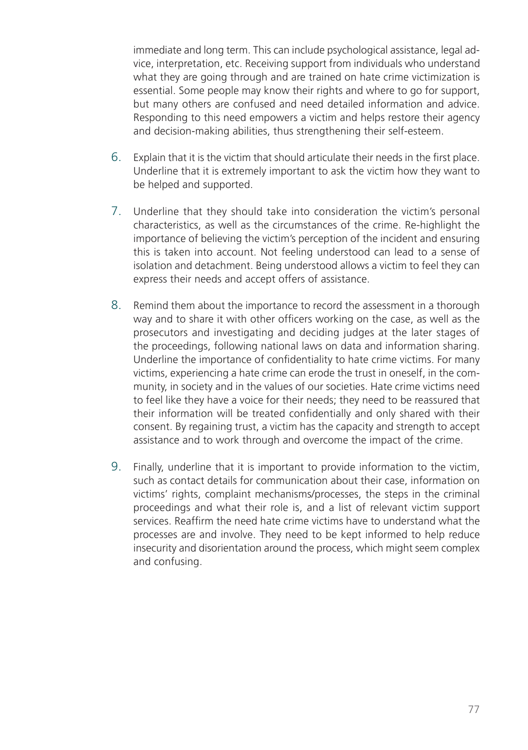immediate and long term. This can include psychological assistance, legal advice, interpretation, etc. Receiving support from individuals who understand what they are going through and are trained on hate crime victimization is essential. Some people may know their rights and where to go for support, but many others are confused and need detailed information and advice. Responding to this need empowers a victim and helps restore their agency and decision-making abilities, thus strengthening their self-esteem.

6. Explain that it is the victim that should articulate their needs in the first place. Underline that it is extremely important to ask the victim how they want to be helped and supported.

7. Underline that they should take into consideration the victim's personal characteristics, as well as the circumstances of the crime. Re-highlight the importance of believing the victim's perception of the incident and ensuring this is taken into account. Not feeling understood can lead to a sense of isolation and detachment. Being understood allows a victim to feel they can express their needs and accept offers of assistance.

8. Remind them about the importance to record the assessment in a thorough way and to share it with other officers working on the case, as well as the prosecutors and investigating and deciding judges at the later stages of the proceedings, following national laws on data and information sharing. Underline the importance of confidentiality to hate crime victims. For many victims, experiencing a hate crime can erode the trust in oneself, in the community, in society and in the values of our societies. Hate crime victims need to feel like they have a voice for their needs; they need to be reassured that their information will be treated confidentially and only shared with their consent. By regaining trust, a victim has the capacity and strength to accept assistance and to work through and overcome the impact of the crime.

9. Finally, underline that it is important to provide information to the victim, such as contact details for communication about their case, information on victims' rights, complaint mechanisms/processes, the steps in the criminal proceedings and what their role is, and a list of relevant victim support services. Reaffirm the need hate crime victims have to understand what the processes are and involve. They need to be kept informed to help reduce insecurity and disorientation around the process, which might seem complex and confusing.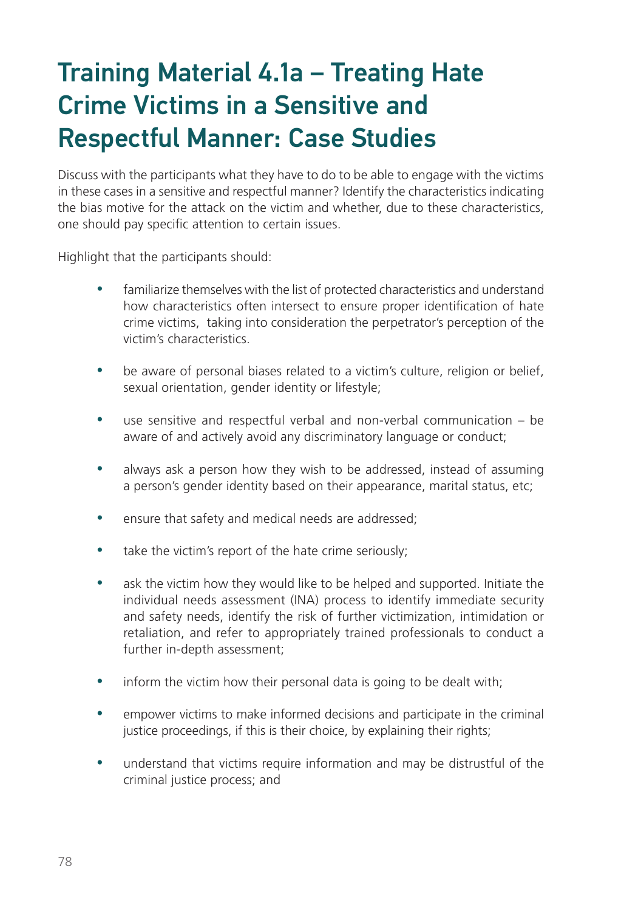# Training Material 4.1a – Treating Hate Crime Victims in a Sensitive and Respectful Manner: Case Studies

Discuss with the participants what they have to do to be able to engage with the victims in these cases in a sensitive and respectful manner? Identify the characteristics indicating the bias motive for the attack on the victim and whether, due to these characteristics, one should pay specific attention to certain issues.

Highlight that the participants should:

- familiarize themselves with the list of protected characteristics and understand how characteristics often intersect to ensure proper identification of hate crime victims, taking into consideration the perpetrator's perception of the victim's characteristics.
- be aware of personal biases related to a victim's culture, religion or belief, sexual orientation, gender identity or lifestyle;
- use sensitive and respectful verbal and non-verbal communication – be aware of and actively avoid any discriminatory language or conduct;
- always ask a person how they wish to be addressed, instead of assuming a person's gender identity based on their appearance, marital status, etc;
- ensure that safety and medical needs are addressed;
- take the victim's report of the hate crime seriously;
- ask the victim how they would like to be helped and supported. Initiate the individual needs assessment (INA) process to identify immediate security and safety needs, identify the risk of further victimization, intimidation or retaliation, and refer to appropriately trained professionals to conduct a further in-depth assessment;
- inform the victim how their personal data is going to be dealt with;
- empower victims to make informed decisions and participate in the criminal justice proceedings, if this is their choice, by explaining their rights;
- understand that victims require information and may be distrustful of the criminal justice process; and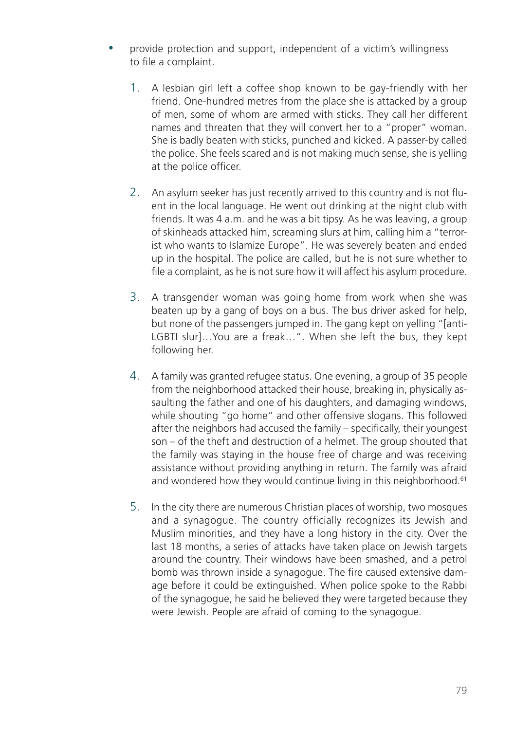- provide protection and support, independent of a victim's willingness to file a complaint.

1. A lesbian girl left a coffee shop known to be gay-friendly with her friend. One-hundred metres from the place she is attacked by a group of men, some of whom are armed with sticks. They call her different names and threaten that they will convert her to a "proper" woman. She is badly beaten with sticks, punched and kicked. A passer-by called the police. She feels scared and is not making much sense, she is yelling at the police officer.

2. An asylum seeker has just recently arrived to this country and is not fluent in the local language. He went out drinking at the night club with friends. It was 4 a.m. and he was a bit tipsy. As he was leaving, a group of skinheads attacked him, screaming slurs at him, calling him a "terrorist who wants to Islamize Europe". He was severely beaten and ended up in the hospital. The police are called, but he is not sure whether to file a complaint, as he is not sure how it will affect his asylum procedure.

3. A transgender woman was going home from work when she was beaten up by a gang of boys on a bus. The bus driver asked for help, but none of the passengers jumped in. The gang kept on yelling "[anti-LGBTI slur]…You are a freak…". When she left the bus, they kept following her.

4. A family was granted refugee status. One evening, a group of 35 people from the neighborhood attacked their house, breaking in, physically assaulting the father and one of his daughters, and damaging windows, while shouting "go home" and other offensive slogans. This followed after the neighbors had accused the family – specifically, their youngest son – of the theft and destruction of a helmet. The group shouted that the family was staying in the house free of charge and was receiving assistance without providing anything in return. The family was afraid and wondered how they would continue living in this neighborhood.[61]

5. In the city there are numerous Christian places of worship, two mosques and a synagogue. The country officially recognizes its Jewish and Muslim minorities, and they have a long history in the city. Over the last 18 months, a series of attacks have taken place on Jewish targets around the country. Their windows have been smashed, and a petrol bomb was thrown inside a synagogue. The fire caused extensive damage before it could be extinguished. When police spoke to the Rabbi of the synagogue, he said he believed they were targeted because they were Jewish. People are afraid of coming to the synagogue.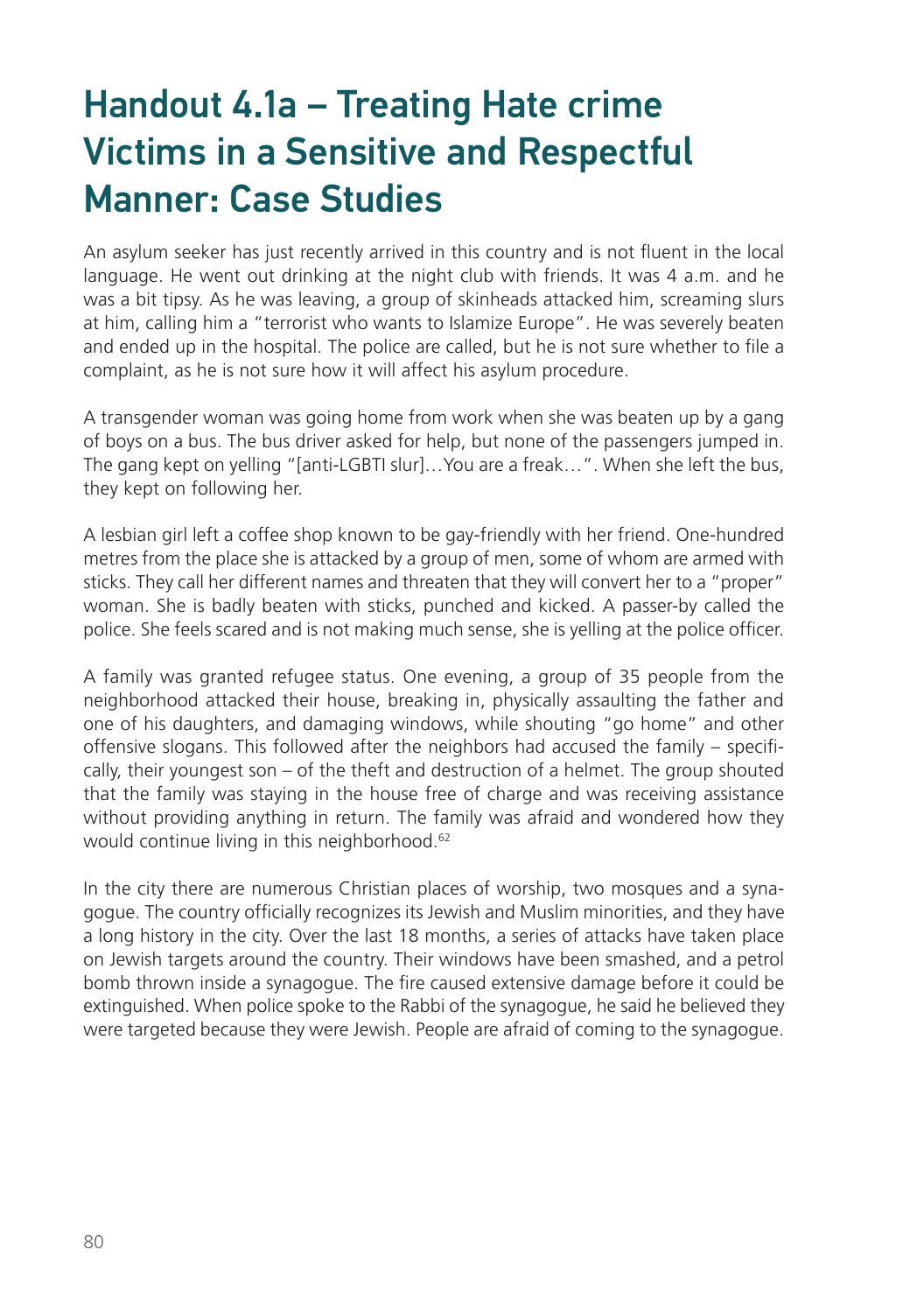# Handout 4.1a – Treating Hate crime Victims in a Sensitive and Respectful Manner: Case Studies

An asylum seeker has just recently arrived in this country and is not fluent in the local language. He went out drinking at the night club with friends. It was 4 a.m. and he was a bit tipsy. As he was leaving, a group of skinheads attacked him, screaming slurs at him, calling him a "terrorist who wants to Islamize Europe". He was severely beaten and ended up in the hospital. The police are called, but he is not sure whether to file a complaint, as he is not sure how it will affect his asylum procedure.

A transgender woman was going home from work when she was beaten up by a gang of boys on a bus. The bus driver asked for help, but none of the passengers jumped in. The gang kept on yelling "[anti-LGBTI slur]…You are a freak…". When she left the bus, they kept on following her.

A lesbian girl left a coffee shop known to be gay-friendly with her friend. One-hundred metres from the place she is attacked by a group of men, some of whom are armed with sticks. They call her different names and threaten that they will convert her to a "proper" woman. She is badly beaten with sticks, punched and kicked. A passer-by called the police. She feels scared and is not making much sense, she is yelling at the police officer.

A family was granted refugee status. One evening, a group of 35 people from the neighborhood attacked their house, breaking in, physically assaulting the father and one of his daughters, and damaging windows, while shouting "go home" and other offensive slogans. This followed after the neighbors had accused the family – specifically, their youngest son – of the theft and destruction of a helmet. The group shouted that the family was staying in the house free of charge and was receiving assistance without providing anything in return. The family was afraid and wondered how they would continue living in this neighborhood.[62]

In the city there are numerous Christian places of worship, two mosques and a synagogue. The country officially recognizes its Jewish and Muslim minorities, and they have a long history in the city. Over the last 18 months, a series of attacks have taken place on Jewish targets around the country. Their windows have been smashed, and a petrol bomb thrown inside a synagogue. The fire caused extensive damage before it could be extinguished. When police spoke to the Rabbi of the synagogue, he said he believed they were targeted because they were Jewish. People are afraid of coming to the synagogue.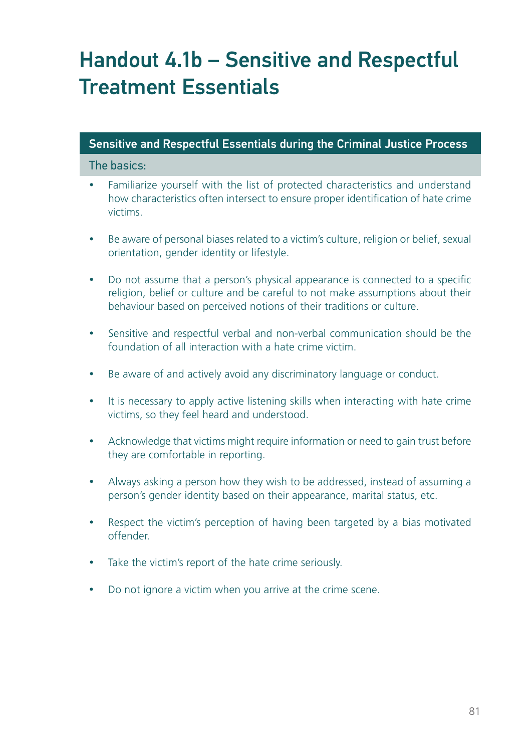# Handout 4.1b – Sensitive and Respectful Treatment Essentials

## Sensitive and Respectful Essentials during the Criminal Justice Process

### The basics:

- Familiarize yourself with the list of protected characteristics and understand how characteristics often intersect to ensure proper identification of hate crime victims.
- Be aware of personal biases related to a victim's culture, religion or belief, sexual orientation, gender identity or lifestyle.
- Do not assume that a person's physical appearance is connected to a specific religion, belief or culture and be careful to not make assumptions about their behaviour based on perceived notions of their traditions or culture.
- Sensitive and respectful verbal and non-verbal communication should be the foundation of all interaction with a hate crime victim.
- Be aware of and actively avoid any discriminatory language or conduct.
- It is necessary to apply active listening skills when interacting with hate crime victims, so they feel heard and understood.
- Acknowledge that victims might require information or need to gain trust before they are comfortable in reporting.
- Always asking a person how they wish to be addressed, instead of assuming a person's gender identity based on their appearance, marital status, etc.
- Respect the victim's perception of having been targeted by a bias motivated offender.
- Take the victim's report of the hate crime seriously.
- Do not ignore a victim when you arrive at the crime scene.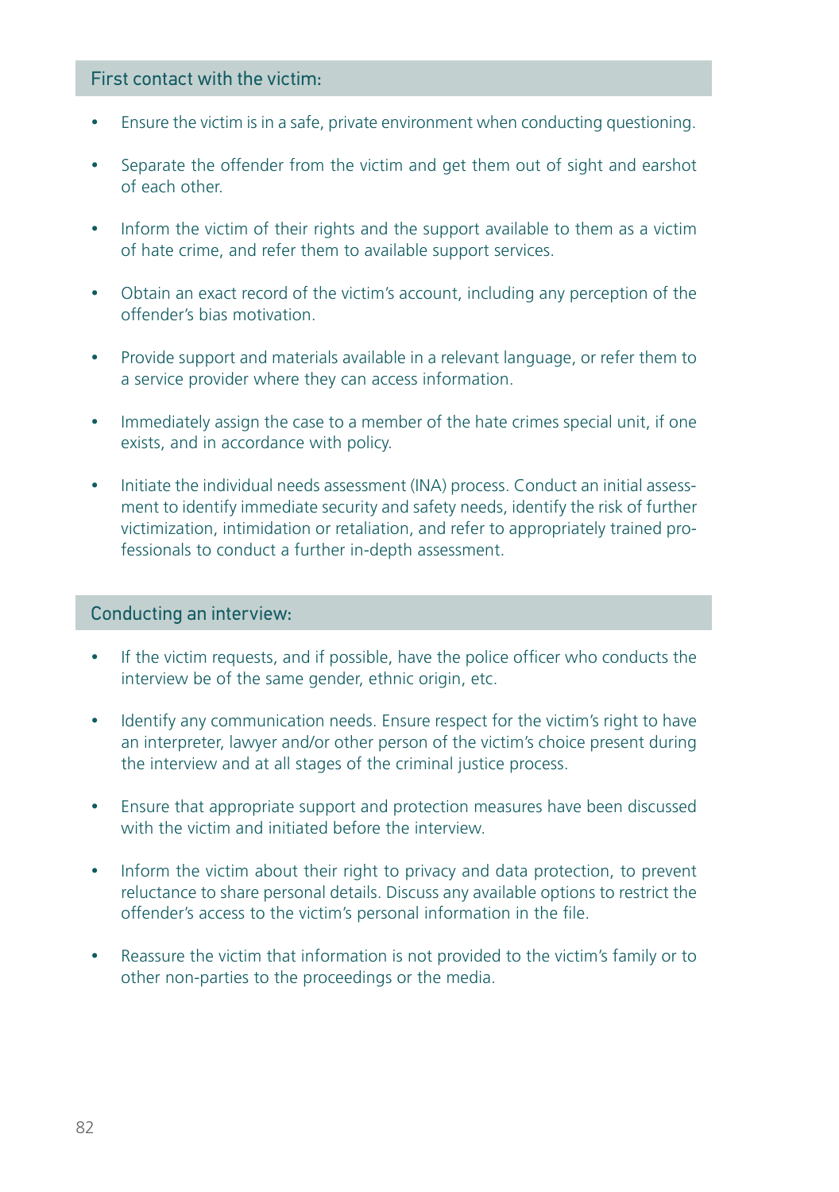### First contact with the victim:

- Ensure the victim is in a safe, private environment when conducting questioning.
- Separate the offender from the victim and get them out of sight and earshot of each other.
- Inform the victim of their rights and the support available to them as a victim of hate crime, and refer them to available support services.
- Obtain an exact record of the victim's account, including any perception of the offender's bias motivation.
- Provide support and materials available in a relevant language, or refer them to a service provider where they can access information.
- Immediately assign the case to a member of the hate crimes special unit, if one exists, and in accordance with policy.
- Initiate the individual needs assessment (INA) process. Conduct an initial assessment to identify immediate security and safety needs, identify the risk of further victimization, intimidation or retaliation, and refer to appropriately trained professionals to conduct a further in-depth assessment.

### Conducting an interview:

- If the victim requests, and if possible, have the police officer who conducts the interview be of the same gender, ethnic origin, etc.
- Identify any communication needs. Ensure respect for the victim's right to have an interpreter, lawyer and/or other person of the victim's choice present during the interview and at all stages of the criminal justice process.
- Ensure that appropriate support and protection measures have been discussed with the victim and initiated before the interview.
- Inform the victim about their right to privacy and data protection, to prevent reluctance to share personal details. Discuss any available options to restrict the offender's access to the victim's personal information in the file.
- Reassure the victim that information is not provided to the victim's family or to other non-parties to the proceedings or the media.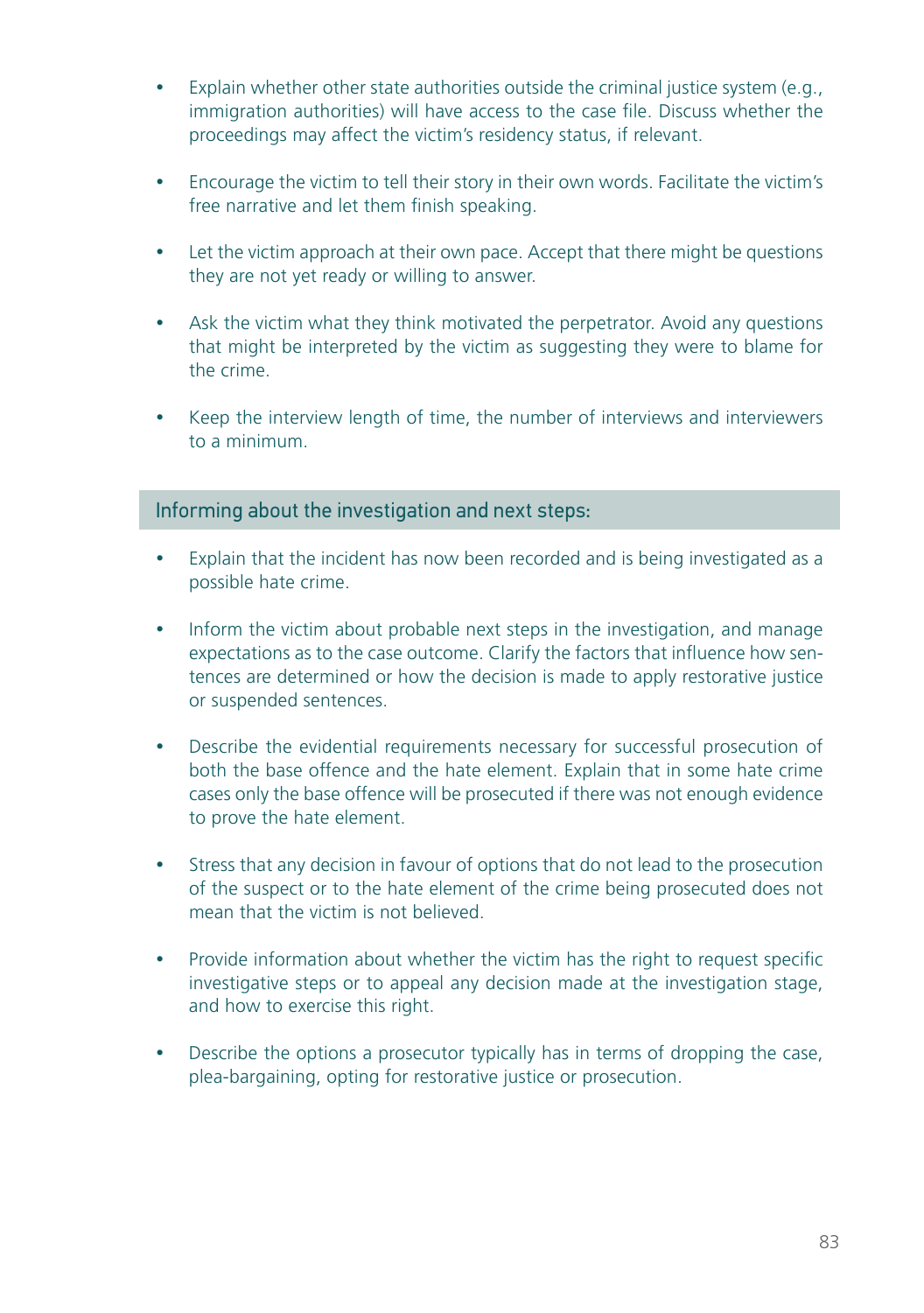- Explain whether other state authorities outside the criminal justice system (e.g., immigration authorities) will have access to the case file. Discuss whether the proceedings may affect the victim's residency status, if relevant.

- Encourage the victim to tell their story in their own words. Facilitate the victim's free narrative and let them finish speaking.

- Let the victim approach at their own pace. Accept that there might be questions they are not yet ready or willing to answer.

- Ask the victim what they think motivated the perpetrator. Avoid any questions that might be interpreted by the victim as suggesting they were to blame for the crime.

- Keep the interview length of time, the number of interviews and interviewers to a minimum.

### Informing about the investigation and next steps:

- Explain that the incident has now been recorded and is being investigated as a possible hate crime.

- Inform the victim about probable next steps in the investigation, and manage expectations as to the case outcome. Clarify the factors that influence how sentences are determined or how the decision is made to apply restorative justice or suspended sentences.

- Describe the evidential requirements necessary for successful prosecution of both the base offence and the hate element. Explain that in some hate crime cases only the base offence will be prosecuted if there was not enough evidence to prove the hate element.

- Stress that any decision in favour of options that do not lead to the prosecution of the suspect or to the hate element of the crime being prosecuted does not mean that the victim is not believed.

- Provide information about whether the victim has the right to request specific investigative steps or to appeal any decision made at the investigation stage, and how to exercise this right.

- Describe the options a prosecutor typically has in terms of dropping the case, plea-bargaining, opting for restorative justice or prosecution.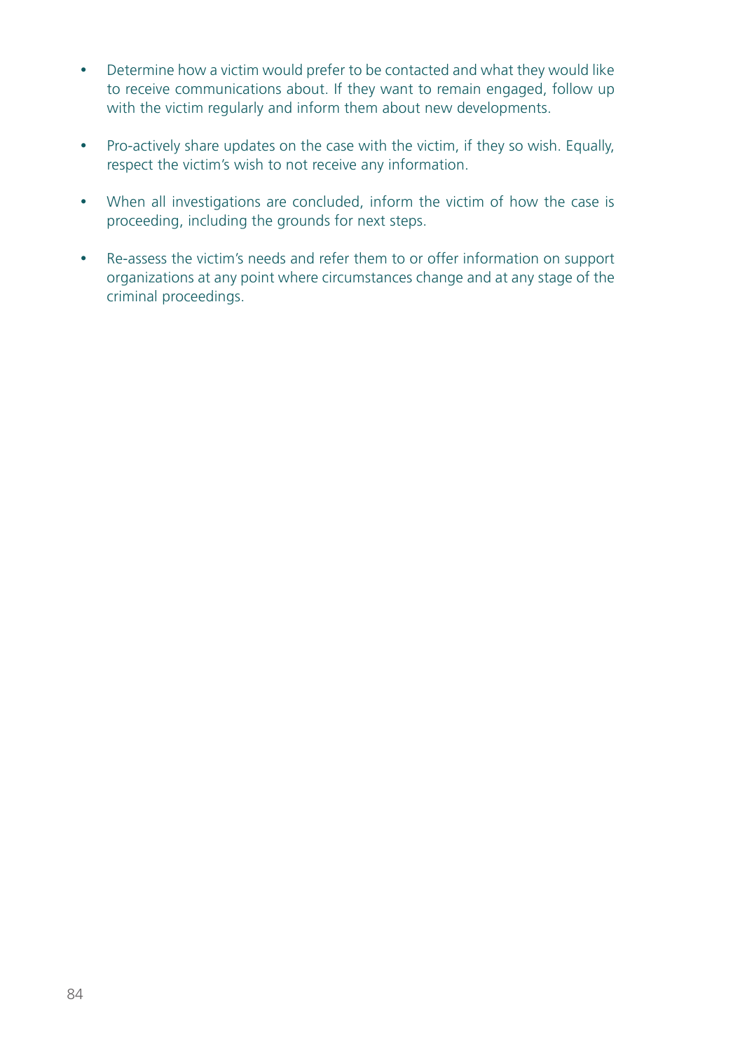- Determine how a victim would prefer to be contacted and what they would like to receive communications about. If they want to remain engaged, follow up with the victim regularly and inform them about new developments.

- Pro-actively share updates on the case with the victim, if they so wish. Equally, respect the victim's wish to not receive any information.

- When all investigations are concluded, inform the victim of how the case is proceeding, including the grounds for next steps.

- Re-assess the victim's needs and refer them to or offer information on support organizations at any point where circumstances change and at any stage of the criminal proceedings.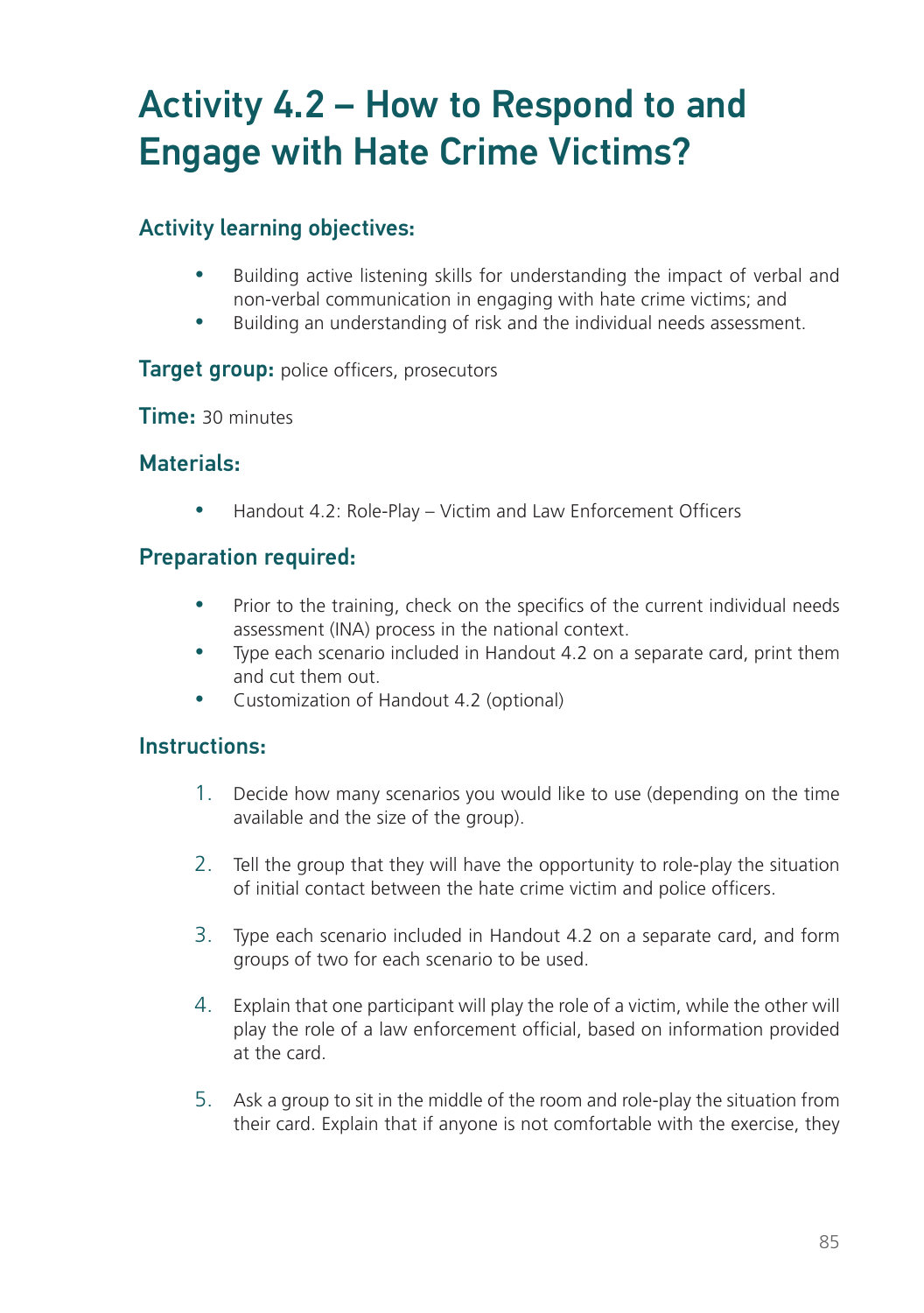# Activity 4.2 – How to Respond to and Engage with Hate Crime Victims?

### Activity learning objectives:

- Building active listening skills for understanding the impact of verbal and non-verbal communication in engaging with hate crime victims; and
- Building an understanding of risk and the individual needs assessment.

**Target group:** police officers, prosecutors

**Time:** 30 minutes

### Materials:

- Handout 4.2: Role-Play – Victim and Law Enforcement Officers

### Preparation required:

- Prior to the training, check on the specifics of the current individual needs assessment (INA) process in the national context.
- Type each scenario included in Handout 4.2 on a separate card, print them and cut them out.
- Customization of Handout 4.2 (optional)

### Instructions:

1. Decide how many scenarios you would like to use (depending on the time available and the size of the group).
2. Tell the group that they will have the opportunity to role-play the situation of initial contact between the hate crime victim and police officers.
3. Type each scenario included in Handout 4.2 on a separate card, and form groups of two for each scenario to be used.
4. Explain that one participant will play the role of a victim, while the other will play the role of a law enforcement official, based on information provided at the card.
5. Ask a group to sit in the middle of the room and role-play the situation from their card. Explain that if anyone is not comfortable with the exercise, they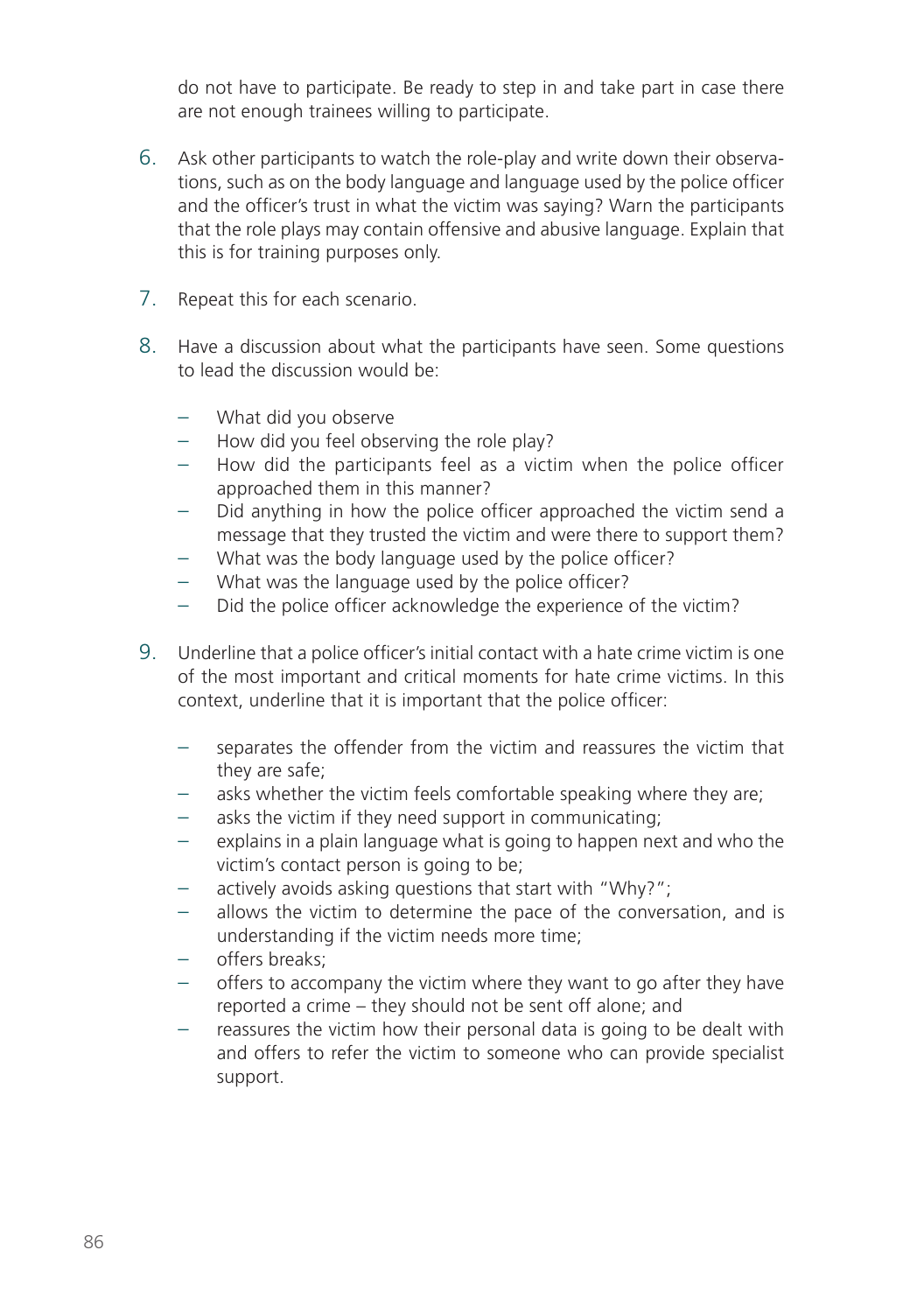do not have to participate. Be ready to step in and take part in case there are not enough trainees willing to participate.

6. Ask other participants to watch the role-play and write down their observations, such as on the body language and language used by the police officer and the officer's trust in what the victim was saying? Warn the participants that the role plays may contain offensive and abusive language. Explain that this is for training purposes only.

7. Repeat this for each scenario.

8. Have a discussion about what the participants have seen. Some questions to lead the discussion would be:

   - What did you observe
   - How did you feel observing the role play?
   - How did the participants feel as a victim when the police officer approached them in this manner?
   - Did anything in how the police officer approached the victim send a message that they trusted the victim and were there to support them?
   - What was the body language used by the police officer?
   - What was the language used by the police officer?
   - Did the police officer acknowledge the experience of the victim?

9. Underline that a police officer's initial contact with a hate crime victim is one of the most important and critical moments for hate crime victims. In this context, underline that it is important that the police officer:

   - separates the offender from the victim and reassures the victim that they are safe;
   - asks whether the victim feels comfortable speaking where they are;
   - asks the victim if they need support in communicating;
   - explains in a plain language what is going to happen next and who the victim's contact person is going to be;
   - actively avoids asking questions that start with "Why?";
   - allows the victim to determine the pace of the conversation, and is understanding if the victim needs more time;
   - offers breaks;
   - offers to accompany the victim where they want to go after they have reported a crime – they should not be sent off alone; and
   - reassures the victim how their personal data is going to be dealt with and offers to refer the victim to someone who can provide specialist support.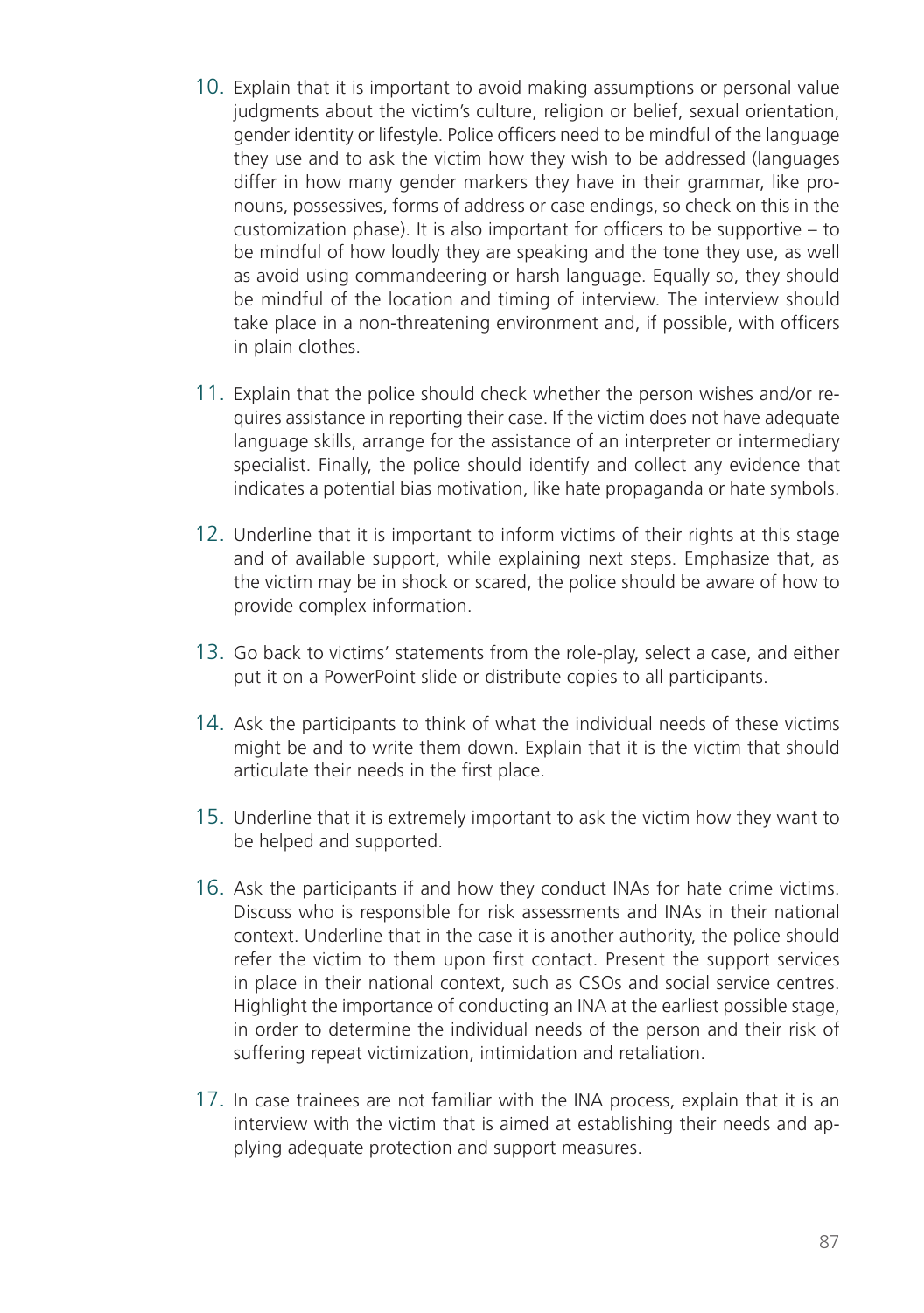10. Explain that it is important to avoid making assumptions or personal value judgments about the victim's culture, religion or belief, sexual orientation, gender identity or lifestyle. Police officers need to be mindful of the language they use and to ask the victim how they wish to be addressed (languages differ in how many gender markers they have in their grammar, like pronouns, possessives, forms of address or case endings, so check on this in the customization phase). It is also important for officers to be supportive – to be mindful of how loudly they are speaking and the tone they use, as well as avoid using commandeering or harsh language. Equally so, they should be mindful of the location and timing of interview. The interview should take place in a non-threatening environment and, if possible, with officers in plain clothes.

11. Explain that the police should check whether the person wishes and/or requires assistance in reporting their case. If the victim does not have adequate language skills, arrange for the assistance of an interpreter or intermediary specialist. Finally, the police should identify and collect any evidence that indicates a potential bias motivation, like hate propaganda or hate symbols.

12. Underline that it is important to inform victims of their rights at this stage and of available support, while explaining next steps. Emphasize that, as the victim may be in shock or scared, the police should be aware of how to provide complex information.

13. Go back to victims' statements from the role-play, select a case, and either put it on a PowerPoint slide or distribute copies to all participants.

14. Ask the participants to think of what the individual needs of these victims might be and to write them down. Explain that it is the victim that should articulate their needs in the first place.

15. Underline that it is extremely important to ask the victim how they want to be helped and supported.

16. Ask the participants if and how they conduct INAs for hate crime victims. Discuss who is responsible for risk assessments and INAs in their national context. Underline that in the case it is another authority, the police should refer the victim to them upon first contact. Present the support services in place in their national context, such as CSOs and social service centres. Highlight the importance of conducting an INA at the earliest possible stage, in order to determine the individual needs of the person and their risk of suffering repeat victimization, intimidation and retaliation.

17. In case trainees are not familiar with the INA process, explain that it is an interview with the victim that is aimed at establishing their needs and applying adequate protection and support measures.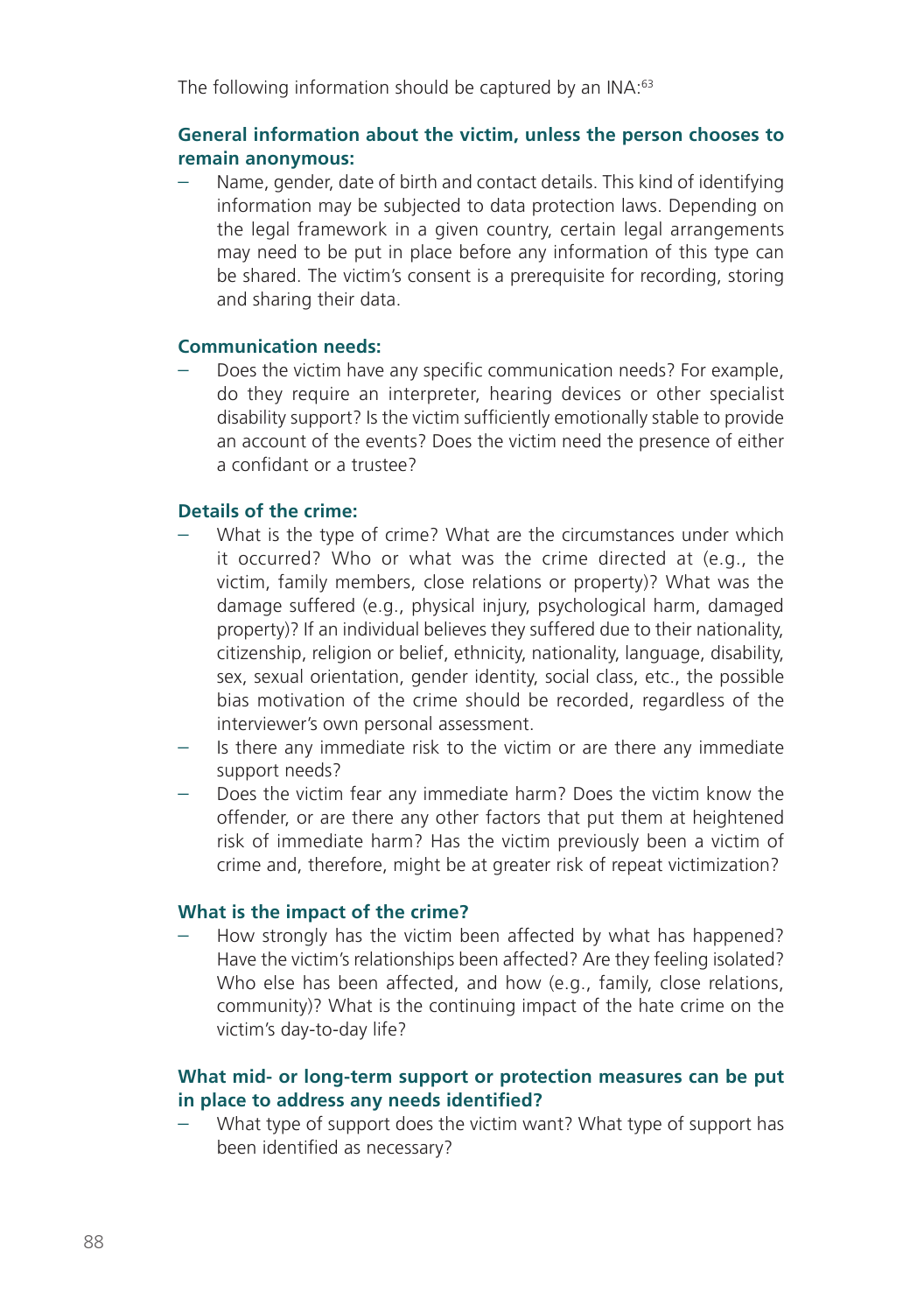The following information should be captured by an INA:[63]

**General information about the victim, unless the person chooses to remain anonymous:**

- Name, gender, date of birth and contact details. This kind of identifying information may be subjected to data protection laws. Depending on the legal framework in a given country, certain legal arrangements may need to be put in place before any information of this type can be shared. The victim's consent is a prerequisite for recording, storing and sharing their data.

**Communication needs:**

- Does the victim have any specific communication needs? For example, do they require an interpreter, hearing devices or other specialist disability support? Is the victim sufficiently emotionally stable to provide an account of the events? Does the victim need the presence of either a confidant or a trustee?

**Details of the crime:**

- What is the type of crime? What are the circumstances under which it occurred? Who or what was the crime directed at (e.g., the victim, family members, close relations or property)? What was the damage suffered (e.g., physical injury, psychological harm, damaged property)? If an individual believes they suffered due to their nationality, citizenship, religion or belief, ethnicity, nationality, language, disability, sex, sexual orientation, gender identity, social class, etc., the possible bias motivation of the crime should be recorded, regardless of the interviewer's own personal assessment.
- Is there any immediate risk to the victim or are there any immediate support needs?
- Does the victim fear any immediate harm? Does the victim know the offender, or are there any other factors that put them at heightened risk of immediate harm? Has the victim previously been a victim of crime and, therefore, might be at greater risk of repeat victimization?

**What is the impact of the crime?**

- How strongly has the victim been affected by what has happened? Have the victim's relationships been affected? Are they feeling isolated? Who else has been affected, and how (e.g., family, close relations, community)? What is the continuing impact of the hate crime on the victim's day-to-day life?

**What mid- or long-term support or protection measures can be put in place to address any needs identified?**

- What type of support does the victim want? What type of support has been identified as necessary?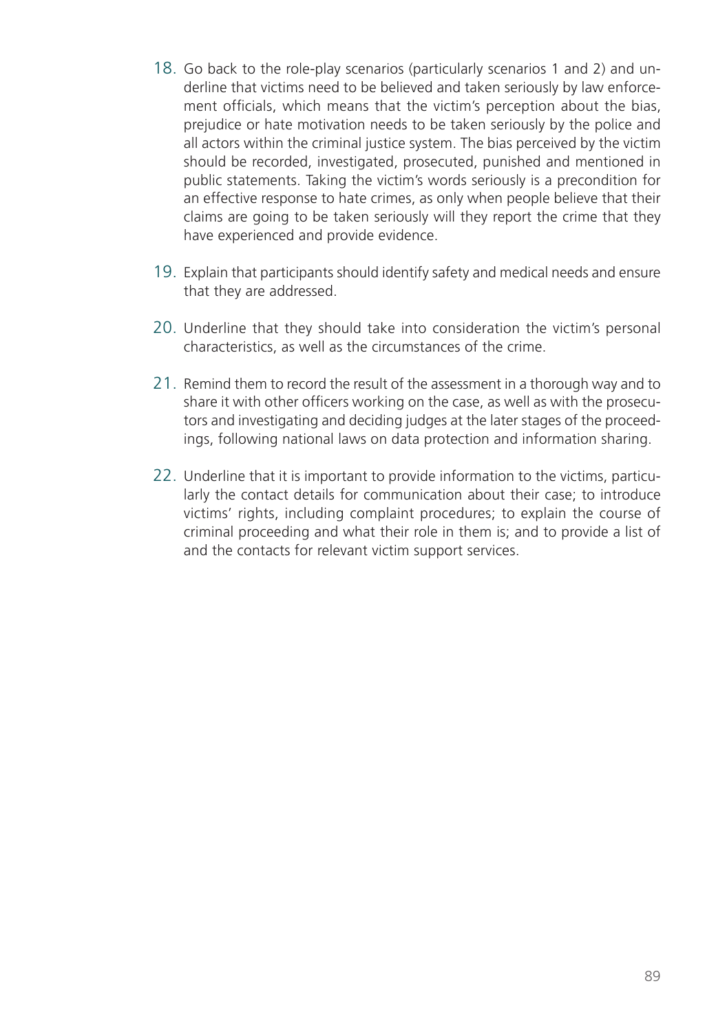18. Go back to the role-play scenarios (particularly scenarios 1 and 2) and underline that victims need to be believed and taken seriously by law enforcement officials, which means that the victim's perception about the bias, prejudice or hate motivation needs to be taken seriously by the police and all actors within the criminal justice system. The bias perceived by the victim should be recorded, investigated, prosecuted, punished and mentioned in public statements. Taking the victim's words seriously is a precondition for an effective response to hate crimes, as only when people believe that their claims are going to be taken seriously will they report the crime that they have experienced and provide evidence.

19. Explain that participants should identify safety and medical needs and ensure that they are addressed.

20. Underline that they should take into consideration the victim's personal characteristics, as well as the circumstances of the crime.

21. Remind them to record the result of the assessment in a thorough way and to share it with other officers working on the case, as well as with the prosecutors and investigating and deciding judges at the later stages of the proceedings, following national laws on data protection and information sharing.

22. Underline that it is important to provide information to the victims, particularly the contact details for communication about their case; to introduce victims' rights, including complaint procedures; to explain the course of criminal proceeding and what their role in them is; and to provide a list of and the contacts for relevant victim support services.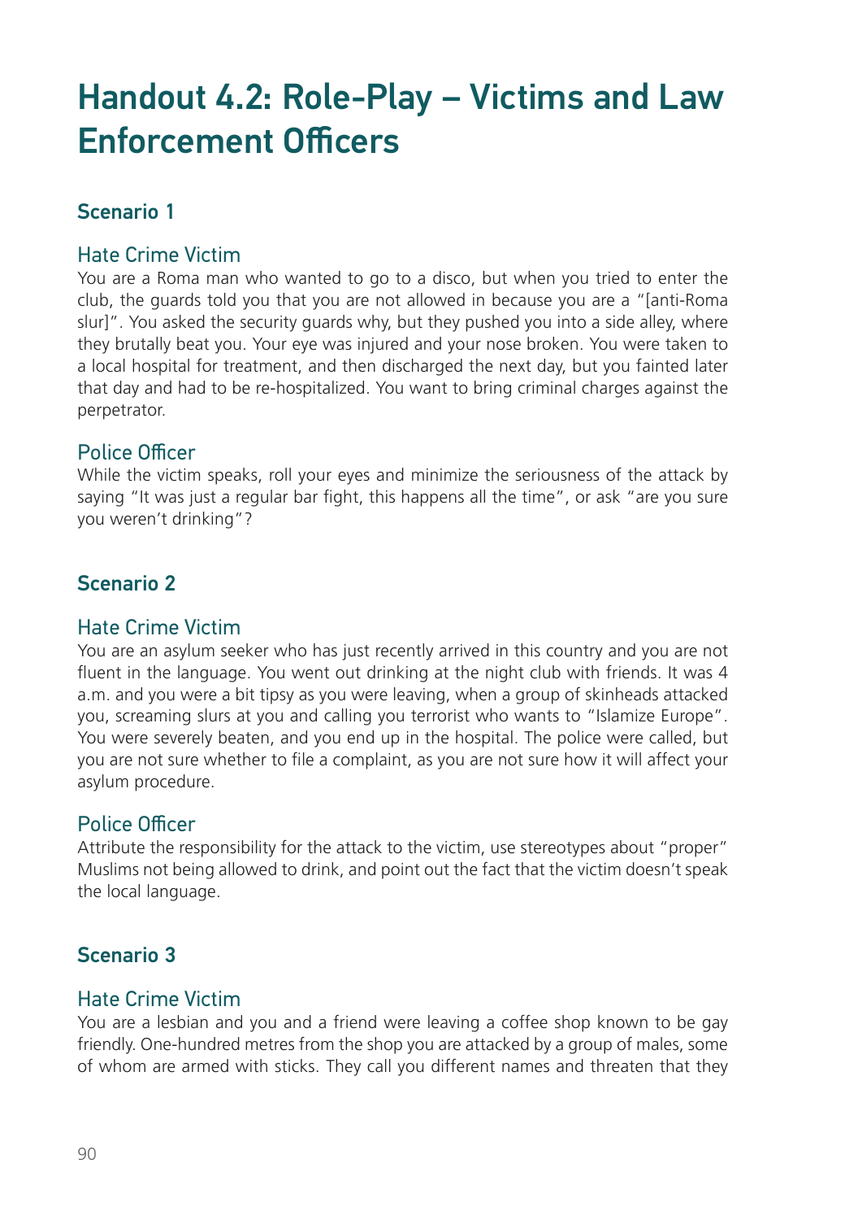# Handout 4.2: Role-Play – Victims and Law Enforcement Officers

## Scenario 1

### Hate Crime Victim

You are a Roma man who wanted to go to a disco, but when you tried to enter the club, the guards told you that you are not allowed in because you are a "[anti-Roma slur]". You asked the security guards why, but they pushed you into a side alley, where they brutally beat you. Your eye was injured and your nose broken. You were taken to a local hospital for treatment, and then discharged the next day, but you fainted later that day and had to be re-hospitalized. You want to bring criminal charges against the perpetrator.

### Police Officer

While the victim speaks, roll your eyes and minimize the seriousness of the attack by saying "It was just a regular bar fight, this happens all the time", or ask "are you sure you weren't drinking"?

## Scenario 2

### Hate Crime Victim

You are an asylum seeker who has just recently arrived in this country and you are not fluent in the language. You went out drinking at the night club with friends. It was 4 a.m. and you were a bit tipsy as you were leaving, when a group of skinheads attacked you, screaming slurs at you and calling you terrorist who wants to "Islamize Europe". You were severely beaten, and you end up in the hospital. The police were called, but you are not sure whether to file a complaint, as you are not sure how it will affect your asylum procedure.

### Police Officer

Attribute the responsibility for the attack to the victim, use stereotypes about "proper" Muslims not being allowed to drink, and point out the fact that the victim doesn't speak the local language.

## Scenario 3

### Hate Crime Victim

You are a lesbian and you and a friend were leaving a coffee shop known to be gay friendly. One-hundred metres from the shop you are attacked by a group of males, some of whom are armed with sticks. They call you different names and threaten that they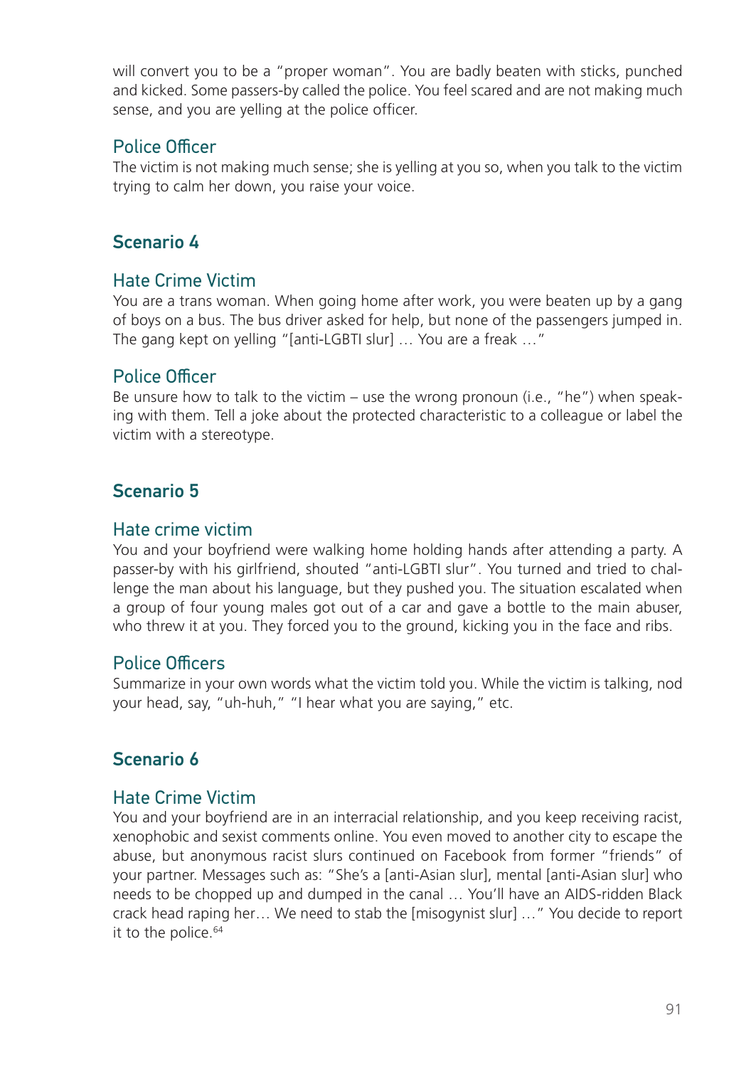will convert you to be a "proper woman". You are badly beaten with sticks, punched and kicked. Some passers-by called the police. You feel scared and are not making much sense, and you are yelling at the police officer.

### Police Officer

The victim is not making much sense; she is yelling at you so, when you talk to the victim trying to calm her down, you raise your voice.

## Scenario 4

### Hate Crime Victim

You are a trans woman. When going home after work, you were beaten up by a gang of boys on a bus. The bus driver asked for help, but none of the passengers jumped in. The gang kept on yelling "[anti-LGBTI slur] … You are a freak …"

### Police Officer

Be unsure how to talk to the victim – use the wrong pronoun (i.e., "he") when speaking with them. Tell a joke about the protected characteristic to a colleague or label the victim with a stereotype.

## Scenario 5

### Hate crime victim

You and your boyfriend were walking home holding hands after attending a party. A passer-by with his girlfriend, shouted "anti-LGBTI slur". You turned and tried to challenge the man about his language, but they pushed you. The situation escalated when a group of four young males got out of a car and gave a bottle to the main abuser, who threw it at you. They forced you to the ground, kicking you in the face and ribs.

### Police Officers

Summarize in your own words what the victim told you. While the victim is talking, nod your head, say, "uh-huh," "I hear what you are saying," etc.

## Scenario 6

### Hate Crime Victim

You and your boyfriend are in an interracial relationship, and you keep receiving racist, xenophobic and sexist comments online. You even moved to another city to escape the abuse, but anonymous racist slurs continued on Facebook from former "friends" of your partner. Messages such as: "She's a [anti-Asian slur], mental [anti-Asian slur] who needs to be chopped up and dumped in the canal … You'll have an AIDS-ridden Black crack head raping her… We need to stab the [misogynist slur] …" You decide to report it to the police.[64]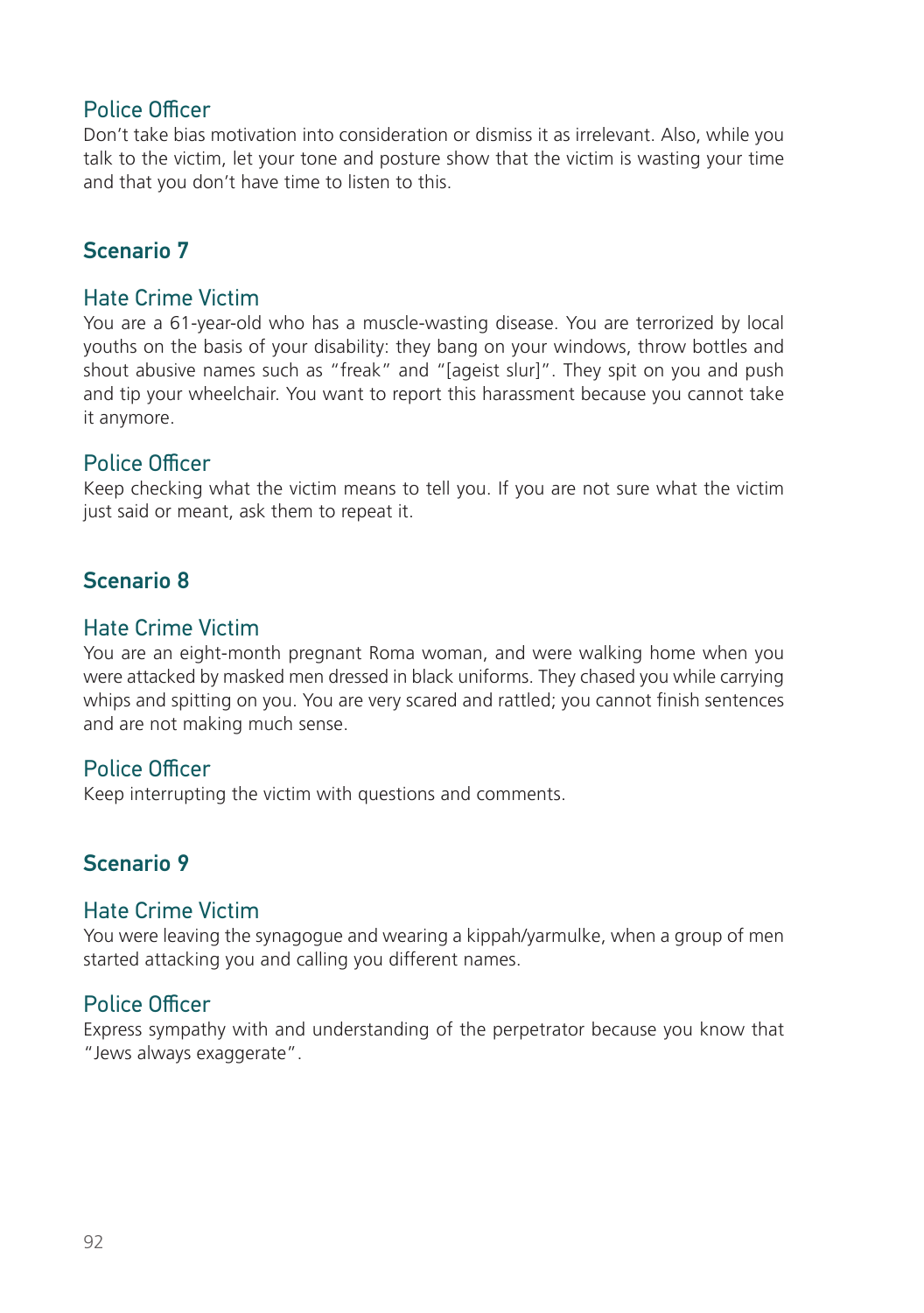### Police Officer

Don't take bias motivation into consideration or dismiss it as irrelevant. Also, while you talk to the victim, let your tone and posture show that the victim is wasting your time and that you don't have time to listen to this.

## Scenario 7

### Hate Crime Victim

You are a 61-year-old who has a muscle-wasting disease. You are terrorized by local youths on the basis of your disability: they bang on your windows, throw bottles and shout abusive names such as "freak" and "[ageist slur]". They spit on you and push and tip your wheelchair. You want to report this harassment because you cannot take it anymore.

### Police Officer

Keep checking what the victim means to tell you. If you are not sure what the victim just said or meant, ask them to repeat it.

## Scenario 8

### Hate Crime Victim

You are an eight-month pregnant Roma woman, and were walking home when you were attacked by masked men dressed in black uniforms. They chased you while carrying whips and spitting on you. You are very scared and rattled; you cannot finish sentences and are not making much sense.

### Police Officer

Keep interrupting the victim with questions and comments.

## Scenario 9

### Hate Crime Victim

You were leaving the synagogue and wearing a kippah/yarmulke, when a group of men started attacking you and calling you different names.

### Police Officer

Express sympathy with and understanding of the perpetrator because you know that "Jews always exaggerate".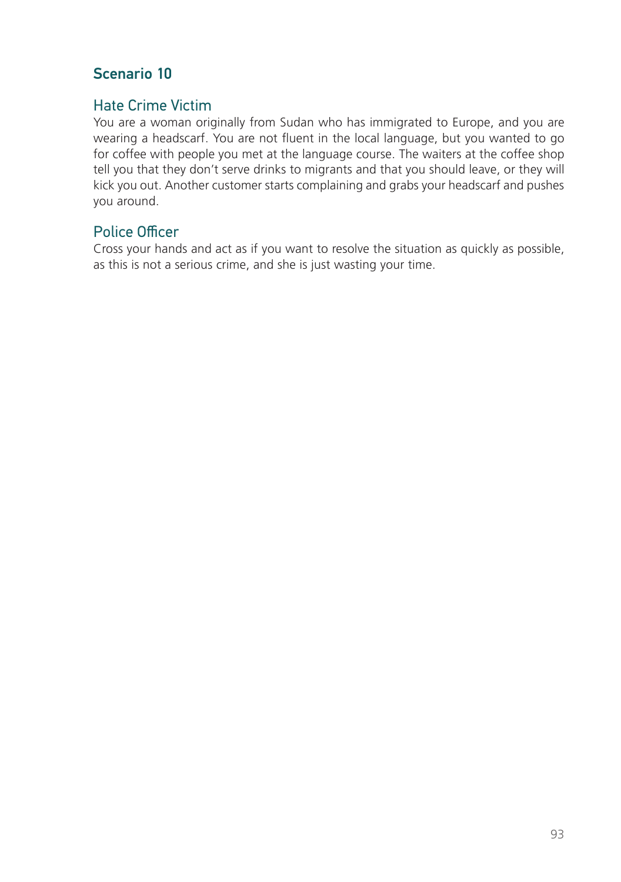## Scenario 10

### Hate Crime Victim

You are a woman originally from Sudan who has immigrated to Europe, and you are wearing a headscarf. You are not fluent in the local language, but you wanted to go for coffee with people you met at the language course. The waiters at the coffee shop tell you that they don't serve drinks to migrants and that you should leave, or they will kick you out. Another customer starts complaining and grabs your headscarf and pushes you around.

### Police Officer

Cross your hands and act as if you want to resolve the situation as quickly as possible, as this is not a serious crime, and she is just wasting your time.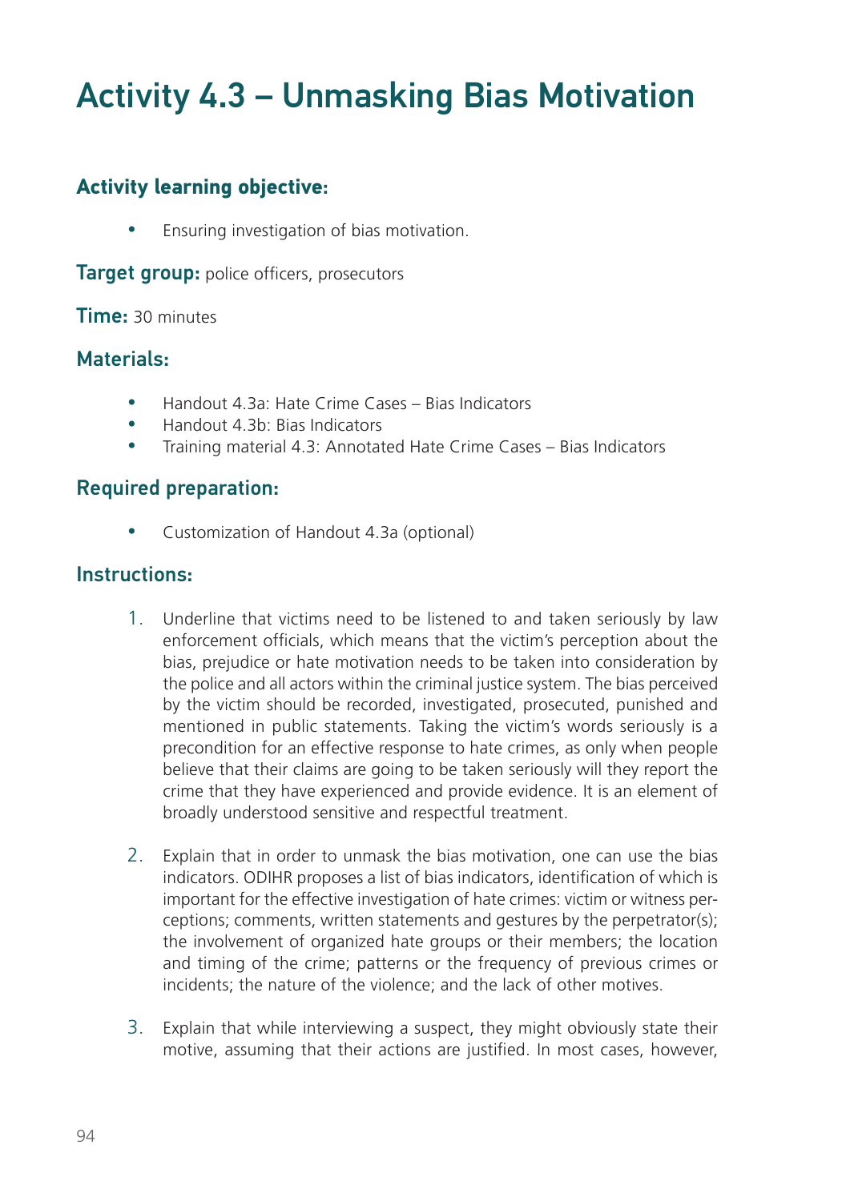# Activity 4.3 – Unmasking Bias Motivation

### Activity learning objective:

- Ensuring investigation of bias motivation.

**Target group:** police officers, prosecutors

**Time:** 30 minutes

### Materials:

- Handout 4.3a: Hate Crime Cases – Bias Indicators
- Handout 4.3b: Bias Indicators
- Training material 4.3: Annotated Hate Crime Cases – Bias Indicators

### Required preparation:

- Customization of Handout 4.3a (optional)

### Instructions:

1. Underline that victims need to be listened to and taken seriously by law enforcement officials, which means that the victim's perception about the bias, prejudice or hate motivation needs to be taken into consideration by the police and all actors within the criminal justice system. The bias perceived by the victim should be recorded, investigated, prosecuted, punished and mentioned in public statements. Taking the victim's words seriously is a precondition for an effective response to hate crimes, as only when people believe that their claims are going to be taken seriously will they report the crime that they have experienced and provide evidence. It is an element of broadly understood sensitive and respectful treatment.

2. Explain that in order to unmask the bias motivation, one can use the bias indicators. ODIHR proposes a list of bias indicators, identification of which is important for the effective investigation of hate crimes: victim or witness perceptions; comments, written statements and gestures by the perpetrator(s); the involvement of organized hate groups or their members; the location and timing of the crime; patterns or the frequency of previous crimes or incidents; the nature of the violence; and the lack of other motives.

3. Explain that while interviewing a suspect, they might obviously state their motive, assuming that their actions are justified. In most cases, however,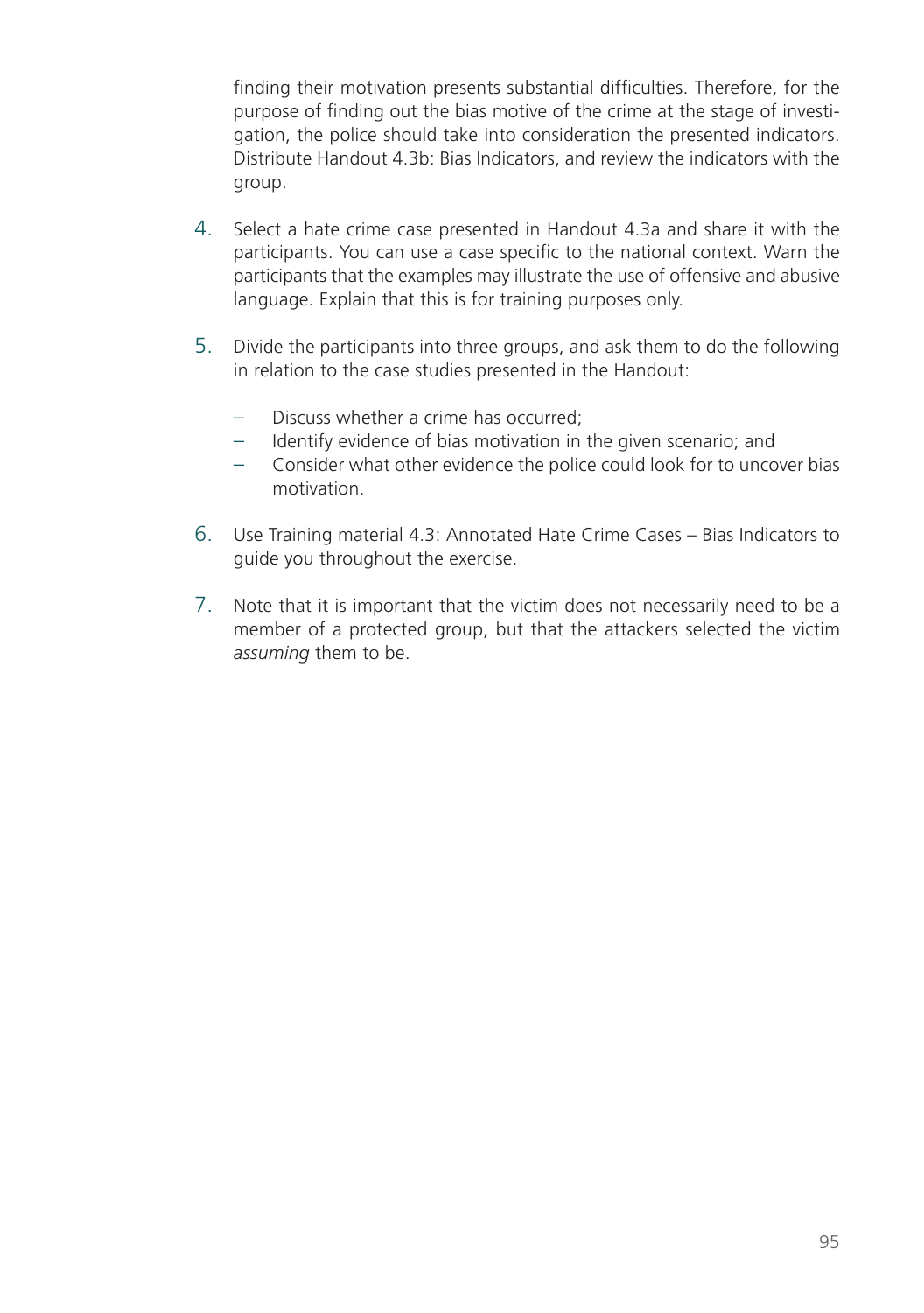finding their motivation presents substantial difficulties. Therefore, for the purpose of finding out the bias motive of the crime at the stage of investigation, the police should take into consideration the presented indicators. Distribute Handout 4.3b: Bias Indicators, and review the indicators with the group.

4. Select a hate crime case presented in Handout 4.3a and share it with the participants. You can use a case specific to the national context. Warn the participants that the examples may illustrate the use of offensive and abusive language. Explain that this is for training purposes only.

5. Divide the participants into three groups, and ask them to do the following in relation to the case studies presented in the Handout:

   - Discuss whether a crime has occurred;
   - Identify evidence of bias motivation in the given scenario; and
   - Consider what other evidence the police could look for to uncover bias motivation.

6. Use Training material 4.3: Annotated Hate Crime Cases – Bias Indicators to guide you throughout the exercise.

7. Note that it is important that the victim does not necessarily need to be a member of a protected group, but that the attackers selected the victim *assuming* them to be.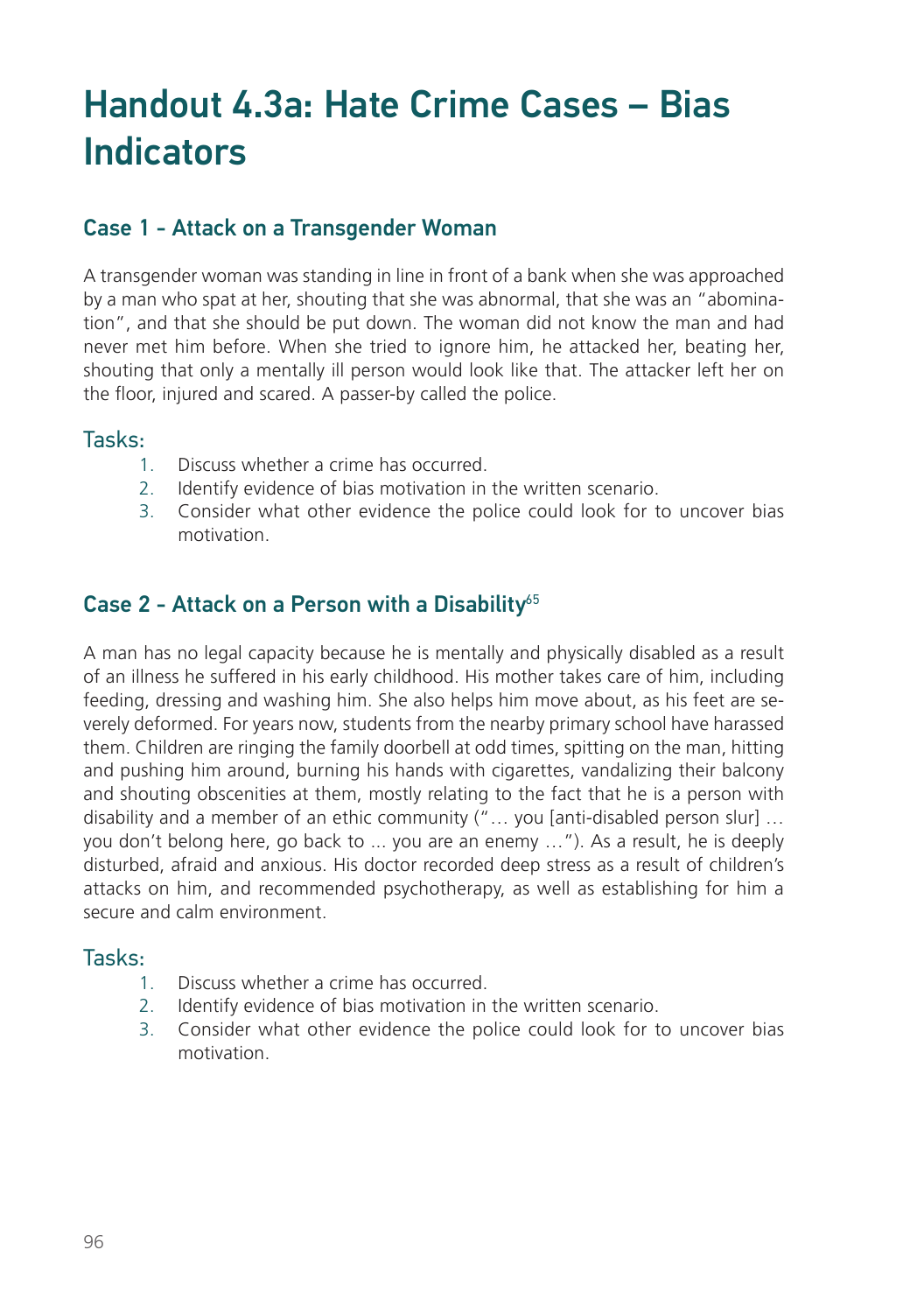# Handout 4.3a: Hate Crime Cases – Bias Indicators

## Case 1 - Attack on a Transgender Woman

A transgender woman was standing in line in front of a bank when she was approached by a man who spat at her, shouting that she was abnormal, that she was an "abomination", and that she should be put down. The woman did not know the man and had never met him before. When she tried to ignore him, he attacked her, beating her, shouting that only a mentally ill person would look like that. The attacker left her on the floor, injured and scared. A passer-by called the police.

### Tasks:

1. Discuss whether a crime has occurred.
2. Identify evidence of bias motivation in the written scenario.
3. Consider what other evidence the police could look for to uncover bias motivation.

## Case 2 - Attack on a Person with a Disability[65]

A man has no legal capacity because he is mentally and physically disabled as a result of an illness he suffered in his early childhood. His mother takes care of him, including feeding, dressing and washing him. She also helps him move about, as his feet are severely deformed. For years now, students from the nearby primary school have harassed them. Children are ringing the family doorbell at odd times, spitting on the man, hitting and pushing him around, burning his hands with cigarettes, vandalizing their balcony and shouting obscenities at them, mostly relating to the fact that he is a person with disability and a member of an ethic community ("… you [anti-disabled person slur] … you don't belong here, go back to ... you are an enemy …"). As a result, he is deeply disturbed, afraid and anxious. His doctor recorded deep stress as a result of children's attacks on him, and recommended psychotherapy, as well as establishing for him a secure and calm environment.

### Tasks:

1. Discuss whether a crime has occurred.
2. Identify evidence of bias motivation in the written scenario.
3. Consider what other evidence the police could look for to uncover bias motivation.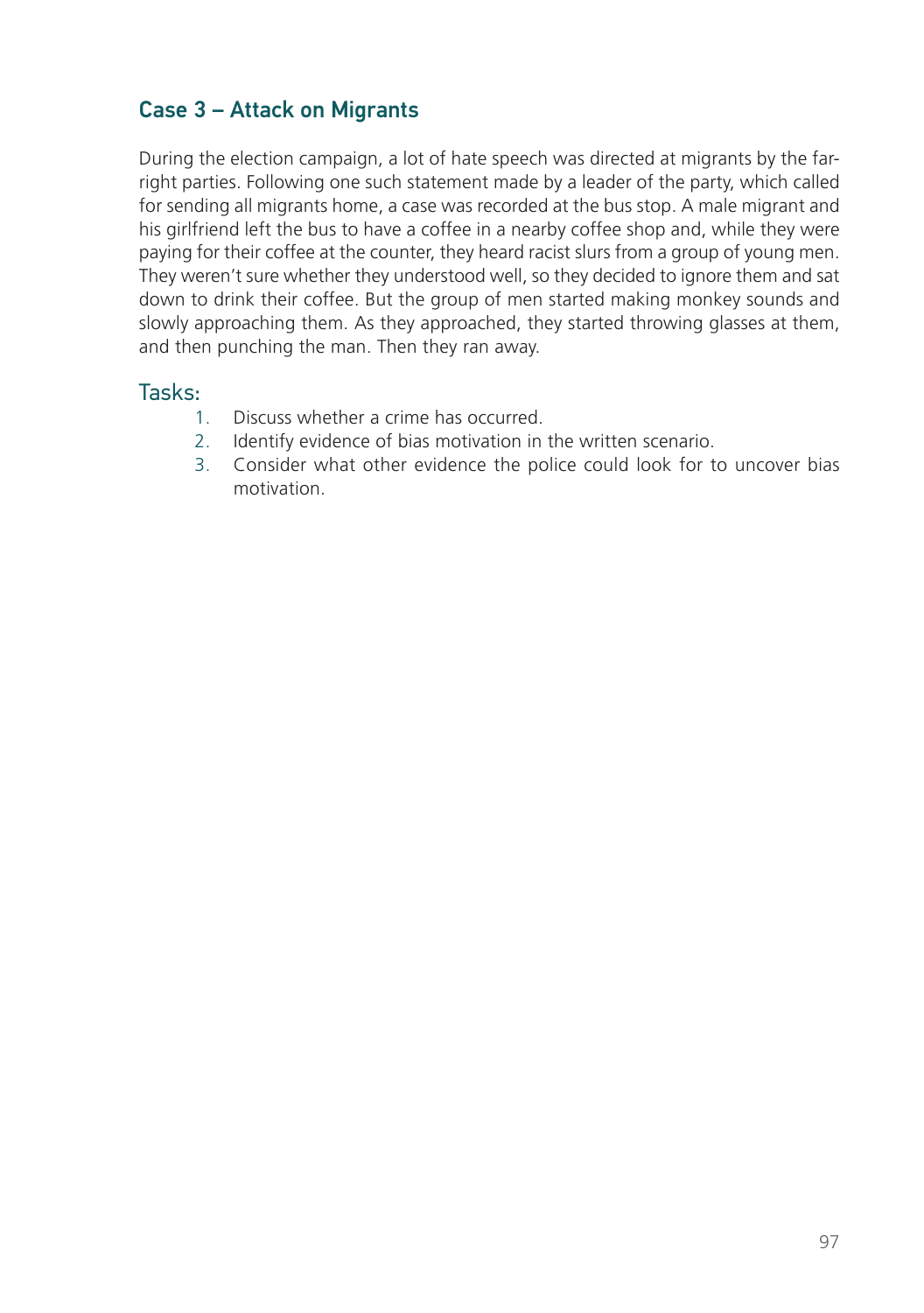## Case 3 – Attack on Migrants

During the election campaign, a lot of hate speech was directed at migrants by the far-right parties. Following one such statement made by a leader of the party, which called for sending all migrants home, a case was recorded at the bus stop. A male migrant and his girlfriend left the bus to have a coffee in a nearby coffee shop and, while they were paying for their coffee at the counter, they heard racist slurs from a group of young men. They weren't sure whether they understood well, so they decided to ignore them and sat down to drink their coffee. But the group of men started making monkey sounds and slowly approaching them. As they approached, they started throwing glasses at them, and then punching the man. Then they ran away.

### Tasks:

1. Discuss whether a crime has occurred.
2. Identify evidence of bias motivation in the written scenario.
3. Consider what other evidence the police could look for to uncover bias motivation.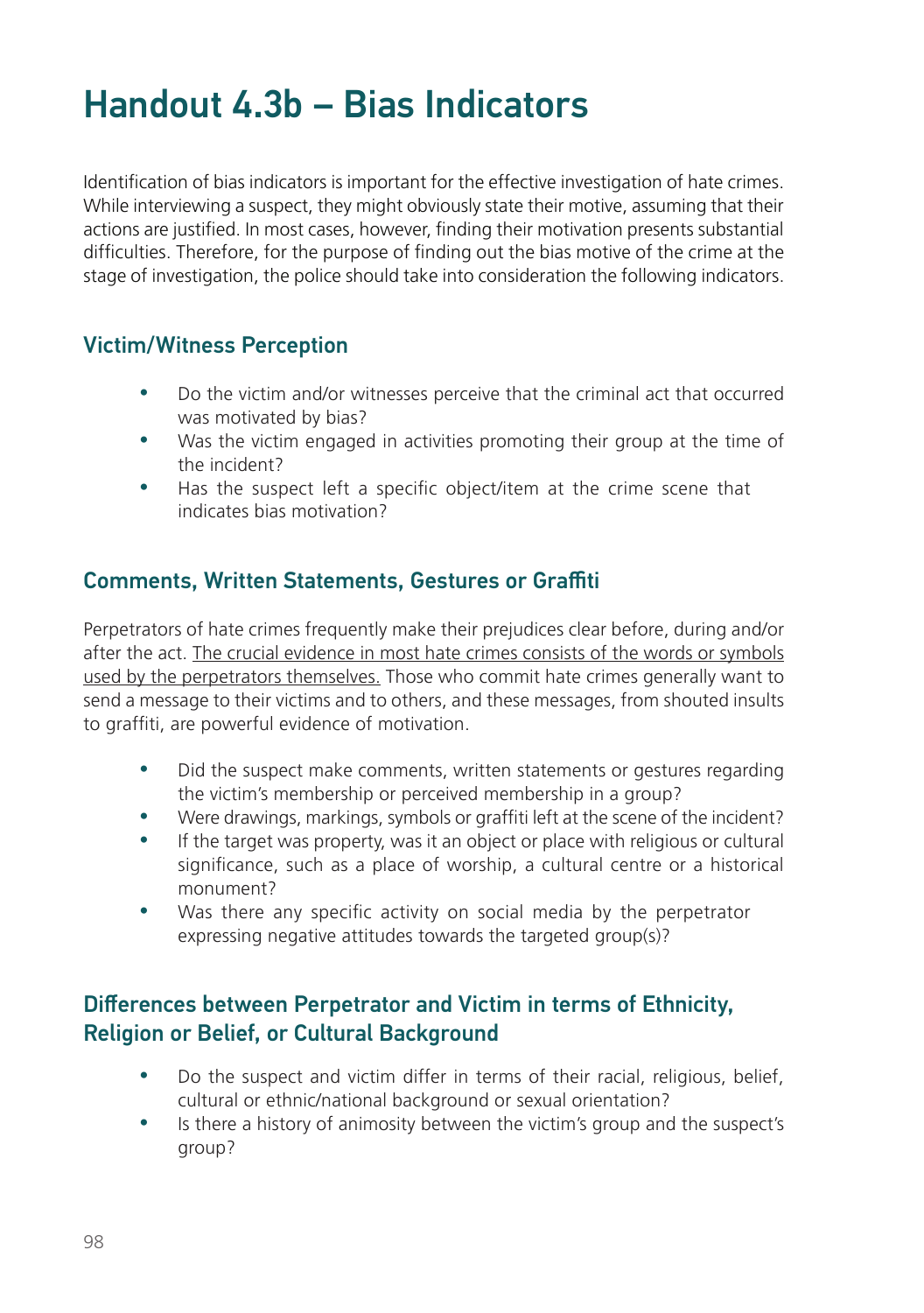# Handout 4.3b – Bias Indicators

Identification of bias indicators is important for the effective investigation of hate crimes. While interviewing a suspect, they might obviously state their motive, assuming that their actions are justified. In most cases, however, finding their motivation presents substantial difficulties. Therefore, for the purpose of finding out the bias motive of the crime at the stage of investigation, the police should take into consideration the following indicators.

## Victim/Witness Perception

- Do the victim and/or witnesses perceive that the criminal act that occurred was motivated by bias?
- Was the victim engaged in activities promoting their group at the time of the incident?
- Has the suspect left a specific object/item at the crime scene that indicates bias motivation?

## Comments, Written Statements, Gestures or Graffiti

Perpetrators of hate crimes frequently make their prejudices clear before, during and/or after the act. <u>The crucial evidence in most hate crimes consists of the words or symbols used by the perpetrators themselves.</u> Those who commit hate crimes generally want to send a message to their victims and to others, and these messages, from shouted insults to graffiti, are powerful evidence of motivation.

- Did the suspect make comments, written statements or gestures regarding the victim's membership or perceived membership in a group?
- Were drawings, markings, symbols or graffiti left at the scene of the incident?
- If the target was property, was it an object or place with religious or cultural significance, such as a place of worship, a cultural centre or a historical monument?
- Was there any specific activity on social media by the perpetrator expressing negative attitudes towards the targeted group(s)?

## Differences between Perpetrator and Victim in terms of Ethnicity, Religion or Belief, or Cultural Background

- Do the suspect and victim differ in terms of their racial, religious, belief, cultural or ethnic/national background or sexual orientation?
- Is there a history of animosity between the victim's group and the suspect's group?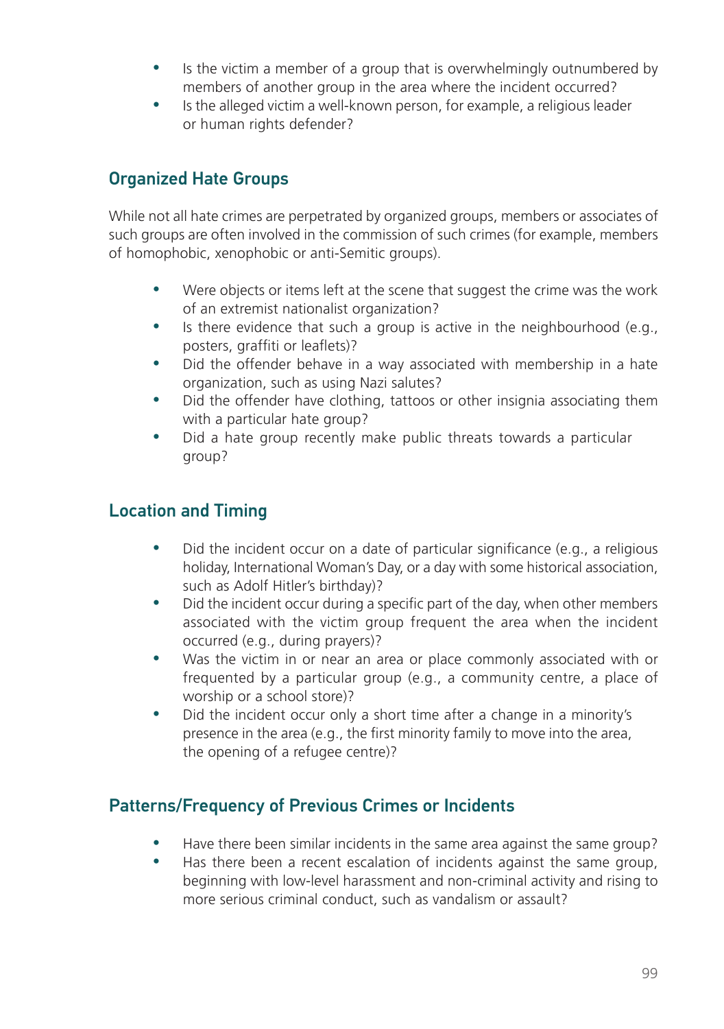- Is the victim a member of a group that is overwhelmingly outnumbered by members of another group in the area where the incident occurred?
- Is the alleged victim a well-known person, for example, a religious leader or human rights defender?

## Organized Hate Groups

While not all hate crimes are perpetrated by organized groups, members or associates of such groups are often involved in the commission of such crimes (for example, members of homophobic, xenophobic or anti-Semitic groups).

- Were objects or items left at the scene that suggest the crime was the work of an extremist nationalist organization?
- Is there evidence that such a group is active in the neighbourhood (e.g., posters, graffiti or leaflets)?
- Did the offender behave in a way associated with membership in a hate organization, such as using Nazi salutes?
- Did the offender have clothing, tattoos or other insignia associating them with a particular hate group?
- Did a hate group recently make public threats towards a particular group?

## Location and Timing

- Did the incident occur on a date of particular significance (e.g., a religious holiday, International Woman's Day, or a day with some historical association, such as Adolf Hitler's birthday)?
- Did the incident occur during a specific part of the day, when other members associated with the victim group frequent the area when the incident occurred (e.g., during prayers)?
- Was the victim in or near an area or place commonly associated with or frequented by a particular group (e.g., a community centre, a place of worship or a school store)?
- Did the incident occur only a short time after a change in a minority's presence in the area (e.g., the first minority family to move into the area, the opening of a refugee centre)?

## Patterns/Frequency of Previous Crimes or Incidents

- Have there been similar incidents in the same area against the same group?
- Has there been a recent escalation of incidents against the same group, beginning with low-level harassment and non-criminal activity and rising to more serious criminal conduct, such as vandalism or assault?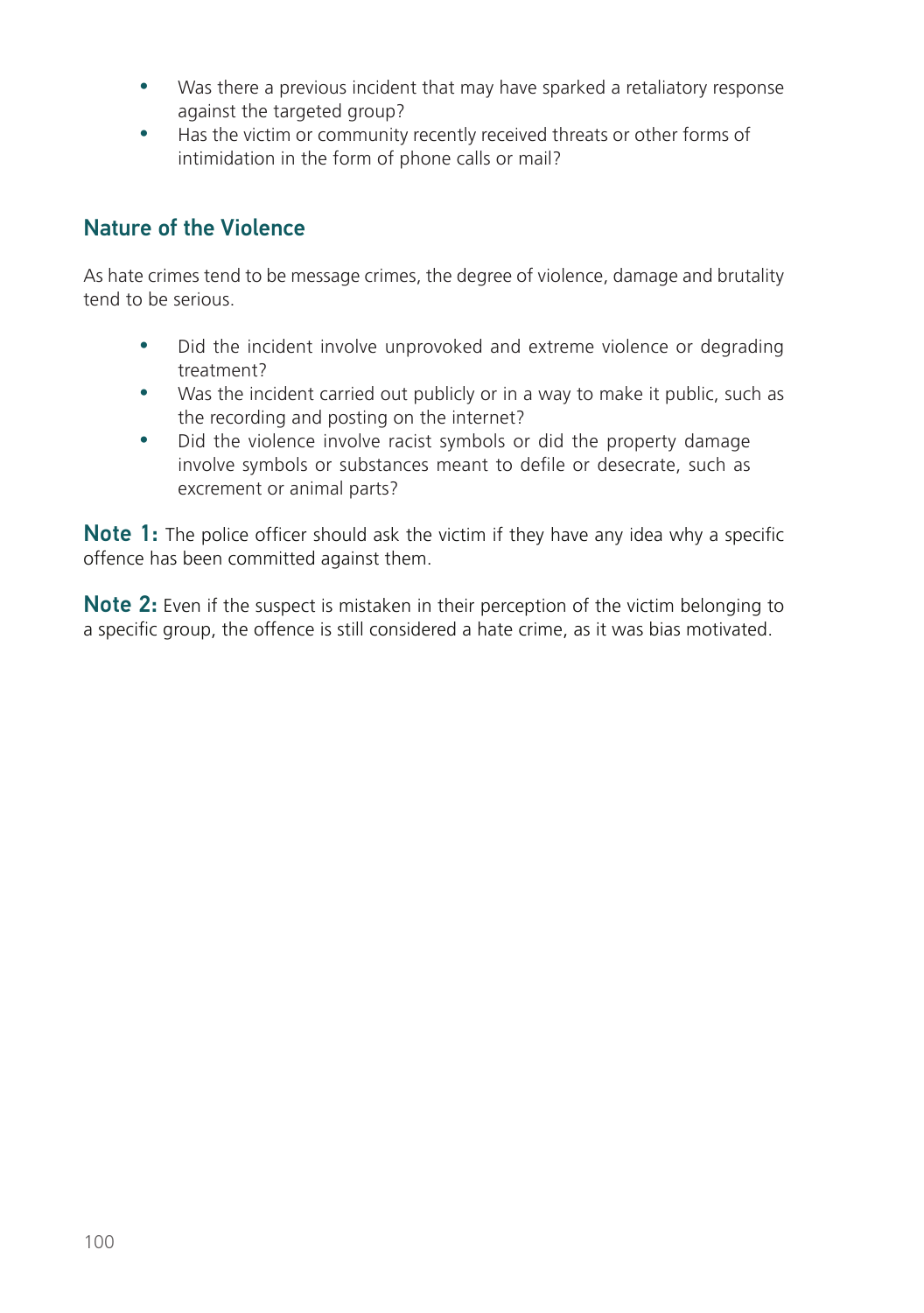- Was there a previous incident that may have sparked a retaliatory response against the targeted group?
- Has the victim or community recently received threats or other forms of intimidation in the form of phone calls or mail?

## Nature of the Violence

As hate crimes tend to be message crimes, the degree of violence, damage and brutality tend to be serious.

- Did the incident involve unprovoked and extreme violence or degrading treatment?
- Was the incident carried out publicly or in a way to make it public, such as the recording and posting on the internet?
- Did the violence involve racist symbols or did the property damage involve symbols or substances meant to defile or desecrate, such as excrement or animal parts?

**Note 1:** The police officer should ask the victim if they have any idea why a specific offence has been committed against them.

**Note 2:** Even if the suspect is mistaken in their perception of the victim belonging to a specific group, the offence is still considered a hate crime, as it was bias motivated.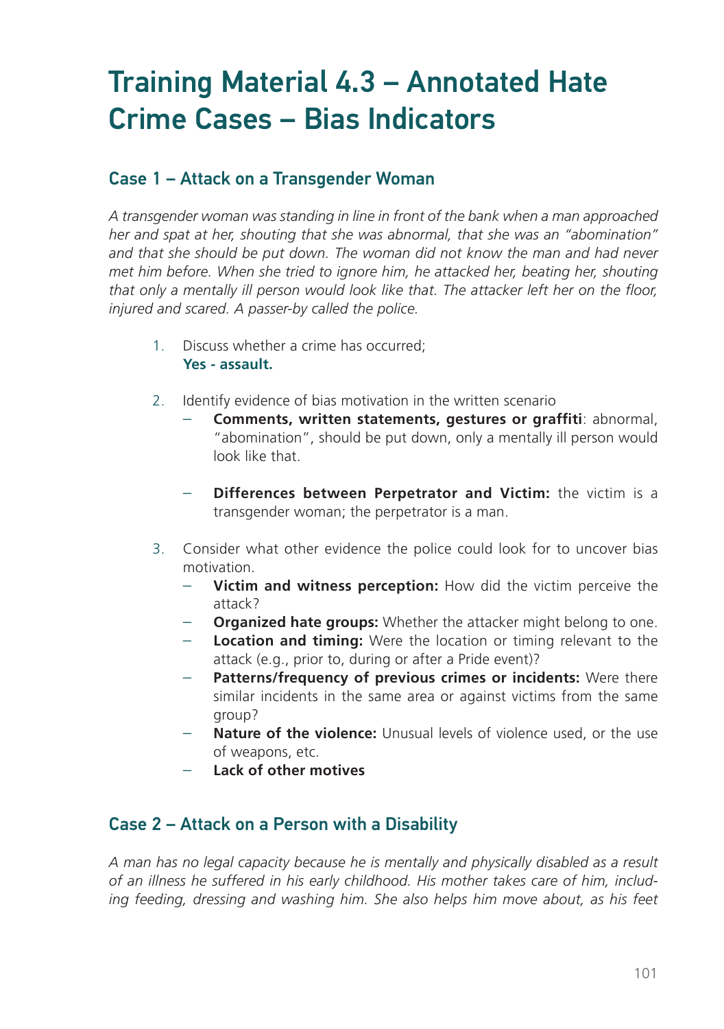# Training Material 4.3 – Annotated Hate Crime Cases – Bias Indicators

## Case 1 – Attack on a Transgender Woman

*A transgender woman was standing in line in front of the bank when a man approached her and spat at her, shouting that she was abnormal, that she was an "abomination" and that she should be put down. The woman did not know the man and had never met him before. When she tried to ignore him, he attacked her, beating her, shouting that only a mentally ill person would look like that. The attacker left her on the floor, injured and scared. A passer-by called the police.*

1. Discuss whether a crime has occurred;
   **Yes - assault.**

2. Identify evidence of bias motivation in the written scenario
   - **Comments, written statements, gestures or graffiti**: abnormal, "abomination", should be put down, only a mentally ill person would look like that.

   - **Differences between Perpetrator and Victim:** the victim is a transgender woman; the perpetrator is a man.

3. Consider what other evidence the police could look for to uncover bias motivation.
   - **Victim and witness perception:** How did the victim perceive the attack?
   - **Organized hate groups:** Whether the attacker might belong to one.
   - **Location and timing:** Were the location or timing relevant to the attack (e.g., prior to, during or after a Pride event)?
   - **Patterns/frequency of previous crimes or incidents:** Were there similar incidents in the same area or against victims from the same group?
   - **Nature of the violence:** Unusual levels of violence used, or the use of weapons, etc.
   - **Lack of other motives**

## Case 2 – Attack on a Person with a Disability

*A man has no legal capacity because he is mentally and physically disabled as a result of an illness he suffered in his early childhood. His mother takes care of him, including feeding, dressing and washing him. She also helps him move about, as his feet*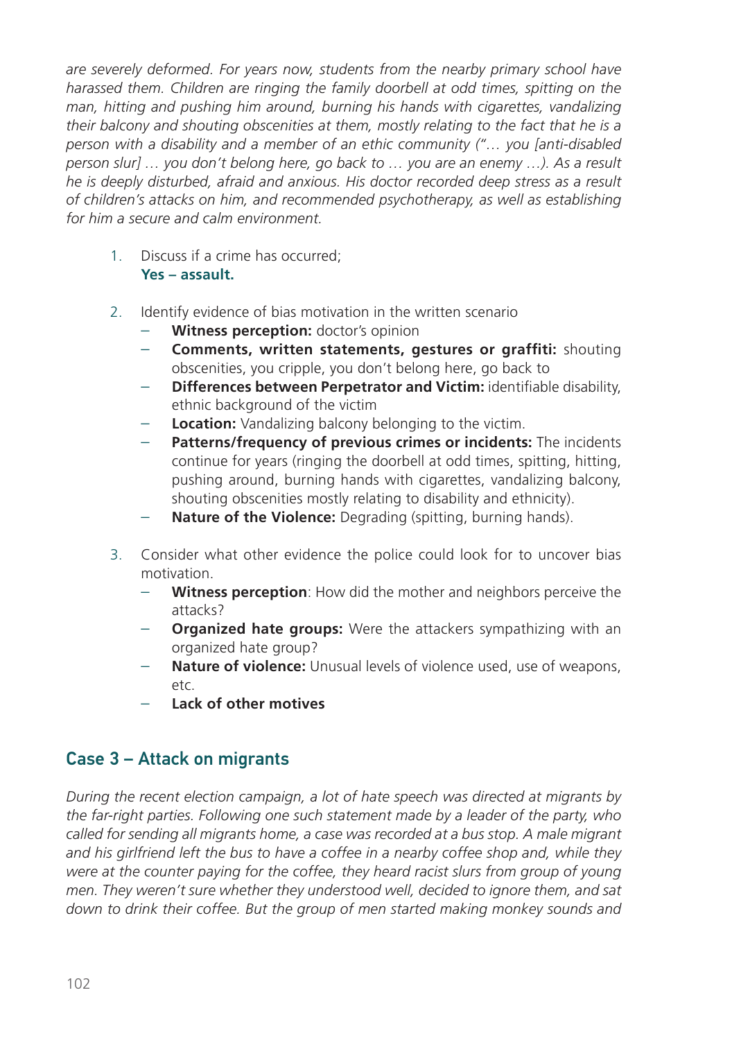*are severely deformed. For years now, students from the nearby primary school have harassed them. Children are ringing the family doorbell at odd times, spitting on the man, hitting and pushing him around, burning his hands with cigarettes, vandalizing their balcony and shouting obscenities at them, mostly relating to the fact that he is a person with a disability and a member of an ethic community ("… you [anti-disabled person slur] … you don't belong here, go back to … you are an enemy …). As a result he is deeply disturbed, afraid and anxious. His doctor recorded deep stress as a result of children's attacks on him, and recommended psychotherapy, as well as establishing for him a secure and calm environment.*

1. Discuss if a crime has occurred;
   **Yes – assault.**

2. Identify evidence of bias motivation in the written scenario
   - **Witness perception:** doctor's opinion
   - **Comments, written statements, gestures or graffiti:** shouting obscenities, you cripple, you don't belong here, go back to
   - **Differences between Perpetrator and Victim:** identifiable disability, ethnic background of the victim
   - **Location:** Vandalizing balcony belonging to the victim.
   - **Patterns/frequency of previous crimes or incidents:** The incidents continue for years (ringing the doorbell at odd times, spitting, hitting, pushing around, burning hands with cigarettes, vandalizing balcony, shouting obscenities mostly relating to disability and ethnicity).
   - **Nature of the Violence:** Degrading (spitting, burning hands).

3. Consider what other evidence the police could look for to uncover bias motivation.
   - **Witness perception**: How did the mother and neighbors perceive the attacks?
   - **Organized hate groups:** Were the attackers sympathizing with an organized hate group?
   - **Nature of violence:** Unusual levels of violence used, use of weapons, etc.
   - **Lack of other motives**

## Case 3 – Attack on migrants

*During the recent election campaign, a lot of hate speech was directed at migrants by the far-right parties. Following one such statement made by a leader of the party, who called for sending all migrants home, a case was recorded at a bus stop. A male migrant and his girlfriend left the bus to have a coffee in a nearby coffee shop and, while they were at the counter paying for the coffee, they heard racist slurs from group of young men. They weren't sure whether they understood well, decided to ignore them, and sat down to drink their coffee. But the group of men started making monkey sounds and*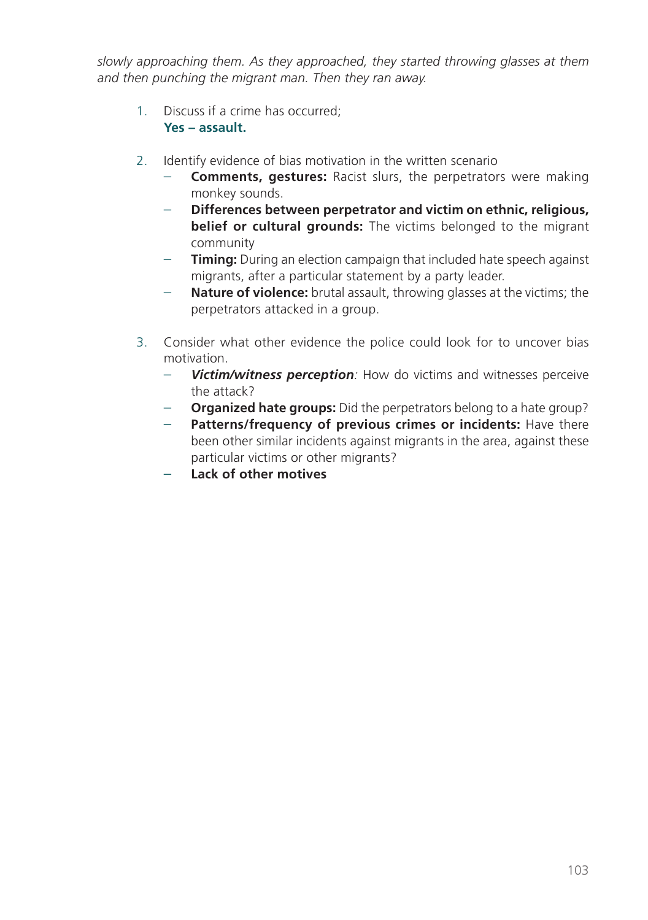*slowly approaching them. As they approached, they started throwing glasses at them and then punching the migrant man. Then they ran away.*

1. Discuss if a crime has occurred;
   **Yes – assault.**

2. Identify evidence of bias motivation in the written scenario
   - **Comments, gestures:** Racist slurs, the perpetrators were making monkey sounds.
   - **Differences between perpetrator and victim on ethnic, religious, belief or cultural grounds:** The victims belonged to the migrant community
   - **Timing:** During an election campaign that included hate speech against migrants, after a particular statement by a party leader.
   - **Nature of violence:** brutal assault, throwing glasses at the victims; the perpetrators attacked in a group.

3. Consider what other evidence the police could look for to uncover bias motivation.
   - ***Victim/witness perception****:* How do victims and witnesses perceive the attack?
   - **Organized hate groups:** Did the perpetrators belong to a hate group?
   - **Patterns/frequency of previous crimes or incidents:** Have there been other similar incidents against migrants in the area, against these particular victims or other migrants?
   - **Lack of other motives**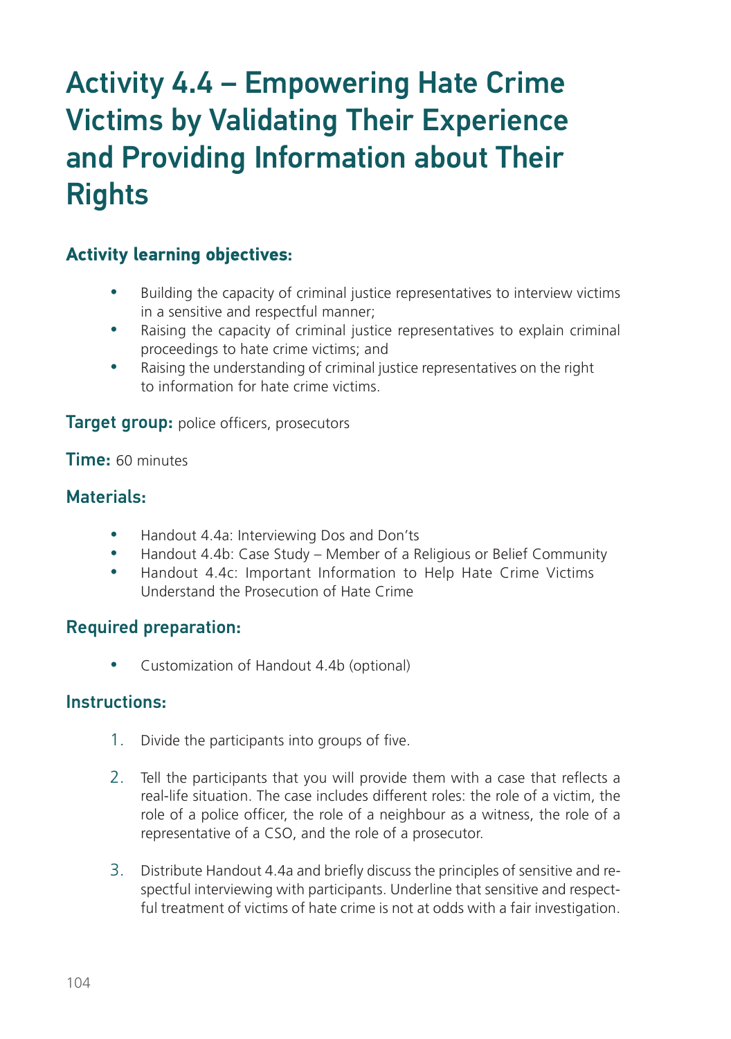# Activity 4.4 – Empowering Hate Crime Victims by Validating Their Experience and Providing Information about Their Rights

### Activity learning objectives:

- Building the capacity of criminal justice representatives to interview victims in a sensitive and respectful manner;
- Raising the capacity of criminal justice representatives to explain criminal proceedings to hate crime victims; and
- Raising the understanding of criminal justice representatives on the right to information for hate crime victims.

**Target group:** police officers, prosecutors

**Time:** 60 minutes

### Materials:

- Handout 4.4a: Interviewing Dos and Don'ts
- Handout 4.4b: Case Study – Member of a Religious or Belief Community
- Handout 4.4c: Important Information to Help Hate Crime Victims Understand the Prosecution of Hate Crime

### Required preparation:

- Customization of Handout 4.4b (optional)

### Instructions:

1. Divide the participants into groups of five.
2. Tell the participants that you will provide them with a case that reflects a real-life situation. The case includes different roles: the role of a victim, the role of a police officer, the role of a neighbour as a witness, the role of a representative of a CSO, and the role of a prosecutor.
3. Distribute Handout 4.4a and briefly discuss the principles of sensitive and respectful interviewing with participants. Underline that sensitive and respectful treatment of victims of hate crime is not at odds with a fair investigation.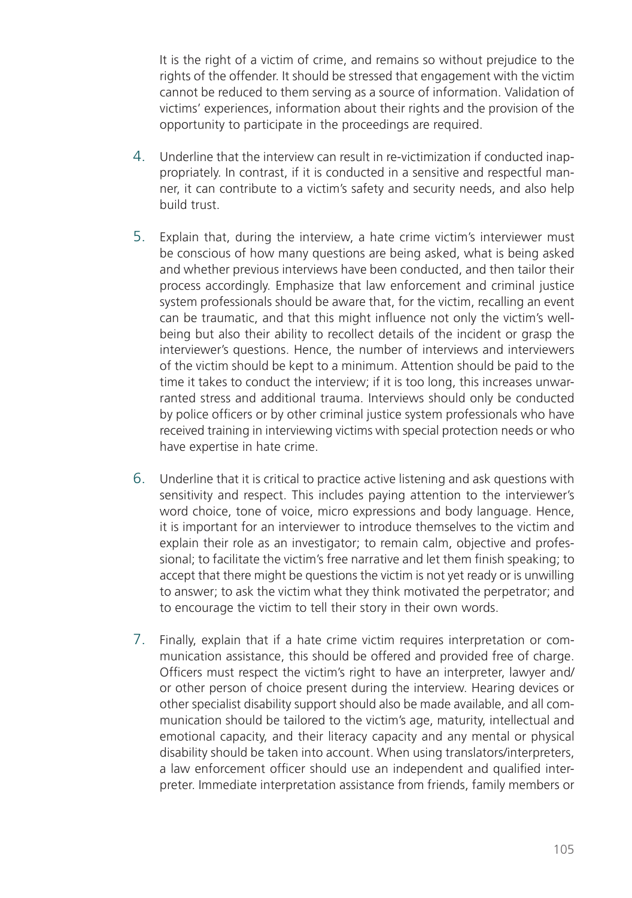It is the right of a victim of crime, and remains so without prejudice to the rights of the offender. It should be stressed that engagement with the victim cannot be reduced to them serving as a source of information. Validation of victims' experiences, information about their rights and the provision of the opportunity to participate in the proceedings are required.

4. Underline that the interview can result in re-victimization if conducted inappropriately. In contrast, if it is conducted in a sensitive and respectful manner, it can contribute to a victim's safety and security needs, and also help build trust.

5. Explain that, during the interview, a hate crime victim's interviewer must be conscious of how many questions are being asked, what is being asked and whether previous interviews have been conducted, and then tailor their process accordingly. Emphasize that law enforcement and criminal justice system professionals should be aware that, for the victim, recalling an event can be traumatic, and that this might influence not only the victim's well-being but also their ability to recollect details of the incident or grasp the interviewer's questions. Hence, the number of interviews and interviewers of the victim should be kept to a minimum. Attention should be paid to the time it takes to conduct the interview; if it is too long, this increases unwarranted stress and additional trauma. Interviews should only be conducted by police officers or by other criminal justice system professionals who have received training in interviewing victims with special protection needs or who have expertise in hate crime.

6. Underline that it is critical to practice active listening and ask questions with sensitivity and respect. This includes paying attention to the interviewer's word choice, tone of voice, micro expressions and body language. Hence, it is important for an interviewer to introduce themselves to the victim and explain their role as an investigator; to remain calm, objective and professional; to facilitate the victim's free narrative and let them finish speaking; to accept that there might be questions the victim is not yet ready or is unwilling to answer; to ask the victim what they think motivated the perpetrator; and to encourage the victim to tell their story in their own words.

7. Finally, explain that if a hate crime victim requires interpretation or communication assistance, this should be offered and provided free of charge. Officers must respect the victim's right to have an interpreter, lawyer and/or other person of choice present during the interview. Hearing devices or other specialist disability support should also be made available, and all communication should be tailored to the victim's age, maturity, intellectual and emotional capacity, and their literacy capacity and any mental or physical disability should be taken into account. When using translators/interpreters, a law enforcement officer should use an independent and qualified interpreter. Immediate interpretation assistance from friends, family members or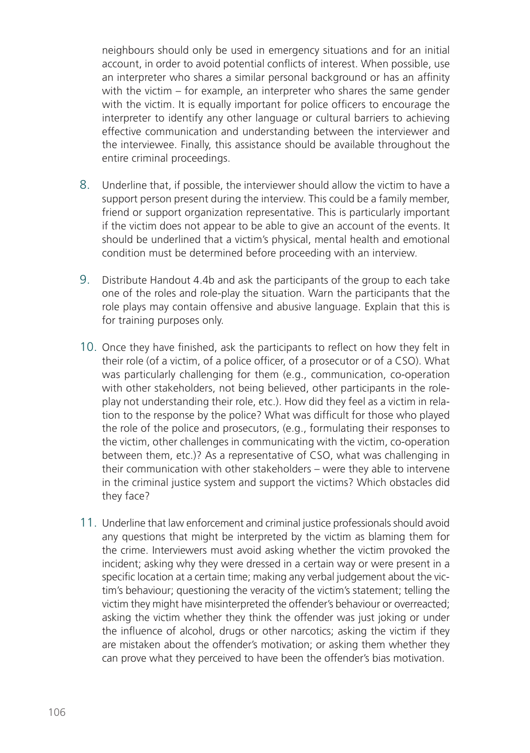neighbours should only be used in emergency situations and for an initial account, in order to avoid potential conflicts of interest. When possible, use an interpreter who shares a similar personal background or has an affinity with the victim – for example, an interpreter who shares the same gender with the victim. It is equally important for police officers to encourage the interpreter to identify any other language or cultural barriers to achieving effective communication and understanding between the interviewer and the interviewee. Finally, this assistance should be available throughout the entire criminal proceedings.

8. Underline that, if possible, the interviewer should allow the victim to have a support person present during the interview. This could be a family member, friend or support organization representative. This is particularly important if the victim does not appear to be able to give an account of the events. It should be underlined that a victim's physical, mental health and emotional condition must be determined before proceeding with an interview.

9. Distribute Handout 4.4b and ask the participants of the group to each take one of the roles and role-play the situation. Warn the participants that the role plays may contain offensive and abusive language. Explain that this is for training purposes only.

10. Once they have finished, ask the participants to reflect on how they felt in their role (of a victim, of a police officer, of a prosecutor or of a CSO). What was particularly challenging for them (e.g., communication, co-operation with other stakeholders, not being believed, other participants in the role-play not understanding their role, etc.). How did they feel as a victim in relation to the response by the police? What was difficult for those who played the role of the police and prosecutors, (e.g., formulating their responses to the victim, other challenges in communicating with the victim, co-operation between them, etc.)? As a representative of CSO, what was challenging in their communication with other stakeholders – were they able to intervene in the criminal justice system and support the victims? Which obstacles did they face?

11. Underline that law enforcement and criminal justice professionals should avoid any questions that might be interpreted by the victim as blaming them for the crime. Interviewers must avoid asking whether the victim provoked the incident; asking why they were dressed in a certain way or were present in a specific location at a certain time; making any verbal judgement about the victim's behaviour; questioning the veracity of the victim's statement; telling the victim they might have misinterpreted the offender's behaviour or overreacted; asking the victim whether they think the offender was just joking or under the influence of alcohol, drugs or other narcotics; asking the victim if they are mistaken about the offender's motivation; or asking them whether they can prove what they perceived to have been the offender's bias motivation.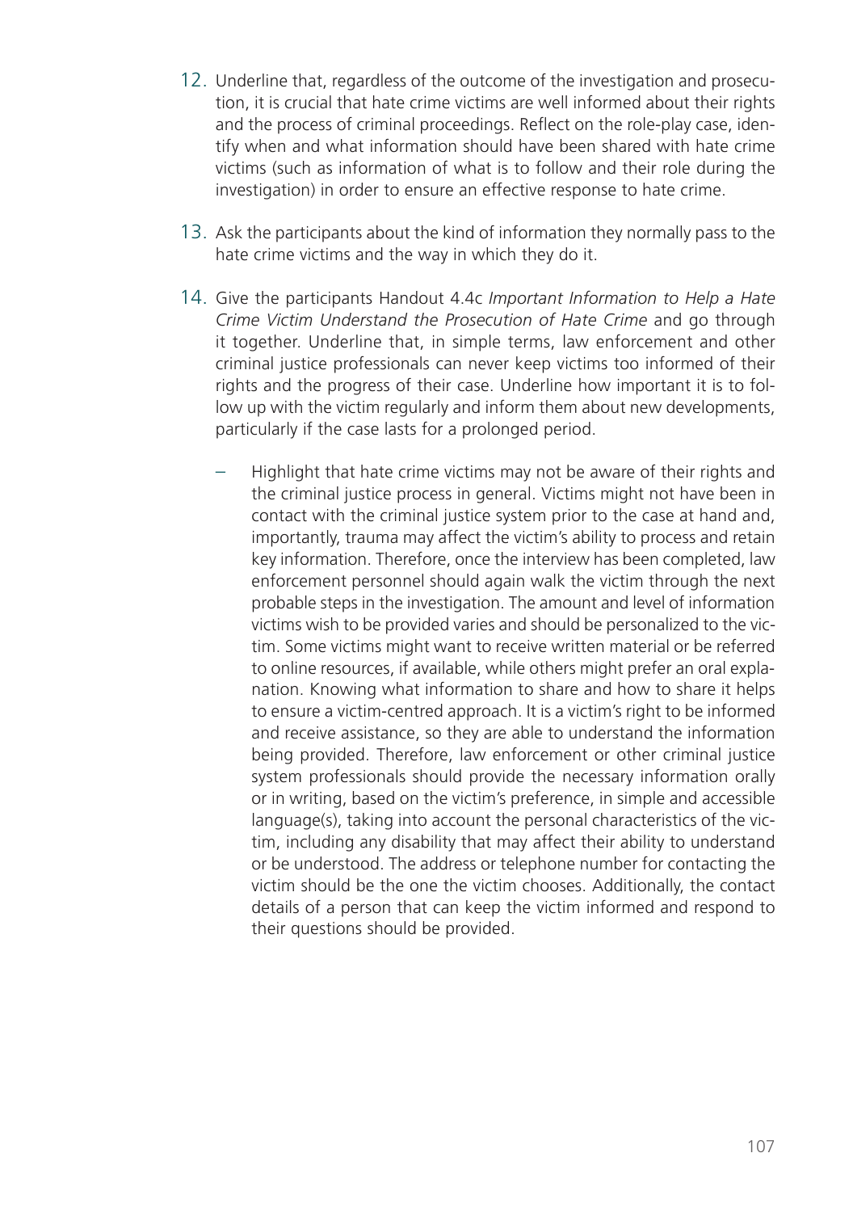12. Underline that, regardless of the outcome of the investigation and prosecution, it is crucial that hate crime victims are well informed about their rights and the process of criminal proceedings. Reflect on the role-play case, identify when and what information should have been shared with hate crime victims (such as information of what is to follow and their role during the investigation) in order to ensure an effective response to hate crime.

13. Ask the participants about the kind of information they normally pass to the hate crime victims and the way in which they do it.

14. Give the participants Handout 4.4c *Important Information to Help a Hate Crime Victim Understand the Prosecution of Hate Crime* and go through it together. Underline that, in simple terms, law enforcement and other criminal justice professionals can never keep victims too informed of their rights and the progress of their case. Underline how important it is to follow up with the victim regularly and inform them about new developments, particularly if the case lasts for a prolonged period.

    – Highlight that hate crime victims may not be aware of their rights and the criminal justice process in general. Victims might not have been in contact with the criminal justice system prior to the case at hand and, importantly, trauma may affect the victim's ability to process and retain key information. Therefore, once the interview has been completed, law enforcement personnel should again walk the victim through the next probable steps in the investigation. The amount and level of information victims wish to be provided varies and should be personalized to the victim. Some victims might want to receive written material or be referred to online resources, if available, while others might prefer an oral explanation. Knowing what information to share and how to share it helps to ensure a victim-centred approach. It is a victim's right to be informed and receive assistance, so they are able to understand the information being provided. Therefore, law enforcement or other criminal justice system professionals should provide the necessary information orally or in writing, based on the victim's preference, in simple and accessible language(s), taking into account the personal characteristics of the victim, including any disability that may affect their ability to understand or be understood. The address or telephone number for contacting the victim should be the one the victim chooses. Additionally, the contact details of a person that can keep the victim informed and respond to their questions should be provided.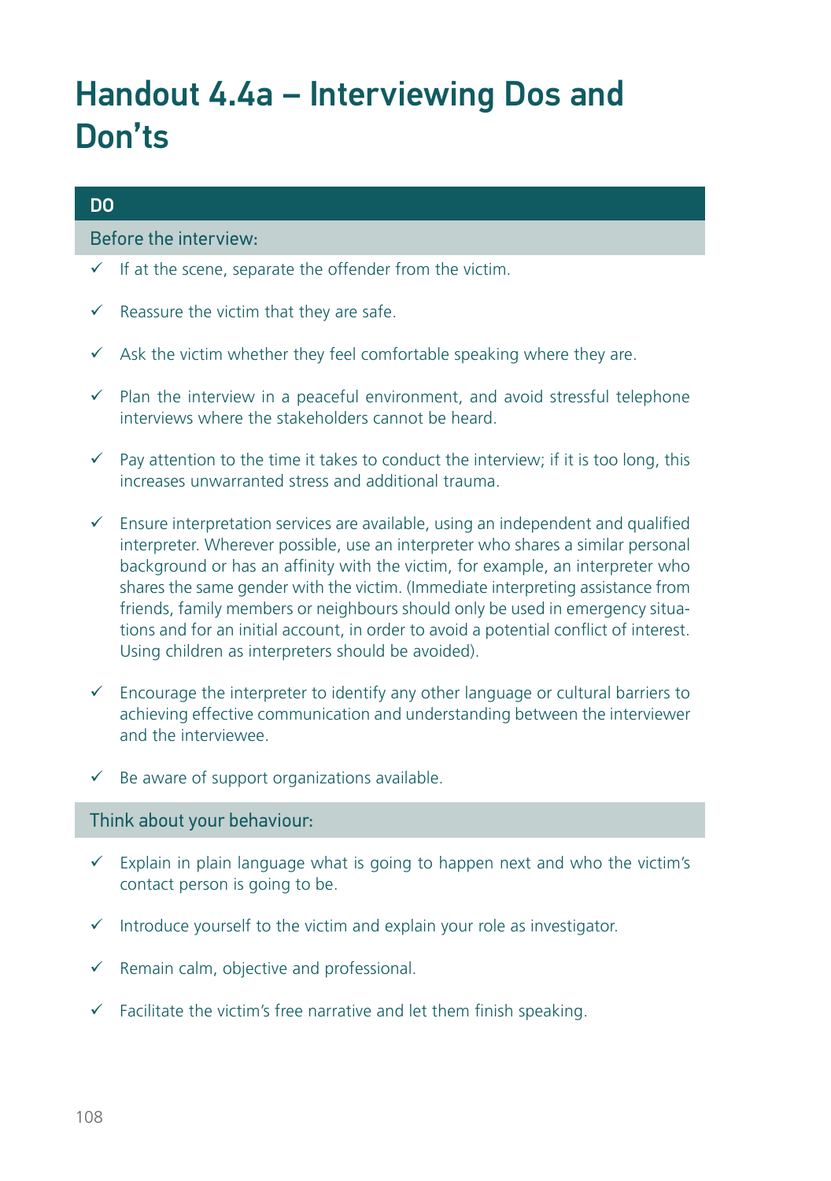# Handout 4.4a – Interviewing Dos and Don'ts

## DO

### Before the interview:

- ✓ If at the scene, separate the offender from the victim.
- ✓ Reassure the victim that they are safe.
- ✓ Ask the victim whether they feel comfortable speaking where they are.
- ✓ Plan the interview in a peaceful environment, and avoid stressful telephone interviews where the stakeholders cannot be heard.
- ✓ Pay attention to the time it takes to conduct the interview; if it is too long, this increases unwarranted stress and additional trauma.
- ✓ Ensure interpretation services are available, using an independent and qualified interpreter. Wherever possible, use an interpreter who shares a similar personal background or has an affinity with the victim, for example, an interpreter who shares the same gender with the victim. (Immediate interpreting assistance from friends, family members or neighbours should only be used in emergency situations and for an initial account, in order to avoid a potential conflict of interest. Using children as interpreters should be avoided).
- ✓ Encourage the interpreter to identify any other language or cultural barriers to achieving effective communication and understanding between the interviewer and the interviewee.
- ✓ Be aware of support organizations available.

### Think about your behaviour:

- ✓ Explain in plain language what is going to happen next and who the victim's contact person is going to be.
- ✓ Introduce yourself to the victim and explain your role as investigator.
- ✓ Remain calm, objective and professional.
- ✓ Facilitate the victim's free narrative and let them finish speaking.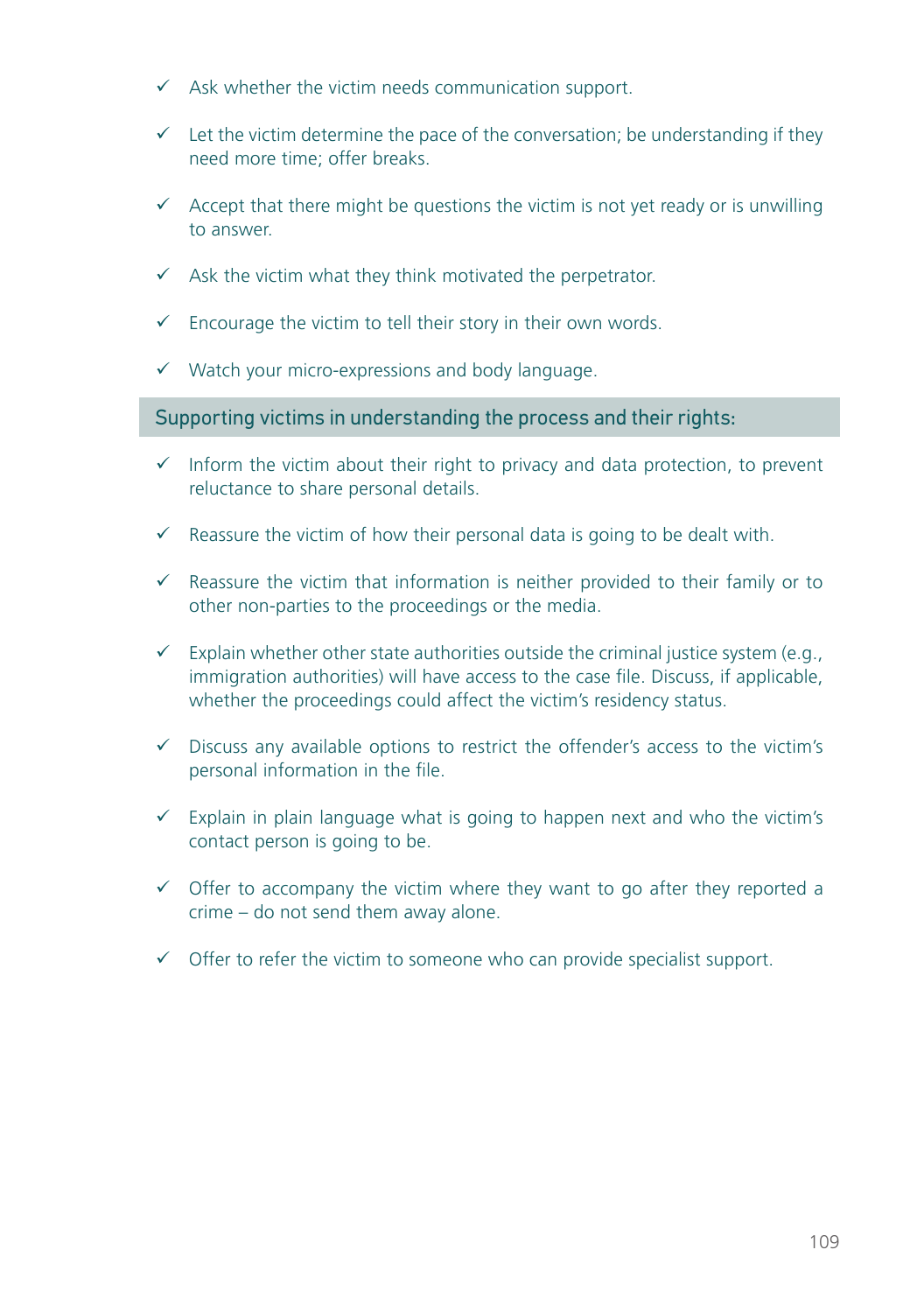- ✓ Ask whether the victim needs communication support.
- ✓ Let the victim determine the pace of the conversation; be understanding if they need more time; offer breaks.
- ✓ Accept that there might be questions the victim is not yet ready or is unwilling to answer.
- ✓ Ask the victim what they think motivated the perpetrator.
- ✓ Encourage the victim to tell their story in their own words.
- ✓ Watch your micro-expressions and body language.

### Supporting victims in understanding the process and their rights:

- ✓ Inform the victim about their right to privacy and data protection, to prevent reluctance to share personal details.
- ✓ Reassure the victim of how their personal data is going to be dealt with.
- ✓ Reassure the victim that information is neither provided to their family or to other non-parties to the proceedings or the media.
- ✓ Explain whether other state authorities outside the criminal justice system (e.g., immigration authorities) will have access to the case file. Discuss, if applicable, whether the proceedings could affect the victim's residency status.
- ✓ Discuss any available options to restrict the offender's access to the victim's personal information in the file.
- ✓ Explain in plain language what is going to happen next and who the victim's contact person is going to be.
- ✓ Offer to accompany the victim where they want to go after they reported a crime – do not send them away alone.
- ✓ Offer to refer the victim to someone who can provide specialist support.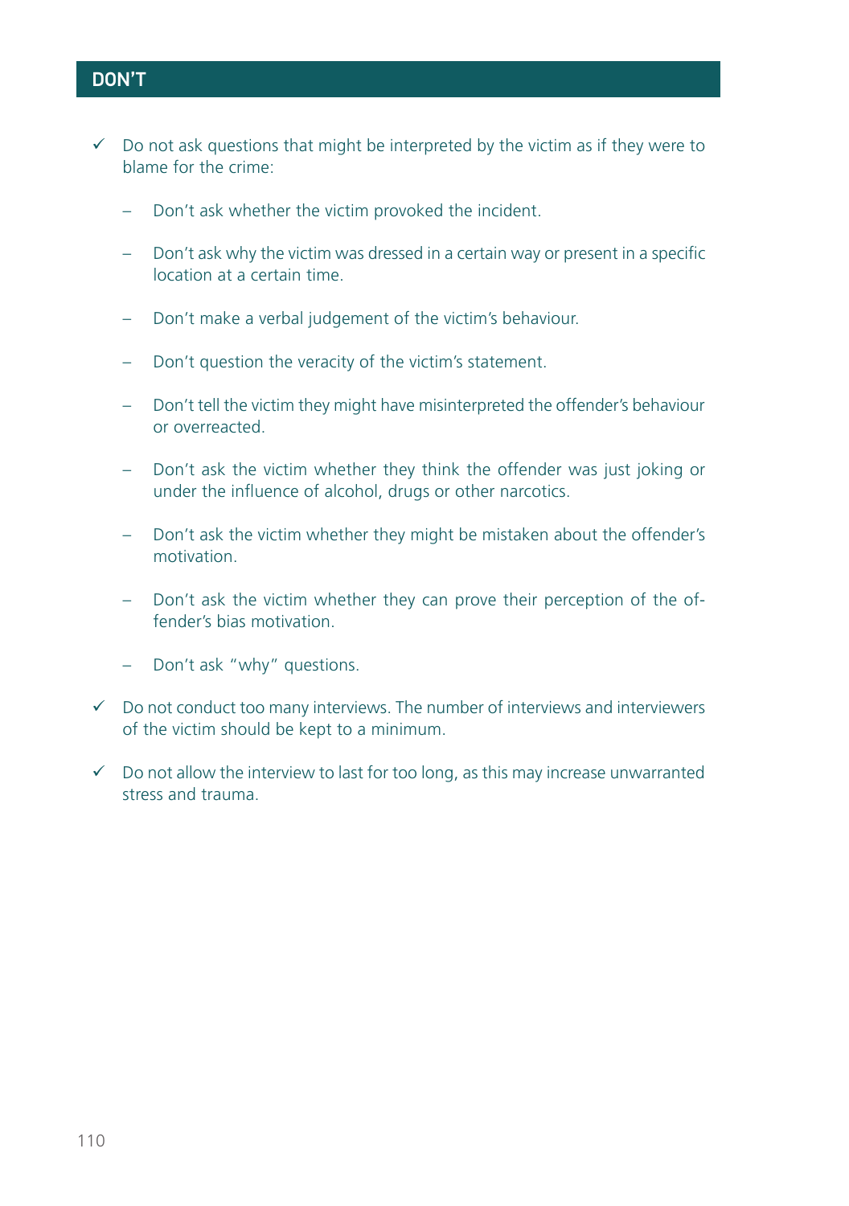## DON'T

- ✓ Do not ask questions that might be interpreted by the victim as if they were to blame for the crime:
  - Don't ask whether the victim provoked the incident.
  - Don't ask why the victim was dressed in a certain way or present in a specific location at a certain time.
  - Don't make a verbal judgement of the victim's behaviour.
  - Don't question the veracity of the victim's statement.
  - Don't tell the victim they might have misinterpreted the offender's behaviour or overreacted.
  - Don't ask the victim whether they think the offender was just joking or under the influence of alcohol, drugs or other narcotics.
  - Don't ask the victim whether they might be mistaken about the offender's motivation.
  - Don't ask the victim whether they can prove their perception of the offender's bias motivation.
  - Don't ask "why" questions.
- ✓ Do not conduct too many interviews. The number of interviews and interviewers of the victim should be kept to a minimum.
- ✓ Do not allow the interview to last for too long, as this may increase unwarranted stress and trauma.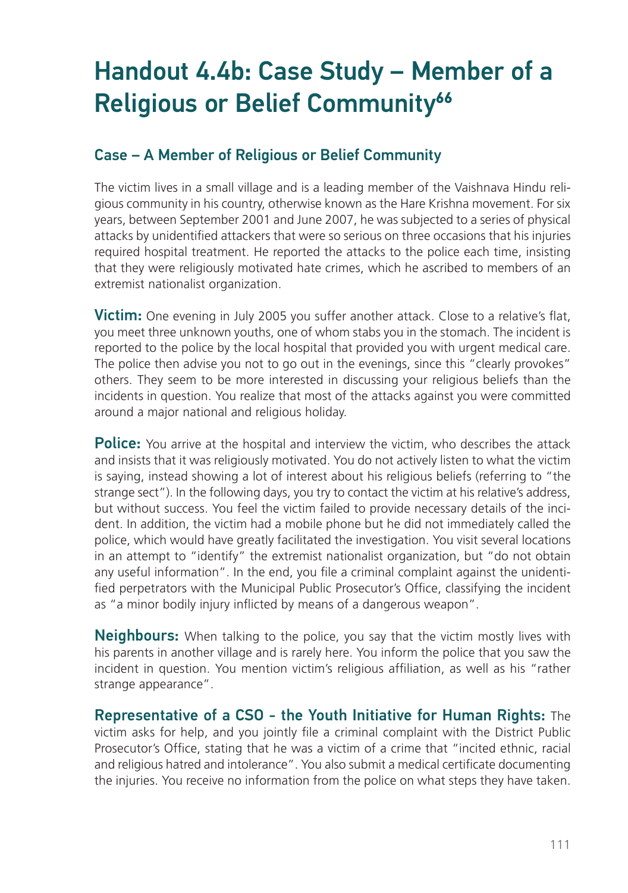# Handout 4.4b: Case Study – Member of a Religious or Belief Community[66]

## Case – A Member of Religious or Belief Community

The victim lives in a small village and is a leading member of the Vaishnava Hindu religious community in his country, otherwise known as the Hare Krishna movement. For six years, between September 2001 and June 2007, he was subjected to a series of physical attacks by unidentified attackers that were so serious on three occasions that his injuries required hospital treatment. He reported the attacks to the police each time, insisting that they were religiously motivated hate crimes, which he ascribed to members of an extremist nationalist organization.

**Victim:** One evening in July 2005 you suffer another attack. Close to a relative's flat, you meet three unknown youths, one of whom stabs you in the stomach. The incident is reported to the police by the local hospital that provided you with urgent medical care. The police then advise you not to go out in the evenings, since this "clearly provokes" others. They seem to be more interested in discussing your religious beliefs than the incidents in question. You realize that most of the attacks against you were committed around a major national and religious holiday.

**Police:** You arrive at the hospital and interview the victim, who describes the attack and insists that it was religiously motivated. You do not actively listen to what the victim is saying, instead showing a lot of interest about his religious beliefs (referring to "the strange sect"). In the following days, you try to contact the victim at his relative's address, but without success. You feel the victim failed to provide necessary details of the incident. In addition, the victim had a mobile phone but he did not immediately called the police, which would have greatly facilitated the investigation. You visit several locations in an attempt to "identify" the extremist nationalist organization, but "do not obtain any useful information". In the end, you file a criminal complaint against the unidentified perpetrators with the Municipal Public Prosecutor's Office, classifying the incident as "a minor bodily injury inflicted by means of a dangerous weapon".

**Neighbours:** When talking to the police, you say that the victim mostly lives with his parents in another village and is rarely here. You inform the police that you saw the incident in question. You mention victim's religious affiliation, as well as his "rather strange appearance".

**Representative of a CSO - the Youth Initiative for Human Rights:** The victim asks for help, and you jointly file a criminal complaint with the District Public Prosecutor's Office, stating that he was a victim of a crime that "incited ethnic, racial and religious hatred and intolerance". You also submit a medical certificate documenting the injuries. You receive no information from the police on what steps they have taken.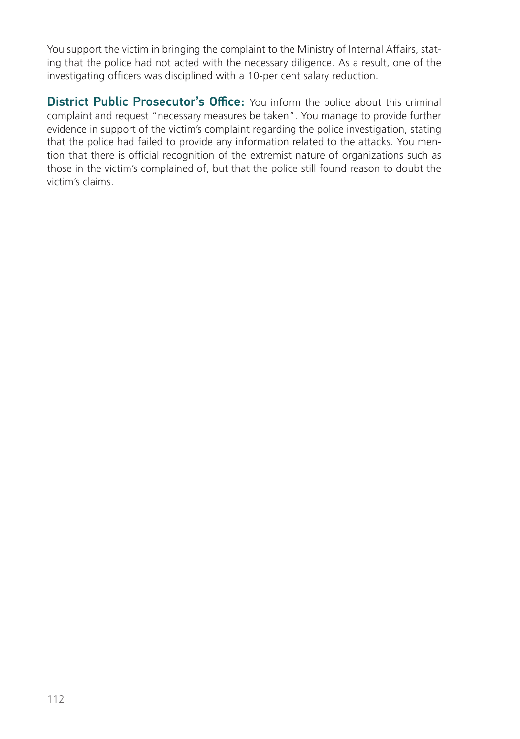You support the victim in bringing the complaint to the Ministry of Internal Affairs, stating that the police had not acted with the necessary diligence. As a result, one of the investigating officers was disciplined with a 10-per cent salary reduction.

**District Public Prosecutor's Office:** You inform the police about this criminal complaint and request "necessary measures be taken". You manage to provide further evidence in support of the victim's complaint regarding the police investigation, stating that the police had failed to provide any information related to the attacks. You mention that there is official recognition of the extremist nature of organizations such as those in the victim's complained of, but that the police still found reason to doubt the victim's claims.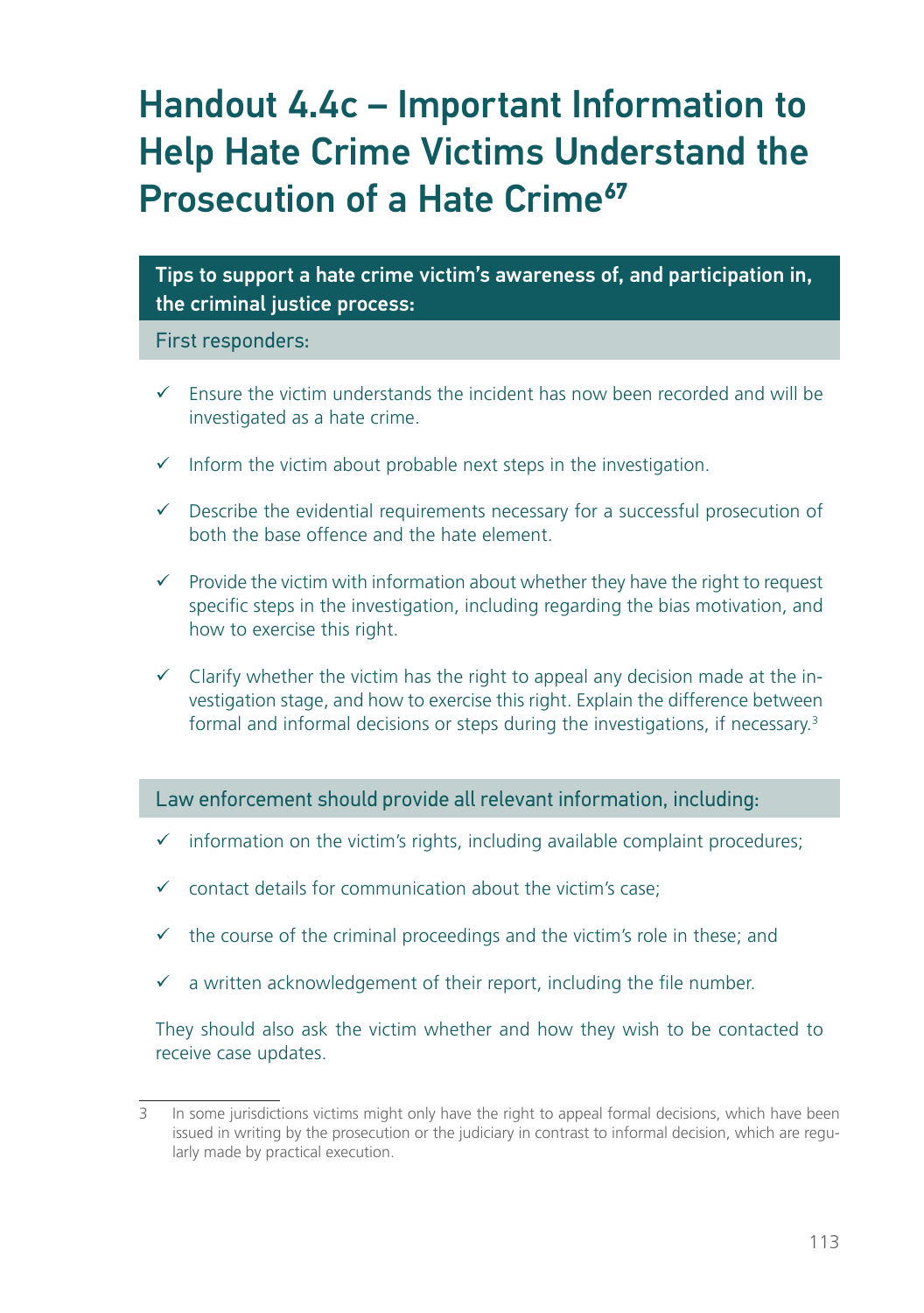# Handout 4.4c – Important Information to Help Hate Crime Victims Understand the Prosecution of a Hate Crime[67]

**Tips to support a hate crime victim's awareness of, and participation in, the criminal justice process:**

**First responders:**

- ✓ Ensure the victim understands the incident has now been recorded and will be investigated as a hate crime.
- ✓ Inform the victim about probable next steps in the investigation.
- ✓ Describe the evidential requirements necessary for a successful prosecution of both the base offence and the hate element.
- ✓ Provide the victim with information about whether they have the right to request specific steps in the investigation, including regarding the bias motivation, and how to exercise this right.
- ✓ Clarify whether the victim has the right to appeal any decision made at the investigation stage, and how to exercise this right. Explain the difference between formal and informal decisions or steps during the investigations, if necessary.[3]

**Law enforcement should provide all relevant information, including:**

- ✓ information on the victim's rights, including available complaint procedures;
- ✓ contact details for communication about the victim's case;
- ✓ the course of the criminal proceedings and the victim's role in these; and
- ✓ a written acknowledgement of their report, including the file number.

They should also ask the victim whether and how they wish to be contacted to receive case updates.

---

3 In some jurisdictions victims might only have the right to appeal formal decisions, which have been issued in writing by the prosecution or the judiciary in contrast to informal decision, which are regularly made by practical execution.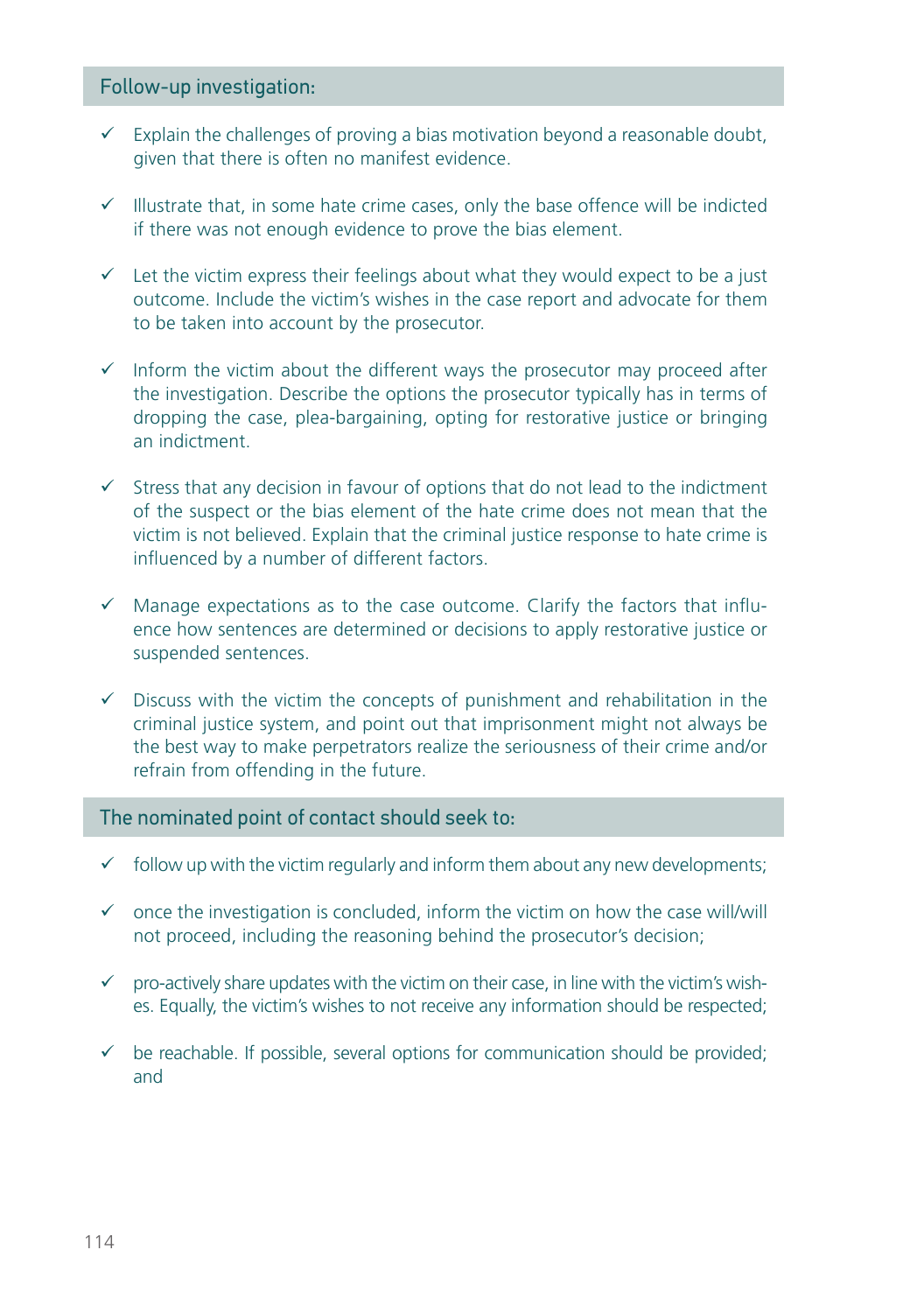### Follow-up investigation:

- ✓ Explain the challenges of proving a bias motivation beyond a reasonable doubt, given that there is often no manifest evidence.
- ✓ Illustrate that, in some hate crime cases, only the base offence will be indicted if there was not enough evidence to prove the bias element.
- ✓ Let the victim express their feelings about what they would expect to be a just outcome. Include the victim's wishes in the case report and advocate for them to be taken into account by the prosecutor.
- ✓ Inform the victim about the different ways the prosecutor may proceed after the investigation. Describe the options the prosecutor typically has in terms of dropping the case, plea-bargaining, opting for restorative justice or bringing an indictment.
- ✓ Stress that any decision in favour of options that do not lead to the indictment of the suspect or the bias element of the hate crime does not mean that the victim is not believed. Explain that the criminal justice response to hate crime is influenced by a number of different factors.
- ✓ Manage expectations as to the case outcome. Clarify the factors that influence how sentences are determined or decisions to apply restorative justice or suspended sentences.
- ✓ Discuss with the victim the concepts of punishment and rehabilitation in the criminal justice system, and point out that imprisonment might not always be the best way to make perpetrators realize the seriousness of their crime and/or refrain from offending in the future.

### The nominated point of contact should seek to:

- ✓ follow up with the victim regularly and inform them about any new developments;
- ✓ once the investigation is concluded, inform the victim on how the case will/will not proceed, including the reasoning behind the prosecutor's decision;
- ✓ pro-actively share updates with the victim on their case, in line with the victim's wishes. Equally, the victim's wishes to not receive any information should be respected;
- ✓ be reachable. If possible, several options for communication should be provided; and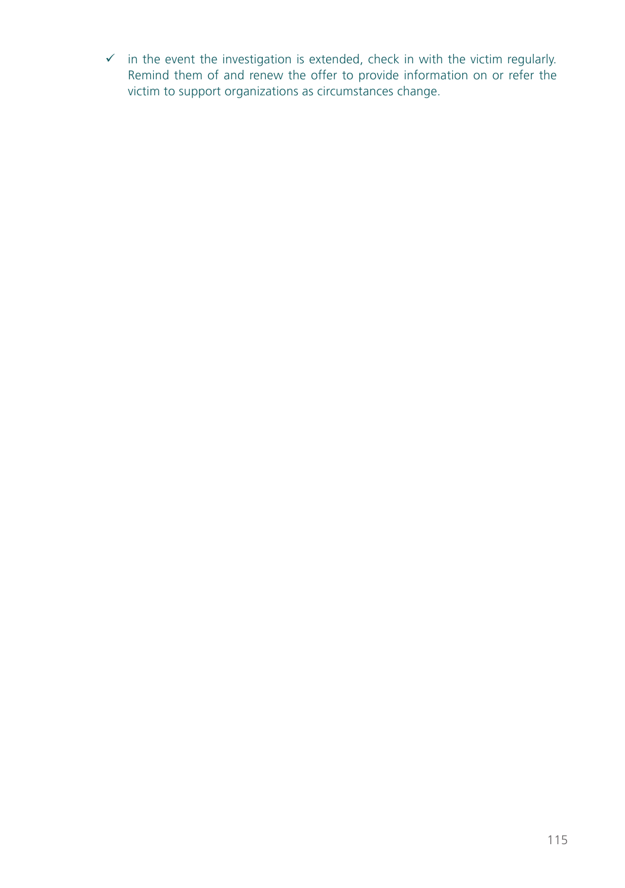- ✓ in the event the investigation is extended, check in with the victim regularly. Remind them of and renew the offer to provide information on or refer the victim to support organizations as circumstances change.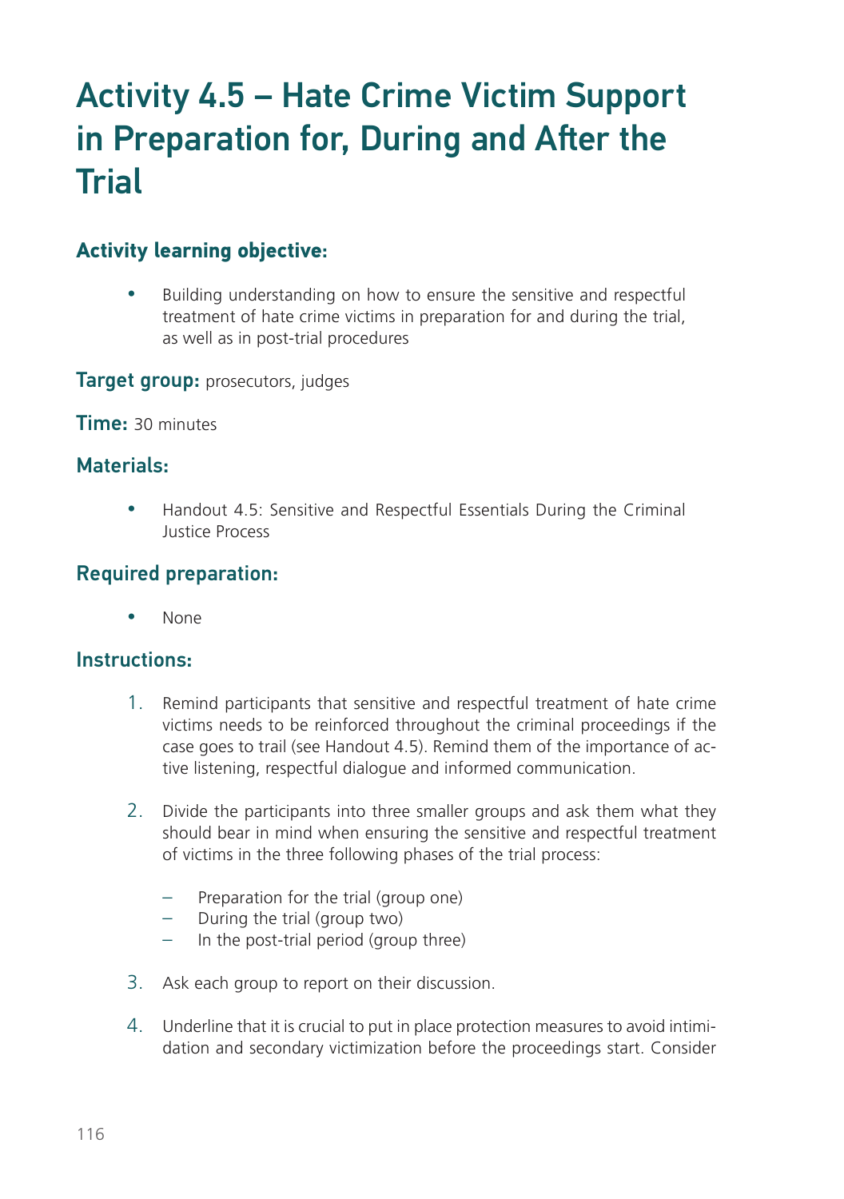# Activity 4.5 – Hate Crime Victim Support in Preparation for, During and After the Trial

## Activity learning objective:

- Building understanding on how to ensure the sensitive and respectful treatment of hate crime victims in preparation for and during the trial, as well as in post-trial procedures

**Target group:** prosecutors, judges

**Time:** 30 minutes

## Materials:

- Handout 4.5: Sensitive and Respectful Essentials During the Criminal Justice Process

## Required preparation:

- None

## Instructions:

1. Remind participants that sensitive and respectful treatment of hate crime victims needs to be reinforced throughout the criminal proceedings if the case goes to trail (see Handout 4.5). Remind them of the importance of active listening, respectful dialogue and informed communication.

2. Divide the participants into three smaller groups and ask them what they should bear in mind when ensuring the sensitive and respectful treatment of victims in the three following phases of the trial process:

   – Preparation for the trial (group one)
   – During the trial (group two)
   – In the post-trial period (group three)

3. Ask each group to report on their discussion.

4. Underline that it is crucial to put in place protection measures to avoid intimidation and secondary victimization before the proceedings start. Consider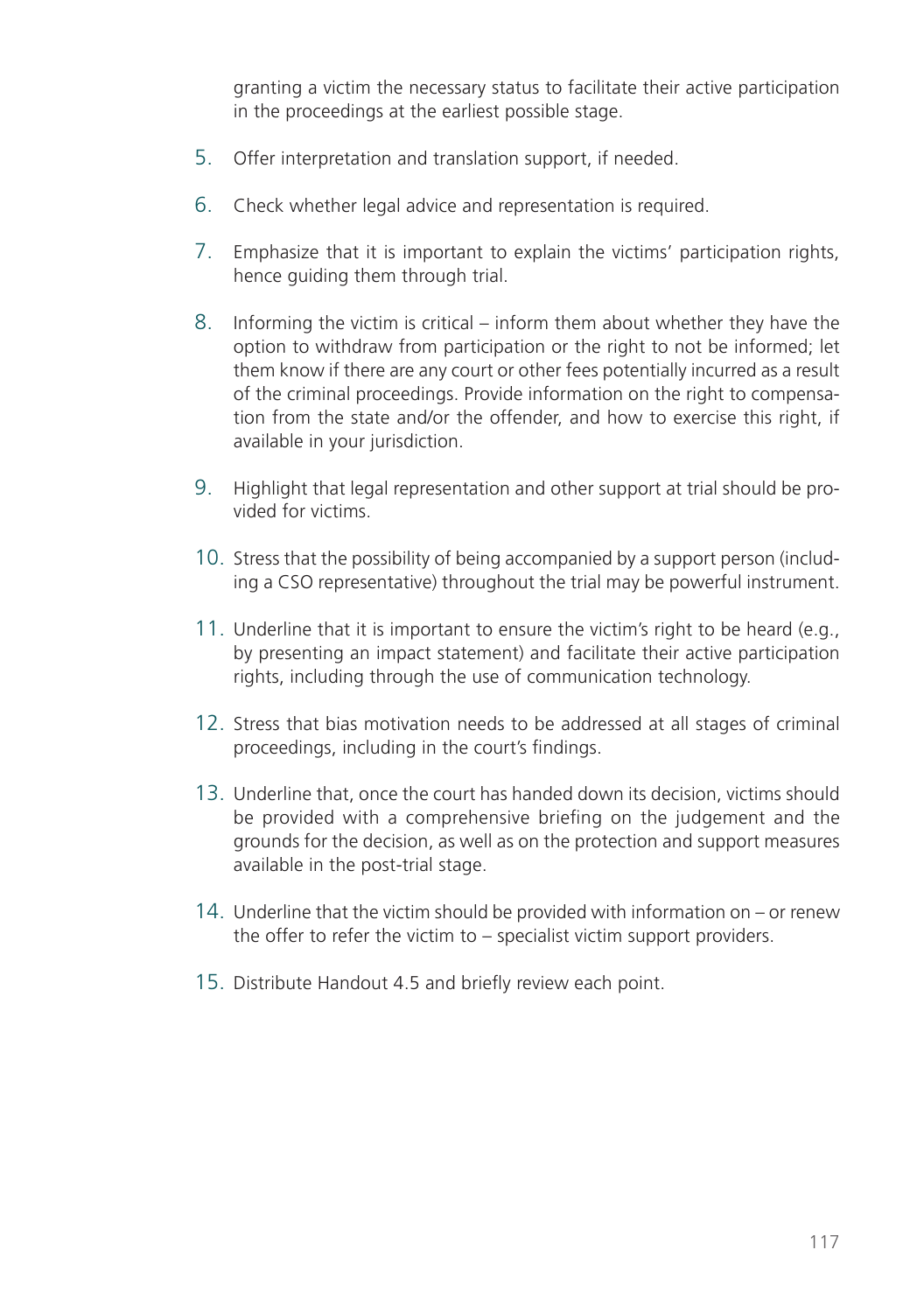granting a victim the necessary status to facilitate their active participation in the proceedings at the earliest possible stage.

5. Offer interpretation and translation support, if needed.

6. Check whether legal advice and representation is required.

7. Emphasize that it is important to explain the victims' participation rights, hence guiding them through trial.

8. Informing the victim is critical – inform them about whether they have the option to withdraw from participation or the right to not be informed; let them know if there are any court or other fees potentially incurred as a result of the criminal proceedings. Provide information on the right to compensation from the state and/or the offender, and how to exercise this right, if available in your jurisdiction.

9. Highlight that legal representation and other support at trial should be provided for victims.

10. Stress that the possibility of being accompanied by a support person (including a CSO representative) throughout the trial may be powerful instrument.

11. Underline that it is important to ensure the victim's right to be heard (e.g., by presenting an impact statement) and facilitate their active participation rights, including through the use of communication technology.

12. Stress that bias motivation needs to be addressed at all stages of criminal proceedings, including in the court's findings.

13. Underline that, once the court has handed down its decision, victims should be provided with a comprehensive briefing on the judgement and the grounds for the decision, as well as on the protection and support measures available in the post-trial stage.

14. Underline that the victim should be provided with information on – or renew the offer to refer the victim to – specialist victim support providers.

15. Distribute Handout 4.5 and briefly review each point.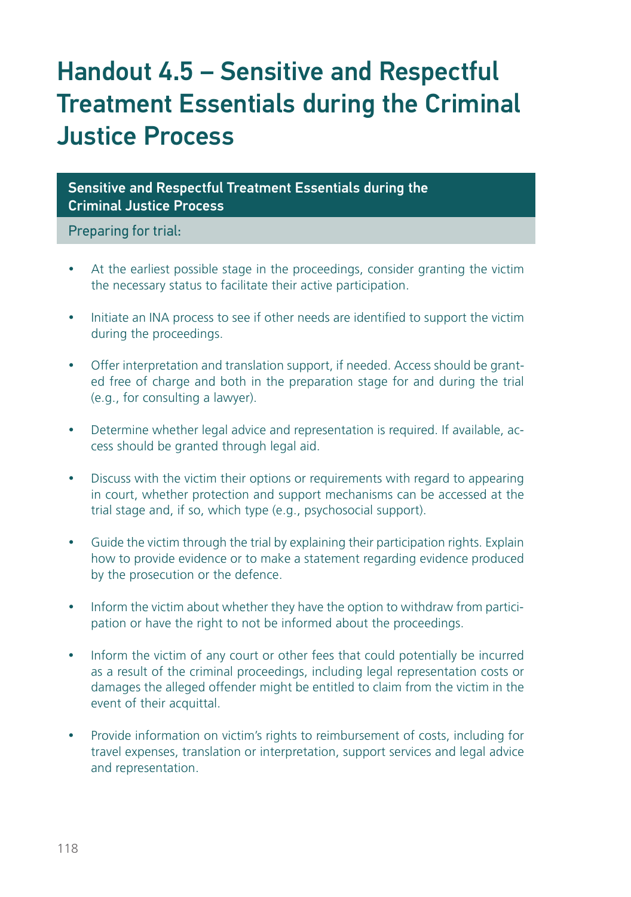# Handout 4.5 – Sensitive and Respectful Treatment Essentials during the Criminal Justice Process

| Sensitive and Respectful Treatment Essentials during the Criminal Justice Process |
|---|
| Preparing for trial: |

- At the earliest possible stage in the proceedings, consider granting the victim the necessary status to facilitate their active participation.
- Initiate an INA process to see if other needs are identified to support the victim during the proceedings.
- Offer interpretation and translation support, if needed. Access should be granted free of charge and both in the preparation stage for and during the trial (e.g., for consulting a lawyer).
- Determine whether legal advice and representation is required. If available, access should be granted through legal aid.
- Discuss with the victim their options or requirements with regard to appearing in court, whether protection and support mechanisms can be accessed at the trial stage and, if so, which type (e.g., psychosocial support).
- Guide the victim through the trial by explaining their participation rights. Explain how to provide evidence or to make a statement regarding evidence produced by the prosecution or the defence.
- Inform the victim about whether they have the option to withdraw from participation or have the right to not be informed about the proceedings.
- Inform the victim of any court or other fees that could potentially be incurred as a result of the criminal proceedings, including legal representation costs or damages the alleged offender might be entitled to claim from the victim in the event of their acquittal.
- Provide information on victim's rights to reimbursement of costs, including for travel expenses, translation or interpretation, support services and legal advice and representation.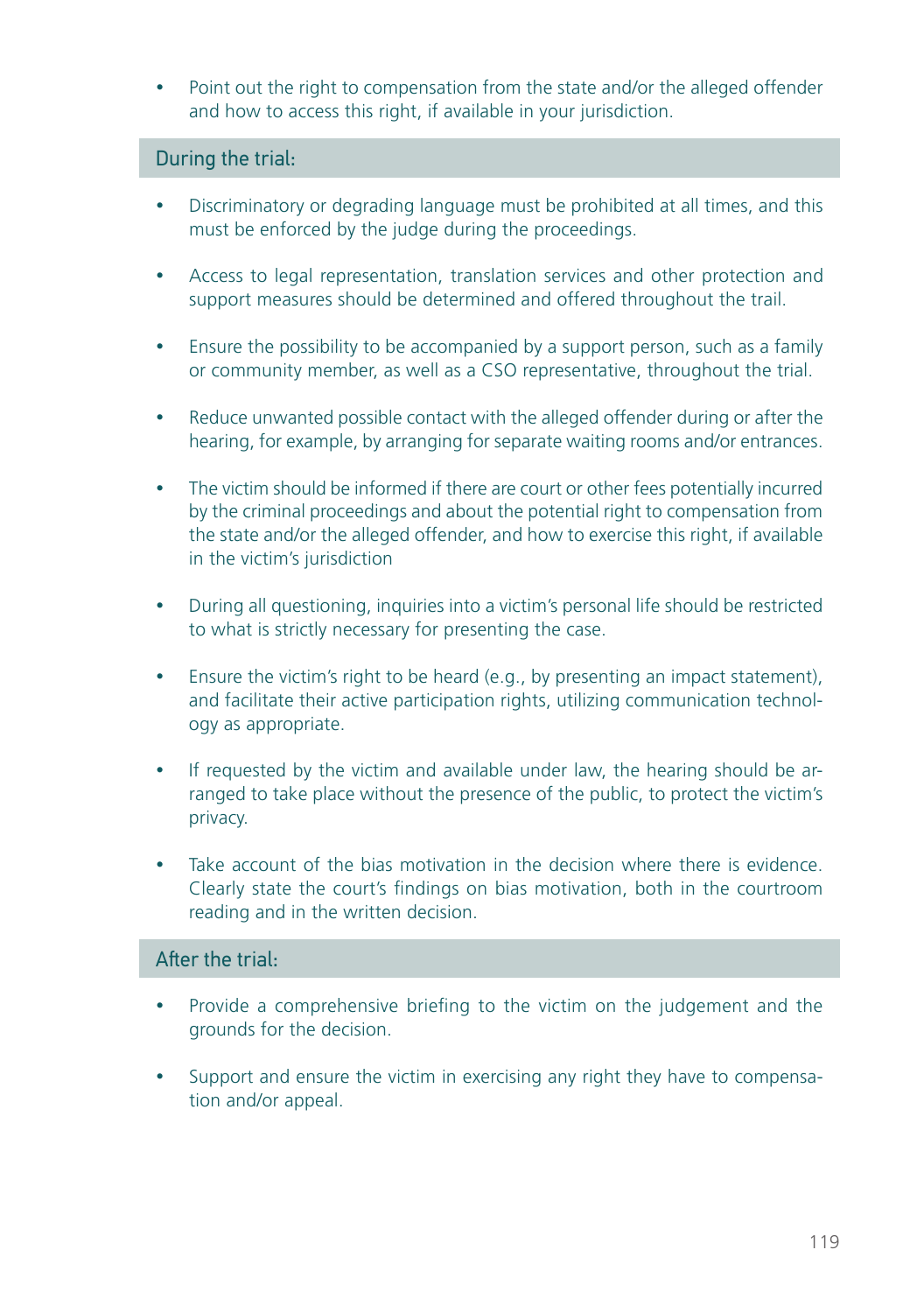- Point out the right to compensation from the state and/or the alleged offender and how to access this right, if available in your jurisdiction.

### During the trial:

- Discriminatory or degrading language must be prohibited at all times, and this must be enforced by the judge during the proceedings.
- Access to legal representation, translation services and other protection and support measures should be determined and offered throughout the trail.
- Ensure the possibility to be accompanied by a support person, such as a family or community member, as well as a CSO representative, throughout the trial.
- Reduce unwanted possible contact with the alleged offender during or after the hearing, for example, by arranging for separate waiting rooms and/or entrances.
- The victim should be informed if there are court or other fees potentially incurred by the criminal proceedings and about the potential right to compensation from the state and/or the alleged offender, and how to exercise this right, if available in the victim's jurisdiction
- During all questioning, inquiries into a victim's personal life should be restricted to what is strictly necessary for presenting the case.
- Ensure the victim's right to be heard (e.g., by presenting an impact statement), and facilitate their active participation rights, utilizing communication technology as appropriate.
- If requested by the victim and available under law, the hearing should be arranged to take place without the presence of the public, to protect the victim's privacy.
- Take account of the bias motivation in the decision where there is evidence. Clearly state the court's findings on bias motivation, both in the courtroom reading and in the written decision.

### After the trial:

- Provide a comprehensive briefing to the victim on the judgement and the grounds for the decision.
- Support and ensure the victim in exercising any right they have to compensation and/or appeal.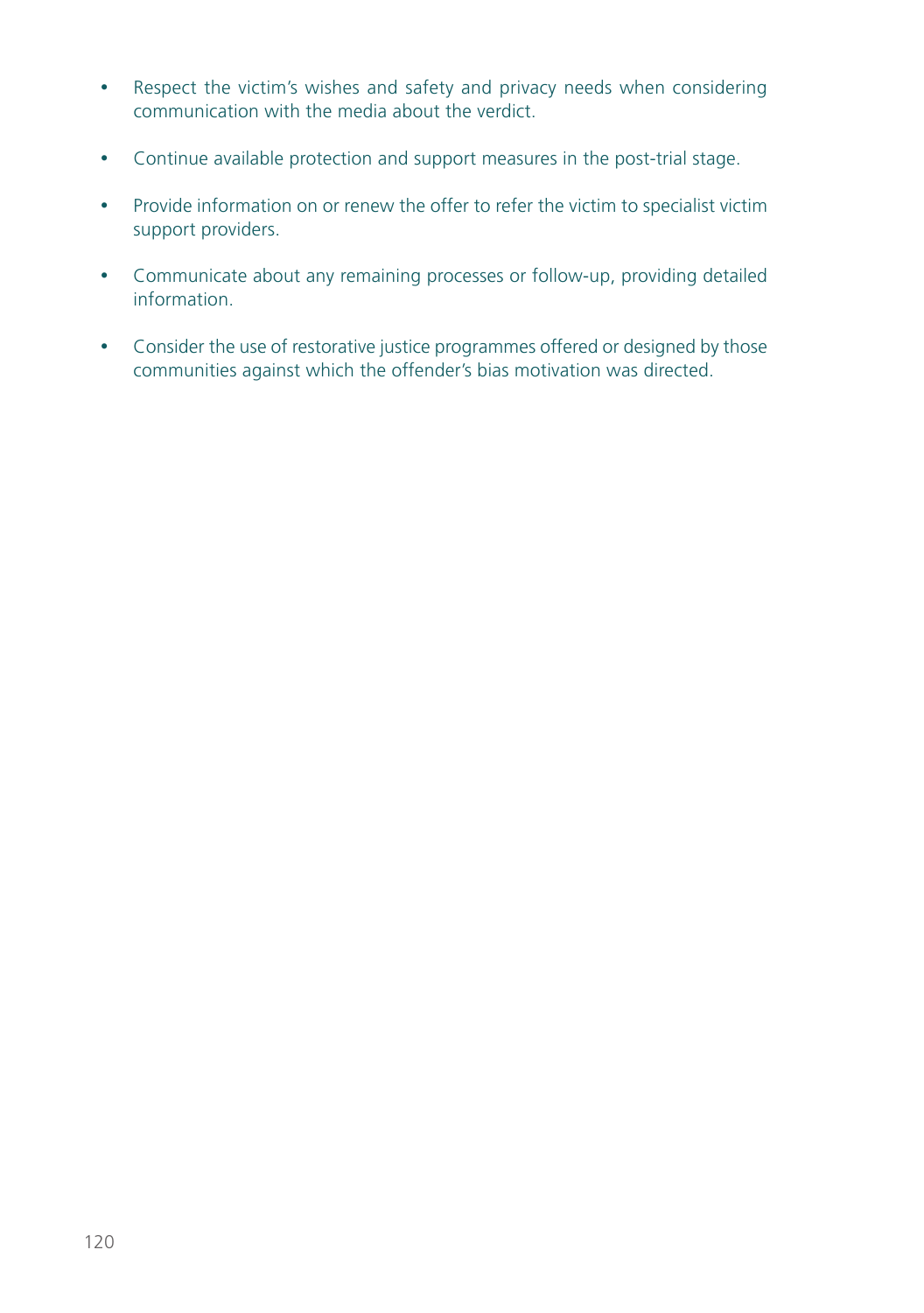- Respect the victim's wishes and safety and privacy needs when considering communication with the media about the verdict.
- Continue available protection and support measures in the post-trial stage.
- Provide information on or renew the offer to refer the victim to specialist victim support providers.
- Communicate about any remaining processes or follow-up, providing detailed information.
- Consider the use of restorative justice programmes offered or designed by those communities against which the offender's bias motivation was directed.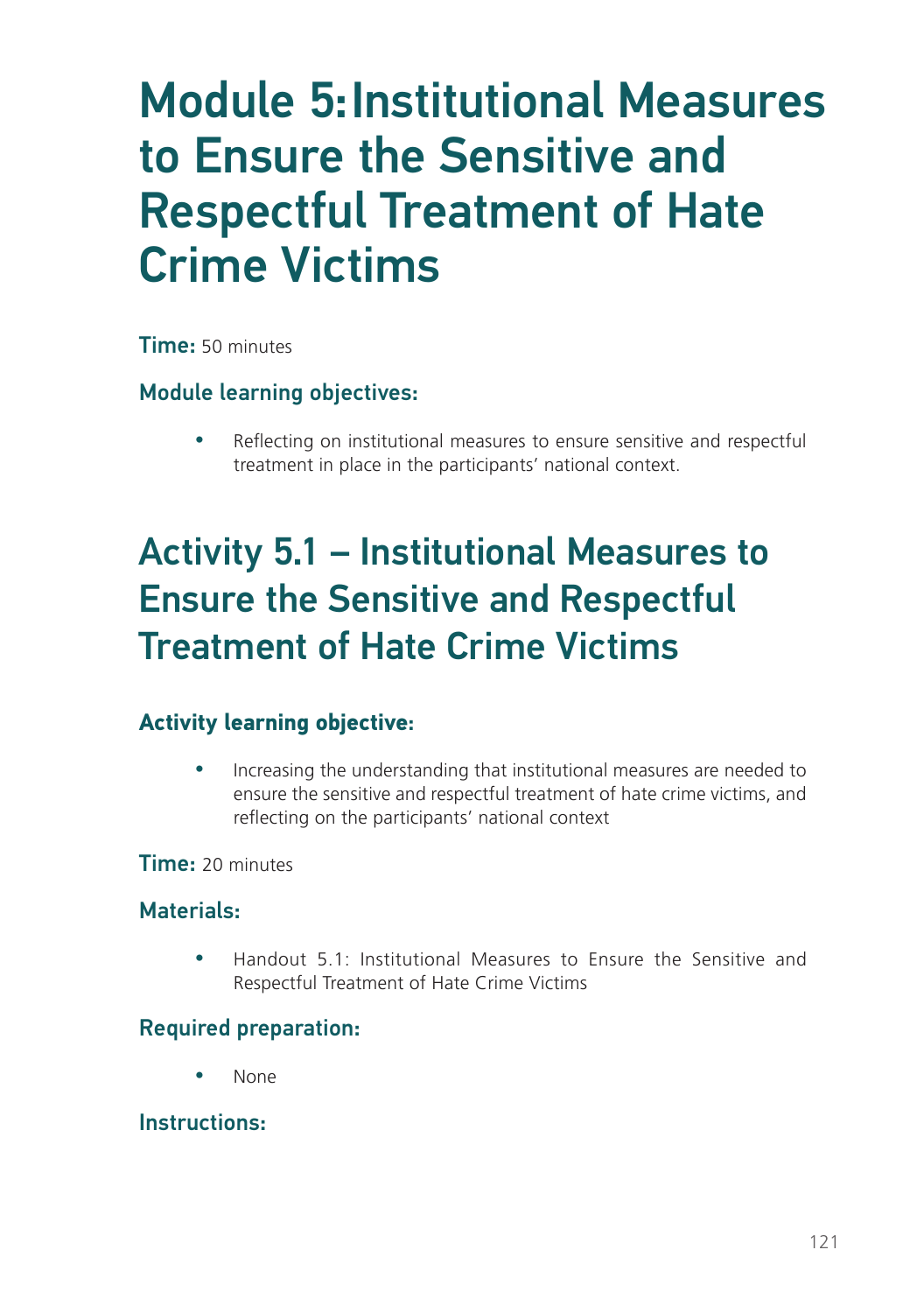# Module 5: Institutional Measures to Ensure the Sensitive and Respectful Treatment of Hate Crime Victims

**Time:** 50 minutes

### Module learning objectives:

- Reflecting on institutional measures to ensure sensitive and respectful treatment in place in the participants' national context.

## Activity 5.1 – Institutional Measures to Ensure the Sensitive and Respectful Treatment of Hate Crime Victims

### Activity learning objective:

- Increasing the understanding that institutional measures are needed to ensure the sensitive and respectful treatment of hate crime victims, and reflecting on the participants' national context

**Time:** 20 minutes

### Materials:

- Handout 5.1: Institutional Measures to Ensure the Sensitive and Respectful Treatment of Hate Crime Victims

### Required preparation:

- None

### Instructions: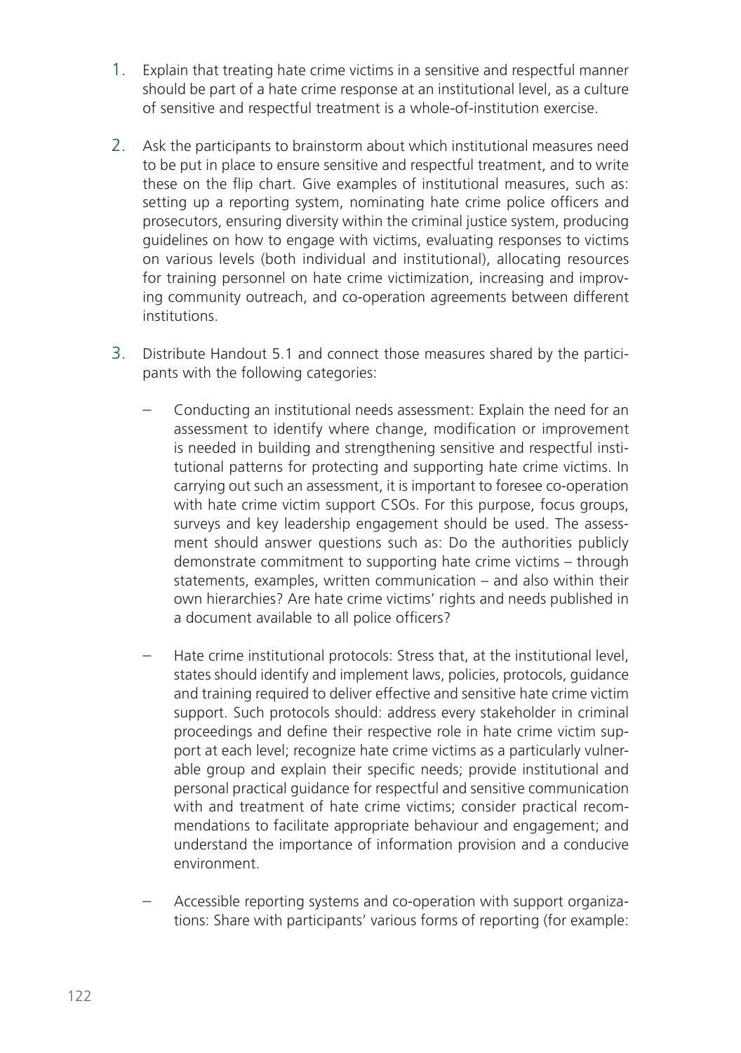1. Explain that treating hate crime victims in a sensitive and respectful manner should be part of a hate crime response at an institutional level, as a culture of sensitive and respectful treatment is a whole-of-institution exercise.

2. Ask the participants to brainstorm about which institutional measures need to be put in place to ensure sensitive and respectful treatment, and to write these on the flip chart. Give examples of institutional measures, such as: setting up a reporting system, nominating hate crime police officers and prosecutors, ensuring diversity within the criminal justice system, producing guidelines on how to engage with victims, evaluating responses to victims on various levels (both individual and institutional), allocating resources for training personnel on hate crime victimization, increasing and improving community outreach, and co-operation agreements between different institutions.

3. Distribute Handout 5.1 and connect those measures shared by the participants with the following categories:

   – Conducting an institutional needs assessment: Explain the need for an assessment to identify where change, modification or improvement is needed in building and strengthening sensitive and respectful institutional patterns for protecting and supporting hate crime victims. In carrying out such an assessment, it is important to foresee co-operation with hate crime victim support CSOs. For this purpose, focus groups, surveys and key leadership engagement should be used. The assessment should answer questions such as: Do the authorities publicly demonstrate commitment to supporting hate crime victims – through statements, examples, written communication – and also within their own hierarchies? Are hate crime victims' rights and needs published in a document available to all police officers?

   – Hate crime institutional protocols: Stress that, at the institutional level, states should identify and implement laws, policies, protocols, guidance and training required to deliver effective and sensitive hate crime victim support. Such protocols should: address every stakeholder in criminal proceedings and define their respective role in hate crime victim support at each level; recognize hate crime victims as a particularly vulnerable group and explain their specific needs; provide institutional and personal practical guidance for respectful and sensitive communication with and treatment of hate crime victims; consider practical recommendations to facilitate appropriate behaviour and engagement; and understand the importance of information provision and a conducive environment.

   – Accessible reporting systems and co-operation with support organizations: Share with participants' various forms of reporting (for example: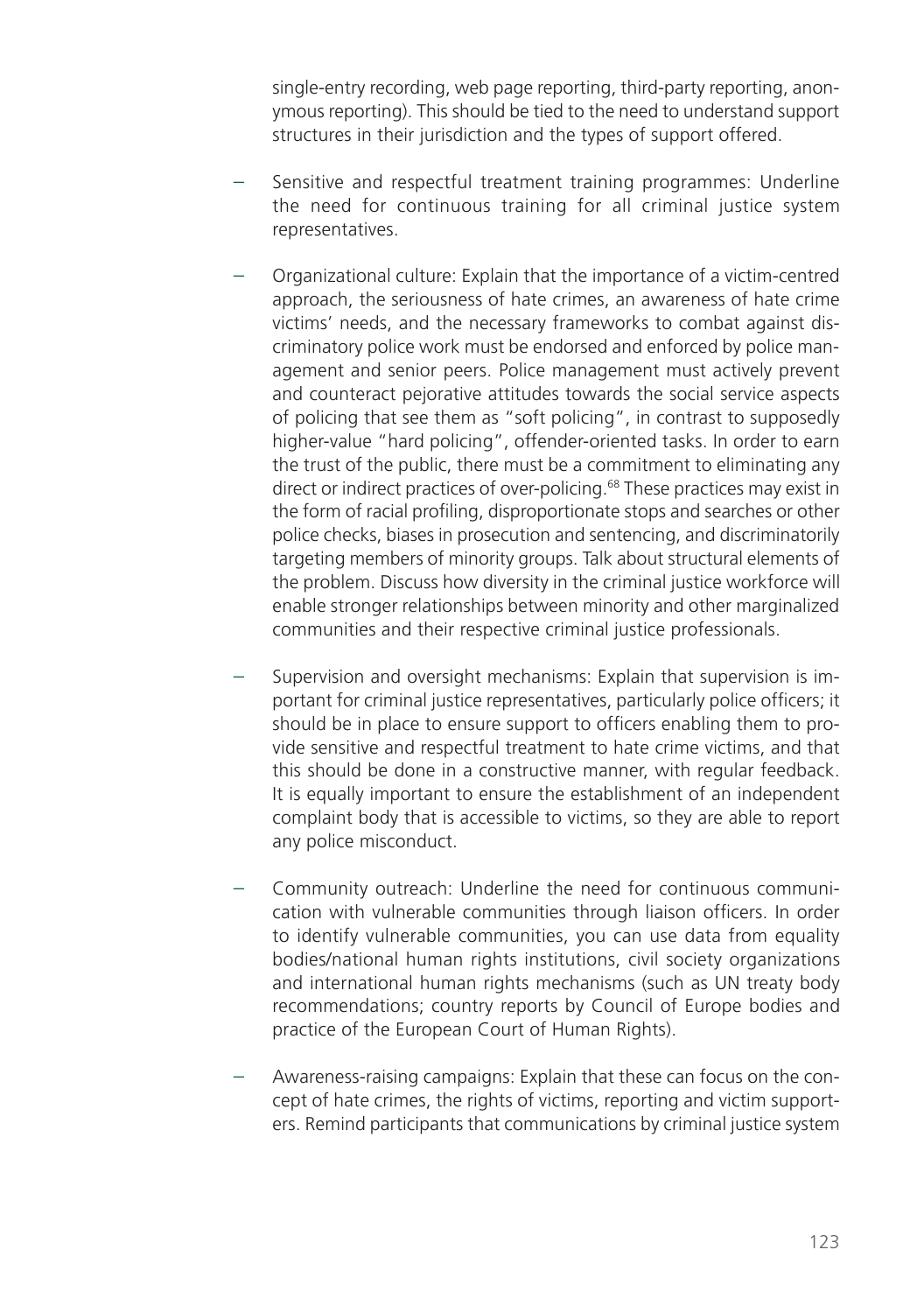single-entry recording, web page reporting, third-party reporting, anonymous reporting). This should be tied to the need to understand support structures in their jurisdiction and the types of support offered.

- Sensitive and respectful treatment training programmes: Underline the need for continuous training for all criminal justice system representatives.

- Organizational culture: Explain that the importance of a victim-centred approach, the seriousness of hate crimes, an awareness of hate crime victims' needs, and the necessary frameworks to combat against discriminatory police work must be endorsed and enforced by police management and senior peers. Police management must actively prevent and counteract pejorative attitudes towards the social service aspects of policing that see them as "soft policing", in contrast to supposedly higher-value "hard policing", offender-oriented tasks. In order to earn the trust of the public, there must be a commitment to eliminating any direct or indirect practices of over-policing.[68] These practices may exist in the form of racial profiling, disproportionate stops and searches or other police checks, biases in prosecution and sentencing, and discriminatorily targeting members of minority groups. Talk about structural elements of the problem. Discuss how diversity in the criminal justice workforce will enable stronger relationships between minority and other marginalized communities and their respective criminal justice professionals.

- Supervision and oversight mechanisms: Explain that supervision is important for criminal justice representatives, particularly police officers; it should be in place to ensure support to officers enabling them to provide sensitive and respectful treatment to hate crime victims, and that this should be done in a constructive manner, with regular feedback. It is equally important to ensure the establishment of an independent complaint body that is accessible to victims, so they are able to report any police misconduct.

- Community outreach: Underline the need for continuous communication with vulnerable communities through liaison officers. In order to identify vulnerable communities, you can use data from equality bodies/national human rights institutions, civil society organizations and international human rights mechanisms (such as UN treaty body recommendations; country reports by Council of Europe bodies and practice of the European Court of Human Rights).

- Awareness-raising campaigns: Explain that these can focus on the concept of hate crimes, the rights of victims, reporting and victim supporters. Remind participants that communications by criminal justice system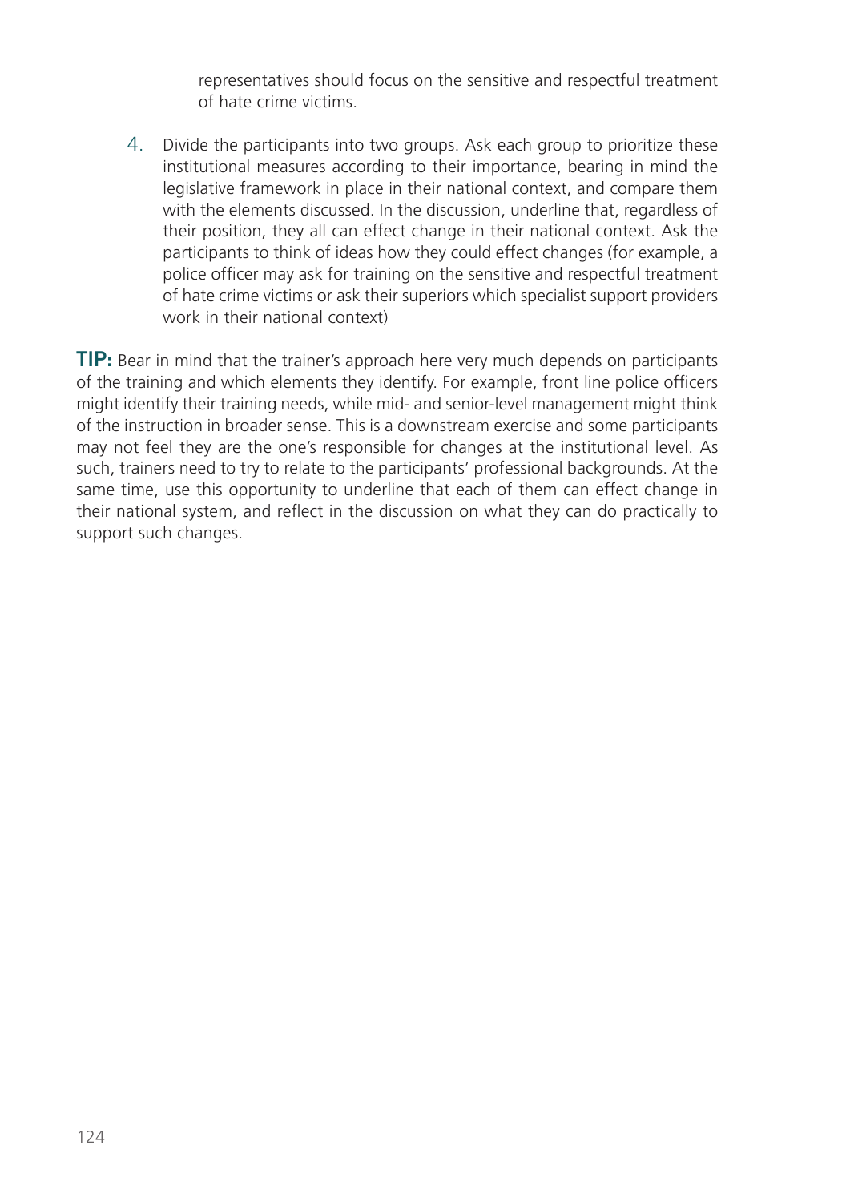representatives should focus on the sensitive and respectful treatment of hate crime victims.

4. Divide the participants into two groups. Ask each group to prioritize these institutional measures according to their importance, bearing in mind the legislative framework in place in their national context, and compare them with the elements discussed. In the discussion, underline that, regardless of their position, they all can effect change in their national context. Ask the participants to think of ideas how they could effect changes (for example, a police officer may ask for training on the sensitive and respectful treatment of hate crime victims or ask their superiors which specialist support providers work in their national context)

**TIP:** Bear in mind that the trainer's approach here very much depends on participants of the training and which elements they identify. For example, front line police officers might identify their training needs, while mid- and senior-level management might think of the instruction in broader sense. This is a downstream exercise and some participants may not feel they are the one's responsible for changes at the institutional level. As such, trainers need to try to relate to the participants' professional backgrounds. At the same time, use this opportunity to underline that each of them can effect change in their national system, and reflect in the discussion on what they can do practically to support such changes.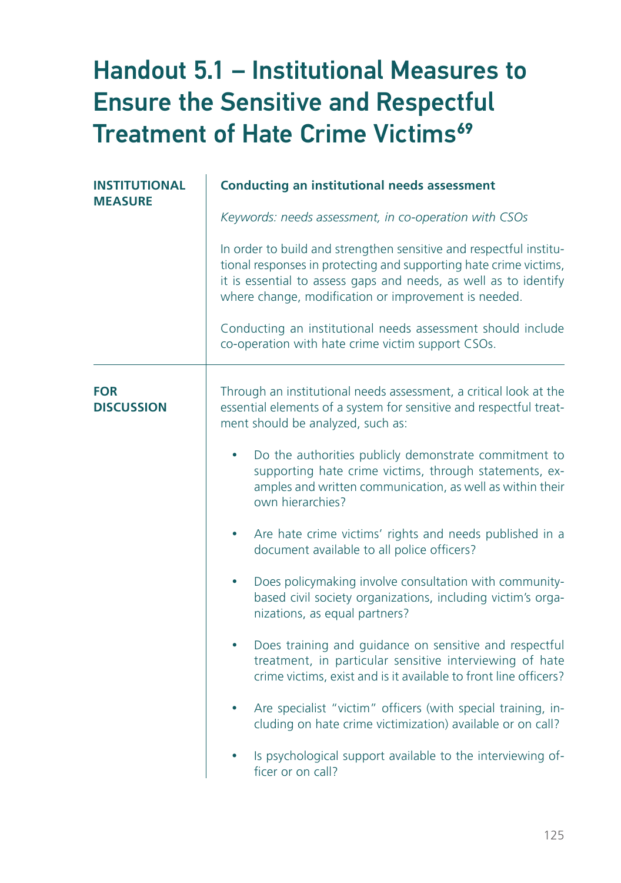# Handout 5.1 – Institutional Measures to Ensure the Sensitive and Respectful Treatment of Hate Crime Victims[69]

| | |
|---|---|
| **INSTITUTIONAL MEASURE** | **Conducting an institutional needs assessment**<br><br>*Keywords: needs assessment, in co-operation with CSOs*<br><br>In order to build and strengthen sensitive and respectful institutional responses in protecting and supporting hate crime victims, it is essential to assess gaps and needs, as well as to identify where change, modification or improvement is needed.<br><br>Conducting an institutional needs assessment should include co-operation with hate crime victim support CSOs. |
| **FOR DISCUSSION** | Through an institutional needs assessment, a critical look at the essential elements of a system for sensitive and respectful treatment should be analyzed, such as:<br><br>• Do the authorities publicly demonstrate commitment to supporting hate crime victims, through statements, examples and written communication, as well as within their own hierarchies?<br><br>• Are hate crime victims' rights and needs published in a document available to all police officers?<br><br>• Does policymaking involve consultation with community-based civil society organizations, including victim's organizations, as equal partners?<br><br>• Does training and guidance on sensitive and respectful treatment, in particular sensitive interviewing of hate crime victims, exist and is it available to front line officers?<br><br>• Are specialist "victim" officers (with special training, including on hate crime victimization) available or on call?<br><br>• Is psychological support available to the interviewing officer or on call? |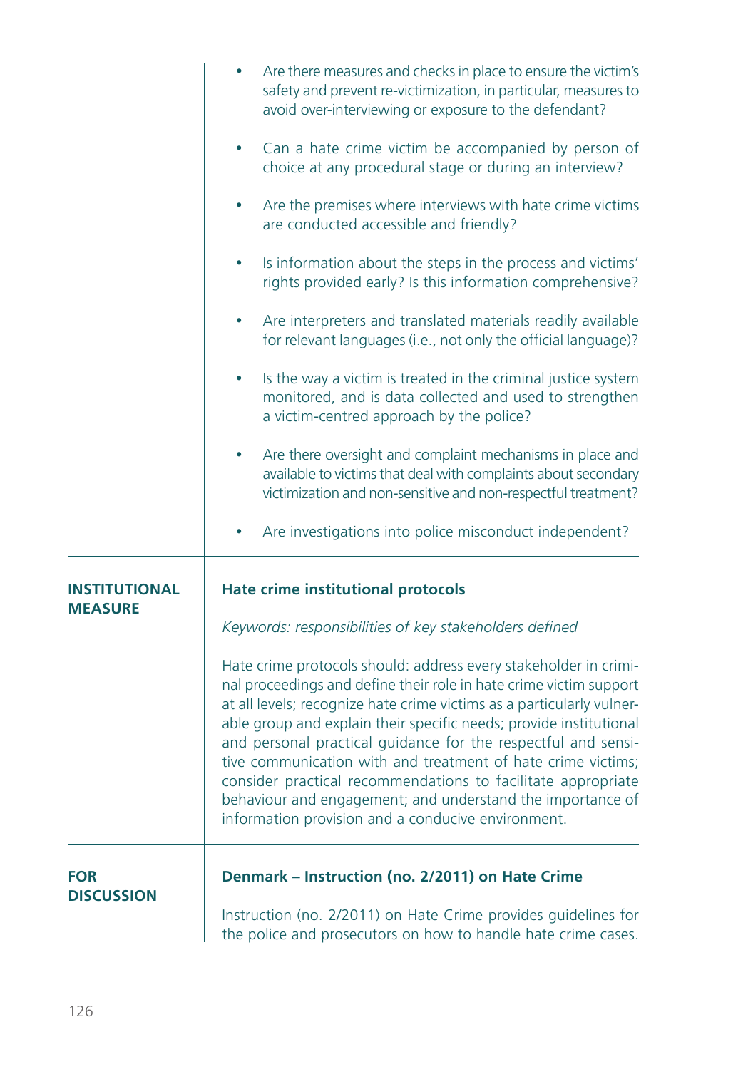- Are there measures and checks in place to ensure the victim's safety and prevent re-victimization, in particular, measures to avoid over-interviewing or exposure to the defendant?
- Can a hate crime victim be accompanied by person of choice at any procedural stage or during an interview?
- Are the premises where interviews with hate crime victims are conducted accessible and friendly?
- Is information about the steps in the process and victims' rights provided early? Is this information comprehensive?
- Are interpreters and translated materials readily available for relevant languages (i.e., not only the official language)?
- Is the way a victim is treated in the criminal justice system monitored, and is data collected and used to strengthen a victim-centred approach by the police?
- Are there oversight and complaint mechanisms in place and available to victims that deal with complaints about secondary victimization and non-sensitive and non-respectful treatment?
- Are investigations into police misconduct independent?

---

**INSTITUTIONAL MEASURE**

**Hate crime institutional protocols**

*Keywords: responsibilities of key stakeholders defined*

Hate crime protocols should: address every stakeholder in criminal proceedings and define their role in hate crime victim support at all levels; recognize hate crime victims as a particularly vulnerable group and explain their specific needs; provide institutional and personal practical guidance for the respectful and sensitive communication with and treatment of hate crime victims; consider practical recommendations to facilitate appropriate behaviour and engagement; and understand the importance of information provision and a conducive environment.

---

**FOR DISCUSSION**

**Denmark – Instruction (no. 2/2011) on Hate Crime**

Instruction (no. 2/2011) on Hate Crime provides guidelines for the police and prosecutors on how to handle hate crime cases.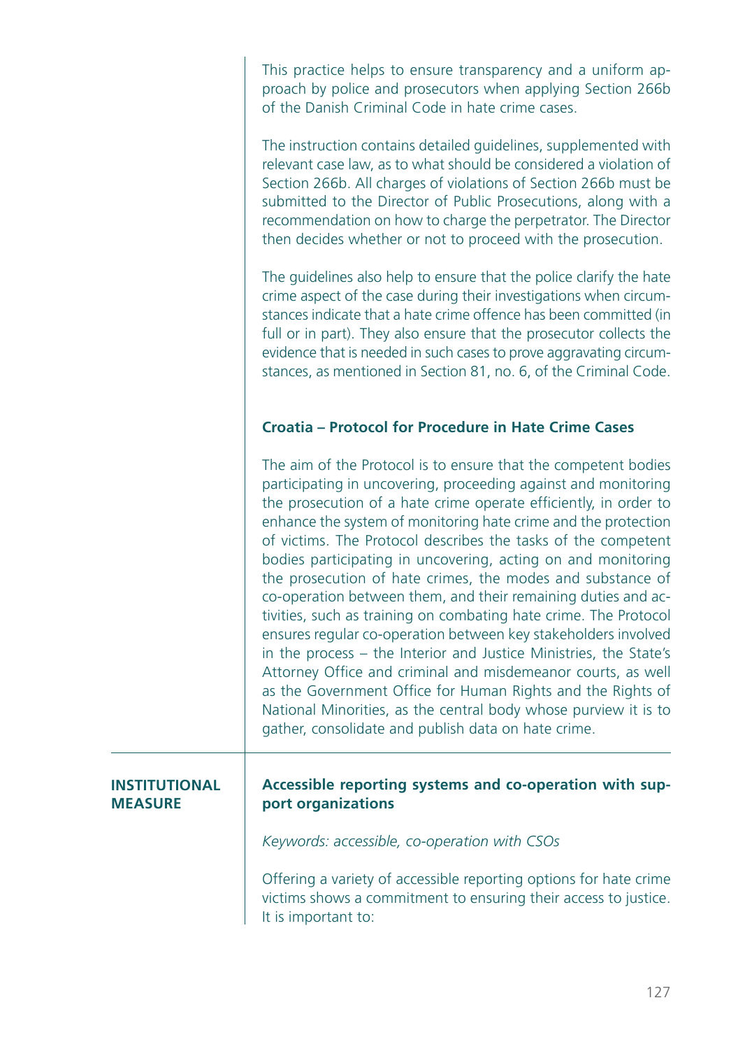This practice helps to ensure transparency and a uniform approach by police and prosecutors when applying Section 266b of the Danish Criminal Code in hate crime cases.

The instruction contains detailed guidelines, supplemented with relevant case law, as to what should be considered a violation of Section 266b. All charges of violations of Section 266b must be submitted to the Director of Public Prosecutions, along with a recommendation on how to charge the perpetrator. The Director then decides whether or not to proceed with the prosecution.

The guidelines also help to ensure that the police clarify the hate crime aspect of the case during their investigations when circumstances indicate that a hate crime offence has been committed (in full or in part). They also ensure that the prosecutor collects the evidence that is needed in such cases to prove aggravating circumstances, as mentioned in Section 81, no. 6, of the Criminal Code.

### Croatia – Protocol for Procedure in Hate Crime Cases

The aim of the Protocol is to ensure that the competent bodies participating in uncovering, proceeding against and monitoring the prosecution of a hate crime operate efficiently, in order to enhance the system of monitoring hate crime and the protection of victims. The Protocol describes the tasks of the competent bodies participating in uncovering, acting on and monitoring the prosecution of hate crimes, the modes and substance of co-operation between them, and their remaining duties and activities, such as training on combating hate crime. The Protocol ensures regular co-operation between key stakeholders involved in the process – the Interior and Justice Ministries, the State's Attorney Office and criminal and misdemeanor courts, as well as the Government Office for Human Rights and the Rights of National Minorities, as the central body whose purview it is to gather, consolidate and publish data on hate crime.

---

**INSTITUTIONAL MEASURE**

### Accessible reporting systems and co-operation with support organizations

*Keywords: accessible, co-operation with CSOs*

Offering a variety of accessible reporting options for hate crime victims shows a commitment to ensuring their access to justice. It is important to: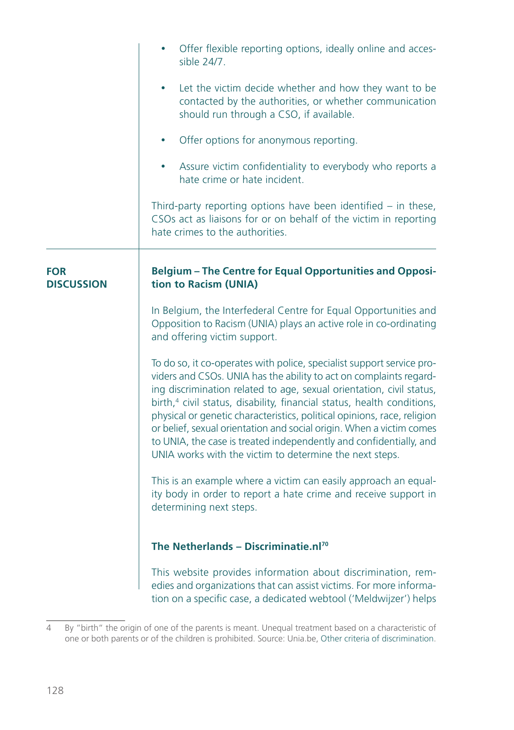- Offer flexible reporting options, ideally online and accessible 24/7.
- Let the victim decide whether and how they want to be contacted by the authorities, or whether communication should run through a CSO, if available.
- Offer options for anonymous reporting.
- Assure victim confidentiality to everybody who reports a hate crime or hate incident.

Third-party reporting options have been identified – in these, CSOs act as liaisons for or on behalf of the victim in reporting hate crimes to the authorities.

---

**FOR DISCUSSION**

**Belgium – The Centre for Equal Opportunities and Opposition to Racism (UNIA)**

In Belgium, the Interfederal Centre for Equal Opportunities and Opposition to Racism (UNIA) plays an active role in co-ordinating and offering victim support.

To do so, it co-operates with police, specialist support service providers and CSOs. UNIA has the ability to act on complaints regarding discrimination related to age, sexual orientation, civil status, birth,[4] civil status, disability, financial status, health conditions, physical or genetic characteristics, political opinions, race, religion or belief, sexual orientation and social origin. When a victim comes to UNIA, the case is treated independently and confidentially, and UNIA works with the victim to determine the next steps.

This is an example where a victim can easily approach an equality body in order to report a hate crime and receive support in determining next steps.

**The Netherlands – Discriminatie.nl[70]**

This website provides information about discrimination, remedies and organizations that can assist victims. For more information on a specific case, a dedicated webtool ('Meldwijzer') helps

---

4 By "birth" the origin of one of the parents is meant. Unequal treatment based on a characteristic of one or both parents or of the children is prohibited. Source: Unia.be, Other criteria of discrimination.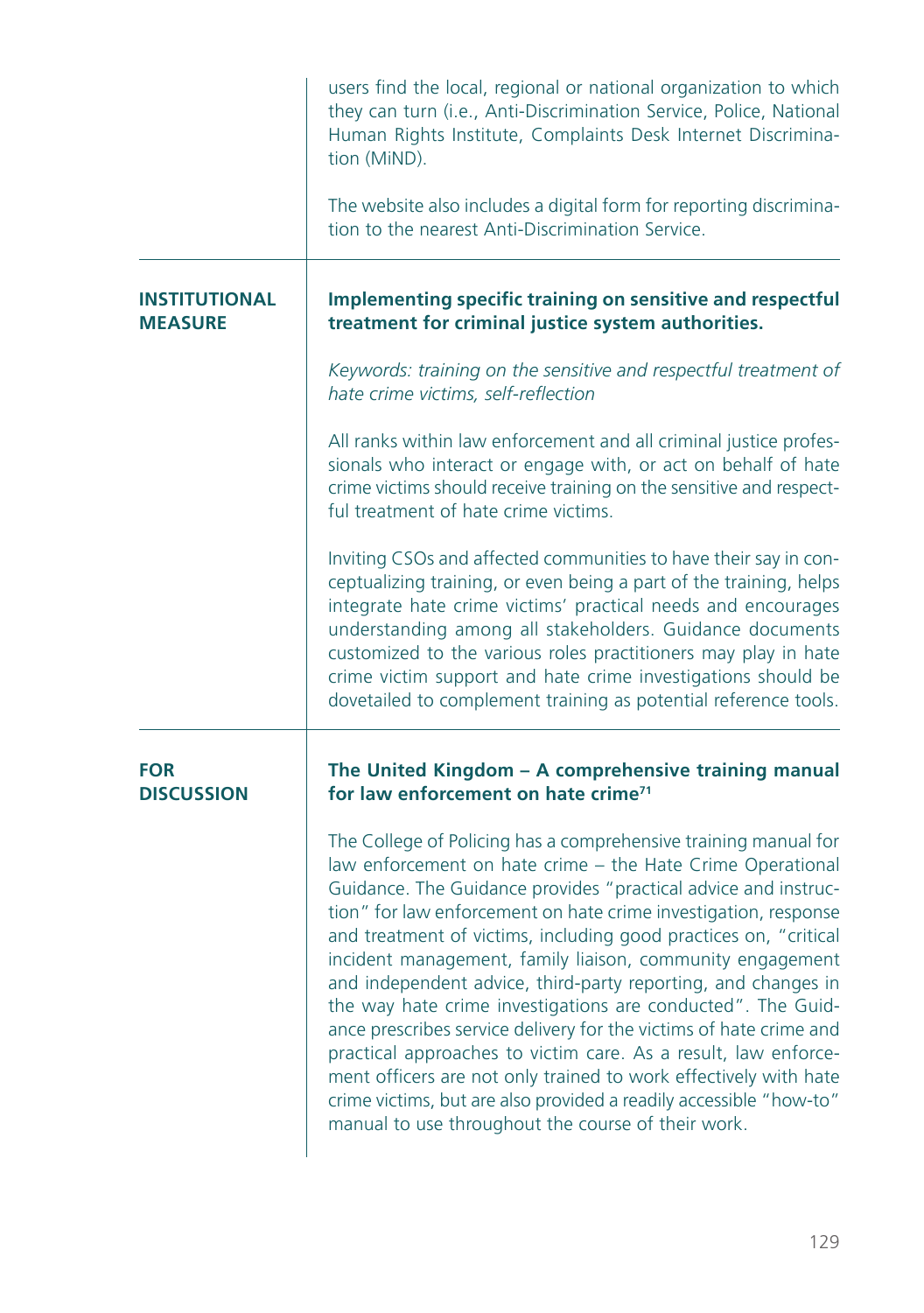users find the local, regional or national organization to which they can turn (i.e., Anti-Discrimination Service, Police, National Human Rights Institute, Complaints Desk Internet Discrimination (MiND).

The website also includes a digital form for reporting discrimination to the nearest Anti-Discrimination Service.

---

**INSTITUTIONAL MEASURE**

**Implementing specific training on sensitive and respectful treatment for criminal justice system authorities.**

*Keywords: training on the sensitive and respectful treatment of hate crime victims, self-reflection*

All ranks within law enforcement and all criminal justice professionals who interact or engage with, or act on behalf of hate crime victims should receive training on the sensitive and respectful treatment of hate crime victims.

Inviting CSOs and affected communities to have their say in conceptualizing training, or even being a part of the training, helps integrate hate crime victims' practical needs and encourages understanding among all stakeholders. Guidance documents customized to the various roles practitioners may play in hate crime victim support and hate crime investigations should be dovetailed to complement training as potential reference tools.

---

**FOR DISCUSSION**

**The United Kingdom – A comprehensive training manual for law enforcement on hate crime[71]**

The College of Policing has a comprehensive training manual for law enforcement on hate crime – the Hate Crime Operational Guidance. The Guidance provides "practical advice and instruction" for law enforcement on hate crime investigation, response and treatment of victims, including good practices on, "critical incident management, family liaison, community engagement and independent advice, third-party reporting, and changes in the way hate crime investigations are conducted". The Guidance prescribes service delivery for the victims of hate crime and practical approaches to victim care. As a result, law enforcement officers are not only trained to work effectively with hate crime victims, but are also provided a readily accessible "how-to" manual to use throughout the course of their work.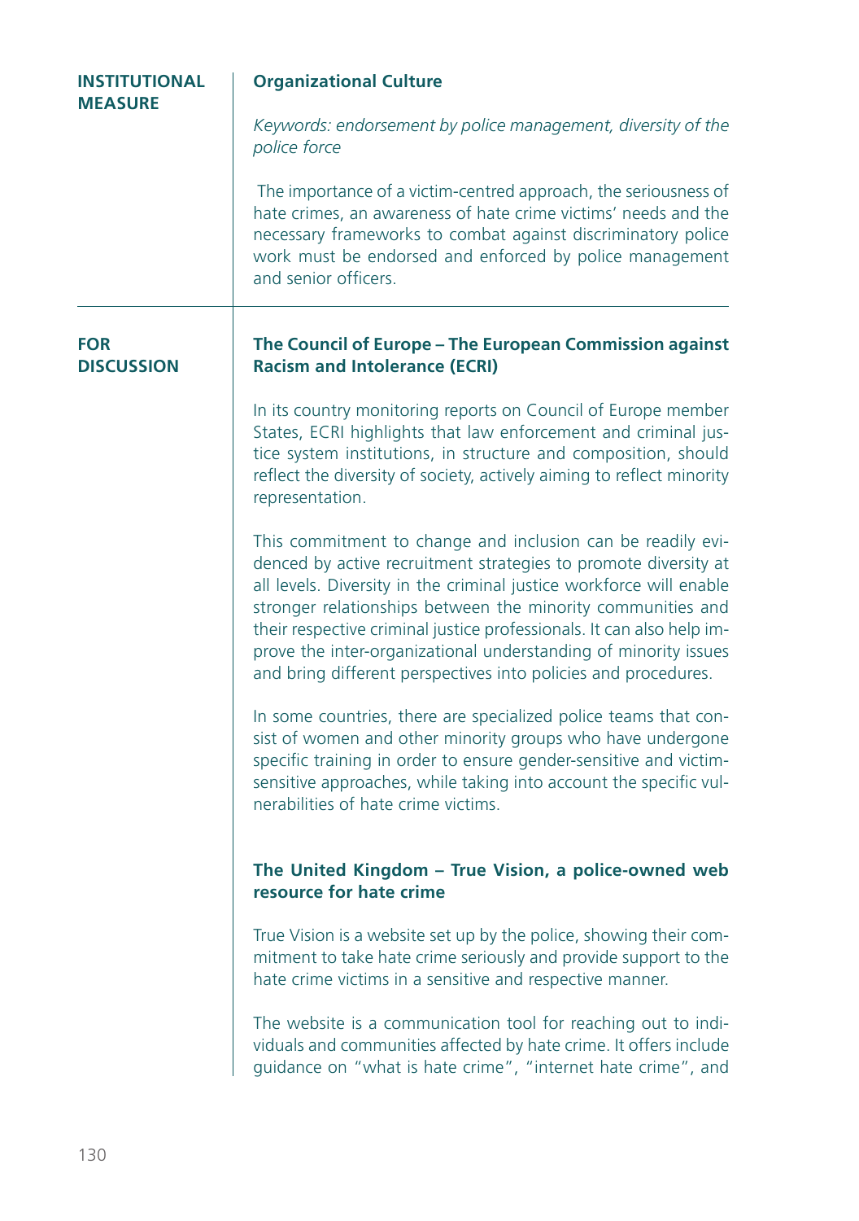**INSTITUTIONAL MEASURE**

### Organizational Culture

*Keywords: endorsement by police management, diversity of the police force*

The importance of a victim-centred approach, the seriousness of hate crimes, an awareness of hate crime victims' needs and the necessary frameworks to combat against discriminatory police work must be endorsed and enforced by police management and senior officers.

---

**FOR DISCUSSION**

### The Council of Europe – The European Commission against Racism and Intolerance (ECRI)

In its country monitoring reports on Council of Europe member States, ECRI highlights that law enforcement and criminal justice system institutions, in structure and composition, should reflect the diversity of society, actively aiming to reflect minority representation.

This commitment to change and inclusion can be readily evidenced by active recruitment strategies to promote diversity at all levels. Diversity in the criminal justice workforce will enable stronger relationships between the minority communities and their respective criminal justice professionals. It can also help improve the inter-organizational understanding of minority issues and bring different perspectives into policies and procedures.

In some countries, there are specialized police teams that consist of women and other minority groups who have undergone specific training in order to ensure gender-sensitive and victim-sensitive approaches, while taking into account the specific vulnerabilities of hate crime victims.

### The United Kingdom – True Vision, a police-owned web resource for hate crime

True Vision is a website set up by the police, showing their commitment to take hate crime seriously and provide support to the hate crime victims in a sensitive and respective manner.

The website is a communication tool for reaching out to individuals and communities affected by hate crime. It offers include guidance on "what is hate crime", "internet hate crime", and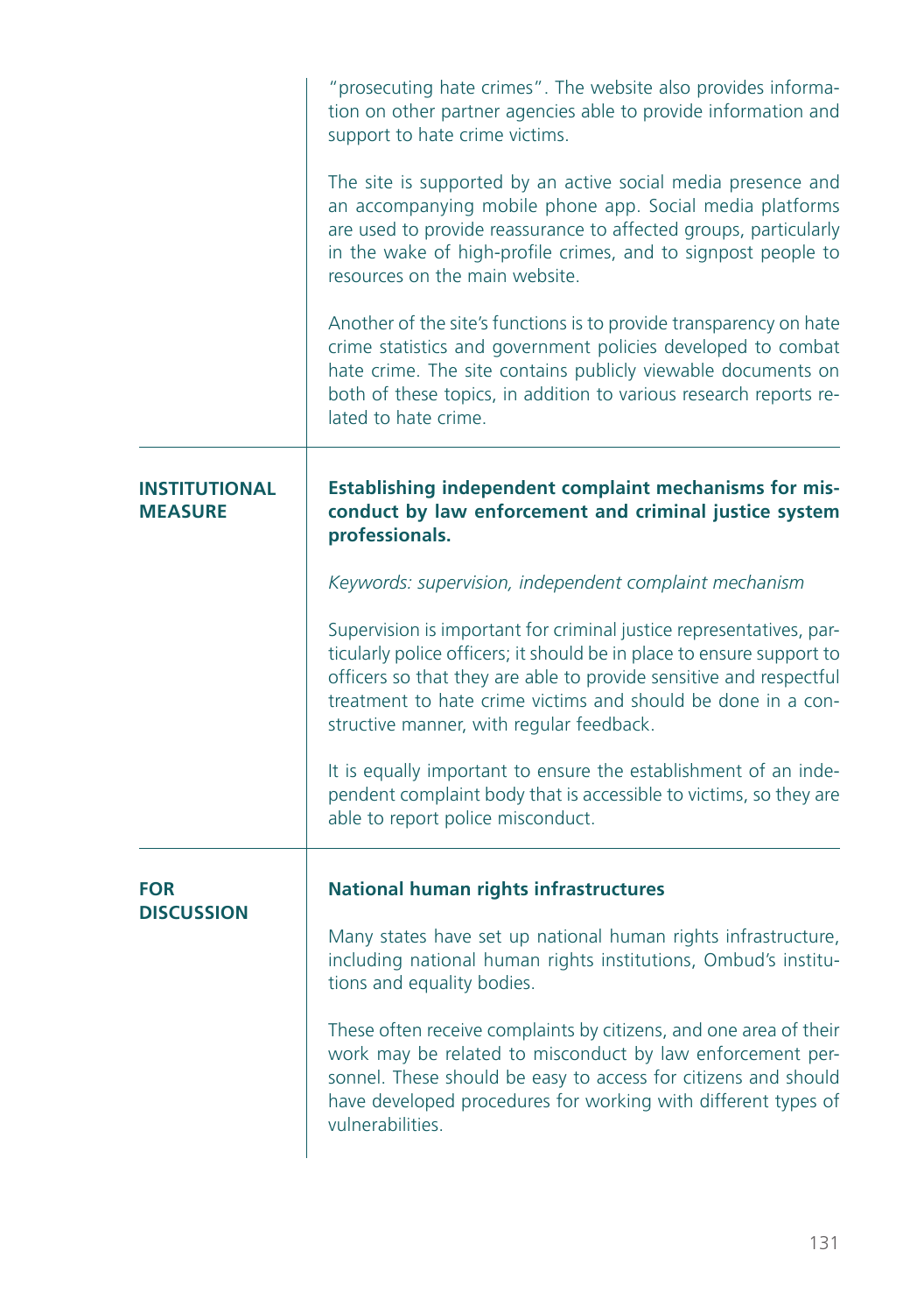"prosecuting hate crimes". The website also provides information on other partner agencies able to provide information and support to hate crime victims.

The site is supported by an active social media presence and an accompanying mobile phone app. Social media platforms are used to provide reassurance to affected groups, particularly in the wake of high-profile crimes, and to signpost people to resources on the main website.

Another of the site's functions is to provide transparency on hate crime statistics and government policies developed to combat hate crime. The site contains publicly viewable documents on both of these topics, in addition to various research reports related to hate crime.

---

**INSTITUTIONAL MEASURE**

**Establishing independent complaint mechanisms for misconduct by law enforcement and criminal justice system professionals.**

*Keywords: supervision, independent complaint mechanism*

Supervision is important for criminal justice representatives, particularly police officers; it should be in place to ensure support to officers so that they are able to provide sensitive and respectful treatment to hate crime victims and should be done in a constructive manner, with regular feedback.

It is equally important to ensure the establishment of an independent complaint body that is accessible to victims, so they are able to report police misconduct.

---

**FOR DISCUSSION**

**National human rights infrastructures**

Many states have set up national human rights infrastructure, including national human rights institutions, Ombud's institutions and equality bodies.

These often receive complaints by citizens, and one area of their work may be related to misconduct by law enforcement personnel. These should be easy to access for citizens and should have developed procedures for working with different types of vulnerabilities.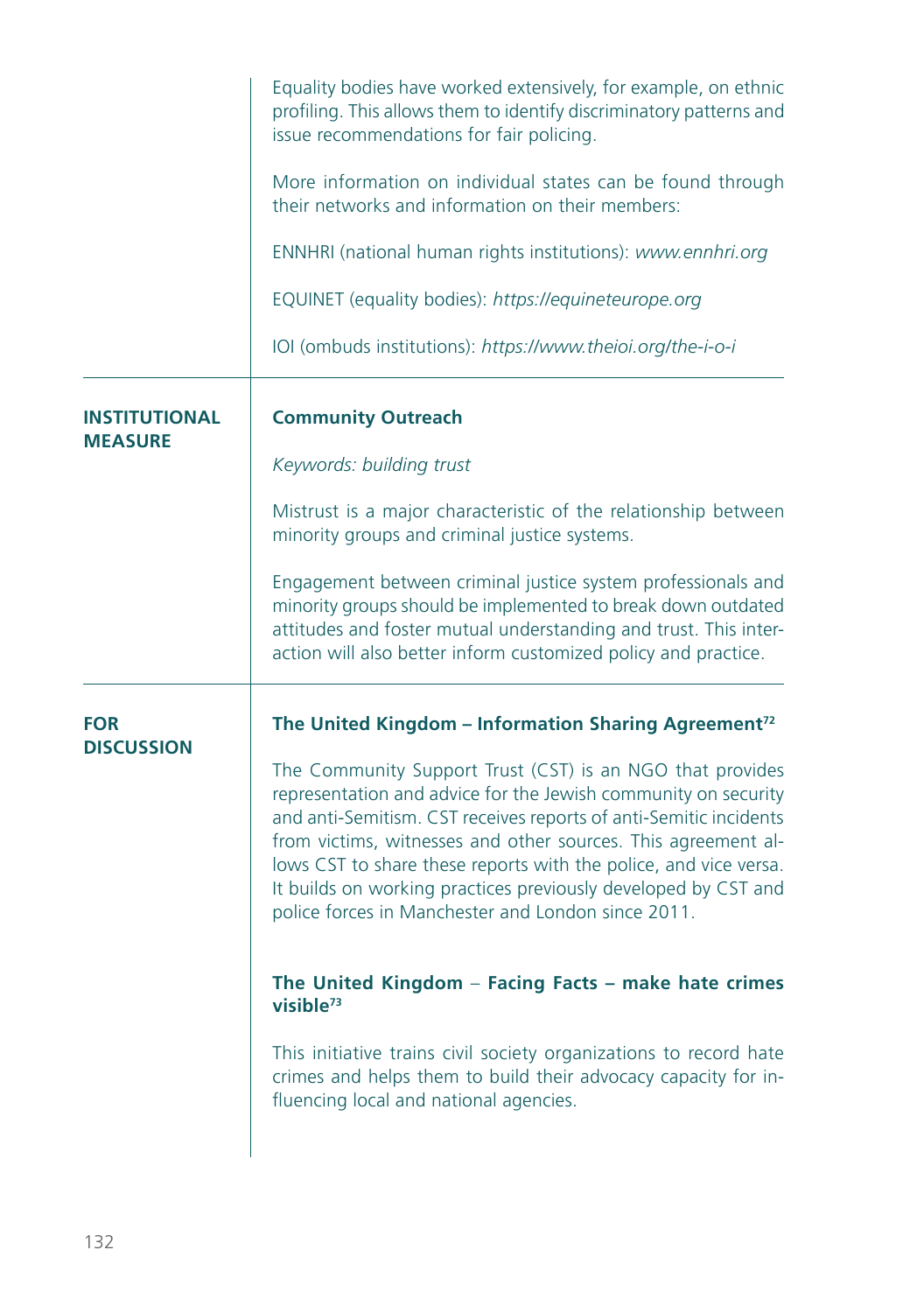Equality bodies have worked extensively, for example, on ethnic profiling. This allows them to identify discriminatory patterns and issue recommendations for fair policing.

More information on individual states can be found through their networks and information on their members:

ENNHRI (national human rights institutions): *www.ennhri.org*

EQUINET (equality bodies): *https://equineteurope.org*

IOI (ombuds institutions): *https://www.theioi.org/the-i-o-i*

---

**INSTITUTIONAL MEASURE**

**Community Outreach**

*Keywords: building trust*

Mistrust is a major characteristic of the relationship between minority groups and criminal justice systems.

Engagement between criminal justice system professionals and minority groups should be implemented to break down outdated attitudes and foster mutual understanding and trust. This interaction will also better inform customized policy and practice.

---

**FOR DISCUSSION**

**The United Kingdom – Information Sharing Agreement[72]**

The Community Support Trust (CST) is an NGO that provides representation and advice for the Jewish community on security and anti-Semitism. CST receives reports of anti-Semitic incidents from victims, witnesses and other sources. This agreement allows CST to share these reports with the police, and vice versa. It builds on working practices previously developed by CST and police forces in Manchester and London since 2011.

**The United Kingdom – Facing Facts – make hate crimes visible[73]**

This initiative trains civil society organizations to record hate crimes and helps them to build their advocacy capacity for influencing local and national agencies.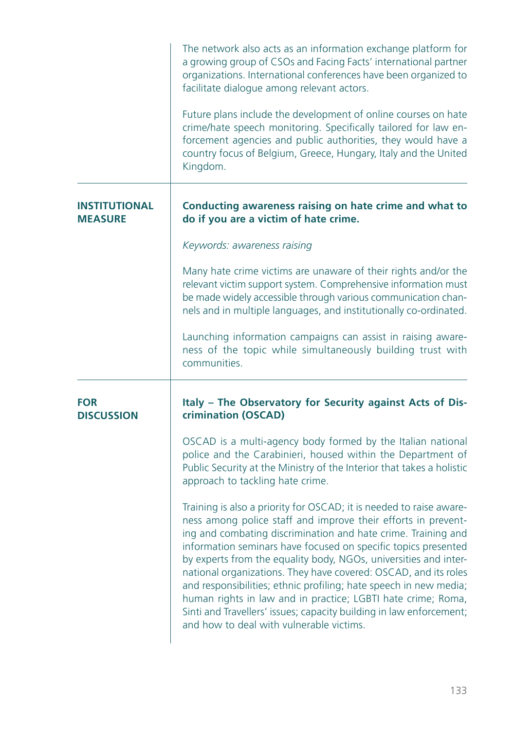The network also acts as an information exchange platform for a growing group of CSOs and Facing Facts' international partner organizations. International conferences have been organized to facilitate dialogue among relevant actors.

Future plans include the development of online courses on hate crime/hate speech monitoring. Specifically tailored for law enforcement agencies and public authorities, they would have a country focus of Belgium, Greece, Hungary, Italy and the United Kingdom.

---

**INSTITUTIONAL MEASURE**

**Conducting awareness raising on hate crime and what to do if you are a victim of hate crime.**

*Keywords: awareness raising*

Many hate crime victims are unaware of their rights and/or the relevant victim support system. Comprehensive information must be made widely accessible through various communication channels and in multiple languages, and institutionally co-ordinated.

Launching information campaigns can assist in raising awareness of the topic while simultaneously building trust with communities.

---

**FOR DISCUSSION**

**Italy – The Observatory for Security against Acts of Discrimination (OSCAD)**

OSCAD is a multi-agency body formed by the Italian national police and the Carabinieri, housed within the Department of Public Security at the Ministry of the Interior that takes a holistic approach to tackling hate crime.

Training is also a priority for OSCAD; it is needed to raise awareness among police staff and improve their efforts in preventing and combating discrimination and hate crime. Training and information seminars have focused on specific topics presented by experts from the equality body, NGOs, universities and international organizations. They have covered: OSCAD, and its roles and responsibilities; ethnic profiling; hate speech in new media; human rights in law and in practice; LGBTI hate crime; Roma, Sinti and Travellers' issues; capacity building in law enforcement; and how to deal with vulnerable victims.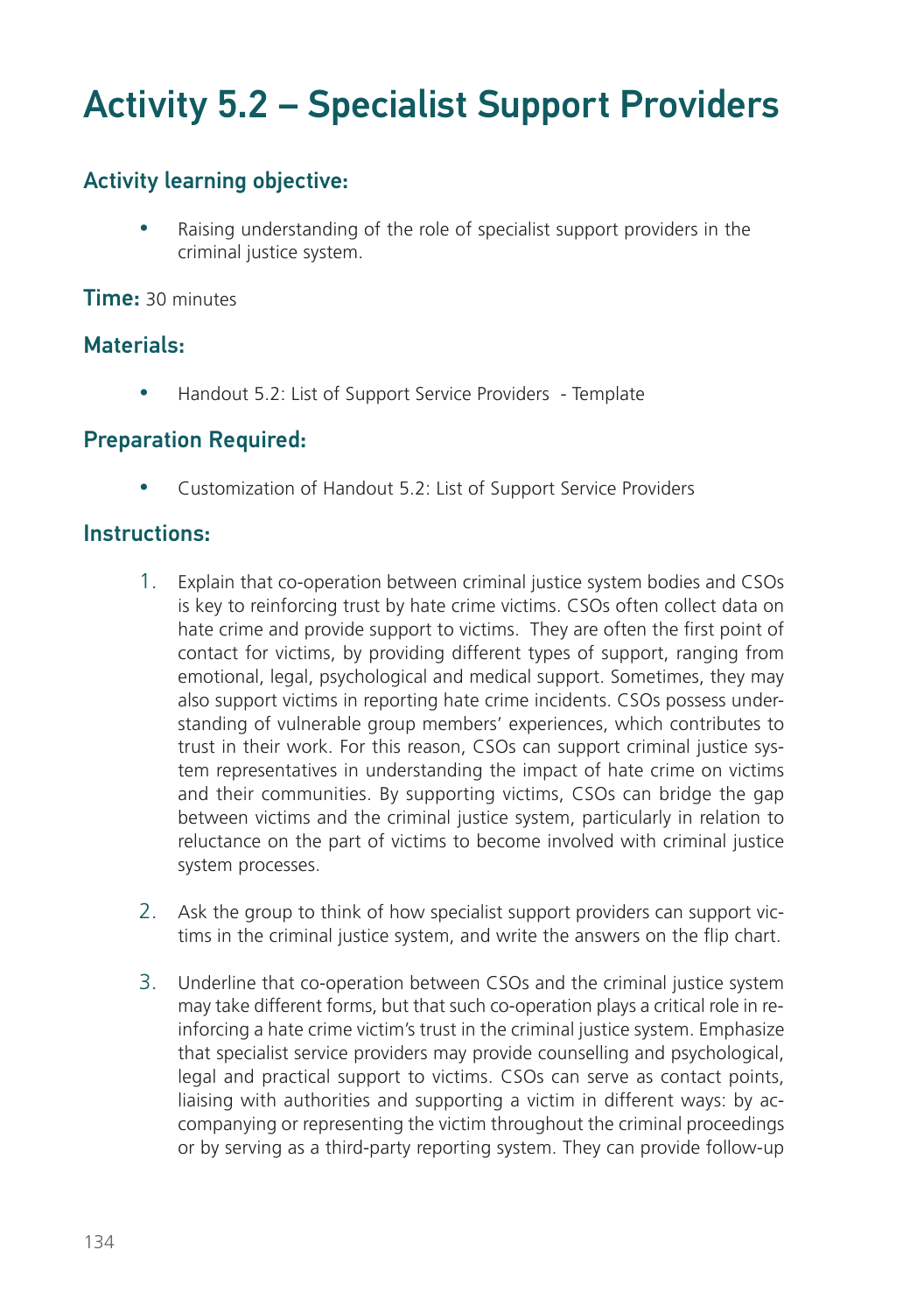# Activity 5.2 – Specialist Support Providers

## Activity learning objective:

- Raising understanding of the role of specialist support providers in the criminal justice system.

**Time:** 30 minutes

## Materials:

- Handout 5.2: List of Support Service Providers - Template

## Preparation Required:

- Customization of Handout 5.2: List of Support Service Providers

## Instructions:

1. Explain that co-operation between criminal justice system bodies and CSOs is key to reinforcing trust by hate crime victims. CSOs often collect data on hate crime and provide support to victims. They are often the first point of contact for victims, by providing different types of support, ranging from emotional, legal, psychological and medical support. Sometimes, they may also support victims in reporting hate crime incidents. CSOs possess understanding of vulnerable group members' experiences, which contributes to trust in their work. For this reason, CSOs can support criminal justice system representatives in understanding the impact of hate crime on victims and their communities. By supporting victims, CSOs can bridge the gap between victims and the criminal justice system, particularly in relation to reluctance on the part of victims to become involved with criminal justice system processes.

2. Ask the group to think of how specialist support providers can support victims in the criminal justice system, and write the answers on the flip chart.

3. Underline that co-operation between CSOs and the criminal justice system may take different forms, but that such co-operation plays a critical role in reinforcing a hate crime victim's trust in the criminal justice system. Emphasize that specialist service providers may provide counselling and psychological, legal and practical support to victims. CSOs can serve as contact points, liaising with authorities and supporting a victim in different ways: by accompanying or representing the victim throughout the criminal proceedings or by serving as a third-party reporting system. They can provide follow-up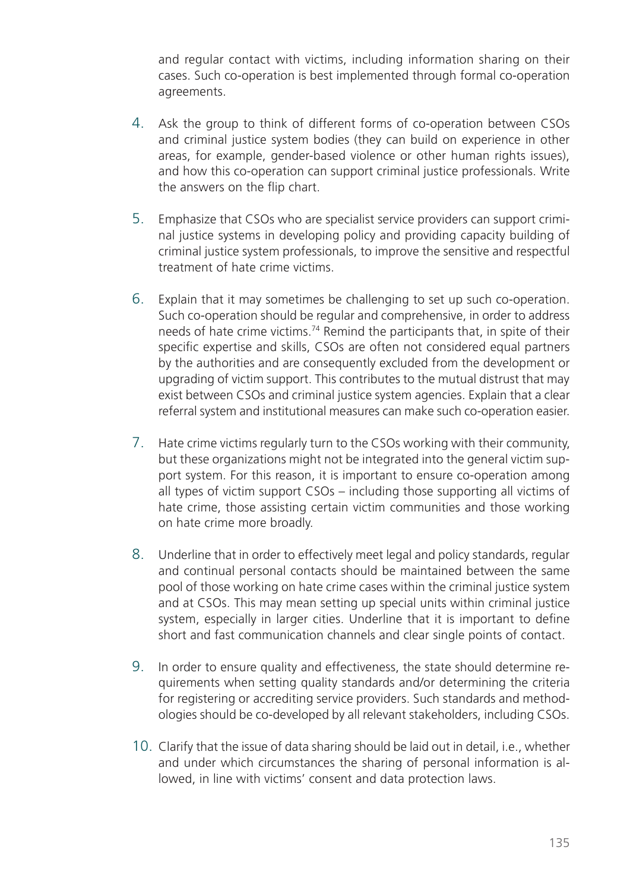and regular contact with victims, including information sharing on their cases. Such co-operation is best implemented through formal co-operation agreements.

4. Ask the group to think of different forms of co-operation between CSOs and criminal justice system bodies (they can build on experience in other areas, for example, gender-based violence or other human rights issues), and how this co-operation can support criminal justice professionals. Write the answers on the flip chart.

5. Emphasize that CSOs who are specialist service providers can support criminal justice systems in developing policy and providing capacity building of criminal justice system professionals, to improve the sensitive and respectful treatment of hate crime victims.

6. Explain that it may sometimes be challenging to set up such co-operation. Such co-operation should be regular and comprehensive, in order to address needs of hate crime victims.[74] Remind the participants that, in spite of their specific expertise and skills, CSOs are often not considered equal partners by the authorities and are consequently excluded from the development or upgrading of victim support. This contributes to the mutual distrust that may exist between CSOs and criminal justice system agencies. Explain that a clear referral system and institutional measures can make such co-operation easier.

7. Hate crime victims regularly turn to the CSOs working with their community, but these organizations might not be integrated into the general victim support system. For this reason, it is important to ensure co-operation among all types of victim support CSOs – including those supporting all victims of hate crime, those assisting certain victim communities and those working on hate crime more broadly.

8. Underline that in order to effectively meet legal and policy standards, regular and continual personal contacts should be maintained between the same pool of those working on hate crime cases within the criminal justice system and at CSOs. This may mean setting up special units within criminal justice system, especially in larger cities. Underline that it is important to define short and fast communication channels and clear single points of contact.

9. In order to ensure quality and effectiveness, the state should determine requirements when setting quality standards and/or determining the criteria for registering or accrediting service providers. Such standards and methodologies should be co-developed by all relevant stakeholders, including CSOs.

10. Clarify that the issue of data sharing should be laid out in detail, i.e., whether and under which circumstances the sharing of personal information is allowed, in line with victims' consent and data protection laws.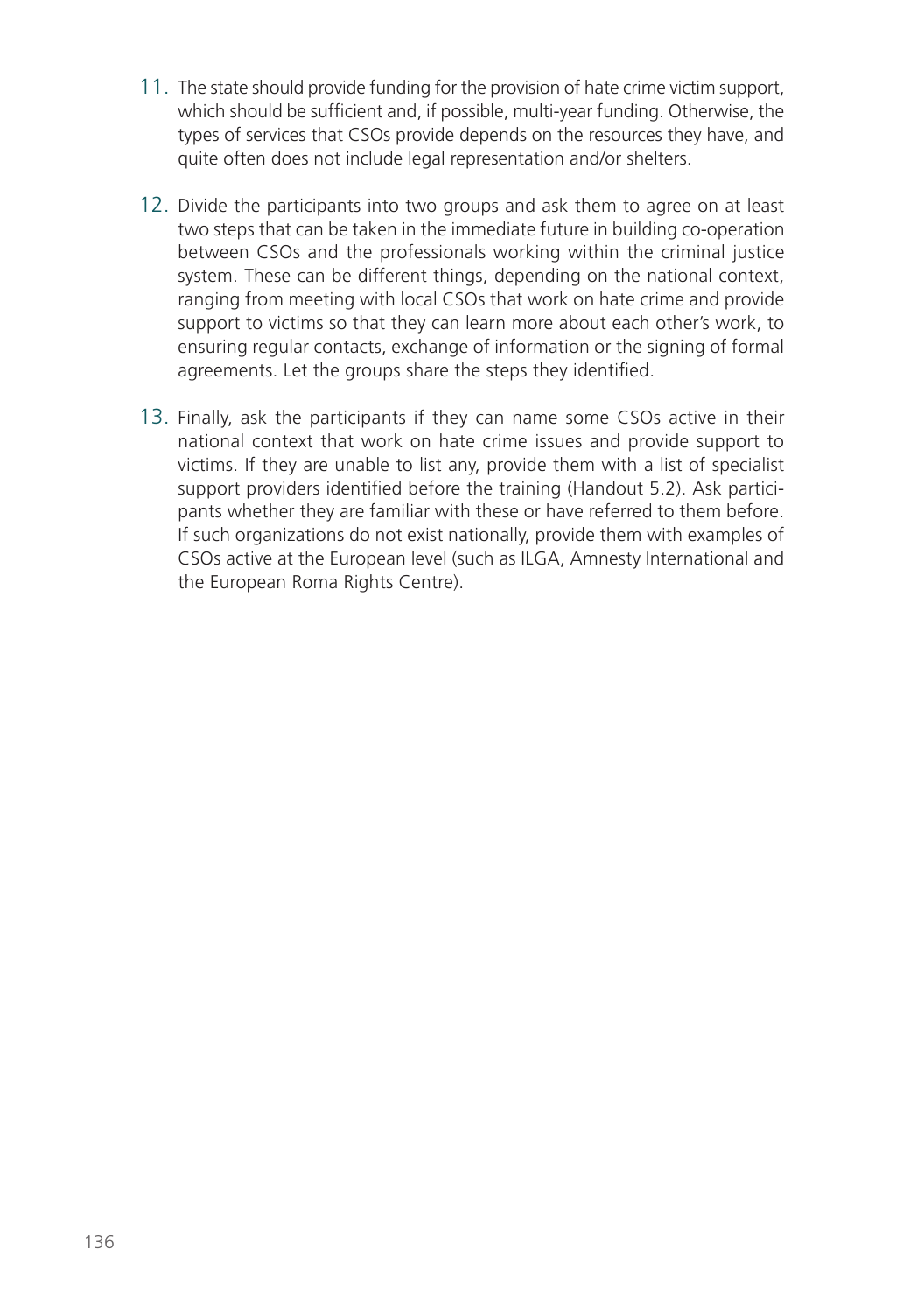11. The state should provide funding for the provision of hate crime victim support, which should be sufficient and, if possible, multi-year funding. Otherwise, the types of services that CSOs provide depends on the resources they have, and quite often does not include legal representation and/or shelters.

12. Divide the participants into two groups and ask them to agree on at least two steps that can be taken in the immediate future in building co-operation between CSOs and the professionals working within the criminal justice system. These can be different things, depending on the national context, ranging from meeting with local CSOs that work on hate crime and provide support to victims so that they can learn more about each other's work, to ensuring regular contacts, exchange of information or the signing of formal agreements. Let the groups share the steps they identified.

13. Finally, ask the participants if they can name some CSOs active in their national context that work on hate crime issues and provide support to victims. If they are unable to list any, provide them with a list of specialist support providers identified before the training (Handout 5.2). Ask participants whether they are familiar with these or have referred to them before. If such organizations do not exist nationally, provide them with examples of CSOs active at the European level (such as ILGA, Amnesty International and the European Roma Rights Centre).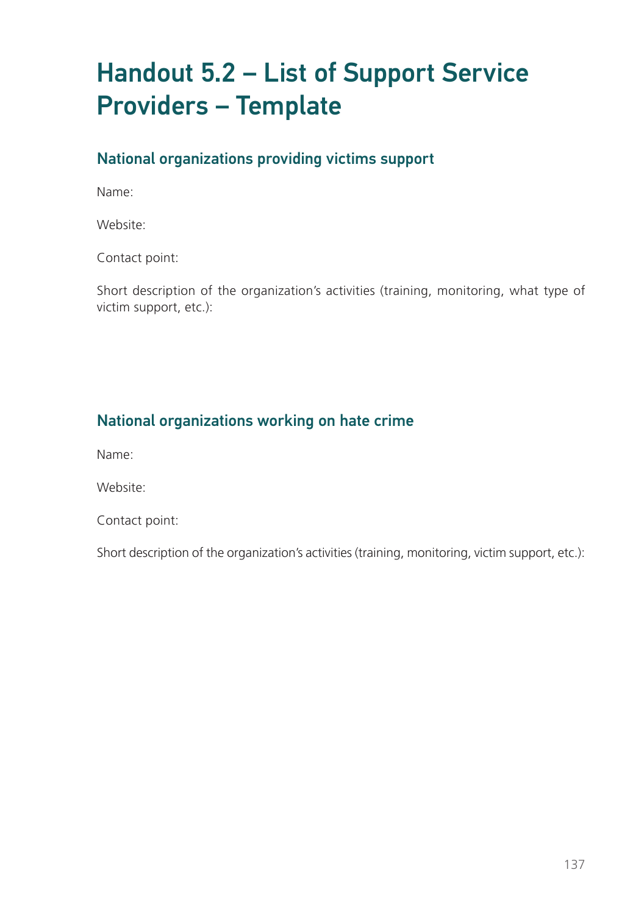# Handout 5.2 – List of Support Service Providers – Template

## National organizations providing victims support

Name:

Website:

Contact point:

Short description of the organization's activities (training, monitoring, what type of victim support, etc.):

## National organizations working on hate crime

Name:

Website:

Contact point:

Short description of the organization's activities (training, monitoring, victim support, etc.):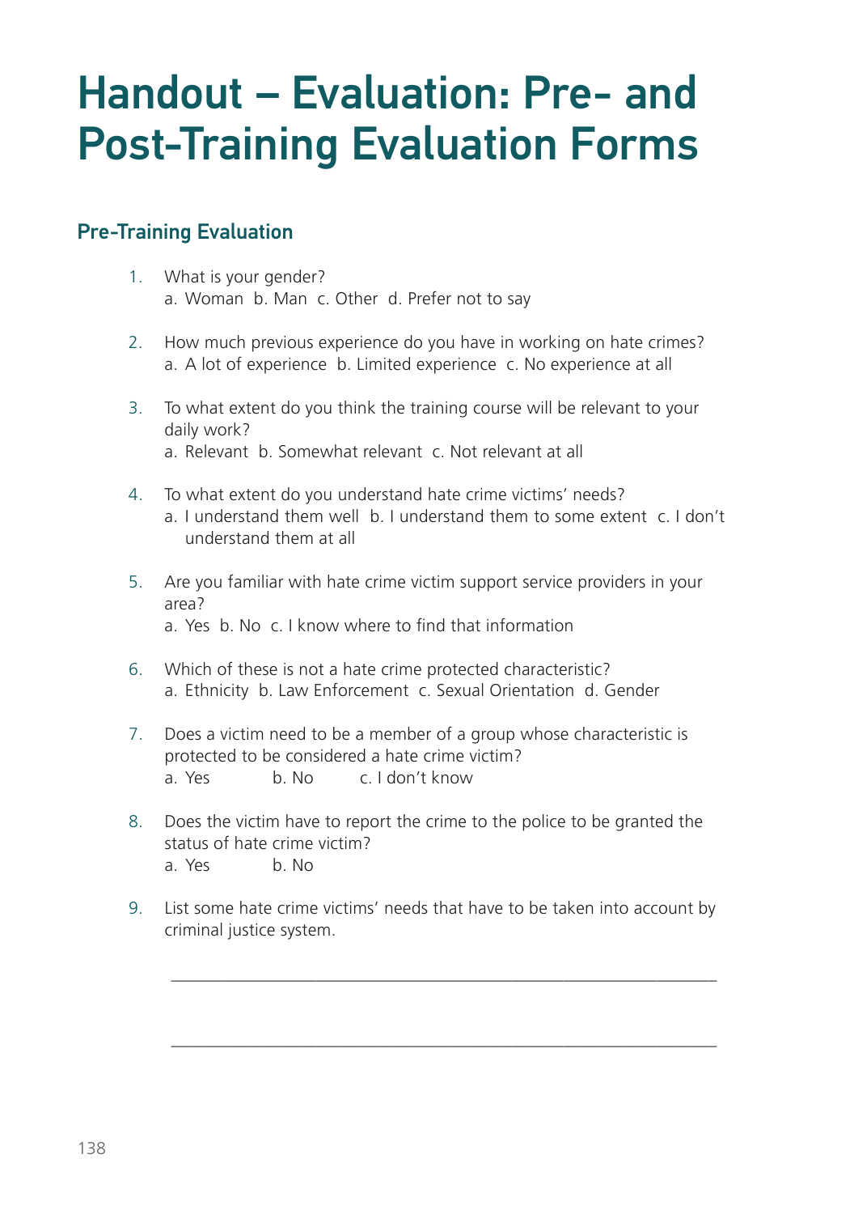# Handout – Evaluation: Pre- and Post-Training Evaluation Forms

## Pre-Training Evaluation

1. What is your gender?
   a. Woman b. Man c. Other d. Prefer not to say

2. How much previous experience do you have in working on hate crimes?
   a. A lot of experience b. Limited experience c. No experience at all

3. To what extent do you think the training course will be relevant to your daily work?
   a. Relevant b. Somewhat relevant c. Not relevant at all

4. To what extent do you understand hate crime victims' needs?
   a. I understand them well b. I understand them to some extent c. I don't understand them at all

5. Are you familiar with hate crime victim support service providers in your area?
   a. Yes b. No c. I know where to find that information

6. Which of these is not a hate crime protected characteristic?
   a. Ethnicity b. Law Enforcement c. Sexual Orientation d. Gender

7. Does a victim need to be a member of a group whose characteristic is protected to be considered a hate crime victim?
   a. Yes b. No c. I don't know

8. Does the victim have to report the crime to the police to be granted the status of hate crime victim?
   a. Yes b. No

9. List some hate crime victims' needs that have to be taken into account by criminal justice system.

   ______________________________________________________________

   ______________________________________________________________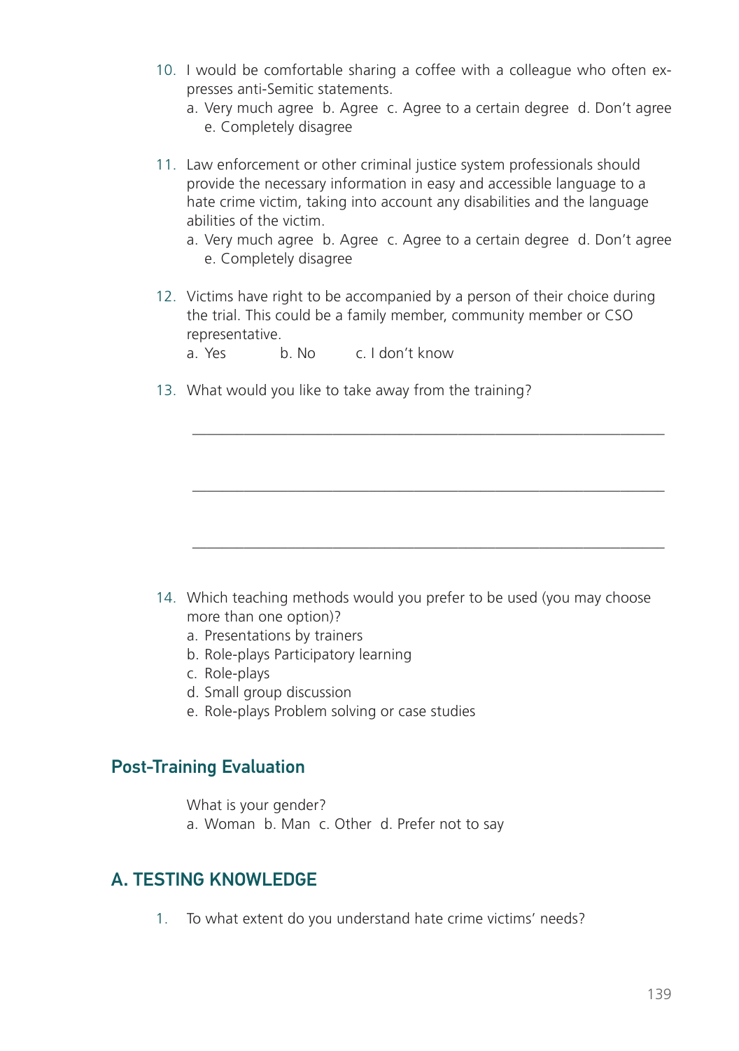10. I would be comfortable sharing a coffee with a colleague who often expresses anti-Semitic statements.
    a. Very much agree b. Agree c. Agree to a certain degree d. Don't agree e. Completely disagree

11. Law enforcement or other criminal justice system professionals should provide the necessary information in easy and accessible language to a hate crime victim, taking into account any disabilities and the language abilities of the victim.
    a. Very much agree b. Agree c. Agree to a certain degree d. Don't agree e. Completely disagree

12. Victims have right to be accompanied by a person of their choice during the trial. This could be a family member, community member or CSO representative.
    a. Yes b. No c. I don't know

13. What would you like to take away from the training?

    ______________________________________________________________

    ______________________________________________________________

    ______________________________________________________________

14. Which teaching methods would you prefer to be used (you may choose more than one option)?
    a. Presentations by trainers
    b. Role-plays Participatory learning
    c. Role-plays
    d. Small group discussion
    e. Role-plays Problem solving or case studies

## Post-Training Evaluation

What is your gender?
a. Woman b. Man c. Other d. Prefer not to say

## A. TESTING KNOWLEDGE

1. To what extent do you understand hate crime victims' needs?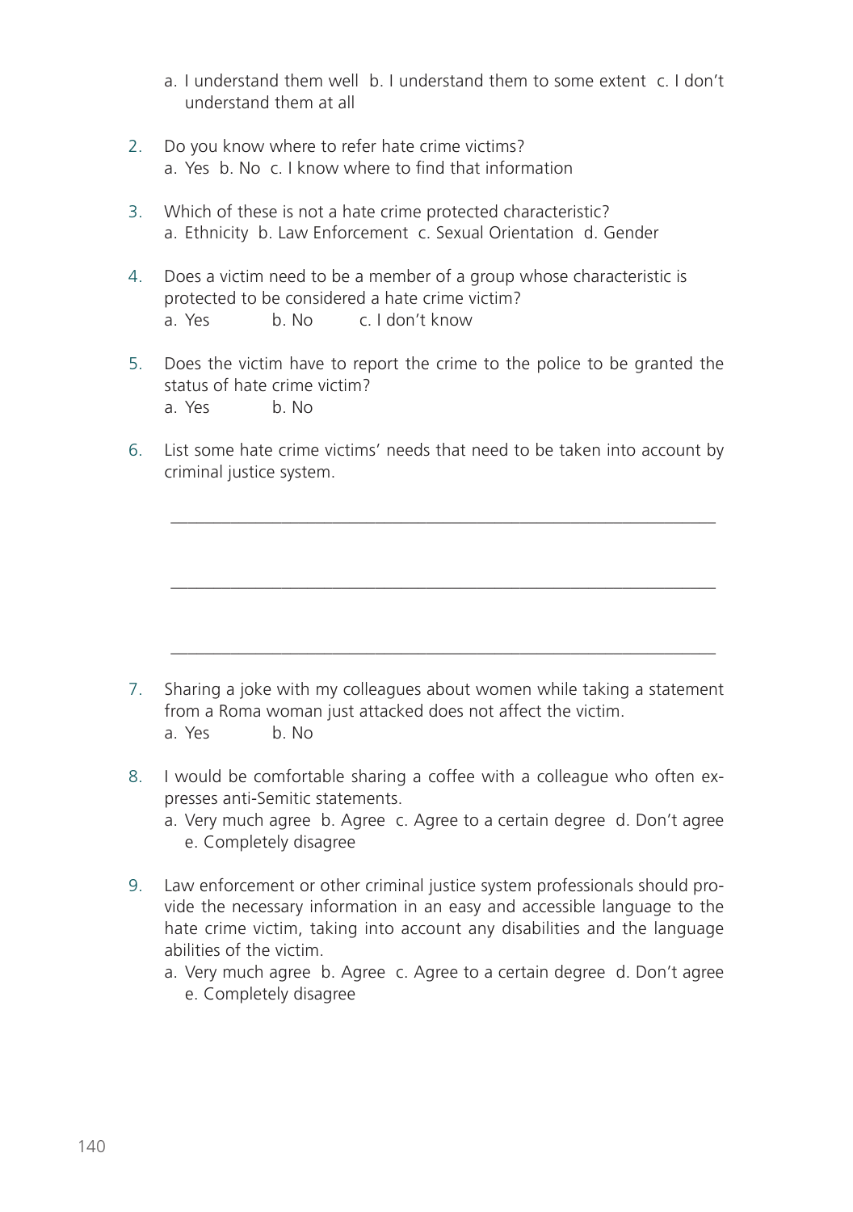a. I understand them well  b. I understand them to some extent  c. I don't understand them at all

2. Do you know where to refer hate crime victims?
   a. Yes  b. No  c. I know where to find that information

3. Which of these is not a hate crime protected characteristic?
   a. Ethnicity  b. Law Enforcement  c. Sexual Orientation  d. Gender

4. Does a victim need to be a member of a group whose characteristic is protected to be considered a hate crime victim?
   a. Yes  b. No  c. I don't know

5. Does the victim have to report the crime to the police to be granted the status of hate crime victim?
   a. Yes  b. No

6. List some hate crime victims' needs that need to be taken into account by criminal justice system.

   ______________________________________________________________

   ______________________________________________________________

   ______________________________________________________________

7. Sharing a joke with my colleagues about women while taking a statement from a Roma woman just attacked does not affect the victim.
   a. Yes  b. No

8. I would be comfortable sharing a coffee with a colleague who often expresses anti-Semitic statements.
   a. Very much agree  b. Agree  c. Agree to a certain degree  d. Don't agree  e. Completely disagree

9. Law enforcement or other criminal justice system professionals should provide the necessary information in an easy and accessible language to the hate crime victim, taking into account any disabilities and the language abilities of the victim.
   a. Very much agree  b. Agree  c. Agree to a certain degree  d. Don't agree  e. Completely disagree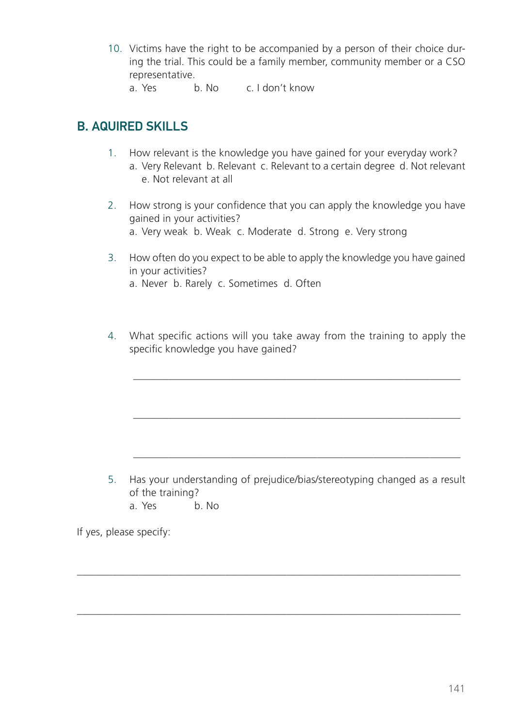10. Victims have the right to be accompanied by a person of their choice during the trial. This could be a family member, community member or a CSO representative.
    a. Yes b. No c. I don't know

## B. AQUIRED SKILLS

1. How relevant is the knowledge you have gained for your everyday work?
   a. Very Relevant b. Relevant c. Relevant to a certain degree d. Not relevant e. Not relevant at all

2. How strong is your confidence that you can apply the knowledge you have gained in your activities?
   a. Very weak b. Weak c. Moderate d. Strong e. Very strong

3. How often do you expect to be able to apply the knowledge you have gained in your activities?
   a. Never b. Rarely c. Sometimes d. Often

4. What specific actions will you take away from the training to apply the specific knowledge you have gained?

   ______________________________________________________________

   ______________________________________________________________

   ______________________________________________________________

5. Has your understanding of prejudice/bias/stereotyping changed as a result of the training?
   a. Yes b. No

If yes, please specify:

______________________________________________________________

______________________________________________________________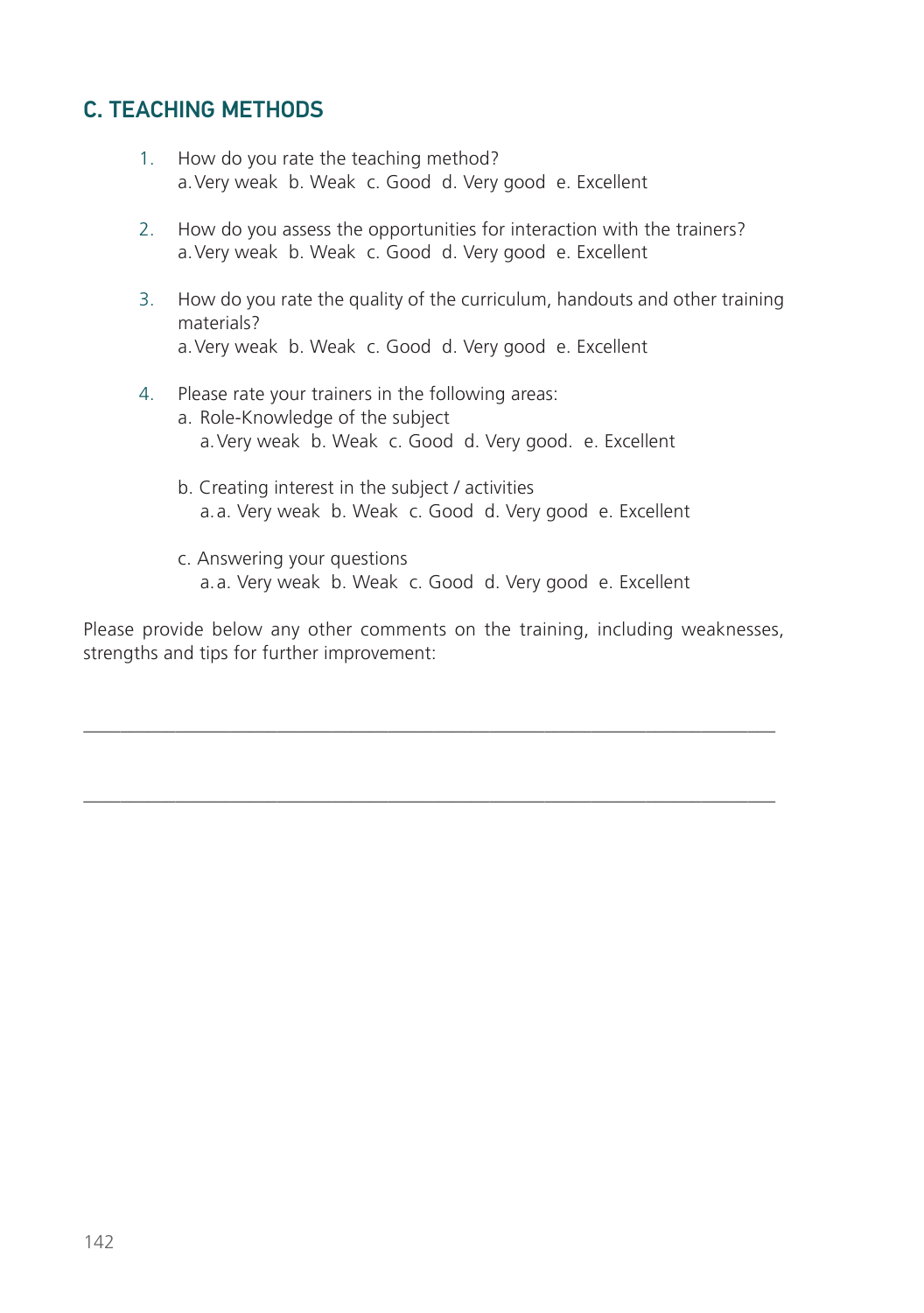## C. TEACHING METHODS

1. How do you rate the teaching method?
   a. Very weak  b. Weak  c. Good  d. Very good  e. Excellent

2. How do you assess the opportunities for interaction with the trainers?
   a. Very weak  b. Weak  c. Good  d. Very good  e. Excellent

3. How do you rate the quality of the curriculum, handouts and other training materials?
   a. Very weak  b. Weak  c. Good  d. Very good  e. Excellent

4. Please rate your trainers in the following areas:
   a. Role-Knowledge of the subject
      a. Very weak  b. Weak  c. Good  d. Very good.  e. Excellent

   b. Creating interest in the subject / activities
      a. a. Very weak  b. Weak  c. Good  d. Very good  e. Excellent

   c. Answering your questions
      a. a. Very weak  b. Weak  c. Good  d. Very good  e. Excellent

Please provide below any other comments on the training, including weaknesses, strengths and tips for further improvement:

_______________________________________________________________________

_______________________________________________________________________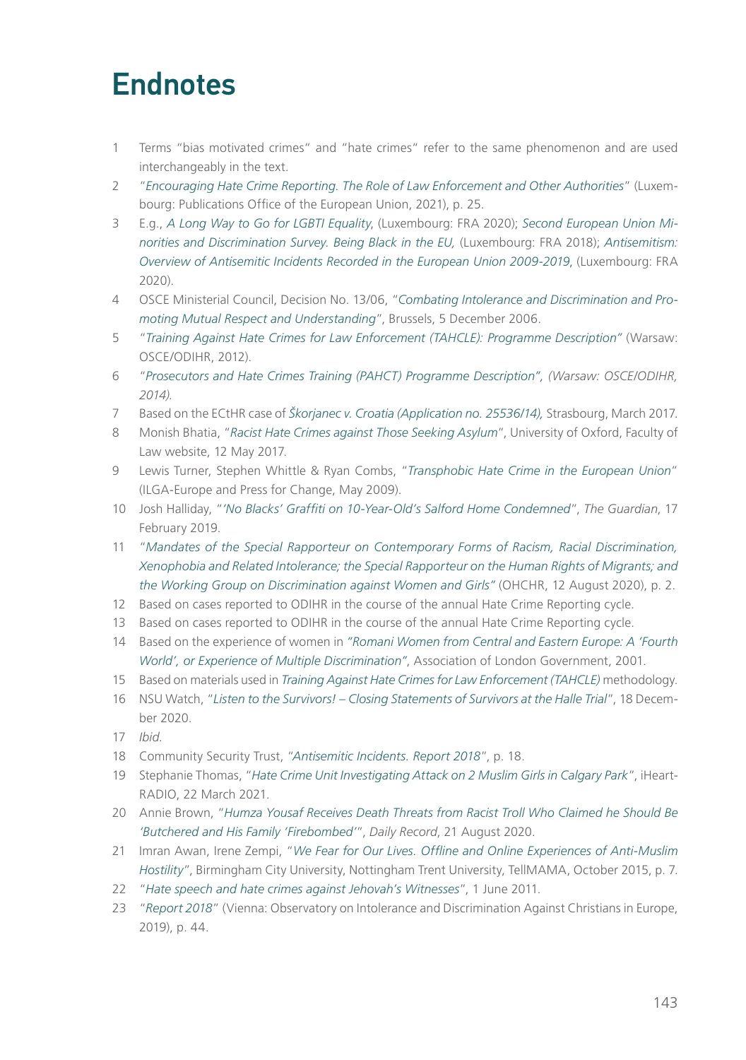# Endnotes

1. Terms "bias motivated crimes" and "hate crimes" refer to the same phenomenon and are used interchangeably in the text.
2. "*Encouraging Hate Crime Reporting. The Role of Law Enforcement and Other Authorities*" (Luxembourg: Publications Office of the European Union, 2021), p. 25.
3. E.g., *A Long Way to Go for LGBTI Equality*, (Luxembourg: FRA 2020); *Second European Union Minorities and Discrimination Survey. Being Black in the EU,* (Luxembourg: FRA 2018); *Antisemitism: Overview of Antisemitic Incidents Recorded in the European Union 2009-2019*, (Luxembourg: FRA 2020).
4. OSCE Ministerial Council, Decision No. 13/06, "*Combating Intolerance and Discrimination and Promoting Mutual Respect and Understanding*", Brussels, 5 December 2006.
5. "*Training Against Hate Crimes for Law Enforcement (TAHCLE): Programme Description*" (Warsaw: OSCE/ODIHR, 2012).
6. "*Prosecutors and Hate Crimes Training (PAHCT) Programme Description", (Warsaw: OSCE/ODIHR, 2014).*
7. Based on the ECtHR case of *Škorjanec v. Croatia (Application no. 25536/14),* Strasbourg, March 2017.
8. Monish Bhatia, "*Racist Hate Crimes against Those Seeking Asylum*", University of Oxford, Faculty of Law website, 12 May 2017.
9. Lewis Turner, Stephen Whittle & Ryan Combs, "*Transphobic Hate Crime in the European Union*" (ILGA-Europe and Press for Change, May 2009).
10. Josh Halliday, "*'No Blacks' Graffiti on 10-Year-Old's Salford Home Condemned*", *The Guardian*, 17 February 2019.
11. "*Mandates of the Special Rapporteur on Contemporary Forms of Racism, Racial Discrimination, Xenophobia and Related Intolerance; the Special Rapporteur on the Human Rights of Migrants; and the Working Group on Discrimination against Women and Girls*" (OHCHR, 12 August 2020), p. 2.
12. Based on cases reported to ODIHR in the course of the annual Hate Crime Reporting cycle.
13. Based on cases reported to ODIHR in the course of the annual Hate Crime Reporting cycle.
14. Based on the experience of women in *"Romani Women from Central and Eastern Europe: A 'Fourth World', or Experience of Multiple Discrimination"*, Association of London Government, 2001.
15. Based on materials used in *Training Against Hate Crimes for Law Enforcement (TAHCLE)* methodology.
16. NSU Watch, "*Listen to the Survivors! – Closing Statements of Survivors at the Halle Trial*", 18 December 2020.
17. *Ibid.*
18. Community Security Trust, "*Antisemitic Incidents. Report 2018*", p. 18.
19. Stephanie Thomas, "*Hate Crime Unit Investigating Attack on 2 Muslim Girls in Calgary Park*", iHeartRADIO, 22 March 2021.
20. Annie Brown, "*Humza Yousaf Receives Death Threats from Racist Troll Who Claimed he Should Be 'Butchered and His Family 'Firebombed'*", *Daily Record*, 21 August 2020.
21. Imran Awan, Irene Zempi, "*We Fear for Our Lives. Offline and Online Experiences of Anti-Muslim Hostility*", Birmingham City University, Nottingham Trent University, TellMAMA, October 2015, p. 7.
22. "*Hate speech and hate crimes against Jehovah's Witnesses*", 1 June 2011.
23. "*Report 2018*" (Vienna: Observatory on Intolerance and Discrimination Against Christians in Europe, 2019), p. 44.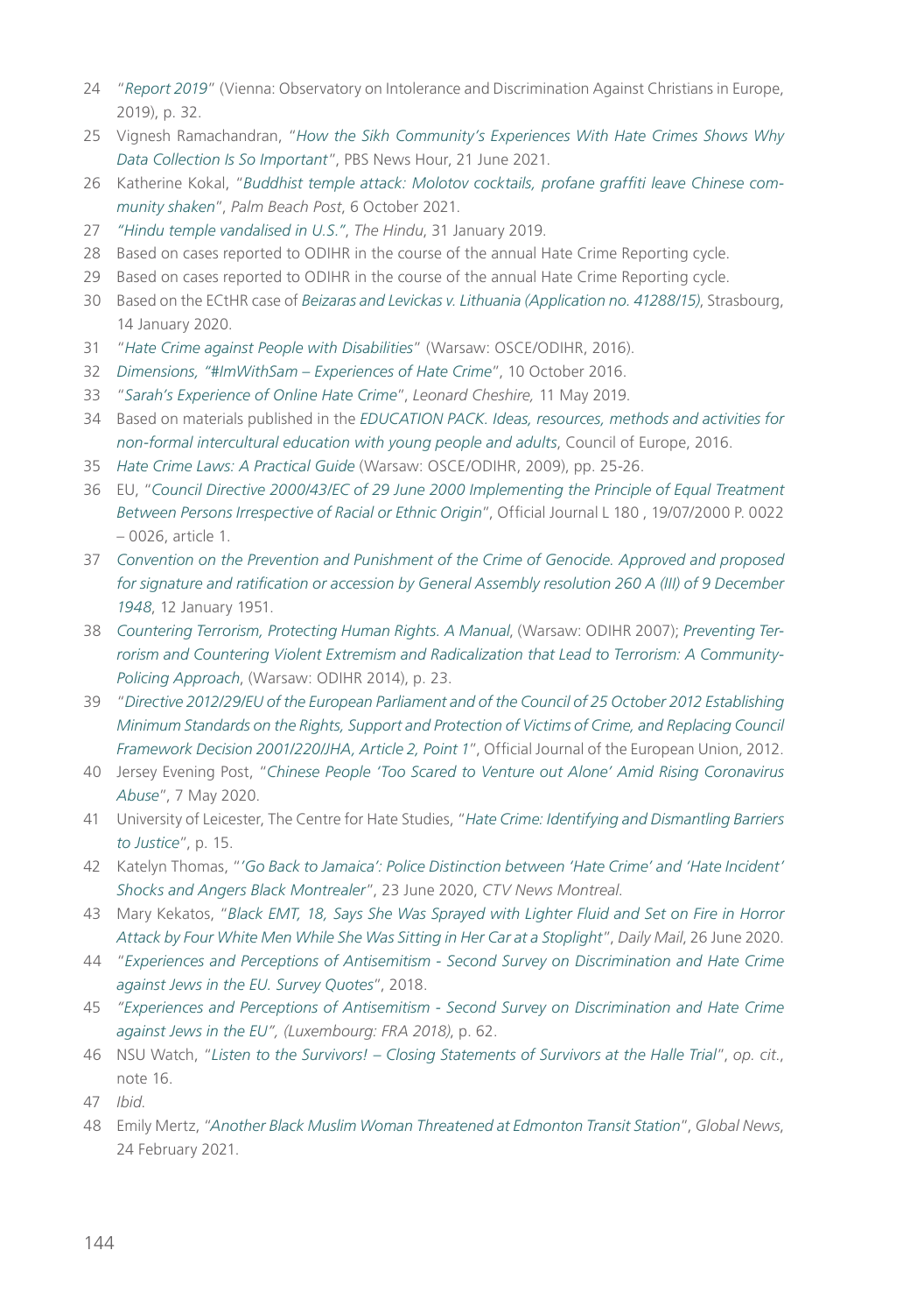24 "*Report 2019*" (Vienna: Observatory on Intolerance and Discrimination Against Christians in Europe, 2019), p. 32.

25 Vignesh Ramachandran, "*How the Sikh Community's Experiences With Hate Crimes Shows Why Data Collection Is So Important*", PBS News Hour, 21 June 2021.

26 Katherine Kokal, "*Buddhist temple attack: Molotov cocktails, profane graffiti leave Chinese community shaken*", *Palm Beach Post*, 6 October 2021.

27 *"Hindu temple vandalised in U.S."*, *The Hindu*, 31 January 2019.

28 Based on cases reported to ODIHR in the course of the annual Hate Crime Reporting cycle.

29 Based on cases reported to ODIHR in the course of the annual Hate Crime Reporting cycle.

30 Based on the ECtHR case of *Beizaras and Levickas v. Lithuania (Application no. 41288/15)*, Strasbourg, 14 January 2020.

31 "*Hate Crime against People with Disabilities*" (Warsaw: OSCE/ODIHR, 2016).

32 *Dimensions, "#ImWithSam – Experiences of Hate Crime*", 10 October 2016.

33 "*Sarah's Experience of Online Hate Crime*", *Leonard Cheshire,* 11 May 2019.

34 Based on materials published in the *EDUCATION PACK. Ideas, resources, methods and activities for non-formal intercultural education with young people and adults*, Council of Europe, 2016.

35 *Hate Crime Laws: A Practical Guide* (Warsaw: OSCE/ODIHR, 2009), pp. 25-26.

36 EU, "*Council Directive 2000/43/EC of 29 June 2000 Implementing the Principle of Equal Treatment Between Persons Irrespective of Racial or Ethnic Origin*", Official Journal L 180 , 19/07/2000 P. 0022 – 0026, article 1.

37 *Convention on the Prevention and Punishment of the Crime of Genocide. Approved and proposed for signature and ratification or accession by General Assembly resolution 260 A (III) of 9 December 1948*, 12 January 1951.

38 *Countering Terrorism, Protecting Human Rights. A Manual*, (Warsaw: ODIHR 2007); *Preventing Terrorism and Countering Violent Extremism and Radicalization that Lead to Terrorism: A Community-Policing Approach*, (Warsaw: ODIHR 2014), p. 23.

39 "*Directive 2012/29/EU of the European Parliament and of the Council of 25 October 2012 Establishing Minimum Standards on the Rights, Support and Protection of Victims of Crime, and Replacing Council Framework Decision 2001/220/JHA, Article 2, Point 1*", Official Journal of the European Union, 2012.

40 Jersey Evening Post, "*Chinese People 'Too Scared to Venture out Alone' Amid Rising Coronavirus Abuse*", 7 May 2020.

41 University of Leicester, The Centre for Hate Studies, "*Hate Crime: Identifying and Dismantling Barriers to Justice*", p. 15.

42 Katelyn Thomas, "*'Go Back to Jamaica': Police Distinction between 'Hate Crime' and 'Hate Incident' Shocks and Angers Black Montrealer*", 23 June 2020, *CTV News Montreal*.

43 Mary Kekatos, "*Black EMT, 18, Says She Was Sprayed with Lighter Fluid and Set on Fire in Horror Attack by Four White Men While She Was Sitting in Her Car at a Stoplight*", *Daily Mail*, 26 June 2020.

44 "*Experiences and Perceptions of Antisemitism - Second Survey on Discrimination and Hate Crime against Jews in the EU. Survey Quotes*", 2018.

45 *"Experiences and Perceptions of Antisemitism - Second Survey on Discrimination and Hate Crime against Jews in the EU", (Luxembourg: FRA 2018)*, p. 62.

46 NSU Watch, "*Listen to the Survivors! – Closing Statements of Survivors at the Halle Trial*", *op. cit.*, note 16.

47 *Ibid.*

48 Emily Mertz, "*Another Black Muslim Woman Threatened at Edmonton Transit Station*", *Global News*, 24 February 2021.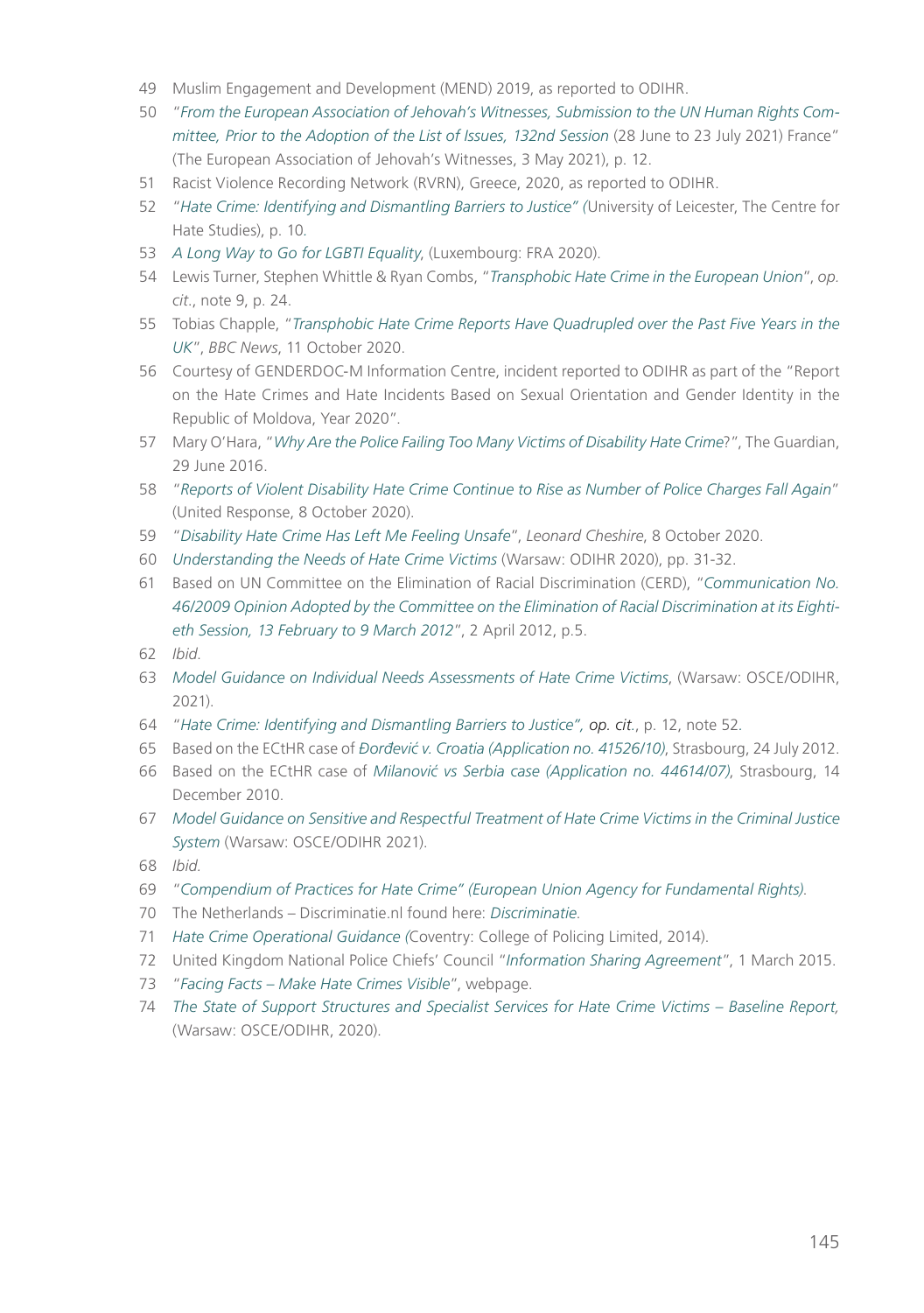49 Muslim Engagement and Development (MEND) 2019, as reported to ODIHR.

50 "*From the European Association of Jehovah's Witnesses, Submission to the UN Human Rights Committee, Prior to the Adoption of the List of Issues, 132nd Session* (28 June to 23 July 2021) France" (The European Association of Jehovah's Witnesses, 3 May 2021), p. 12.

51 Racist Violence Recording Network (RVRN), Greece, 2020, as reported to ODIHR.

52 "*Hate Crime: Identifying and Dismantling Barriers to Justice" (*University of Leicester, The Centre for Hate Studies), p. 10.

53 *A Long Way to Go for LGBTI Equality*, (Luxembourg: FRA 2020).

54 Lewis Turner, Stephen Whittle & Ryan Combs, "*Transphobic Hate Crime in the European Union*", *op. cit.*, note 9, p. 24.

55 Tobias Chapple, "*Transphobic Hate Crime Reports Have Quadrupled over the Past Five Years in the UK*", *BBC News*, 11 October 2020.

56 Courtesy of GENDERDOC-M Information Centre, incident reported to ODIHR as part of the "Report on the Hate Crimes and Hate Incidents Based on Sexual Orientation and Gender Identity in the Republic of Moldova, Year 2020".

57 Mary O'Hara, "*Why Are the Police Failing Too Many Victims of Disability Hate Crime*?", The Guardian, 29 June 2016.

58 "*Reports of Violent Disability Hate Crime Continue to Rise as Number of Police Charges Fall Again*" (United Response, 8 October 2020).

59 "*Disability Hate Crime Has Left Me Feeling Unsafe*", *Leonard Cheshire*, 8 October 2020.

60 *Understanding the Needs of Hate Crime Victims* (Warsaw: ODIHR 2020), pp. 31-32.

61 Based on UN Committee on the Elimination of Racial Discrimination (CERD), "*Communication No. 46/2009 Opinion Adopted by the Committee on the Elimination of Racial Discrimination at its Eightieth Session, 13 February to 9 March 2012*", 2 April 2012, p.5.

62 *Ibid*.

63 *Model Guidance on Individual Needs Assessments of Hate Crime Victims*, (Warsaw: OSCE/ODIHR, 2021).

64 "*Hate Crime: Identifying and Dismantling Barriers to Justice", op. cit.*, p. 12, note 52.

65 Based on the ECtHR case of *Đorđević v. Croatia (Application no. 41526/10)*, Strasbourg, 24 July 2012.

66 Based on the ECtHR case of *Milanović vs Serbia case (Application no. 44614/07)*, Strasbourg, 14 December 2010.

67 *Model Guidance on Sensitive and Respectful Treatment of Hate Crime Victims in the Criminal Justice System* (Warsaw: OSCE/ODIHR 2021).

68 *Ibid.*

69 "*Compendium of Practices for Hate Crime" (European Union Agency for Fundamental Rights).*

70 The Netherlands – Discriminatie.nl found here: *Discriminatie*.

71 *Hate Crime Operational Guidance (*Coventry: College of Policing Limited, 2014).

72 United Kingdom National Police Chiefs' Council "*Information Sharing Agreement*", 1 March 2015.

73 "*Facing Facts – Make Hate Crimes Visible*", webpage.

74 *The State of Support Structures and Specialist Services for Hate Crime Victims – Baseline Report,* (Warsaw: OSCE/ODIHR, 2020).